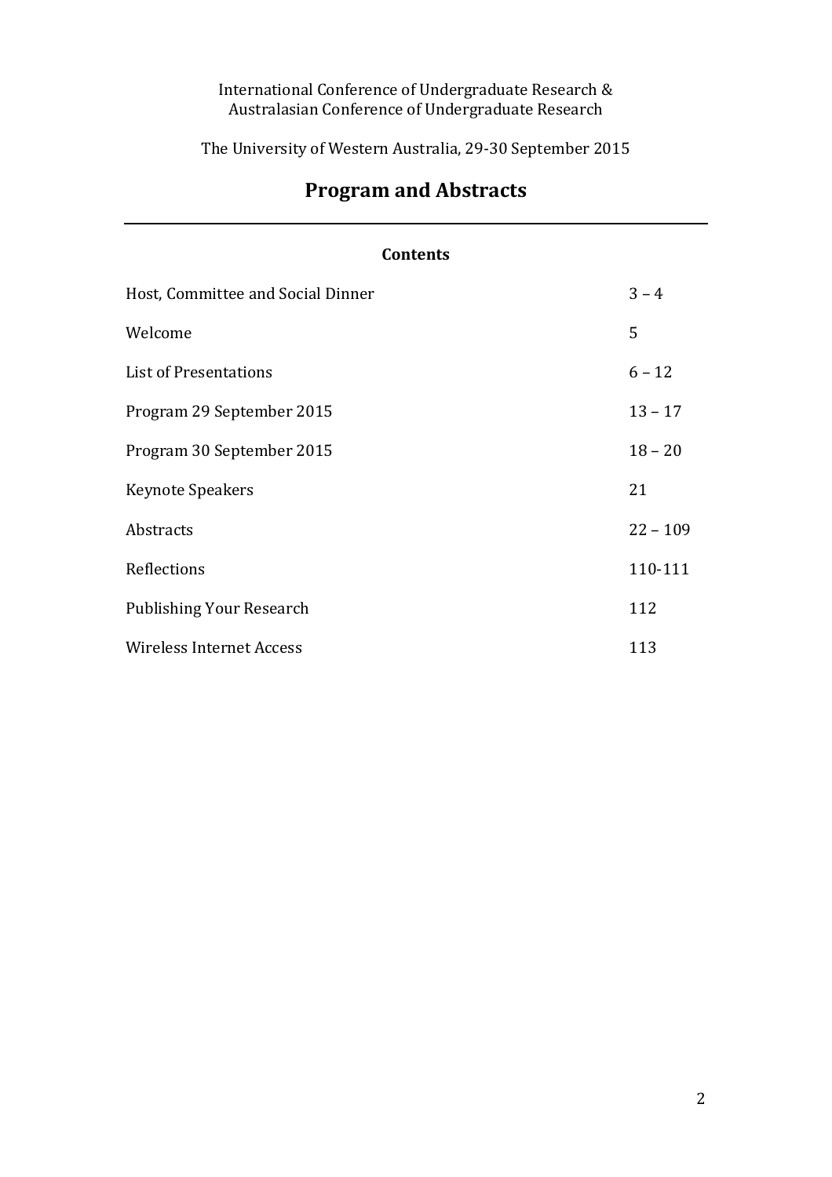International Conference of Undergraduate Research &
Australasian Conference of Undergraduate Research

The University of Western Australia, 29-30 September 2015

# Program and Abstracts

---

## Contents

| | |
|---|---|
| Host, Committee and Social Dinner | 3 – 4 |
| Welcome | 5 |
| List of Presentations | 6 – 12 |
| Program 29 September 2015 | 13 – 17 |
| Program 30 September 2015 | 18 – 20 |
| Keynote Speakers | 21 |
| Abstracts | 22 – 109 |
| Reflections | 110-111 |
| Publishing Your Research | 112 |
| Wireless Internet Access | 113 |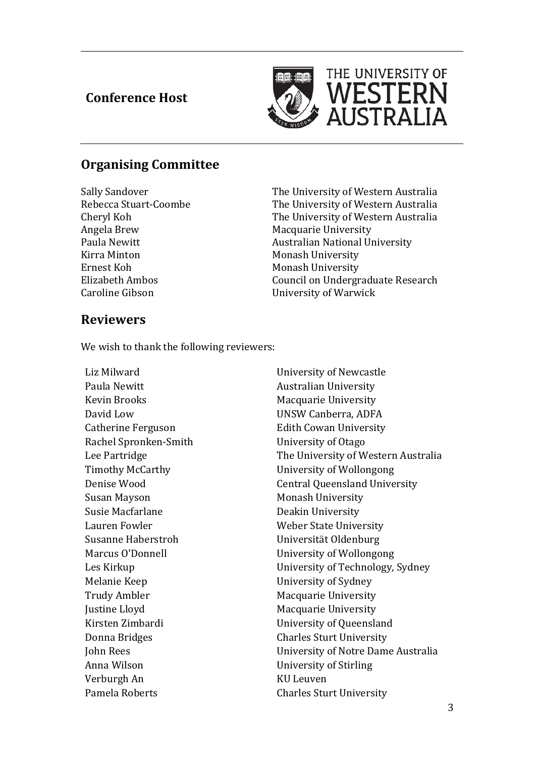## Conference Host

THE UNIVERSITY OF WESTERN AUSTRALIA

## Organising Committee

| | |
|---|---|
| Sally Sandover | The University of Western Australia |
| Rebecca Stuart-Coombe | The University of Western Australia |
| Cheryl Koh | The University of Western Australia |
| Angela Brew | Macquarie University |
| Paula Newitt | Australian National University |
| Kirra Minton | Monash University |
| Ernest Koh | Monash University |
| Elizabeth Ambos | Council on Undergraduate Research |
| Caroline Gibson | University of Warwick |

## Reviewers

We wish to thank the following reviewers:

| | |
|---|---|
| Liz Milward | University of Newcastle |
| Paula Newitt | Australian University |
| Kevin Brooks | Macquarie University |
| David Low | UNSW Canberra, ADFA |
| Catherine Ferguson | Edith Cowan University |
| Rachel Spronken-Smith | University of Otago |
| Lee Partridge | The University of Western Australia |
| Timothy McCarthy | University of Wollongong |
| Denise Wood | Central Queensland University |
| Susan Mayson | Monash University |
| Susie Macfarlane | Deakin University |
| Lauren Fowler | Weber State University |
| Susanne Haberstroh | Universität Oldenburg |
| Marcus O'Donnell | University of Wollongong |
| Les Kirkup | University of Technology, Sydney |
| Melanie Keep | University of Sydney |
| Trudy Ambler | Macquarie University |
| Justine Lloyd | Macquarie University |
| Kirsten Zimbardi | University of Queensland |
| Donna Bridges | Charles Sturt University |
| John Rees | University of Notre Dame Australia |
| Anna Wilson | University of Stirling |
| Verburgh An | KU Leuven |
| Pamela Roberts | Charles Sturt University |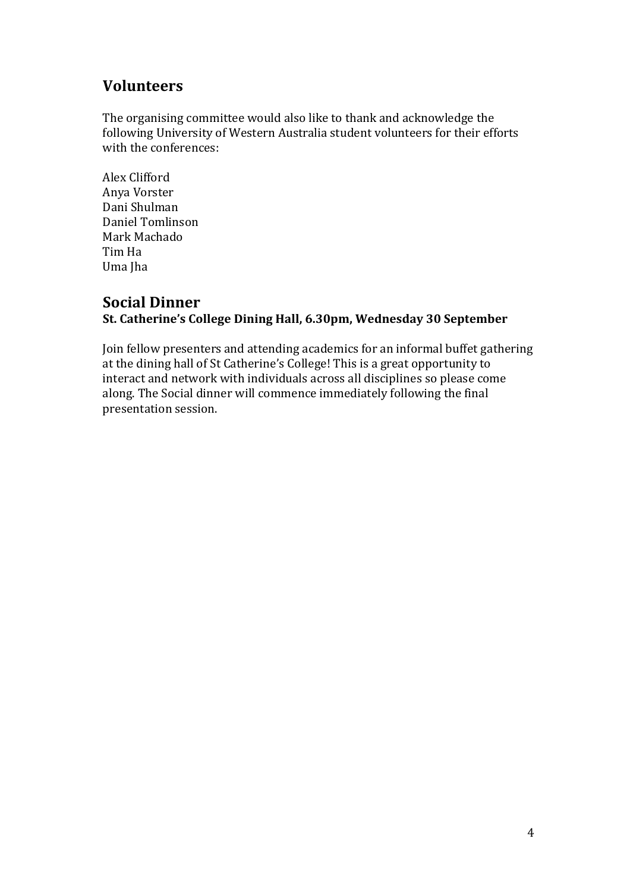## Volunteers

The organising committee would also like to thank and acknowledge the following University of Western Australia student volunteers for their efforts with the conferences:

Alex Clifford
Anya Vorster
Dani Shulman
Daniel Tomlinson
Mark Machado
Tim Ha
Uma Jha

## Social Dinner

**St. Catherine's College Dining Hall, 6.30pm, Wednesday 30 September**

Join fellow presenters and attending academics for an informal buffet gathering at the dining hall of St Catherine's College! This is a great opportunity to interact and network with individuals across all disciplines so please come along. The Social dinner will commence immediately following the final presentation session.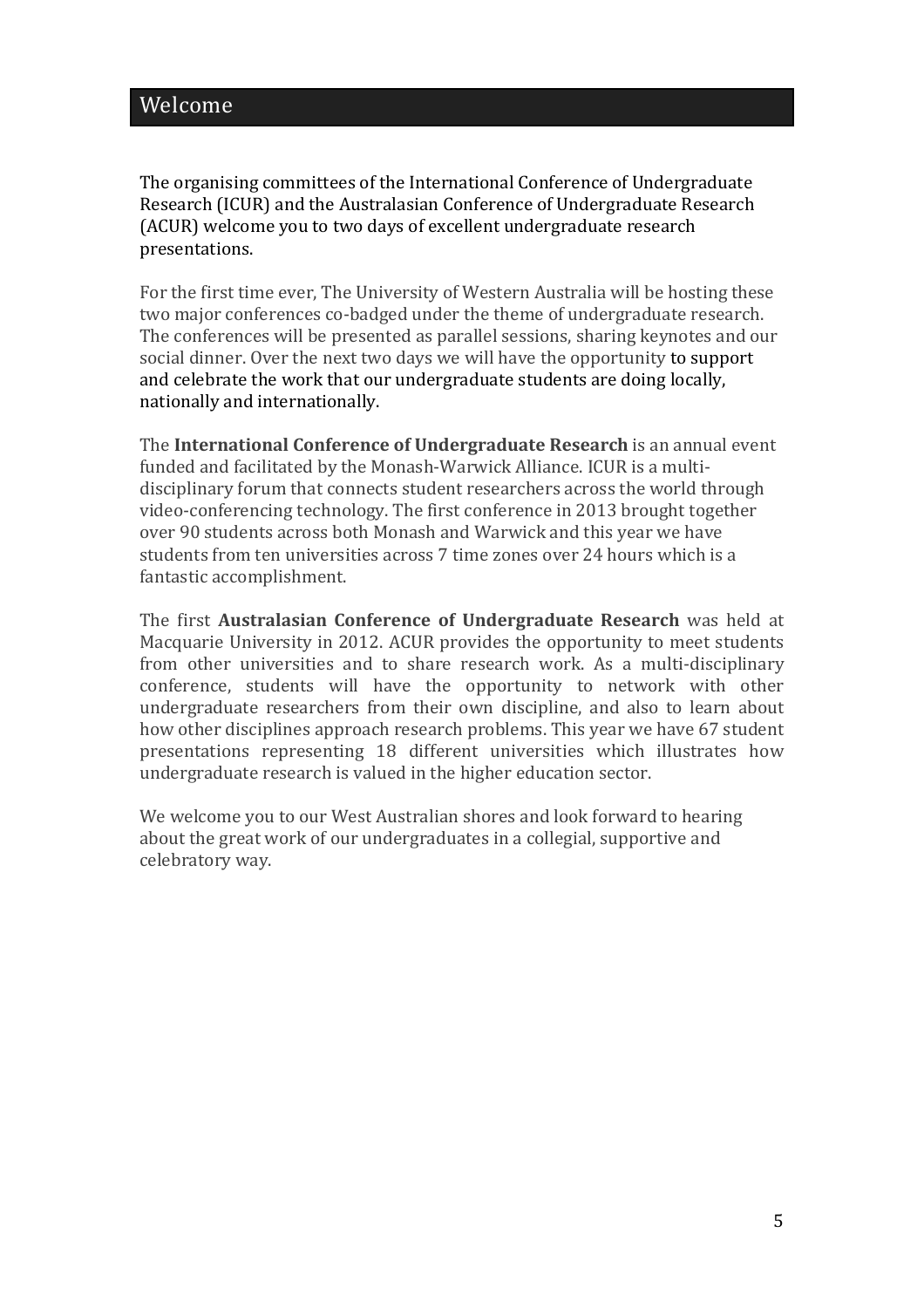# Welcome

The organising committees of the International Conference of Undergraduate Research (ICUR) and the Australasian Conference of Undergraduate Research (ACUR) welcome you to two days of excellent undergraduate research presentations.

For the first time ever, The University of Western Australia will be hosting these two major conferences co-badged under the theme of undergraduate research. The conferences will be presented as parallel sessions, sharing keynotes and our social dinner. Over the next two days we will have the opportunity to support and celebrate the work that our undergraduate students are doing locally, nationally and internationally.

The **International Conference of Undergraduate Research** is an annual event funded and facilitated by the Monash-Warwick Alliance. ICUR is a multi-disciplinary forum that connects student researchers across the world through video-conferencing technology. The first conference in 2013 brought together over 90 students across both Monash and Warwick and this year we have students from ten universities across 7 time zones over 24 hours which is a fantastic accomplishment.

The first **Australasian Conference of Undergraduate Research** was held at Macquarie University in 2012. ACUR provides the opportunity to meet students from other universities and to share research work. As a multi-disciplinary conference, students will have the opportunity to network with other undergraduate researchers from their own discipline, and also to learn about how other disciplines approach research problems. This year we have 67 student presentations representing 18 different universities which illustrates how undergraduate research is valued in the higher education sector.

We welcome you to our West Australian shores and look forward to hearing about the great work of our undergraduates in a collegial, supportive and celebratory way.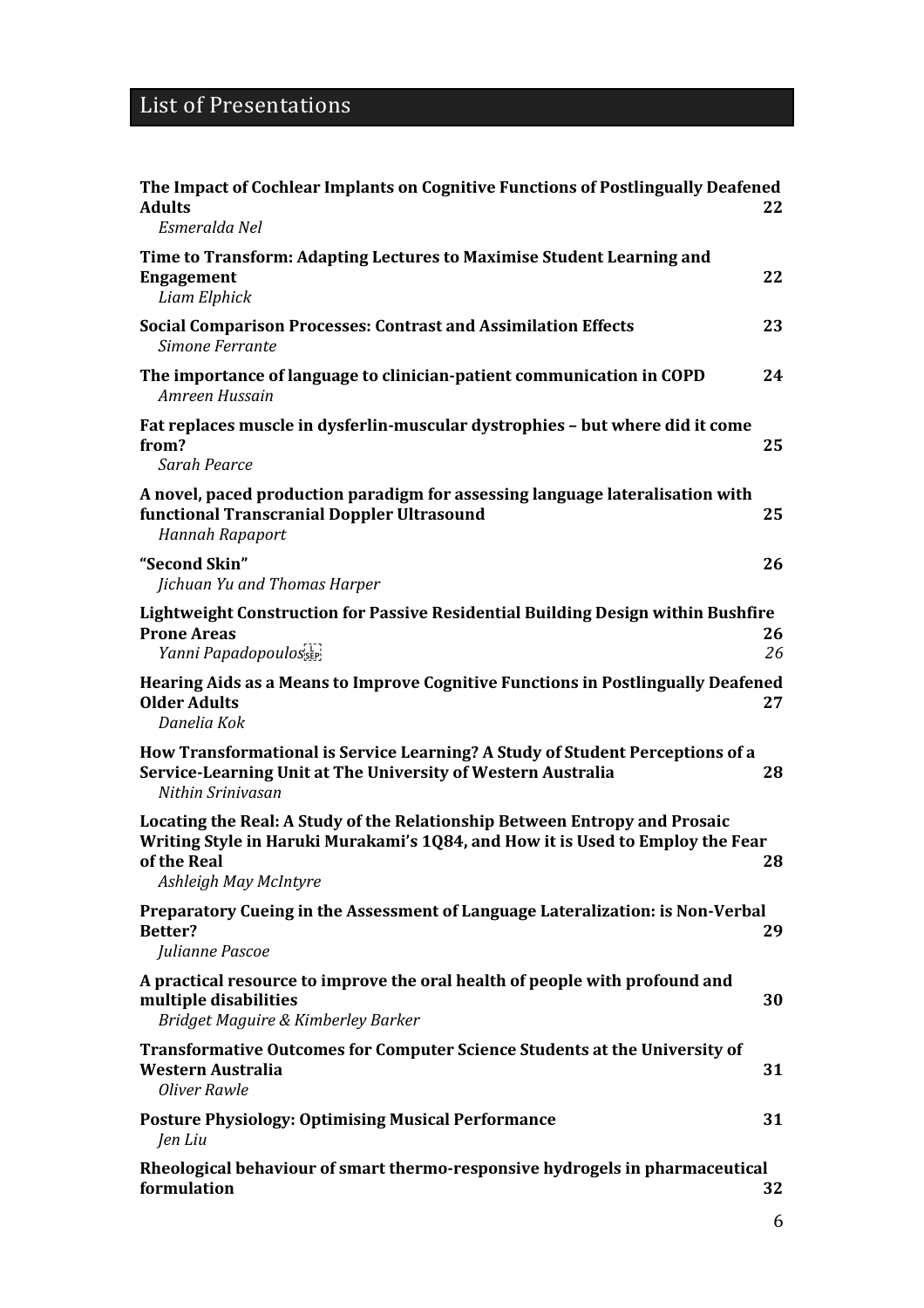# List of Presentations

**The Impact of Cochlear Implants on Cognitive Functions of Postlingually Deafened Adults** **22**
*Esmeralda Nel*

**Time to Transform: Adapting Lectures to Maximise Student Learning and Engagement** **22**
*Liam Elphick*

**Social Comparison Processes: Contrast and Assimilation Effects** **23**
*Simone Ferrante*

**The importance of language to clinician-patient communication in COPD** **24**
*Amreen Hussain*

**Fat replaces muscle in dysferlin-muscular dystrophies – but where did it come from?** **25**
*Sarah Pearce*

**A novel, paced production paradigm for assessing language lateralisation with functional Transcranial Doppler Ultrasound** **25**
*Hannah Rapaport*

**"Second Skin"** **26**
*Jichuan Yu and Thomas Harper*

**Lightweight Construction for Passive Residential Building Design within Bushfire Prone Areas** **26**
*Yanni Papadopoulos* *26*

**Hearing Aids as a Means to Improve Cognitive Functions in Postlingually Deafened Older Adults** **27**
*Danelia Kok*

**How Transformational is Service Learning? A Study of Student Perceptions of a Service-Learning Unit at The University of Western Australia** **28**
*Nithin Srinivasan*

**Locating the Real: A Study of the Relationship Between Entropy and Prosaic Writing Style in Haruki Murakami's 1Q84, and How it is Used to Employ the Fear of the Real** **28**
*Ashleigh May McIntyre*

**Preparatory Cueing in the Assessment of Language Lateralization: is Non-Verbal Better?** **29**
*Julianne Pascoe*

**A practical resource to improve the oral health of people with profound and multiple disabilities** **30**
*Bridget Maguire & Kimberley Barker*

**Transformative Outcomes for Computer Science Students at the University of Western Australia** **31**
*Oliver Rawle*

**Posture Physiology: Optimising Musical Performance** **31**
*Jen Liu*

**Rheological behaviour of smart thermo-responsive hydrogels in pharmaceutical formulation** **32**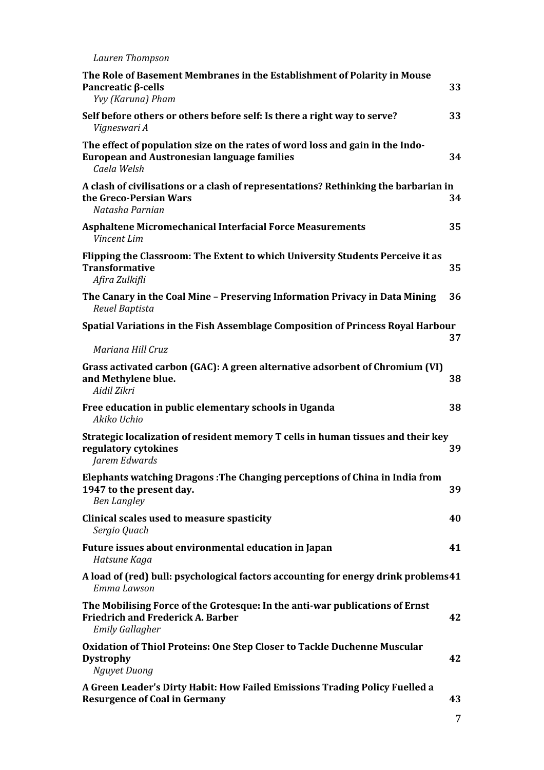*Lauren Thompson*

**The Role of Basement Membranes in the Establishment of Polarity in Mouse Pancreatic β-cells** 33
*Yvy (Karuna) Pham*

**Self before others or others before self: Is there a right way to serve?** 33
*Vigneswari A*

**The effect of population size on the rates of word loss and gain in the Indo-European and Austronesian language families** 34
*Caela Welsh*

**A clash of civilisations or a clash of representations? Rethinking the barbarian in the Greco-Persian Wars** 34
*Natasha Parnian*

**Asphaltene Micromechanical Interfacial Force Measurements** 35
*Vincent Lim*

**Flipping the Classroom: The Extent to which University Students Perceive it as Transformative** 35
*Afira Zulkifli*

**The Canary in the Coal Mine – Preserving Information Privacy in Data Mining** 36
*Reuel Baptista*

**Spatial Variations in the Fish Assemblage Composition of Princess Royal Harbour** 37
*Mariana Hill Cruz*

**Grass activated carbon (GAC): A green alternative adsorbent of Chromium (VI) and Methylene blue.** 38
*Aidil Zikri*

**Free education in public elementary schools in Uganda** 38
*Akiko Uchio*

**Strategic localization of resident memory T cells in human tissues and their key regulatory cytokines** 39
*Jarem Edwards*

**Elephants watching Dragons :The Changing perceptions of China in India from 1947 to the present day.** 39
*Ben Langley*

**Clinical scales used to measure spasticity** 40
*Sergio Quach*

**Future issues about environmental education in Japan** 41
*Hatsune Kaga*

**A load of (red) bull: psychological factors accounting for energy drink problems** 41
*Emma Lawson*

**The Mobilising Force of the Grotesque: In the anti-war publications of Ernst Friedrich and Frederick A. Barber** 42
*Emily Gallagher*

**Oxidation of Thiol Proteins: One Step Closer to Tackle Duchenne Muscular Dystrophy** 42
*Nguyet Duong*

**A Green Leader's Dirty Habit: How Failed Emissions Trading Policy Fuelled a Resurgence of Coal in Germany** 43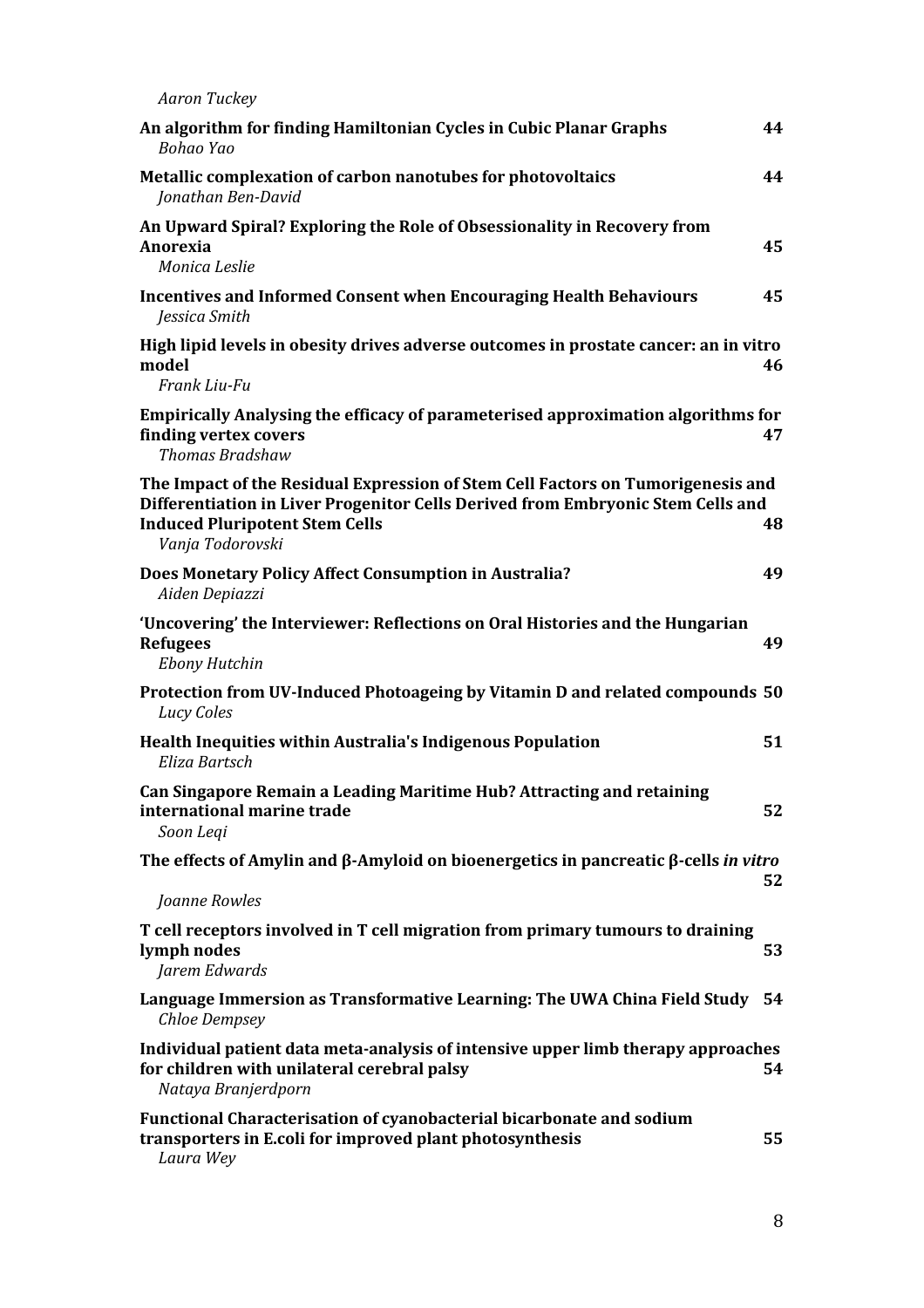*Aaron Tuckey*

**An algorithm for finding Hamiltonian Cycles in Cubic Planar Graphs** 44
*Bohao Yao*

**Metallic complexation of carbon nanotubes for photovoltaics** 44
*Jonathan Ben-David*

**An Upward Spiral? Exploring the Role of Obsessionality in Recovery from Anorexia** 45
*Monica Leslie*

**Incentives and Informed Consent when Encouraging Health Behaviours** 45
*Jessica Smith*

**High lipid levels in obesity drives adverse outcomes in prostate cancer: an in vitro model** 46
*Frank Liu-Fu*

**Empirically Analysing the efficacy of parameterised approximation algorithms for finding vertex covers** 47
*Thomas Bradshaw*

**The Impact of the Residual Expression of Stem Cell Factors on Tumorigenesis and Differentiation in Liver Progenitor Cells Derived from Embryonic Stem Cells and Induced Pluripotent Stem Cells** 48
*Vanja Todorovski*

**Does Monetary Policy Affect Consumption in Australia?** 49
*Aiden Depiazzi*

**'Uncovering' the Interviewer: Reflections on Oral Histories and the Hungarian Refugees** 49
*Ebony Hutchin*

**Protection from UV-Induced Photoageing by Vitamin D and related compounds** 50
*Lucy Coles*

**Health Inequities within Australia's Indigenous Population** 51
*Eliza Bartsch*

**Can Singapore Remain a Leading Maritime Hub? Attracting and retaining international marine trade** 52
*Soon Leqi*

**The effects of Amylin and β-Amyloid on bioenergetics in pancreatic β-cells *in vitro*** 52
*Joanne Rowles*

**T cell receptors involved in T cell migration from primary tumours to draining lymph nodes** 53
*Jarem Edwards*

**Language Immersion as Transformative Learning: The UWA China Field Study** 54
*Chloe Dempsey*

**Individual patient data meta-analysis of intensive upper limb therapy approaches for children with unilateral cerebral palsy** 54
*Nataya Branjerdporn*

**Functional Characterisation of cyanobacterial bicarbonate and sodium transporters in E.coli for improved plant photosynthesis** 55
*Laura Wey*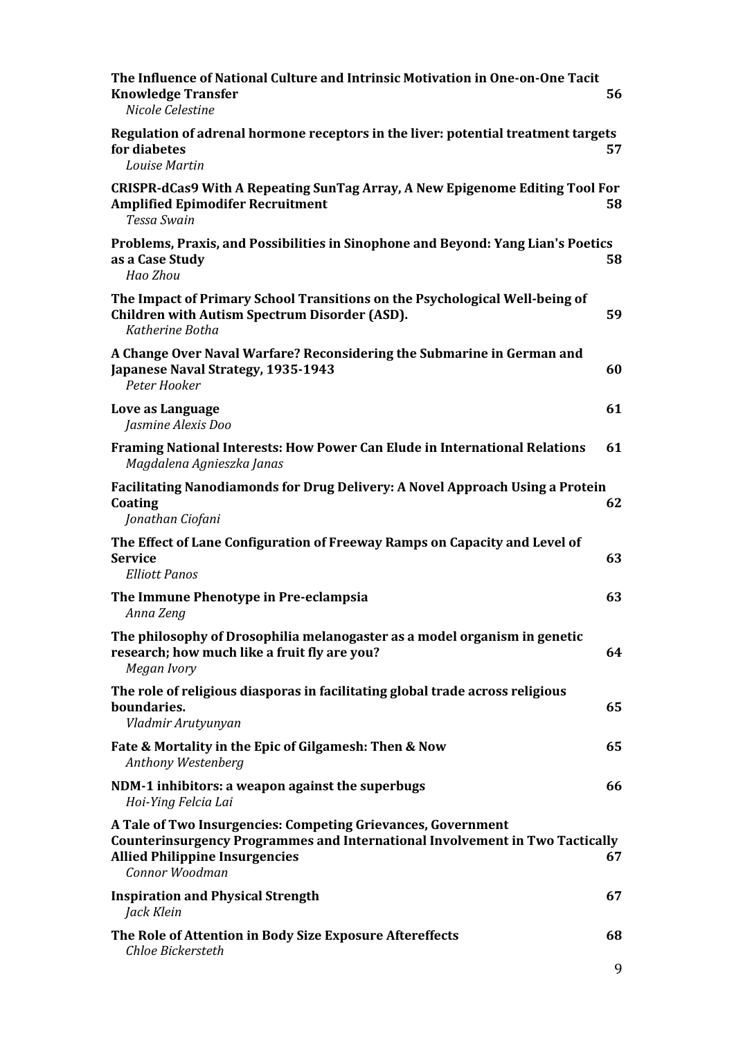**The Influence of National Culture and Intrinsic Motivation in One-on-One Tacit Knowledge Transfer** 56
*Nicole Celestine*

**Regulation of adrenal hormone receptors in the liver: potential treatment targets for diabetes** 57
*Louise Martin*

**CRISPR-dCas9 With A Repeating SunTag Array, A New Epigenome Editing Tool For Amplified Epimodifer Recruitment** 58
*Tessa Swain*

**Problems, Praxis, and Possibilities in Sinophone and Beyond: Yang Lian's Poetics as a Case Study** 58
*Hao Zhou*

**The Impact of Primary School Transitions on the Psychological Well-being of Children with Autism Spectrum Disorder (ASD).** 59
*Katherine Botha*

**A Change Over Naval Warfare? Reconsidering the Submarine in German and Japanese Naval Strategy, 1935-1943** 60
*Peter Hooker*

**Love as Language** 61
*Jasmine Alexis Doo*

**Framing National Interests: How Power Can Elude in International Relations** 61
*Magdalena Agnieszka Janas*

**Facilitating Nanodiamonds for Drug Delivery: A Novel Approach Using a Protein Coating** 62
*Jonathan Ciofani*

**The Effect of Lane Configuration of Freeway Ramps on Capacity and Level of Service** 63
*Elliott Panos*

**The Immune Phenotype in Pre-eclampsia** 63
*Anna Zeng*

**The philosophy of Drosophilia melanogaster as a model organism in genetic research; how much like a fruit fly are you?** 64
*Megan Ivory*

**The role of religious diasporas in facilitating global trade across religious boundaries.** 65
*Vladmir Arutyunyan*

**Fate & Mortality in the Epic of Gilgamesh: Then & Now** 65
*Anthony Westenberg*

**NDM-1 inhibitors: a weapon against the superbugs** 66
*Hoi-Ying Felcia Lai*

**A Tale of Two Insurgencies: Competing Grievances, Government Counterinsurgency Programmes and International Involvement in Two Tactically Allied Philippine Insurgencies** 67
*Connor Woodman*

**Inspiration and Physical Strength** 67
*Jack Klein*

**The Role of Attention in Body Size Exposure Aftereffects** 68
*Chloe Bickersteth*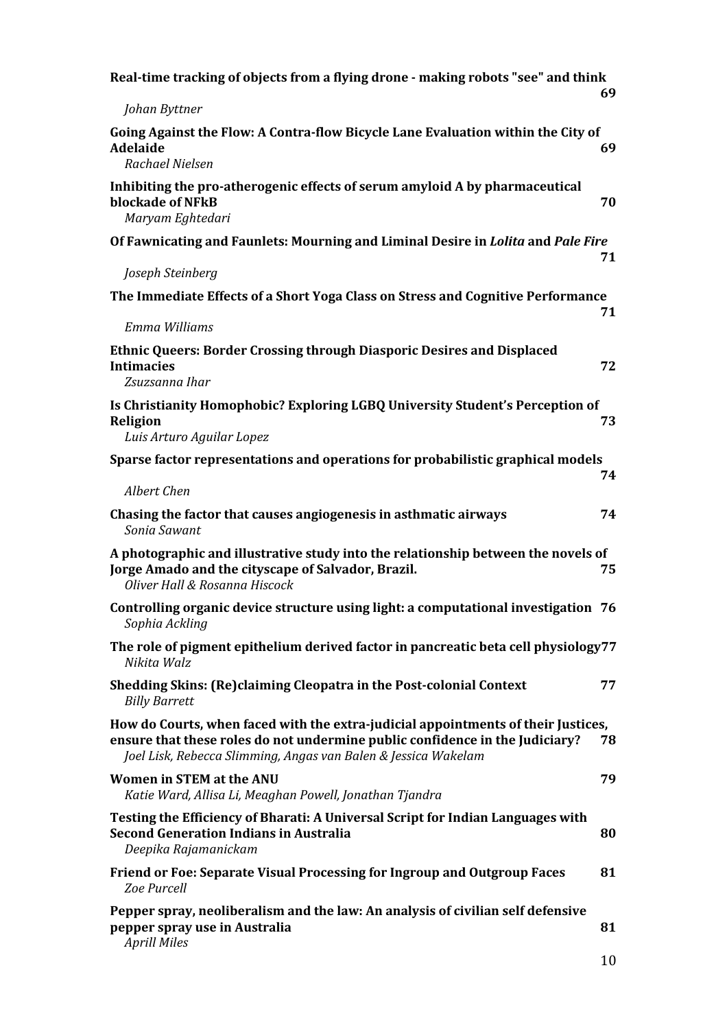**Real-time tracking of objects from a flying drone - making robots "see" and think** **69**
*Johan Byttner*

**Going Against the Flow: A Contra-flow Bicycle Lane Evaluation within the City of Adelaide** **69**
*Rachael Nielsen*

**Inhibiting the pro-atherogenic effects of serum amyloid A by pharmaceutical blockade of NFkB** **70**
*Maryam Eghtedari*

**Of Fawnicating and Faunlets: Mourning and Liminal Desire in *Lolita* and *Pale Fire*** **71**
*Joseph Steinberg*

**The Immediate Effects of a Short Yoga Class on Stress and Cognitive Performance** **71**
*Emma Williams*

**Ethnic Queers: Border Crossing through Diasporic Desires and Displaced Intimacies** **72**
*Zsuzsanna Ihar*

**Is Christianity Homophobic? Exploring LGBQ University Student's Perception of Religion** **73**
*Luis Arturo Aguilar Lopez*

**Sparse factor representations and operations for probabilistic graphical models** **74**
*Albert Chen*

**Chasing the factor that causes angiogenesis in asthmatic airways** **74**
*Sonia Sawant*

**A photographic and illustrative study into the relationship between the novels of Jorge Amado and the cityscape of Salvador, Brazil.** **75**
*Oliver Hall & Rosanna Hiscock*

**Controlling organic device structure using light: a computational investigation** **76**
*Sophia Ackling*

**The role of pigment epithelium derived factor in pancreatic beta cell physiology** **77**
*Nikita Walz*

**Shedding Skins: (Re)claiming Cleopatra in the Post-colonial Context** **77**
*Billy Barrett*

**How do Courts, when faced with the extra-judicial appointments of their Justices, ensure that these roles do not undermine public confidence in the Judiciary?** **78**
*Joel Lisk, Rebecca Slimming, Angas van Balen & Jessica Wakelam*

**Women in STEM at the ANU** **79**
*Katie Ward, Allisa Li, Meaghan Powell, Jonathan Tjandra*

**Testing the Efficiency of Bharati: A Universal Script for Indian Languages with Second Generation Indians in Australia** **80**
*Deepika Rajamanickam*

**Friend or Foe: Separate Visual Processing for Ingroup and Outgroup Faces** **81**
*Zoe Purcell*

**Pepper spray, neoliberalism and the law: An analysis of civilian self defensive pepper spray use in Australia** **81**
*Aprill Miles*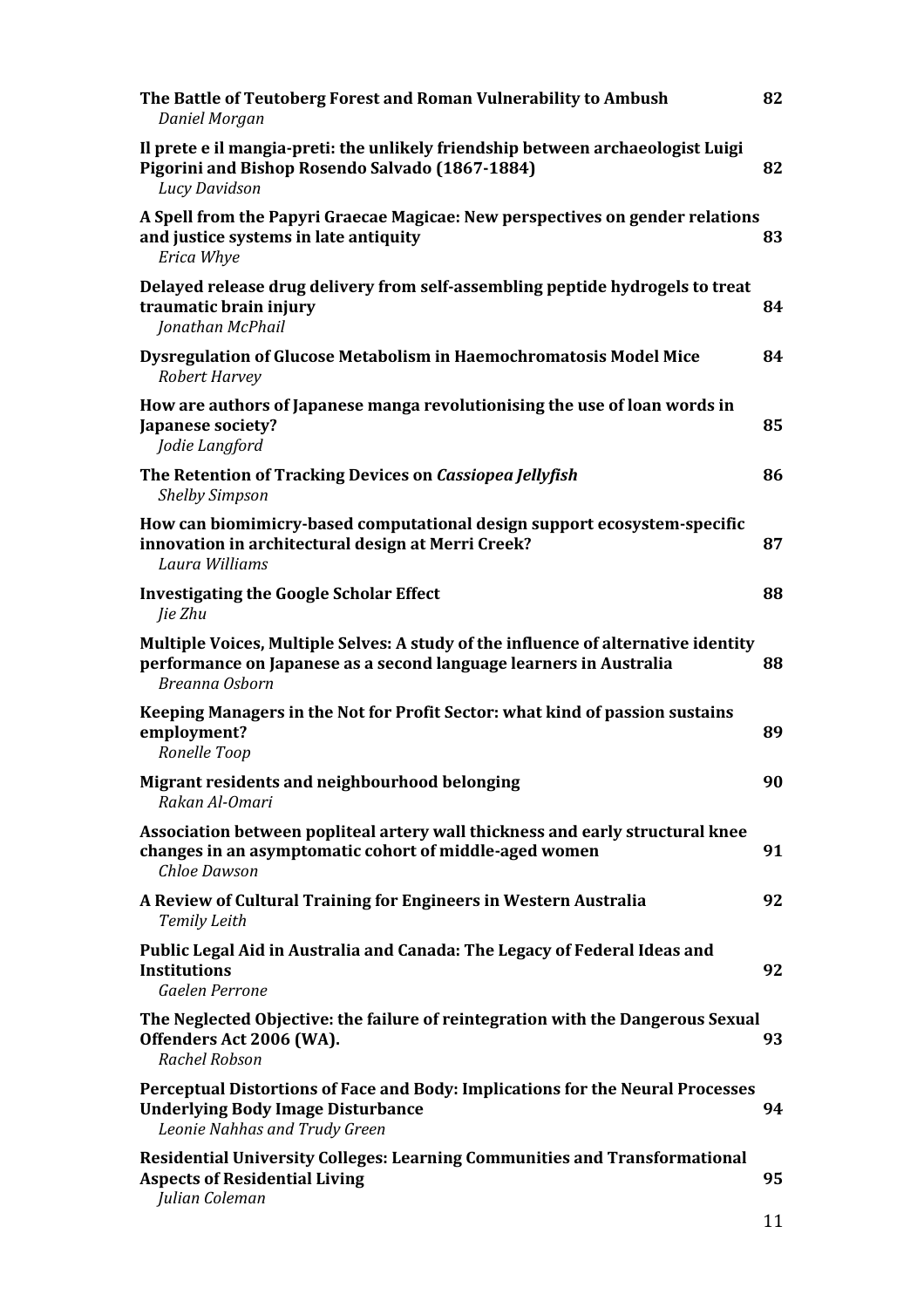**The Battle of Teutoberg Forest and Roman Vulnerability to Ambush** **82**
*Daniel Morgan*

**Il prete e il mangia-preti: the unlikely friendship between archaeologist Luigi Pigorini and Bishop Rosendo Salvado (1867-1884)** **82**
*Lucy Davidson*

**A Spell from the Papyri Graecae Magicae: New perspectives on gender relations and justice systems in late antiquity** **83**
*Erica Whye*

**Delayed release drug delivery from self-assembling peptide hydrogels to treat traumatic brain injury** **84**
*Jonathan McPhail*

**Dysregulation of Glucose Metabolism in Haemochromatosis Model Mice** **84**
*Robert Harvey*

**How are authors of Japanese manga revolutionising the use of loan words in Japanese society?** **85**
*Jodie Langford*

**The Retention of Tracking Devices on *Cassiopea Jellyfish*** **86**
*Shelby Simpson*

**How can biomimicry-based computational design support ecosystem-specific innovation in architectural design at Merri Creek?** **87**
*Laura Williams*

**Investigating the Google Scholar Effect** **88**
*Jie Zhu*

**Multiple Voices, Multiple Selves: A study of the influence of alternative identity performance on Japanese as a second language learners in Australia** **88**
*Breanna Osborn*

**Keeping Managers in the Not for Profit Sector: what kind of passion sustains employment?** **89**
*Ronelle Toop*

**Migrant residents and neighbourhood belonging** **90**
*Rakan Al-Omari*

**Association between popliteal artery wall thickness and early structural knee changes in an asymptomatic cohort of middle-aged women** **91**
*Chloe Dawson*

**A Review of Cultural Training for Engineers in Western Australia** **92**
*Temily Leith*

**Public Legal Aid in Australia and Canada: The Legacy of Federal Ideas and Institutions** **92**
*Gaelen Perrone*

**The Neglected Objective: the failure of reintegration with the Dangerous Sexual Offenders Act 2006 (WA).** **93**
*Rachel Robson*

**Perceptual Distortions of Face and Body: Implications for the Neural Processes Underlying Body Image Disturbance** **94**
*Leonie Nahhas and Trudy Green*

**Residential University Colleges: Learning Communities and Transformational Aspects of Residential Living** **95**
*Julian Coleman*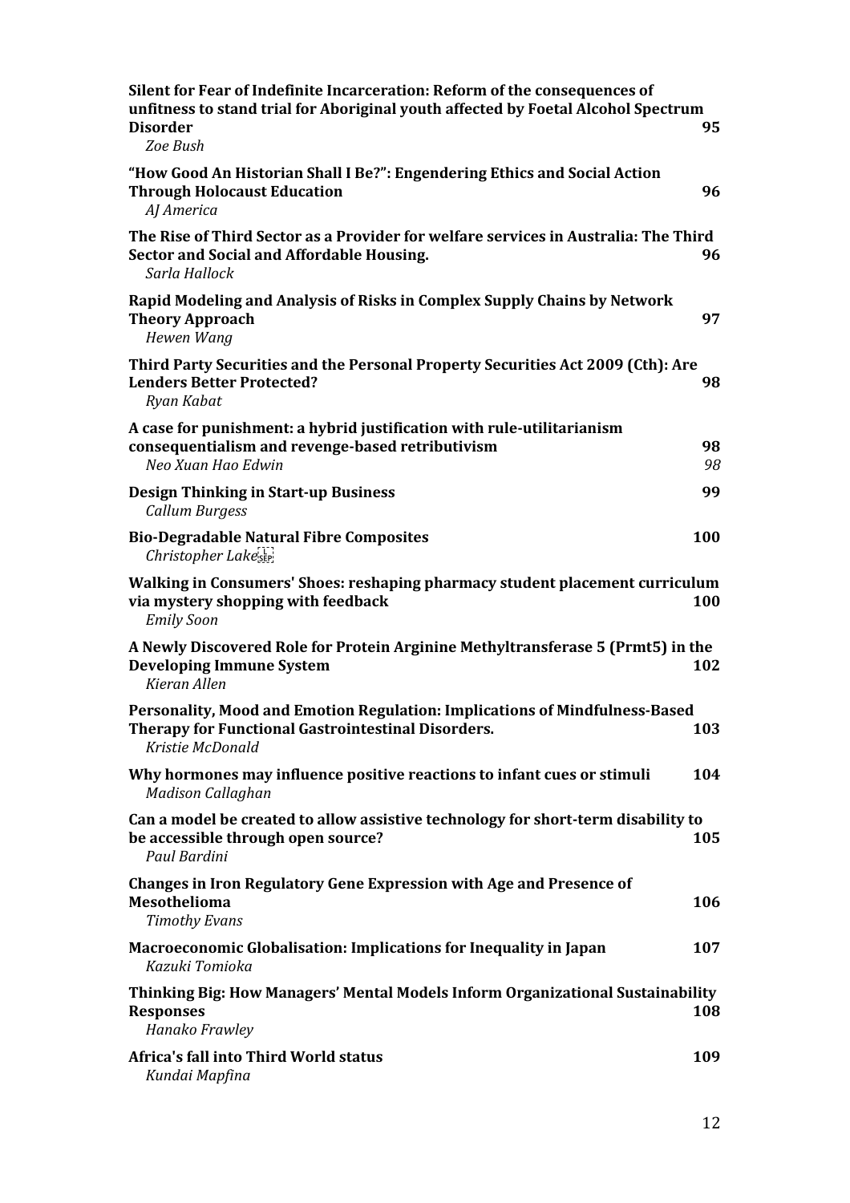**Silent for Fear of Indefinite Incarceration: Reform of the consequences of unfitness to stand trial for Aboriginal youth affected by Foetal Alcohol Spectrum Disorder** 95
*Zoe Bush*

**"How Good An Historian Shall I Be?": Engendering Ethics and Social Action Through Holocaust Education** 96
*AJ America*

**The Rise of Third Sector as a Provider for welfare services in Australia: The Third Sector and Social and Affordable Housing.** 96
*Sarla Hallock*

**Rapid Modeling and Analysis of Risks in Complex Supply Chains by Network Theory Approach** 97
*Hewen Wang*

**Third Party Securities and the Personal Property Securities Act 2009 (Cth): Are Lenders Better Protected?** 98
*Ryan Kabat*

**A case for punishment: a hybrid justification with rule-utilitarianism consequentialism and revenge-based retributivism** 98
*Neo Xuan Hao Edwin* *98*

**Design Thinking in Start-up Business** 99
*Callum Burgess*

**Bio-Degradable Natural Fibre Composites** 100
*Christopher Lake*

**Walking in Consumers' Shoes: reshaping pharmacy student placement curriculum via mystery shopping with feedback** 100
*Emily Soon*

**A Newly Discovered Role for Protein Arginine Methyltransferase 5 (Prmt5) in the Developing Immune System** 102
*Kieran Allen*

**Personality, Mood and Emotion Regulation: Implications of Mindfulness-Based Therapy for Functional Gastrointestinal Disorders.** 103
*Kristie McDonald*

**Why hormones may influence positive reactions to infant cues or stimuli** 104
*Madison Callaghan*

**Can a model be created to allow assistive technology for short-term disability to be accessible through open source?** 105
*Paul Bardini*

**Changes in Iron Regulatory Gene Expression with Age and Presence of Mesothelioma** 106
*Timothy Evans*

**Macroeconomic Globalisation: Implications for Inequality in Japan** 107
*Kazuki Tomioka*

**Thinking Big: How Managers' Mental Models Inform Organizational Sustainability Responses** 108
*Hanako Frawley*

**Africa's fall into Third World status** 109
*Kundai Mapfina*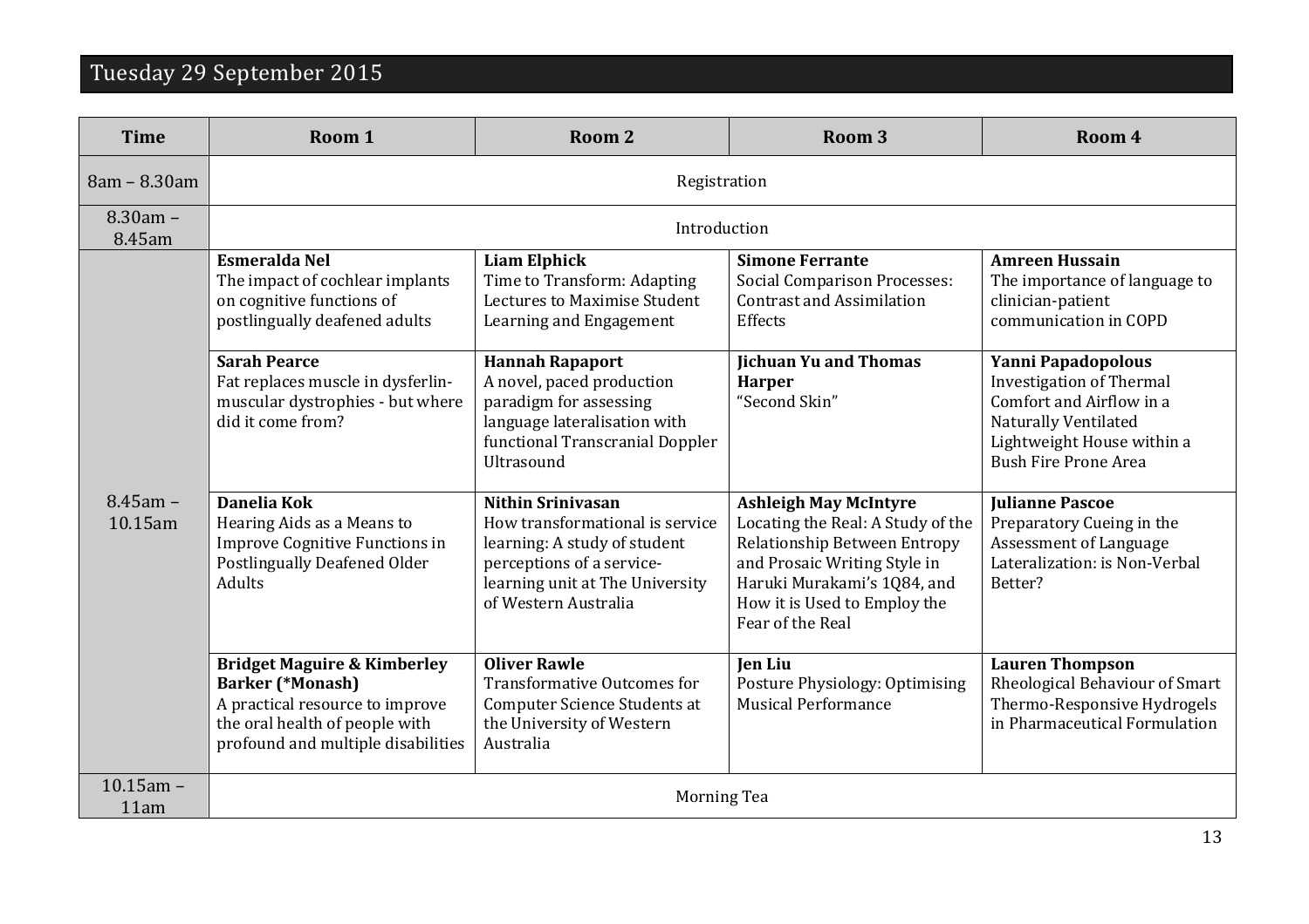# Tuesday 29 September 2015

| Time | Room 1 | Room 2 | Room 3 | Room 4 |
|---|---|---|---|---|
| 8am – 8.30am | Registration | | | |
| 8.30am – 8.45am | Introduction | | | |
| 8.45am – 10.15am | **Esmeralda Nel** The impact of cochlear implants on cognitive functions of postlingually deafened adults | **Liam Elphick** Time to Transform: Adapting Lectures to Maximise Student Learning and Engagement | **Simone Ferrante** Social Comparison Processes: Contrast and Assimilation Effects | **Amreen Hussain** The importance of language to clinician-patient communication in COPD |
| | **Sarah Pearce** Fat replaces muscle in dysferlin-muscular dystrophies - but where did it come from? | **Hannah Rapaport** A novel, paced production paradigm for assessing language lateralisation with functional Transcranial Doppler Ultrasound | **Jichuan Yu and Thomas Harper** "Second Skin" | **Yanni Papadopolous** Investigation of Thermal Comfort and Airflow in a Naturally Ventilated Lightweight House within a Bush Fire Prone Area |
| | **Danelia Kok** Hearing Aids as a Means to Improve Cognitive Functions in Postlingually Deafened Older Adults | **Nithin Srinivasan** How transformational is service learning: A study of student perceptions of a service-learning unit at The University of Western Australia | **Ashleigh May McIntyre** Locating the Real: A Study of the Relationship Between Entropy and Prosaic Writing Style in Haruki Murakami's 1Q84, and How it is Used to Employ the Fear of the Real | **Julianne Pascoe** Preparatory Cueing in the Assessment of Language Lateralization: is Non-Verbal Better? |
| | **Bridget Maguire & Kimberley Barker (*Monash)** A practical resource to improve the oral health of people with profound and multiple disabilities | **Oliver Rawle** Transformative Outcomes for Computer Science Students at the University of Western Australia | **Jen Liu** Posture Physiology: Optimising Musical Performance | **Lauren Thompson** Rheological Behaviour of Smart Thermo-Responsive Hydrogels in Pharmaceutical Formulation |
| 10.15am – 11am | Morning Tea | | | |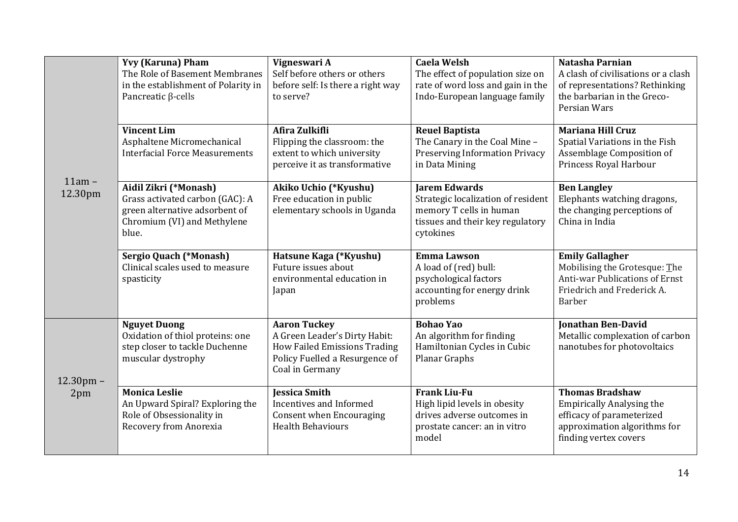| Time | | | | |
|---|---|---|---|---|
| 11am – 12.30pm | **Yvy (Karuna) Pham**<br>The Role of Basement Membranes in the establishment of Polarity in Pancreatic β-cells | **Vigneswari A**<br>Self before others or others before self: Is there a right way to serve? | **Caela Welsh**<br>The effect of population size on rate of word loss and gain in the Indo-European language family | **Natasha Parnian**<br>A clash of civilisations or a clash of representations? Rethinking the barbarian in the Greco-Persian Wars |
| | **Vincent Lim**<br>Asphaltene Micromechanical Interfacial Force Measurements | **Afira Zulkifli**<br>Flipping the classroom: the extent to which university perceive it as transformative | **Reuel Baptista**<br>The Canary in the Coal Mine – Preserving Information Privacy in Data Mining | **Mariana Hill Cruz**<br>Spatial Variations in the Fish Assemblage Composition of Princess Royal Harbour |
| | **Aidil Zikri (*Monash)**<br>Grass activated carbon (GAC): A green alternative adsorbent of Chromium (VI) and Methylene blue. | **Akiko Uchio (*Kyushu)**<br>Free education in public elementary schools in Uganda | **Jarem Edwards**<br>Strategic localization of resident memory T cells in human tissues and their key regulatory cytokines | **Ben Langley**<br>Elephants watching dragons, the changing perceptions of China in India |
| | **Sergio Quach (*Monash)**<br>Clinical scales used to measure spasticity | **Hatsune Kaga (*Kyushu)**<br>Future issues about environmental education in Japan | **Emma Lawson**<br>A load of (red) bull: psychological factors accounting for energy drink problems | **Emily Gallagher**<br>Mobilising the Grotesque: The Anti-war Publications of Ernst Friedrich and Frederick A. Barber |
| 12.30pm – 2pm | **Nguyet Duong**<br>Oxidation of thiol proteins: one step closer to tackle Duchenne muscular dystrophy | **Aaron Tuckey**<br>A Green Leader's Dirty Habit: How Failed Emissions Trading Policy Fuelled a Resurgence of Coal in Germany | **Bohao Yao**<br>An algorithm for finding Hamiltonian Cycles in Cubic Planar Graphs | **Jonathan Ben-David**<br>Metallic complexation of carbon nanotubes for photovoltaics |
| | **Monica Leslie**<br>An Upward Spiral? Exploring the Role of Obsessionality in Recovery from Anorexia | **Jessica Smith**<br>Incentives and Informed Consent when Encouraging Health Behaviours | **Frank Liu-Fu**<br>High lipid levels in obesity drives adverse outcomes in prostate cancer: an in vitro model | **Thomas Bradshaw**<br>Empirically Analysing the efficacy of parameterized approximation algorithms for finding vertex covers |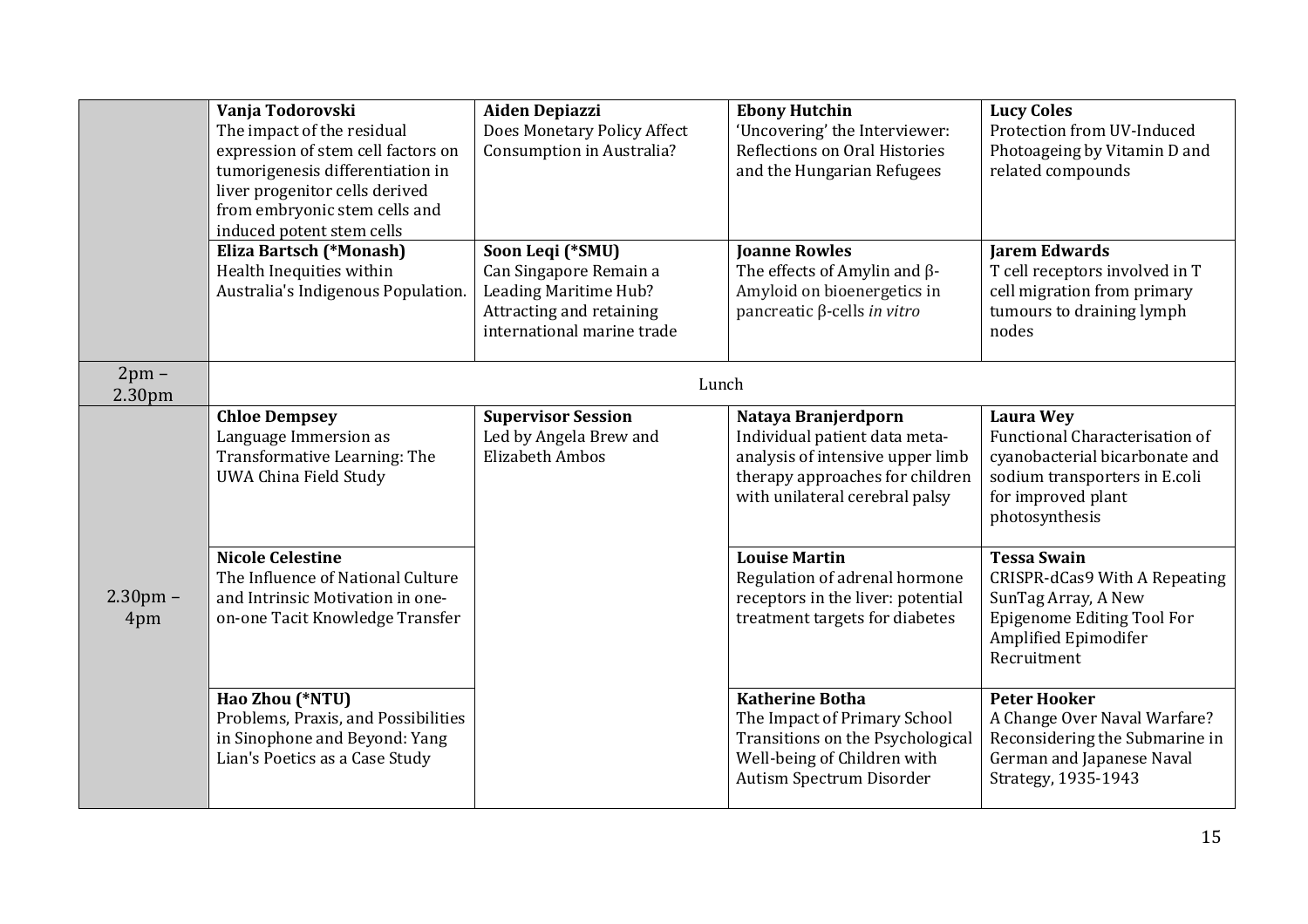| | | | | |
|---|---|---|---|---|
| | **Vanja Todorovski**<br>The impact of the residual expression of stem cell factors on tumorigenesis differentiation in liver progenitor cells derived from embryonic stem cells and induced potent stem cells | **Aiden Depiazzi**<br>Does Monetary Policy Affect Consumption in Australia? | **Ebony Hutchin**<br>'Uncovering' the Interviewer: Reflections on Oral Histories and the Hungarian Refugees | **Lucy Coles**<br>Protection from UV-Induced Photoageing by Vitamin D and related compounds |
| | **Eliza Bartsch (*Monash)**<br>Health Inequities within Australia's Indigenous Population. | **Soon Leqi (*SMU)**<br>Can Singapore Remain a Leading Maritime Hub? Attracting and retaining international marine trade | **Joanne Rowles**<br>The effects of Amylin and β-Amyloid on bioenergetics in pancreatic β-cells *in vitro* | **Jarem Edwards**<br>T cell receptors involved in T cell migration from primary tumours to draining lymph nodes |
| 2pm – 2.30pm | Lunch | | | |
| 2.30pm – 4pm | **Chloe Dempsey**<br>Language Immersion as Transformative Learning: The UWA China Field Study | **Supervisor Session**<br>Led by Angela Brew and Elizabeth Ambos | **Nataya Branjerdporn**<br>Individual patient data meta-analysis of intensive upper limb therapy approaches for children with unilateral cerebral palsy | **Laura Wey**<br>Functional Characterisation of cyanobacterial bicarbonate and sodium transporters in E.coli for improved plant photosynthesis |
| | **Nicole Celestine**<br>The Influence of National Culture and Intrinsic Motivation in one-on-one Tacit Knowledge Transfer | | **Louise Martin**<br>Regulation of adrenal hormone receptors in the liver: potential treatment targets for diabetes | **Tessa Swain**<br>CRISPR-dCas9 With A Repeating SunTag Array, A New Epigenome Editing Tool For Amplified Epimodifer Recruitment |
| | **Hao Zhou (*NTU)**<br>Problems, Praxis, and Possibilities in Sinophone and Beyond: Yang Lian's Poetics as a Case Study | | **Katherine Botha**<br>The Impact of Primary School Transitions on the Psychological Well-being of Children with Autism Spectrum Disorder | **Peter Hooker**<br>A Change Over Naval Warfare? Reconsidering the Submarine in German and Japanese Naval Strategy, 1935-1943 |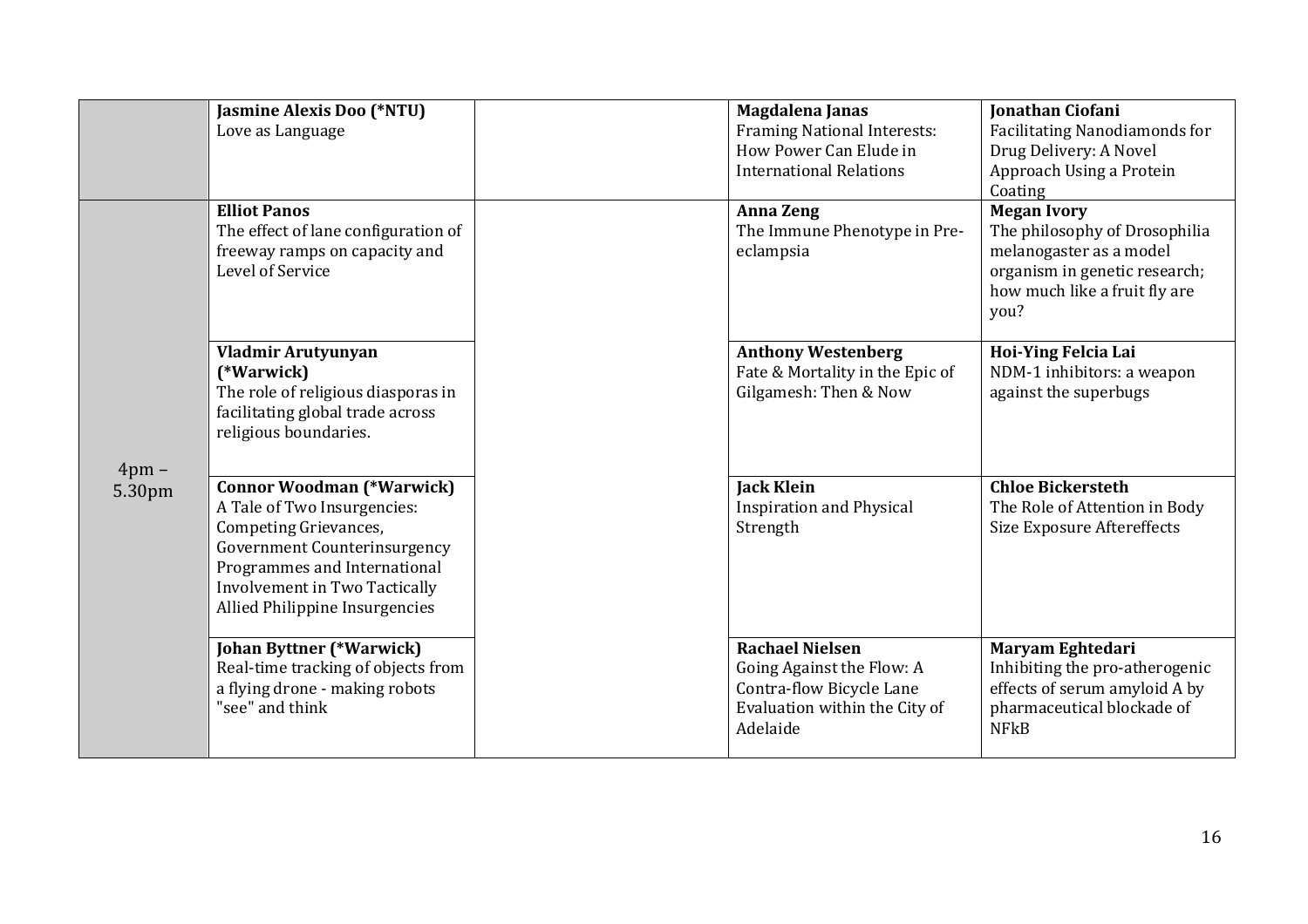| | | | | |
|---|---|---|---|---|
| | **Jasmine Alexis Doo (*NTU)** Love as Language | | **Magdalena Janas** Framing National Interests: How Power Can Elude in International Relations | **Jonathan Ciofani** Facilitating Nanodiamonds for Drug Delivery: A Novel Approach Using a Protein Coating |
| 4pm – 5.30pm | **Elliot Panos** The effect of lane configuration of freeway ramps on capacity and Level of Service | | **Anna Zeng** The Immune Phenotype in Pre-eclampsia | **Megan Ivory** The philosophy of Drosophilia melanogaster as a model organism in genetic research; how much like a fruit fly are you? |
| | **Vladmir Arutyunyan (*Warwick)** The role of religious diasporas in facilitating global trade across religious boundaries. | | **Anthony Westenberg** Fate & Mortality in the Epic of Gilgamesh: Then & Now | **Hoi-Ying Felcia Lai** NDM-1 inhibitors: a weapon against the superbugs |
| | **Connor Woodman (*Warwick)** A Tale of Two Insurgencies: Competing Grievances, Government Counterinsurgency Programmes and International Involvement in Two Tactically Allied Philippine Insurgencies | | **Jack Klein** Inspiration and Physical Strength | **Chloe Bickersteth** The Role of Attention in Body Size Exposure Aftereffects |
| | **Johan Byttner (*Warwick)** Real-time tracking of objects from a flying drone - making robots "see" and think | | **Rachael Nielsen** Going Against the Flow: A Contra-flow Bicycle Lane Evaluation within the City of Adelaide | **Maryam Eghtedari** Inhibiting the pro-atherogenic effects of serum amyloid A by pharmaceutical blockade of NFkB |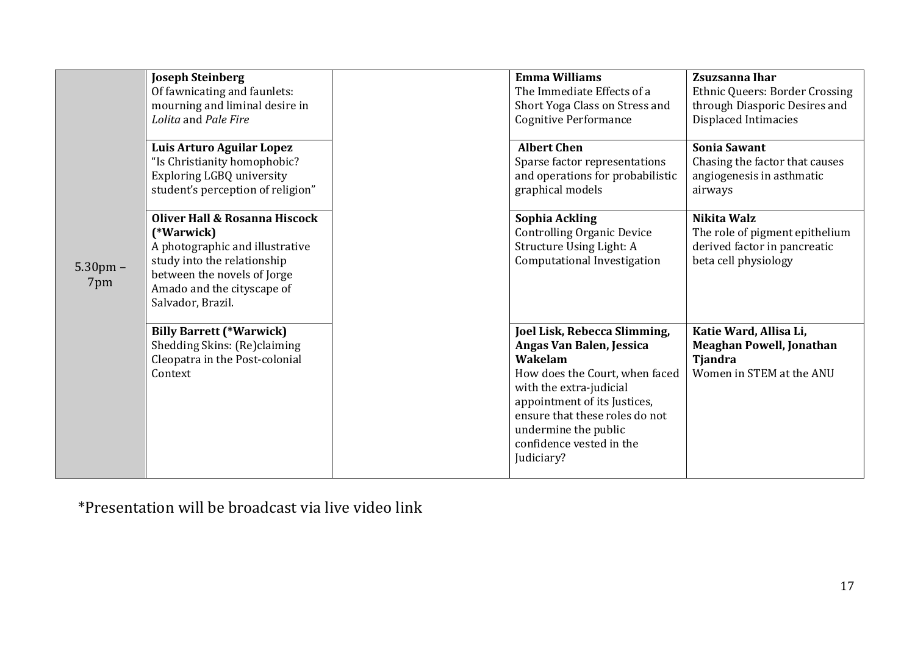| | | | | |
|---|---|---|---|---|
| 5.30pm – 7pm | **Joseph Steinberg**<br>Of fawnicating and faunlets: mourning and liminal desire in *Lolita* and *Pale Fire* | | **Emma Williams**<br>The Immediate Effects of a Short Yoga Class on Stress and Cognitive Performance | **Zsuzsanna Ihar**<br>Ethnic Queers: Border Crossing through Diasporic Desires and Displaced Intimacies |
| | **Luis Arturo Aguilar Lopez**<br>"Is Christianity homophobic? Exploring LGBQ university student's perception of religion" | | **Albert Chen**<br>Sparse factor representations and operations for probabilistic graphical models | **Sonia Sawant**<br>Chasing the factor that causes angiogenesis in asthmatic airways |
| | **Oliver Hall & Rosanna Hiscock (*Warwick)**<br>A photographic and illustrative study into the relationship between the novels of Jorge Amado and the cityscape of Salvador, Brazil. | | **Sophia Ackling**<br>Controlling Organic Device Structure Using Light: A Computational Investigation | **Nikita Walz**<br>The role of pigment epithelium derived factor in pancreatic beta cell physiology |
| | **Billy Barrett (*Warwick)**<br>Shedding Skins: (Re)claiming Cleopatra in the Post-colonial Context | | **Joel Lisk, Rebecca Slimming, Angas Van Balen, Jessica Wakelam**<br>How does the Court, when faced with the extra-judicial appointment of its Justices, ensure that these roles do not undermine the public confidence vested in the Judiciary? | **Katie Ward, Allisa Li, Meaghan Powell, Jonathan Tjandra**<br>Women in STEM at the ANU |

*Presentation will be broadcast via live video link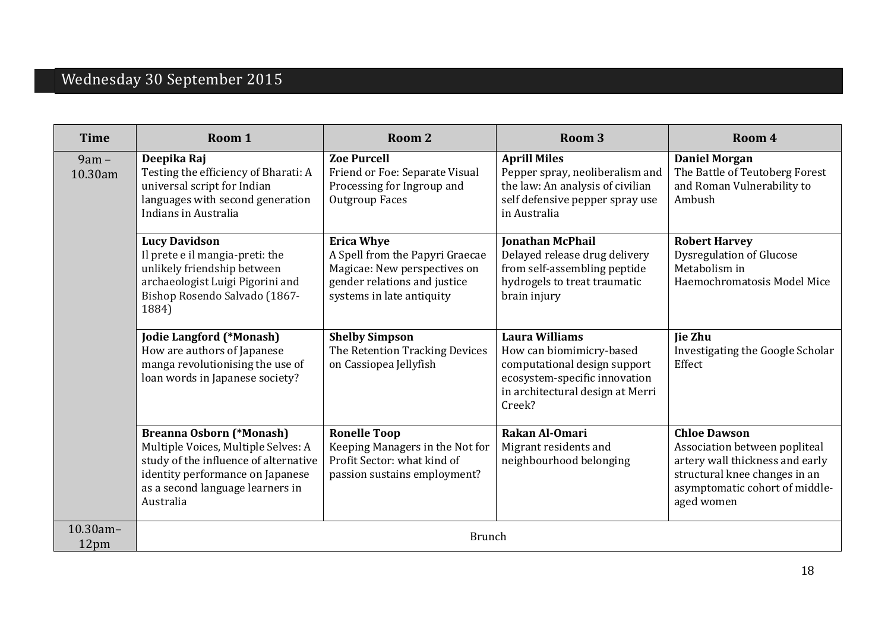# Wednesday 30 September 2015

| Time | Room 1 | Room 2 | Room 3 | Room 4 |
|---|---|---|---|---|
| 9am – 10.30am | **Deepika Raj** Testing the efficiency of Bharati: A universal script for Indian languages with second generation Indians in Australia | **Zoe Purcell** Friend or Foe: Separate Visual Processing for Ingroup and Outgroup Faces | **Aprill Miles** Pepper spray, neoliberalism and the law: An analysis of civilian self defensive pepper spray use in Australia | **Daniel Morgan** The Battle of Teutoberg Forest and Roman Vulnerability to Ambush |
| | **Lucy Davidson** Il prete e il mangia-preti: the unlikely friendship between archaeologist Luigi Pigorini and Bishop Rosendo Salvado (1867-1884) | **Erica Whye** A Spell from the Papyri Graecae Magicae: New perspectives on gender relations and justice systems in late antiquity | **Jonathan McPhail** Delayed release drug delivery from self-assembling peptide hydrogels to treat traumatic brain injury | **Robert Harvey** Dysregulation of Glucose Metabolism in Haemochromatosis Model Mice |
| | **Jodie Langford (*Monash)** How are authors of Japanese manga revolutionising the use of loan words in Japanese society? | **Shelby Simpson** The Retention Tracking Devices on Cassiopea Jellyfish | **Laura Williams** How can biomimicry-based computational design support ecosystem-specific innovation in architectural design at Merri Creek? | **Jie Zhu** Investigating the Google Scholar Effect |
| | **Breanna Osborn (*Monash)** Multiple Voices, Multiple Selves: A study of the influence of alternative identity performance on Japanese as a second language learners in Australia | **Ronelle Toop** Keeping Managers in the Not for Profit Sector: what kind of passion sustains employment? | **Rakan Al-Omari** Migrant residents and neighbourhood belonging | **Chloe Dawson** Association between popliteal artery wall thickness and early structural knee changes in an asymptomatic cohort of middle-aged women |
| 10.30am–12pm | Brunch | | | |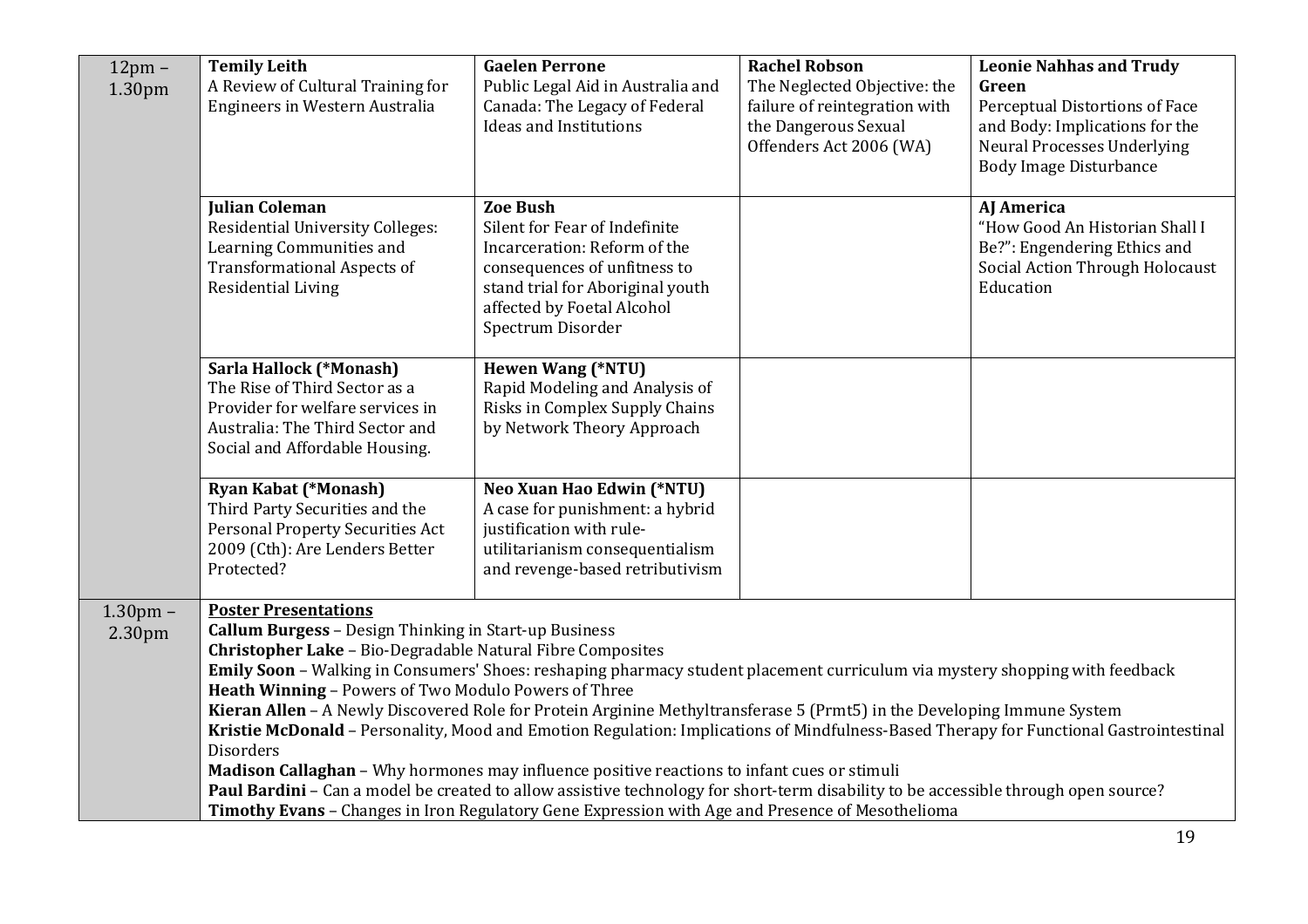| | | | | |
|---|---|---|---|---|
| 12pm – 1.30pm | **Temily Leith**<br>A Review of Cultural Training for Engineers in Western Australia | **Gaelen Perrone**<br>Public Legal Aid in Australia and Canada: The Legacy of Federal Ideas and Institutions | **Rachel Robson**<br>The Neglected Objective: the failure of reintegration with the Dangerous Sexual Offenders Act 2006 (WA) | **Leonie Nahhas and Trudy Green**<br>Perceptual Distortions of Face and Body: Implications for the Neural Processes Underlying Body Image Disturbance |
| | **Julian Coleman**<br>Residential University Colleges: Learning Communities and Transformational Aspects of Residential Living | **Zoe Bush**<br>Silent for Fear of Indefinite Incarceration: Reform of the consequences of unfitness to stand trial for Aboriginal youth affected by Foetal Alcohol Spectrum Disorder | | **AJ America**<br>"How Good An Historian Shall I Be?": Engendering Ethics and Social Action Through Holocaust Education |
| | **Sarla Hallock (*Monash)**<br>The Rise of Third Sector as a Provider for welfare services in Australia: The Third Sector and Social and Affordable Housing. | **Hewen Wang (*NTU)**<br>Rapid Modeling and Analysis of Risks in Complex Supply Chains by Network Theory Approach | | |
| | **Ryan Kabat (*Monash)**<br>Third Party Securities and the Personal Property Securities Act 2009 (Cth): Are Lenders Better Protected? | **Neo Xuan Hao Edwin (*NTU)**<br>A case for punishment: a hybrid justification with rule-utilitarianism consequentialism and revenge-based retributivism | | |
| 1.30pm – 2.30pm | **Poster Presentations**<br>**Callum Burgess** – Design Thinking in Start-up Business<br>**Christopher Lake** – Bio-Degradable Natural Fibre Composites<br>**Emily Soon** – Walking in Consumers' Shoes: reshaping pharmacy student placement curriculum via mystery shopping with feedback<br>**Heath Winning** – Powers of Two Modulo Powers of Three<br>**Kieran Allen** – A Newly Discovered Role for Protein Arginine Methyltransferase 5 (Prmt5) in the Developing Immune System<br>**Kristie McDonald** – Personality, Mood and Emotion Regulation: Implications of Mindfulness-Based Therapy for Functional Gastrointestinal Disorders<br>**Madison Callaghan** – Why hormones may influence positive reactions to infant cues or stimuli<br>**Paul Bardini** – Can a model be created to allow assistive technology for short-term disability to be accessible through open source?<br>**Timothy Evans** – Changes in Iron Regulatory Gene Expression with Age and Presence of Mesothelioma | | | | |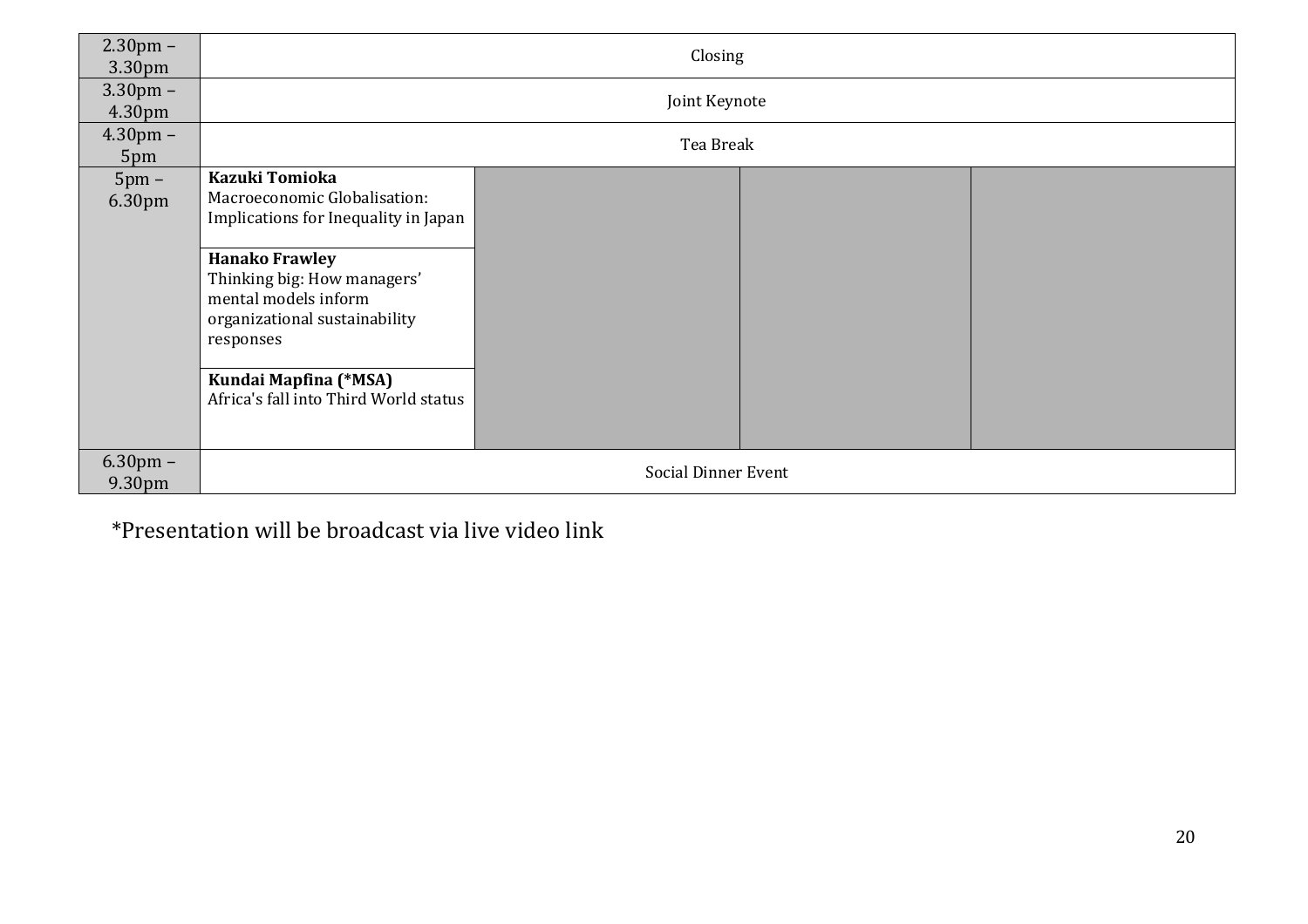| | | | | |
|---|---|---|---|---|
| 2.30pm – 3.30pm | Closing | | | |
| 3.30pm – 4.30pm | Joint Keynote | | | |
| 4.30pm – 5pm | Tea Break | | | |
| 5pm – 6.30pm | **Kazuki Tomioka**<br>Macroeconomic Globalisation: Implications for Inequality in Japan<br><br>**Hanako Frawley**<br>Thinking big: How managers' mental models inform organizational sustainability responses<br><br>**Kundai Mapfina (*MSA)**<br>Africa's fall into Third World status | | | |
| 6.30pm – 9.30pm | Social Dinner Event | | | |

*Presentation will be broadcast via live video link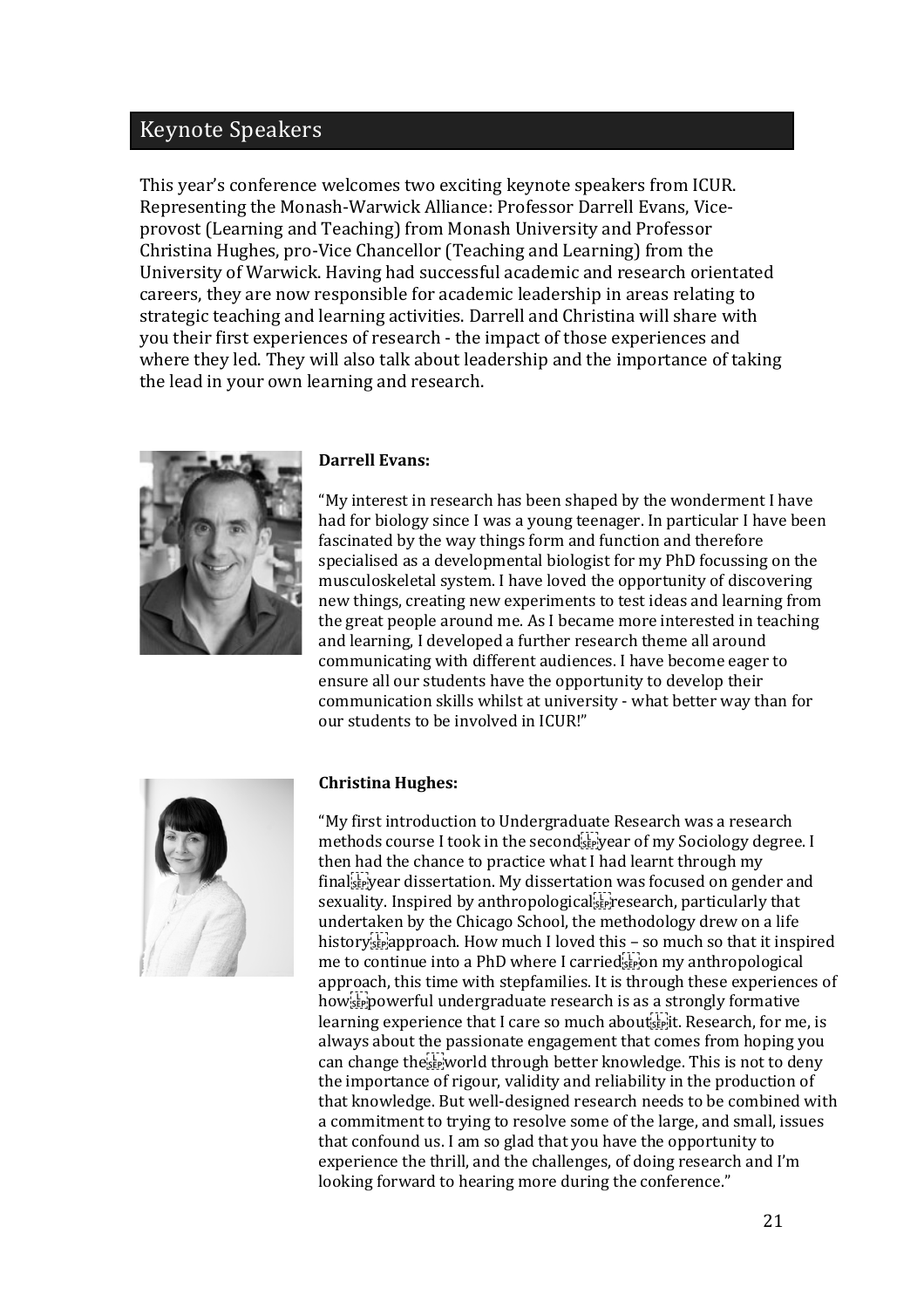## Keynote Speakers

This year's conference welcomes two exciting keynote speakers from ICUR. Representing the Monash-Warwick Alliance: Professor Darrell Evans, Vice-provost (Learning and Teaching) from Monash University and Professor Christina Hughes, pro-Vice Chancellor (Teaching and Learning) from the University of Warwick. Having had successful academic and research orientated careers, they are now responsible for academic leadership in areas relating to strategic teaching and learning activities. Darrell and Christina will share with you their first experiences of research - the impact of those experiences and where they led. They will also talk about leadership and the importance of taking the lead in your own learning and research.

**Darrell Evans:**

"My interest in research has been shaped by the wonderment I have had for biology since I was a young teenager. In particular I have been fascinated by the way things form and function and therefore specialised as a developmental biologist for my PhD focussing on the musculoskeletal system. I have loved the opportunity of discovering new things, creating new experiments to test ideas and learning from the great people around me. As I became more interested in teaching and learning, I developed a further research theme all around communicating with different audiences. I have become eager to ensure all our students have the opportunity to develop their communication skills whilst at university - what better way than for our students to be involved in ICUR!"

**Christina Hughes:**

"My first introduction to Undergraduate Research was a research methods course I took in the second year of my Sociology degree. I then had the chance to practice what I had learnt through my final year dissertation. My dissertation was focused on gender and sexuality. Inspired by anthropological research, particularly that undertaken by the Chicago School, the methodology drew on a life history approach. How much I loved this – so much so that it inspired me to continue into a PhD where I carried on my anthropological approach, this time with stepfamilies. It is through these experiences of how powerful undergraduate research is as a strongly formative learning experience that I care so much about it. Research, for me, is always about the passionate engagement that comes from hoping you can change the world through better knowledge. This is not to deny the importance of rigour, validity and reliability in the production of that knowledge. But well-designed research needs to be combined with a commitment to trying to resolve some of the large, and small, issues that confound us. I am so glad that you have the opportunity to experience the thrill, and the challenges, of doing research and I'm looking forward to hearing more during the conference."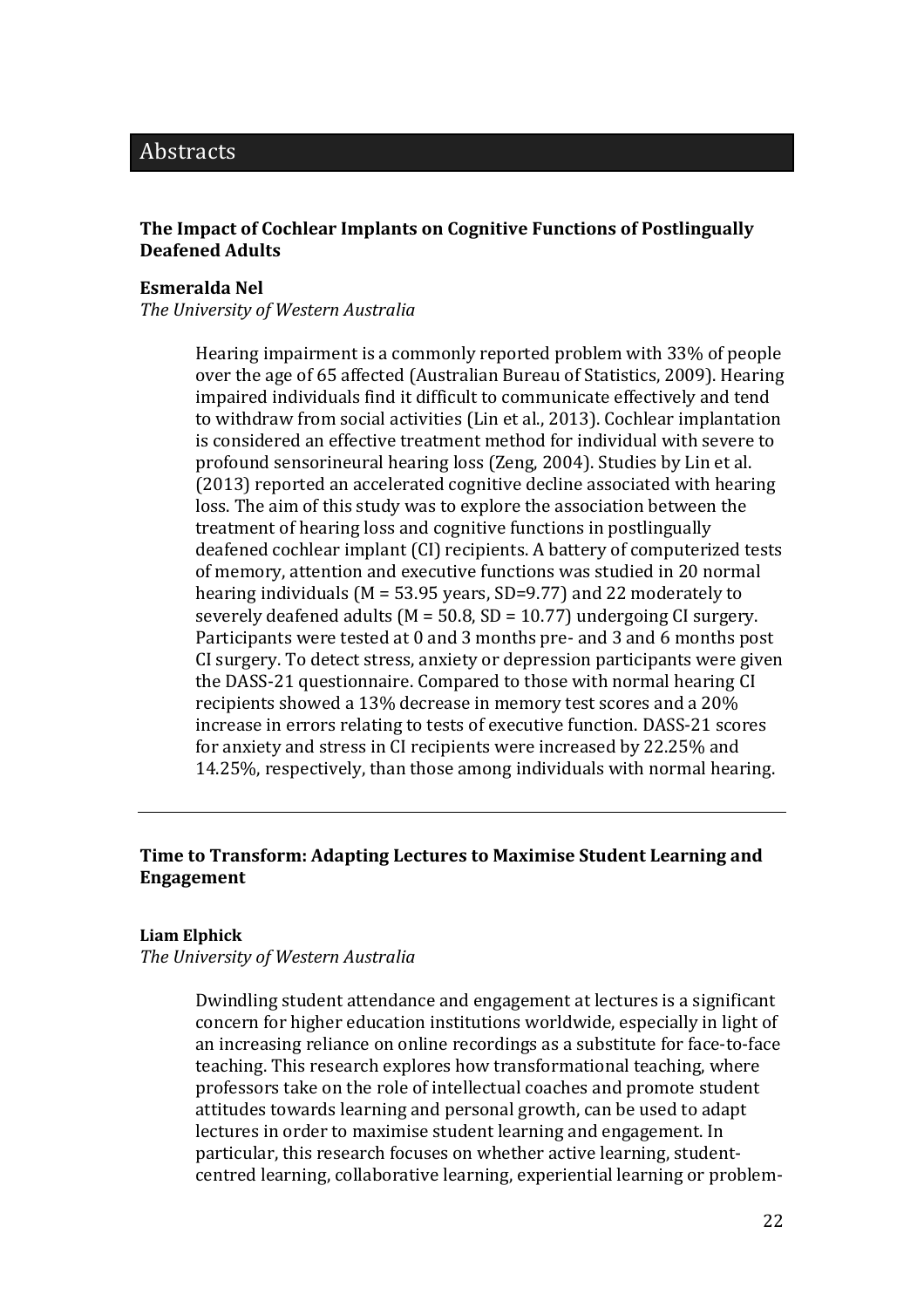# Abstracts

### The Impact of Cochlear Implants on Cognitive Functions of Postlingually Deafened Adults

**Esmeralda Nel**
*The University of Western Australia*

Hearing impairment is a commonly reported problem with 33% of people over the age of 65 affected (Australian Bureau of Statistics, 2009). Hearing impaired individuals find it difficult to communicate effectively and tend to withdraw from social activities (Lin et al., 2013). Cochlear implantation is considered an effective treatment method for individual with severe to profound sensorineural hearing loss (Zeng, 2004). Studies by Lin et al. (2013) reported an accelerated cognitive decline associated with hearing loss. The aim of this study was to explore the association between the treatment of hearing loss and cognitive functions in postlingually deafened cochlear implant (CI) recipients. A battery of computerized tests of memory, attention and executive functions was studied in 20 normal hearing individuals ($M = 53.95$ years, $SD=9.77$) and 22 moderately to severely deafened adults ($M = 50.8$, $SD = 10.77$) undergoing CI surgery. Participants were tested at 0 and 3 months pre- and 3 and 6 months post CI surgery. To detect stress, anxiety or depression participants were given the DASS-21 questionnaire. Compared to those with normal hearing CI recipients showed a 13% decrease in memory test scores and a 20% increase in errors relating to tests of executive function. DASS-21 scores for anxiety and stress in CI recipients were increased by 22.25% and 14.25%, respectively, than those among individuals with normal hearing.

---

### Time to Transform: Adapting Lectures to Maximise Student Learning and Engagement

**Liam Elphick**
*The University of Western Australia*

Dwindling student attendance and engagement at lectures is a significant concern for higher education institutions worldwide, especially in light of an increasing reliance on online recordings as a substitute for face-to-face teaching. This research explores how transformational teaching, where professors take on the role of intellectual coaches and promote student attitudes towards learning and personal growth, can be used to adapt lectures in order to maximise student learning and engagement. In particular, this research focuses on whether active learning, student-centred learning, collaborative learning, experiential learning or problem-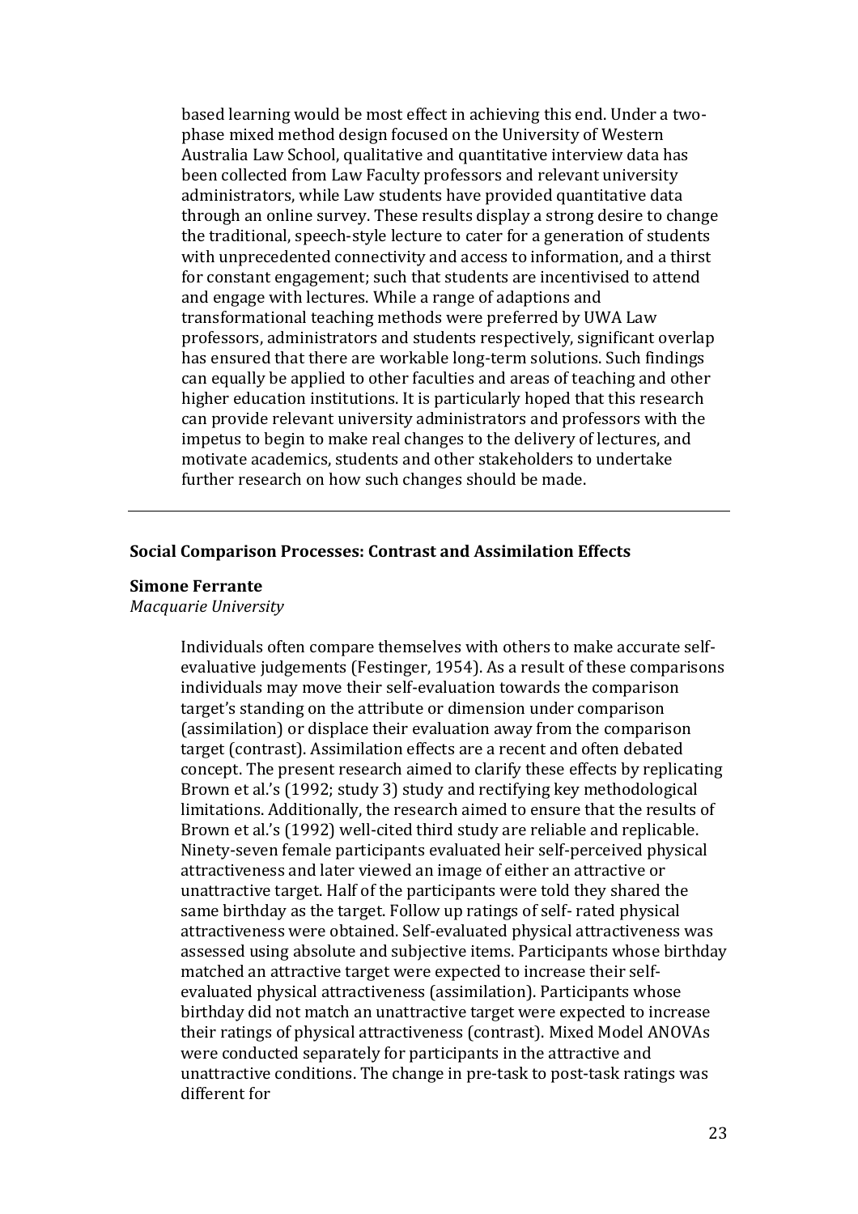based learning would be most effect in achieving this end. Under a two-phase mixed method design focused on the University of Western Australia Law School, qualitative and quantitative interview data has been collected from Law Faculty professors and relevant university administrators, while Law students have provided quantitative data through an online survey. These results display a strong desire to change the traditional, speech-style lecture to cater for a generation of students with unprecedented connectivity and access to information, and a thirst for constant engagement; such that students are incentivised to attend and engage with lectures. While a range of adaptions and transformational teaching methods were preferred by UWA Law professors, administrators and students respectively, significant overlap has ensured that there are workable long-term solutions. Such findings can equally be applied to other faculties and areas of teaching and other higher education institutions. It is particularly hoped that this research can provide relevant university administrators and professors with the impetus to begin to make real changes to the delivery of lectures, and motivate academics, students and other stakeholders to undertake further research on how such changes should be made.

---

## Social Comparison Processes: Contrast and Assimilation Effects

**Simone Ferrante**
*Macquarie University*

Individuals often compare themselves with others to make accurate self-evaluative judgements (Festinger, 1954). As a result of these comparisons individuals may move their self-evaluation towards the comparison target's standing on the attribute or dimension under comparison (assimilation) or displace their evaluation away from the comparison target (contrast). Assimilation effects are a recent and often debated concept. The present research aimed to clarify these effects by replicating Brown et al.'s (1992; study 3) study and rectifying key methodological limitations. Additionally, the research aimed to ensure that the results of Brown et al.'s (1992) well-cited third study are reliable and replicable. Ninety-seven female participants evaluated heir self-perceived physical attractiveness and later viewed an image of either an attractive or unattractive target. Half of the participants were told they shared the same birthday as the target. Follow up ratings of self- rated physical attractiveness were obtained. Self-evaluated physical attractiveness was assessed using absolute and subjective items. Participants whose birthday matched an attractive target were expected to increase their self-evaluated physical attractiveness (assimilation). Participants whose birthday did not match an unattractive target were expected to increase their ratings of physical attractiveness (contrast). Mixed Model ANOVAs were conducted separately for participants in the attractive and unattractive conditions. The change in pre-task to post-task ratings was different for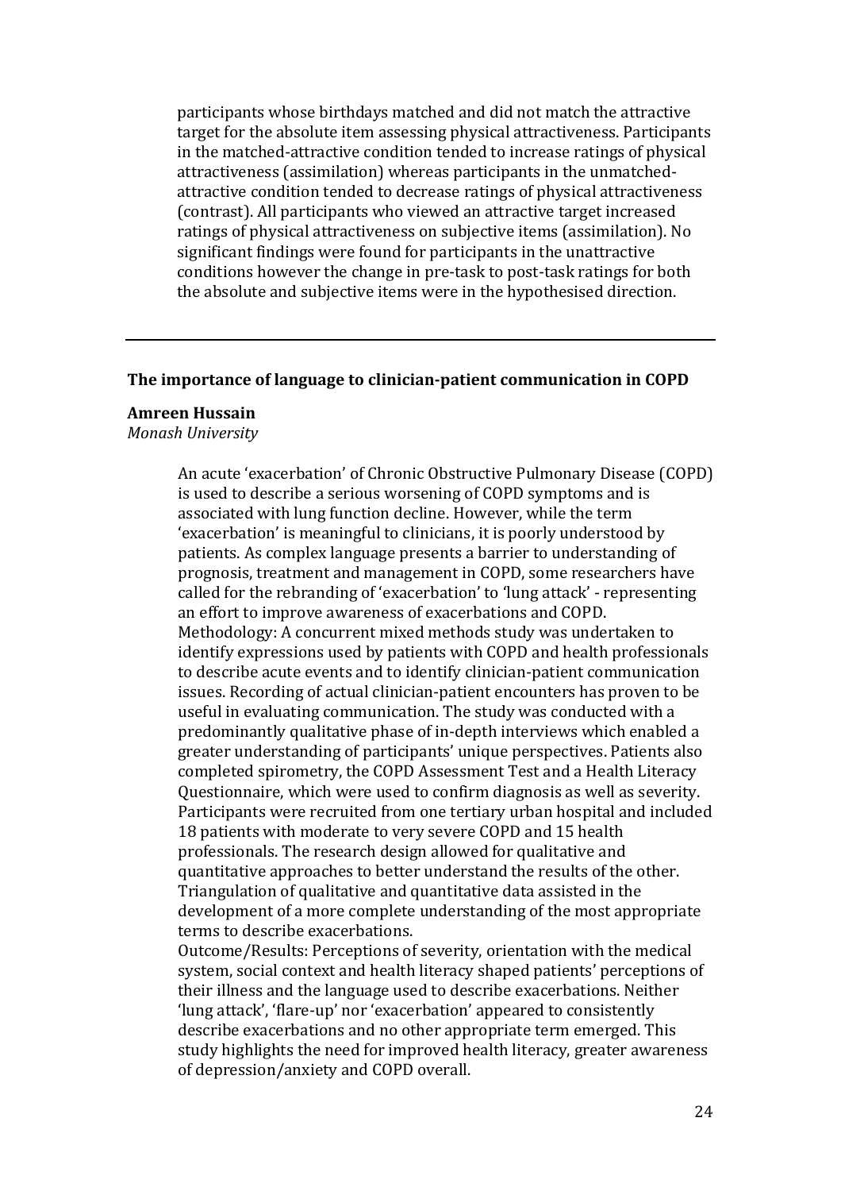participants whose birthdays matched and did not match the attractive target for the absolute item assessing physical attractiveness. Participants in the matched-attractive condition tended to increase ratings of physical attractiveness (assimilation) whereas participants in the unmatched-attractive condition tended to decrease ratings of physical attractiveness (contrast). All participants who viewed an attractive target increased ratings of physical attractiveness on subjective items (assimilation). No significant findings were found for participants in the unattractive conditions however the change in pre-task to post-task ratings for both the absolute and subjective items were in the hypothesised direction.

---

### The importance of language to clinician-patient communication in COPD

**Amreen Hussain**
*Monash University*

An acute 'exacerbation' of Chronic Obstructive Pulmonary Disease (COPD) is used to describe a serious worsening of COPD symptoms and is associated with lung function decline. However, while the term 'exacerbation' is meaningful to clinicians, it is poorly understood by patients. As complex language presents a barrier to understanding of prognosis, treatment and management in COPD, some researchers have called for the rebranding of 'exacerbation' to 'lung attack' - representing an effort to improve awareness of exacerbations and COPD.
Methodology: A concurrent mixed methods study was undertaken to identify expressions used by patients with COPD and health professionals to describe acute events and to identify clinician-patient communication issues. Recording of actual clinician-patient encounters has proven to be useful in evaluating communication. The study was conducted with a predominantly qualitative phase of in-depth interviews which enabled a greater understanding of participants' unique perspectives. Patients also completed spirometry, the COPD Assessment Test and a Health Literacy Questionnaire, which were used to confirm diagnosis as well as severity. Participants were recruited from one tertiary urban hospital and included 18 patients with moderate to very severe COPD and 15 health professionals. The research design allowed for qualitative and quantitative approaches to better understand the results of the other. Triangulation of qualitative and quantitative data assisted in the development of a more complete understanding of the most appropriate terms to describe exacerbations.
Outcome/Results: Perceptions of severity, orientation with the medical system, social context and health literacy shaped patients' perceptions of their illness and the language used to describe exacerbations. Neither 'lung attack', 'flare-up' nor 'exacerbation' appeared to consistently describe exacerbations and no other appropriate term emerged. This study highlights the need for improved health literacy, greater awareness of depression/anxiety and COPD overall.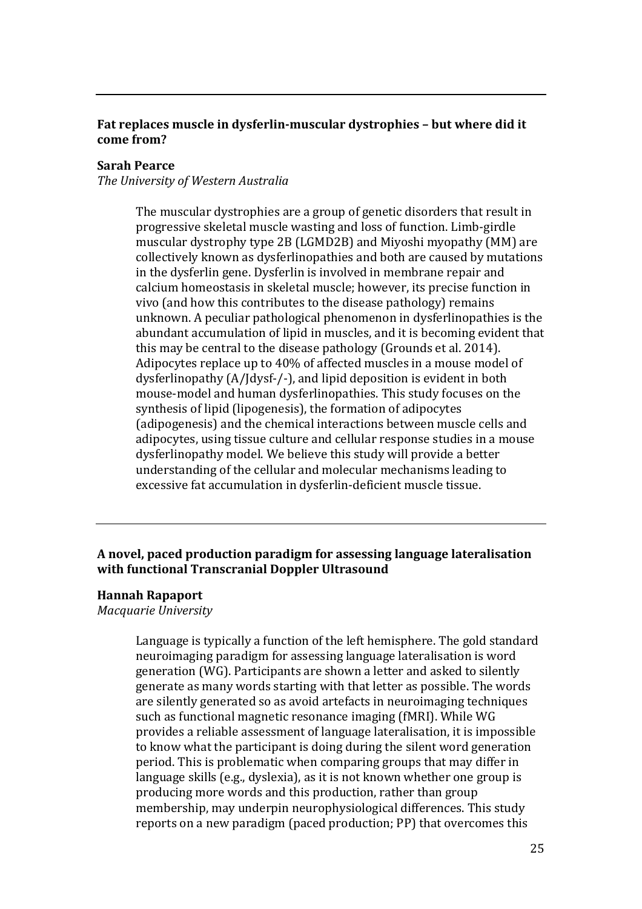---

**Fat replaces muscle in dysferlin-muscular dystrophies – but where did it come from?**

**Sarah Pearce**
*The University of Western Australia*

The muscular dystrophies are a group of genetic disorders that result in progressive skeletal muscle wasting and loss of function. Limb-girdle muscular dystrophy type 2B (LGMD2B) and Miyoshi myopathy (MM) are collectively known as dysferlinopathies and both are caused by mutations in the dysferlin gene. Dysferlin is involved in membrane repair and calcium homeostasis in skeletal muscle; however, its precise function in vivo (and how this contributes to the disease pathology) remains unknown. A peculiar pathological phenomenon in dysferlinopathies is the abundant accumulation of lipid in muscles, and it is becoming evident that this may be central to the disease pathology (Grounds et al. 2014). Adipocytes replace up to 40% of affected muscles in a mouse model of dysferlinopathy (A/Jdysf-/-), and lipid deposition is evident in both mouse-model and human dysferlinopathies. This study focuses on the synthesis of lipid (lipogenesis), the formation of adipocytes (adipogenesis) and the chemical interactions between muscle cells and adipocytes, using tissue culture and cellular response studies in a mouse dysferlinopathy model. We believe this study will provide a better understanding of the cellular and molecular mechanisms leading to excessive fat accumulation in dysferlin-deficient muscle tissue.

---

**A novel, paced production paradigm for assessing language lateralisation with functional Transcranial Doppler Ultrasound**

**Hannah Rapaport**
*Macquarie University*

Language is typically a function of the left hemisphere. The gold standard neuroimaging paradigm for assessing language lateralisation is word generation (WG). Participants are shown a letter and asked to silently generate as many words starting with that letter as possible. The words are silently generated so as avoid artefacts in neuroimaging techniques such as functional magnetic resonance imaging (fMRI). While WG provides a reliable assessment of language lateralisation, it is impossible to know what the participant is doing during the silent word generation period. This is problematic when comparing groups that may differ in language skills (e.g., dyslexia), as it is not known whether one group is producing more words and this production, rather than group membership, may underpin neurophysiological differences. This study reports on a new paradigm (paced production; PP) that overcomes this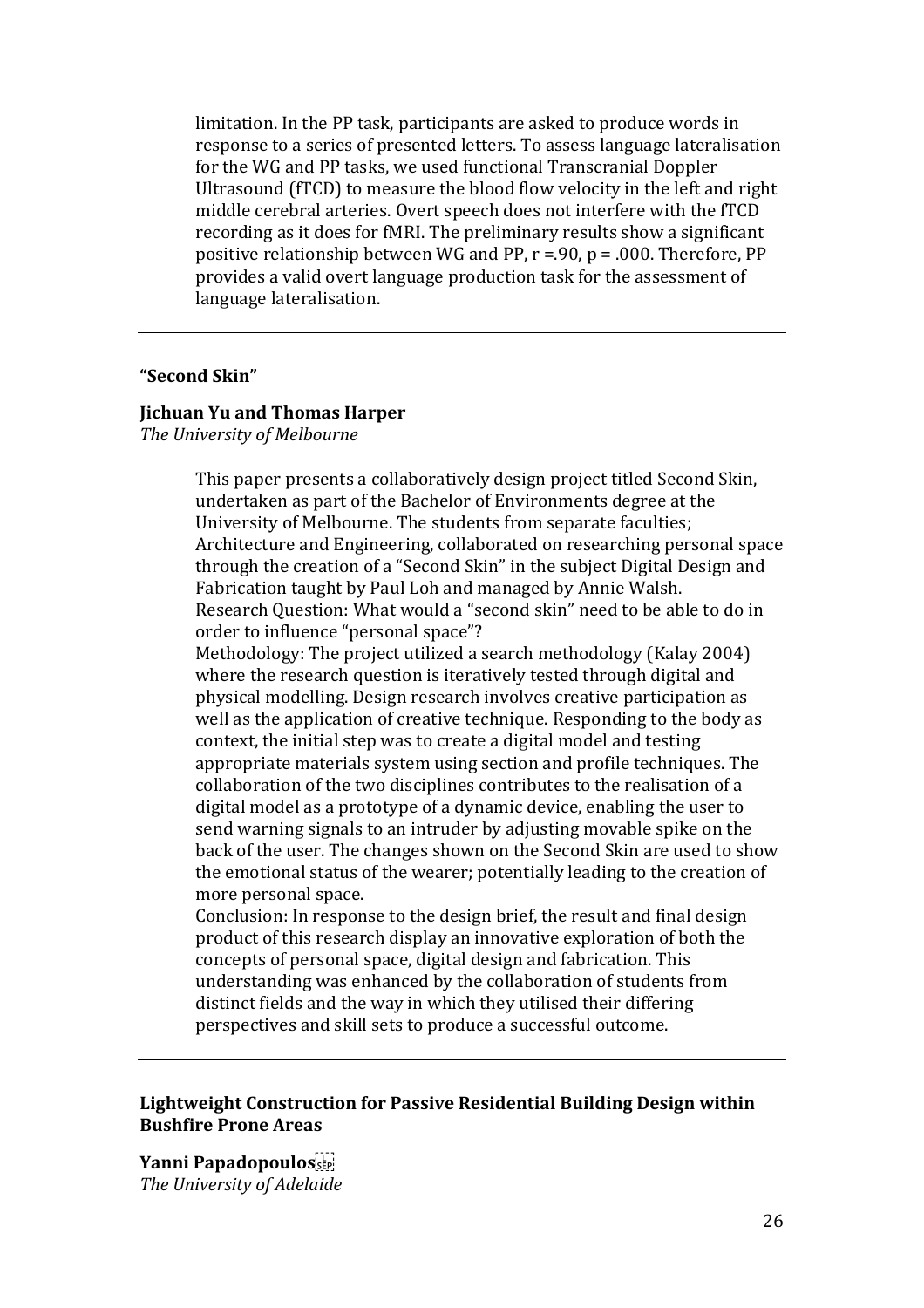limitation. In the PP task, participants are asked to produce words in response to a series of presented letters. To assess language lateralisation for the WG and PP tasks, we used functional Transcranial Doppler Ultrasound (fTCD) to measure the blood flow velocity in the left and right middle cerebral arteries. Overt speech does not interfere with the fTCD recording as it does for fMRI. The preliminary results show a significant positive relationship between WG and PP, $r = .90$, $p = .000$. Therefore, PP provides a valid overt language production task for the assessment of language lateralisation.

---

**"Second Skin"**

**Jichuan Yu and Thomas Harper**
*The University of Melbourne*

This paper presents a collaboratively design project titled Second Skin, undertaken as part of the Bachelor of Environments degree at the University of Melbourne. The students from separate faculties; Architecture and Engineering, collaborated on researching personal space through the creation of a "Second Skin" in the subject Digital Design and Fabrication taught by Paul Loh and managed by Annie Walsh.
Research Question: What would a "second skin" need to be able to do in order to influence "personal space"?
Methodology: The project utilized a search methodology (Kalay 2004) where the research question is iteratively tested through digital and physical modelling. Design research involves creative participation as well as the application of creative technique. Responding to the body as context, the initial step was to create a digital model and testing appropriate materials system using section and profile techniques. The collaboration of the two disciplines contributes to the realisation of a digital model as a prototype of a dynamic device, enabling the user to send warning signals to an intruder by adjusting movable spike on the back of the user. The changes shown on the Second Skin are used to show the emotional status of the wearer; potentially leading to the creation of more personal space.
Conclusion: In response to the design brief, the result and final design product of this research display an innovative exploration of both the concepts of personal space, digital design and fabrication. This understanding was enhanced by the collaboration of students from distinct fields and the way in which they utilised their differing perspectives and skill sets to produce a successful outcome.

---

**Lightweight Construction for Passive Residential Building Design within Bushfire Prone Areas**

**Yanni Papadopoulos**
*The University of Adelaide*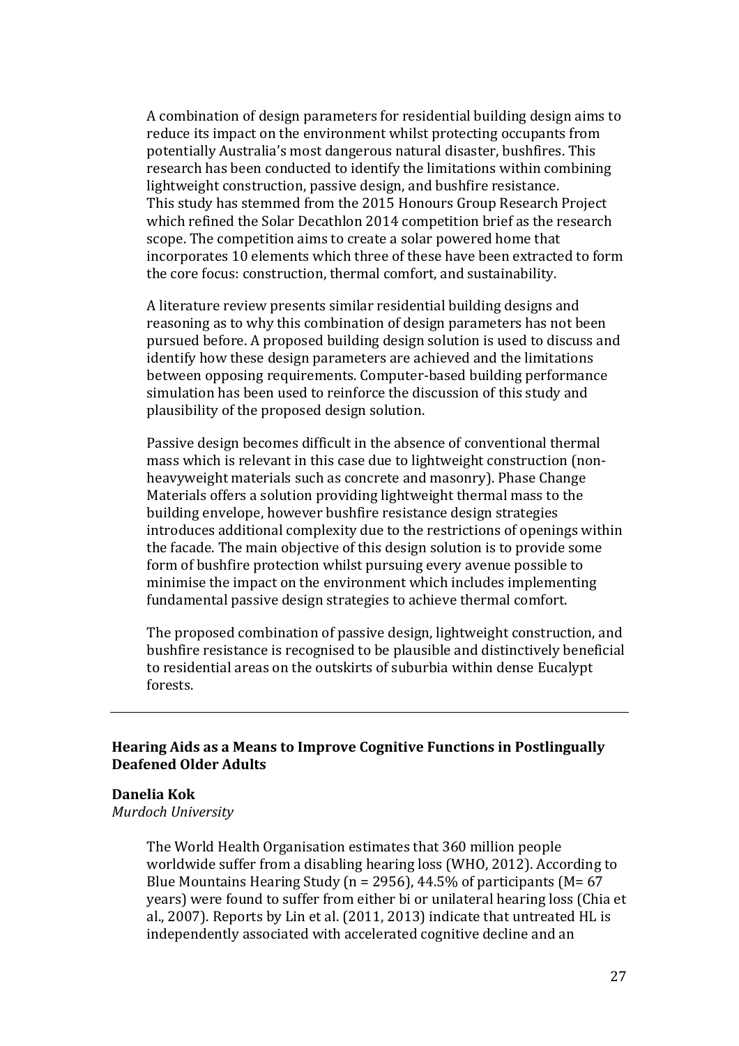A combination of design parameters for residential building design aims to reduce its impact on the environment whilst protecting occupants from potentially Australia's most dangerous natural disaster, bushfires. This research has been conducted to identify the limitations within combining lightweight construction, passive design, and bushfire resistance. This study has stemmed from the 2015 Honours Group Research Project which refined the Solar Decathlon 2014 competition brief as the research scope. The competition aims to create a solar powered home that incorporates 10 elements which three of these have been extracted to form the core focus: construction, thermal comfort, and sustainability.

A literature review presents similar residential building designs and reasoning as to why this combination of design parameters has not been pursued before. A proposed building design solution is used to discuss and identify how these design parameters are achieved and the limitations between opposing requirements. Computer-based building performance simulation has been used to reinforce the discussion of this study and plausibility of the proposed design solution.

Passive design becomes difficult in the absence of conventional thermal mass which is relevant in this case due to lightweight construction (non-heavyweight materials such as concrete and masonry). Phase Change Materials offers a solution providing lightweight thermal mass to the building envelope, however bushfire resistance design strategies introduces additional complexity due to the restrictions of openings within the facade. The main objective of this design solution is to provide some form of bushfire protection whilst pursuing every avenue possible to minimise the impact on the environment which includes implementing fundamental passive design strategies to achieve thermal comfort.

The proposed combination of passive design, lightweight construction, and bushfire resistance is recognised to be plausible and distinctively beneficial to residential areas on the outskirts of suburbia within dense Eucalypt forests.

---

### Hearing Aids as a Means to Improve Cognitive Functions in Postlingually Deafened Older Adults

**Danelia Kok**
*Murdoch University*

The World Health Organisation estimates that 360 million people worldwide suffer from a disabling hearing loss (WHO, 2012). According to Blue Mountains Hearing Study (n = 2956), 44.5% of participants (M= 67 years) were found to suffer from either bi or unilateral hearing loss (Chia et al., 2007). Reports by Lin et al. (2011, 2013) indicate that untreated HL is independently associated with accelerated cognitive decline and an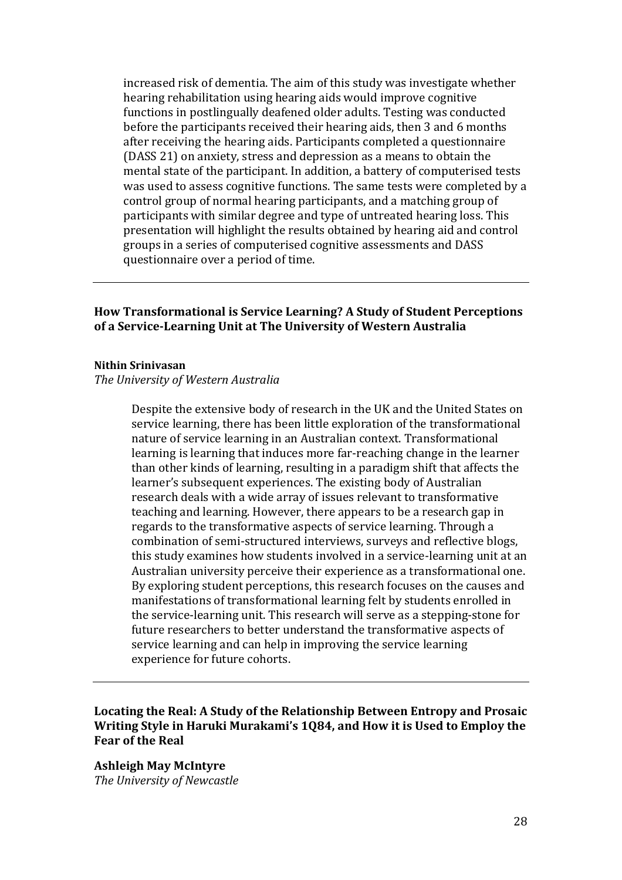increased risk of dementia. The aim of this study was investigate whether hearing rehabilitation using hearing aids would improve cognitive functions in postlingually deafened older adults. Testing was conducted before the participants received their hearing aids, then 3 and 6 months after receiving the hearing aids. Participants completed a questionnaire (DASS 21) on anxiety, stress and depression as a means to obtain the mental state of the participant. In addition, a battery of computerised tests was used to assess cognitive functions. The same tests were completed by a control group of normal hearing participants, and a matching group of participants with similar degree and type of untreated hearing loss. This presentation will highlight the results obtained by hearing aid and control groups in a series of computerised cognitive assessments and DASS questionnaire over a period of time.

---

### How Transformational is Service Learning? A Study of Student Perceptions of a Service-Learning Unit at The University of Western Australia

**Nithin Srinivasan**
*The University of Western Australia*

Despite the extensive body of research in the UK and the United States on service learning, there has been little exploration of the transformational nature of service learning in an Australian context. Transformational learning is learning that induces more far-reaching change in the learner than other kinds of learning, resulting in a paradigm shift that affects the learner's subsequent experiences. The existing body of Australian research deals with a wide array of issues relevant to transformative teaching and learning. However, there appears to be a research gap in regards to the transformative aspects of service learning. Through a combination of semi-structured interviews, surveys and reflective blogs, this study examines how students involved in a service-learning unit at an Australian university perceive their experience as a transformational one. By exploring student perceptions, this research focuses on the causes and manifestations of transformational learning felt by students enrolled in the service-learning unit. This research will serve as a stepping-stone for future researchers to better understand the transformative aspects of service learning and can help in improving the service learning experience for future cohorts.

---

### Locating the Real: A Study of the Relationship Between Entropy and Prosaic Writing Style in Haruki Murakami's 1Q84, and How it is Used to Employ the Fear of the Real

**Ashleigh May McIntyre**
*The University of Newcastle*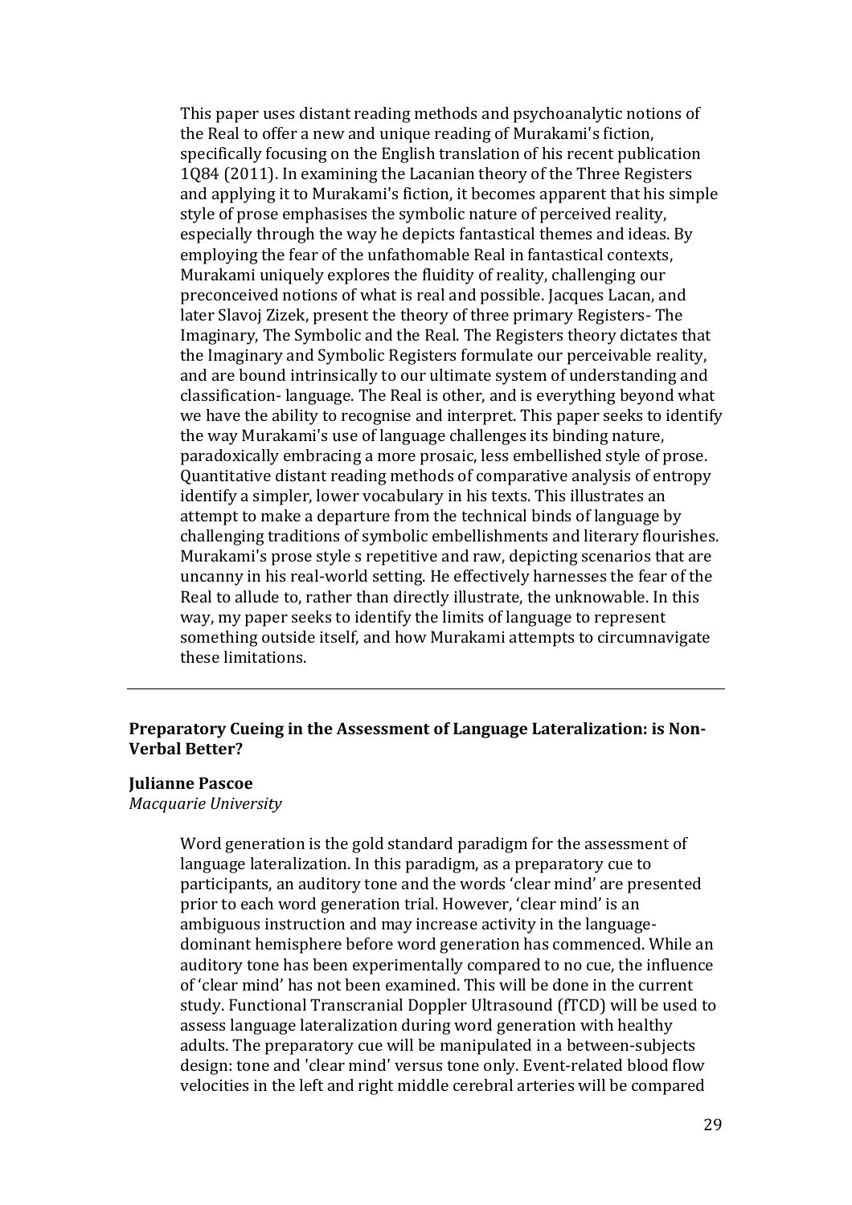This paper uses distant reading methods and psychoanalytic notions of the Real to offer a new and unique reading of Murakami's fiction, specifically focusing on the English translation of his recent publication 1Q84 (2011). In examining the Lacanian theory of the Three Registers and applying it to Murakami's fiction, it becomes apparent that his simple style of prose emphasises the symbolic nature of perceived reality, especially through the way he depicts fantastical themes and ideas. By employing the fear of the unfathomable Real in fantastical contexts, Murakami uniquely explores the fluidity of reality, challenging our preconceived notions of what is real and possible. Jacques Lacan, and later Slavoj Zizek, present the theory of three primary Registers- The Imaginary, The Symbolic and the Real. The Registers theory dictates that the Imaginary and Symbolic Registers formulate our perceivable reality, and are bound intrinsically to our ultimate system of understanding and classification- language. The Real is other, and is everything beyond what we have the ability to recognise and interpret. This paper seeks to identify the way Murakami's use of language challenges its binding nature, paradoxically embracing a more prosaic, less embellished style of prose. Quantitative distant reading methods of comparative analysis of entropy identify a simpler, lower vocabulary in his texts. This illustrates an attempt to make a departure from the technical binds of language by challenging traditions of symbolic embellishments and literary flourishes. Murakami's prose style s repetitive and raw, depicting scenarios that are uncanny in his real-world setting. He effectively harnesses the fear of the Real to allude to, rather than directly illustrate, the unknowable. In this way, my paper seeks to identify the limits of language to represent something outside itself, and how Murakami attempts to circumnavigate these limitations.

---

**Preparatory Cueing in the Assessment of Language Lateralization: is Non-Verbal Better?**

**Julianne Pascoe**
*Macquarie University*

Word generation is the gold standard paradigm for the assessment of language lateralization. In this paradigm, as a preparatory cue to participants, an auditory tone and the words 'clear mind' are presented prior to each word generation trial. However, 'clear mind' is an ambiguous instruction and may increase activity in the language-dominant hemisphere before word generation has commenced. While an auditory tone has been experimentally compared to no cue, the influence of 'clear mind' has not been examined. This will be done in the current study. Functional Transcranial Doppler Ultrasound (fTCD) will be used to assess language lateralization during word generation with healthy adults. The preparatory cue will be manipulated in a between-subjects design: tone and 'clear mind' versus tone only. Event-related blood flow velocities in the left and right middle cerebral arteries will be compared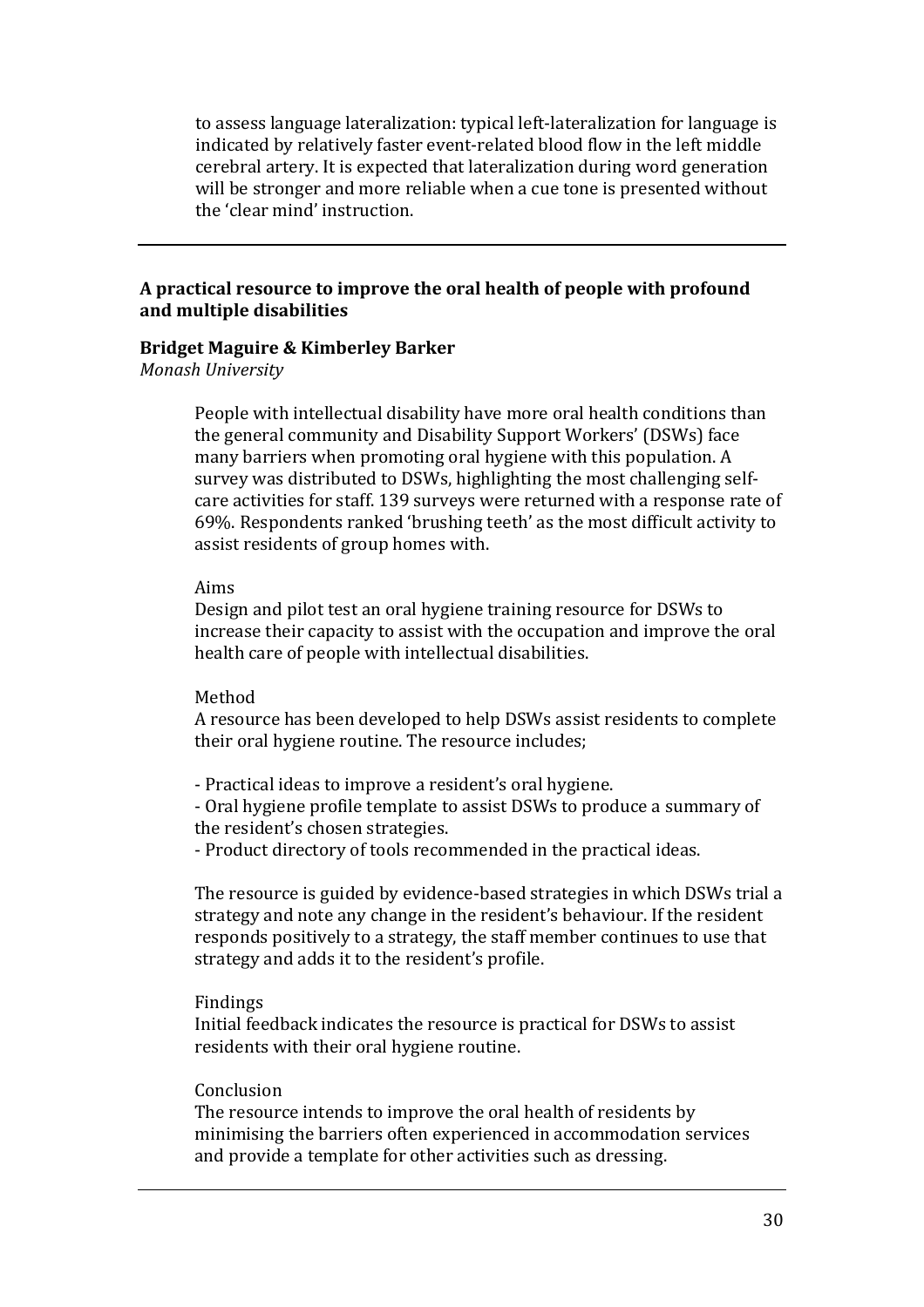to assess language lateralization: typical left-lateralization for language is indicated by relatively faster event-related blood flow in the left middle cerebral artery. It is expected that lateralization during word generation will be stronger and more reliable when a cue tone is presented without the 'clear mind' instruction.

---

## A practical resource to improve the oral health of people with profound and multiple disabilities

**Bridget Maguire & Kimberley Barker**

*Monash University*

People with intellectual disability have more oral health conditions than the general community and Disability Support Workers' (DSWs) face many barriers when promoting oral hygiene with this population. A survey was distributed to DSWs, highlighting the most challenging self-care activities for staff. 139 surveys were returned with a response rate of 69%. Respondents ranked 'brushing teeth' as the most difficult activity to assist residents of group homes with.

Aims

Design and pilot test an oral hygiene training resource for DSWs to increase their capacity to assist with the occupation and improve the oral health care of people with intellectual disabilities.

Method

A resource has been developed to help DSWs assist residents to complete their oral hygiene routine. The resource includes;

- Practical ideas to improve a resident's oral hygiene.
- Oral hygiene profile template to assist DSWs to produce a summary of the resident's chosen strategies.
- Product directory of tools recommended in the practical ideas.

The resource is guided by evidence-based strategies in which DSWs trial a strategy and note any change in the resident's behaviour. If the resident responds positively to a strategy, the staff member continues to use that strategy and adds it to the resident's profile.

Findings

Initial feedback indicates the resource is practical for DSWs to assist residents with their oral hygiene routine.

Conclusion

The resource intends to improve the oral health of residents by minimising the barriers often experienced in accommodation services and provide a template for other activities such as dressing.

---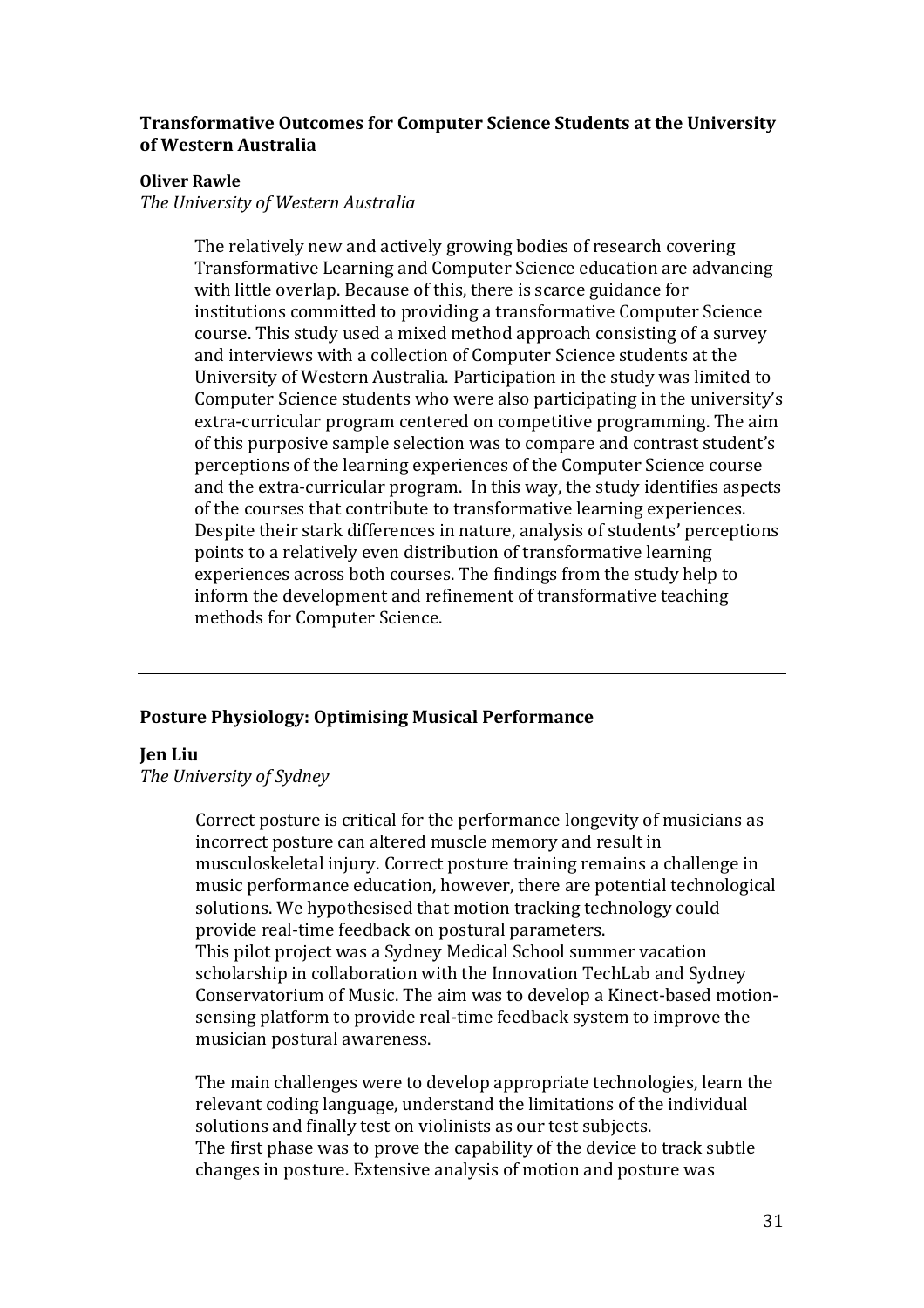### Transformative Outcomes for Computer Science Students at the University of Western Australia

**Oliver Rawle**

*The University of Western Australia*

The relatively new and actively growing bodies of research covering Transformative Learning and Computer Science education are advancing with little overlap. Because of this, there is scarce guidance for institutions committed to providing a transformative Computer Science course. This study used a mixed method approach consisting of a survey and interviews with a collection of Computer Science students at the University of Western Australia. Participation in the study was limited to Computer Science students who were also participating in the university's extra-curricular program centered on competitive programming. The aim of this purposive sample selection was to compare and contrast student's perceptions of the learning experiences of the Computer Science course and the extra-curricular program. In this way, the study identifies aspects of the courses that contribute to transformative learning experiences. Despite their stark differences in nature, analysis of students' perceptions points to a relatively even distribution of transformative learning experiences across both courses. The findings from the study help to inform the development and refinement of transformative teaching methods for Computer Science.

---

### Posture Physiology: Optimising Musical Performance

**Jen Liu**

*The University of Sydney*

Correct posture is critical for the performance longevity of musicians as incorrect posture can altered muscle memory and result in musculoskeletal injury. Correct posture training remains a challenge in music performance education, however, there are potential technological solutions. We hypothesised that motion tracking technology could provide real-time feedback on postural parameters.
This pilot project was a Sydney Medical School summer vacation scholarship in collaboration with the Innovation TechLab and Sydney Conservatorium of Music. The aim was to develop a Kinect-based motion-sensing platform to provide real-time feedback system to improve the musician postural awareness.

The main challenges were to develop appropriate technologies, learn the relevant coding language, understand the limitations of the individual solutions and finally test on violinists as our test subjects.
The first phase was to prove the capability of the device to track subtle changes in posture. Extensive analysis of motion and posture was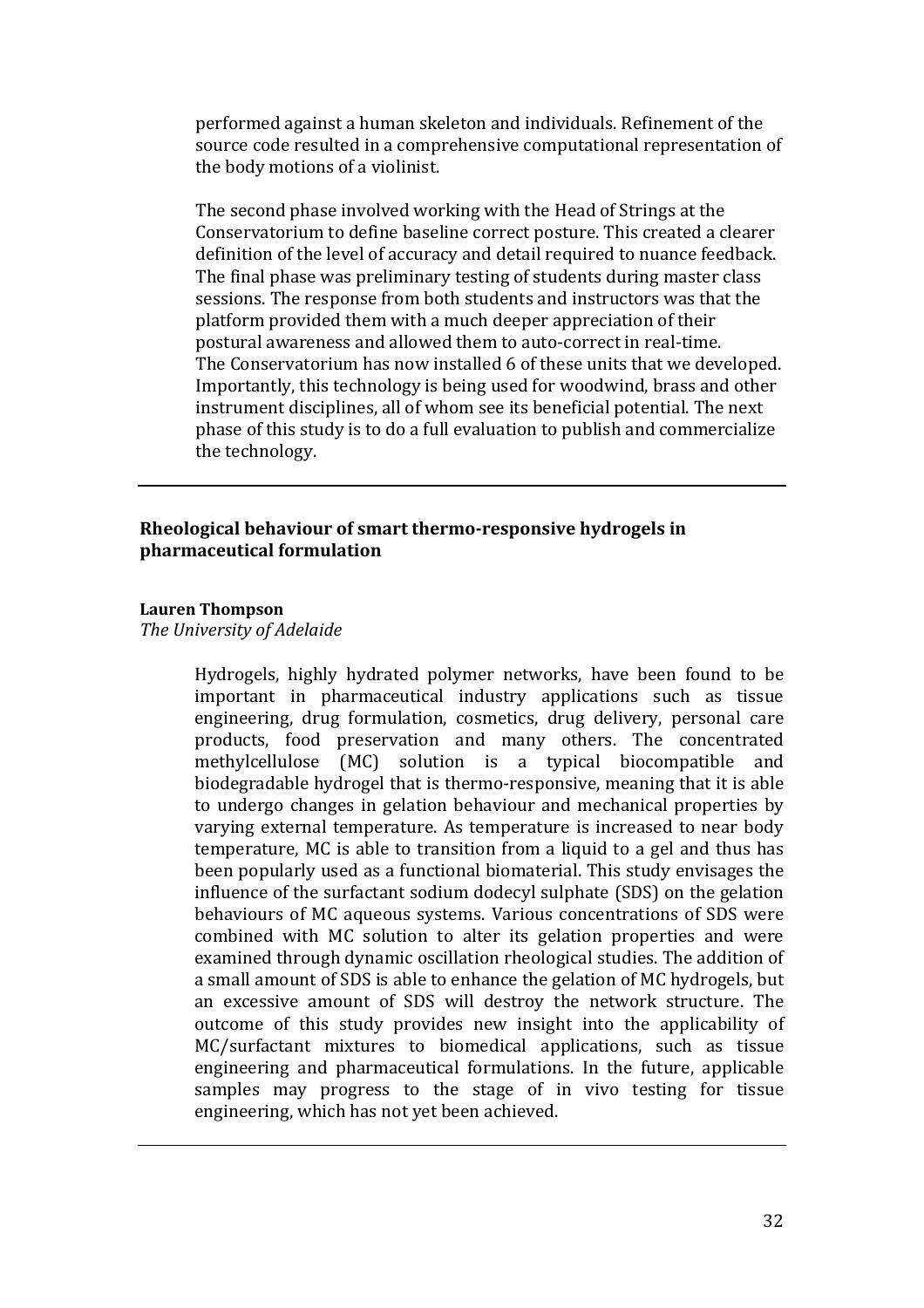performed against a human skeleton and individuals. Refinement of the source code resulted in a comprehensive computational representation of the body motions of a violinist.

The second phase involved working with the Head of Strings at the Conservatorium to define baseline correct posture. This created a clearer definition of the level of accuracy and detail required to nuance feedback. The final phase was preliminary testing of students during master class sessions. The response from both students and instructors was that the platform provided them with a much deeper appreciation of their postural awareness and allowed them to auto-correct in real-time. The Conservatorium has now installed 6 of these units that we developed. Importantly, this technology is being used for woodwind, brass and other instrument disciplines, all of whom see its beneficial potential. The next phase of this study is to do a full evaluation to publish and commercialize the technology.

---

### Rheological behaviour of smart thermo-responsive hydrogels in pharmaceutical formulation

**Lauren Thompson**
*The University of Adelaide*

Hydrogels, highly hydrated polymer networks, have been found to be important in pharmaceutical industry applications such as tissue engineering, drug formulation, cosmetics, drug delivery, personal care products, food preservation and many others. The concentrated methylcellulose (MC) solution is a typical biocompatible and biodegradable hydrogel that is thermo-responsive, meaning that it is able to undergo changes in gelation behaviour and mechanical properties by varying external temperature. As temperature is increased to near body temperature, MC is able to transition from a liquid to a gel and thus has been popularly used as a functional biomaterial. This study envisages the influence of the surfactant sodium dodecyl sulphate (SDS) on the gelation behaviours of MC aqueous systems. Various concentrations of SDS were combined with MC solution to alter its gelation properties and were examined through dynamic oscillation rheological studies. The addition of a small amount of SDS is able to enhance the gelation of MC hydrogels, but an excessive amount of SDS will destroy the network structure. The outcome of this study provides new insight into the applicability of MC/surfactant mixtures to biomedical applications, such as tissue engineering and pharmaceutical formulations. In the future, applicable samples may progress to the stage of in vivo testing for tissue engineering, which has not yet been achieved.

---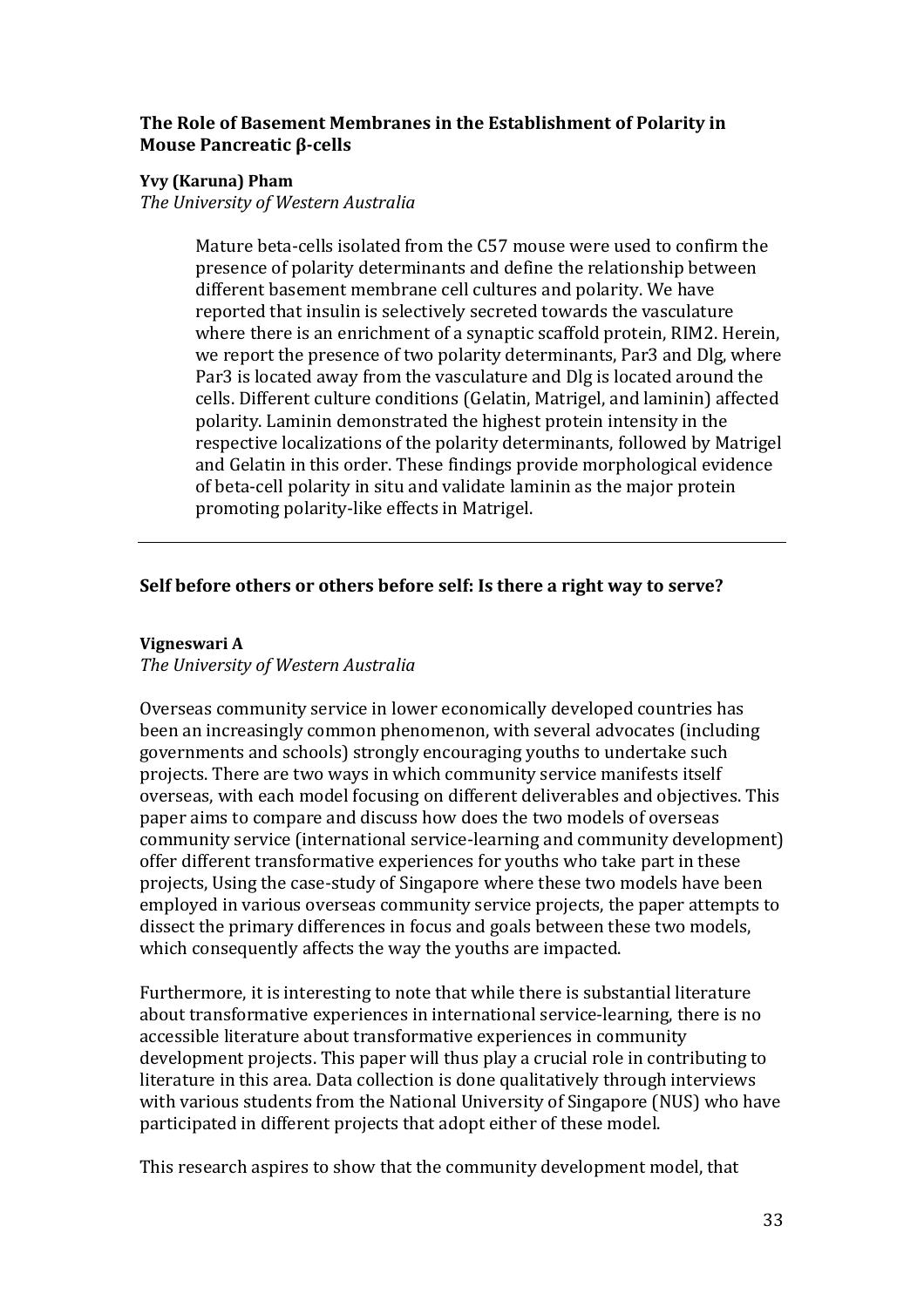### The Role of Basement Membranes in the Establishment of Polarity in Mouse Pancreatic β-cells

**Yvy (Karuna) Pham**

*The University of Western Australia*

> Mature beta-cells isolated from the C57 mouse were used to confirm the presence of polarity determinants and define the relationship between different basement membrane cell cultures and polarity. We have reported that insulin is selectively secreted towards the vasculature where there is an enrichment of a synaptic scaffold protein, RIM2. Herein, we report the presence of two polarity determinants, Par3 and Dlg, where Par3 is located away from the vasculature and Dlg is located around the cells. Different culture conditions (Gelatin, Matrigel, and laminin) affected polarity. Laminin demonstrated the highest protein intensity in the respective localizations of the polarity determinants, followed by Matrigel and Gelatin in this order. These findings provide morphological evidence of beta-cell polarity in situ and validate laminin as the major protein promoting polarity-like effects in Matrigel.

---

### Self before others or others before self: Is there a right way to serve?

**Vigneswari A**

*The University of Western Australia*

Overseas community service in lower economically developed countries has been an increasingly common phenomenon, with several advocates (including governments and schools) strongly encouraging youths to undertake such projects. There are two ways in which community service manifests itself overseas, with each model focusing on different deliverables and objectives. This paper aims to compare and discuss how does the two models of overseas community service (international service-learning and community development) offer different transformative experiences for youths who take part in these projects, Using the case-study of Singapore where these two models have been employed in various overseas community service projects, the paper attempts to dissect the primary differences in focus and goals between these two models, which consequently affects the way the youths are impacted.

Furthermore, it is interesting to note that while there is substantial literature about transformative experiences in international service-learning, there is no accessible literature about transformative experiences in community development projects. This paper will thus play a crucial role in contributing to literature in this area. Data collection is done qualitatively through interviews with various students from the National University of Singapore (NUS) who have participated in different projects that adopt either of these model.

This research aspires to show that the community development model, that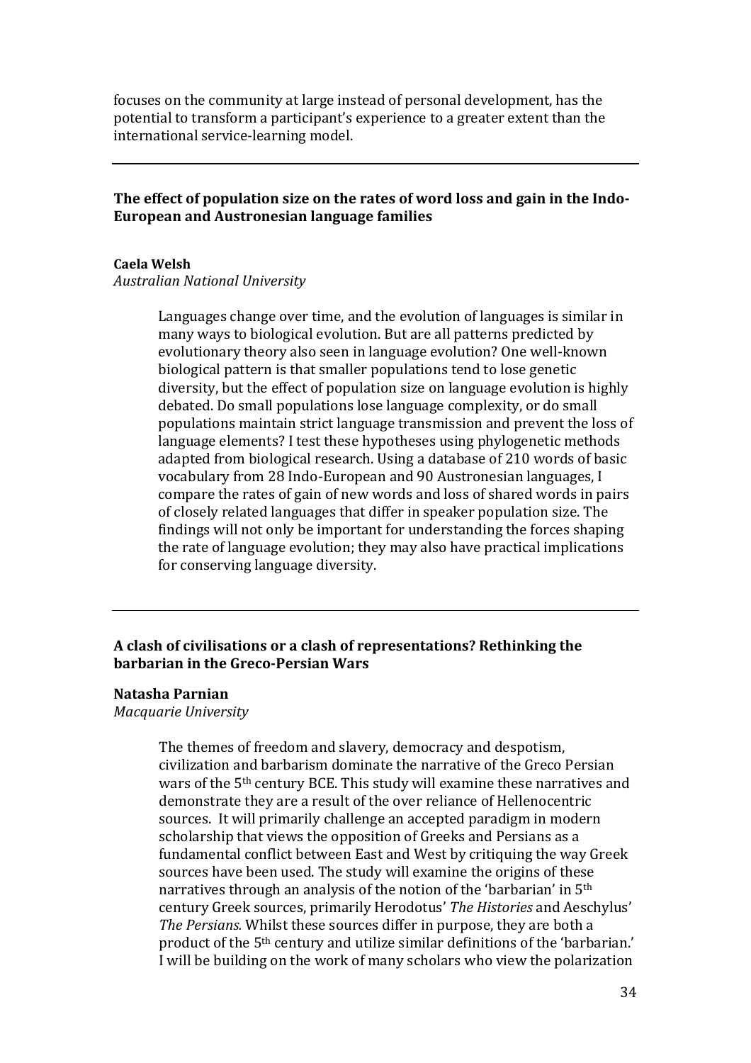focuses on the community at large instead of personal development, has the potential to transform a participant's experience to a greater extent than the international service-learning model.

---

### The effect of population size on the rates of word loss and gain in the Indo-European and Austronesian language families

**Caela Welsh**
*Australian National University*

Languages change over time, and the evolution of languages is similar in many ways to biological evolution. But are all patterns predicted by evolutionary theory also seen in language evolution? One well-known biological pattern is that smaller populations tend to lose genetic diversity, but the effect of population size on language evolution is highly debated. Do small populations lose language complexity, or do small populations maintain strict language transmission and prevent the loss of language elements? I test these hypotheses using phylogenetic methods adapted from biological research. Using a database of 210 words of basic vocabulary from 28 Indo-European and 90 Austronesian languages, I compare the rates of gain of new words and loss of shared words in pairs of closely related languages that differ in speaker population size. The findings will not only be important for understanding the forces shaping the rate of language evolution; they may also have practical implications for conserving language diversity.

---

### A clash of civilisations or a clash of representations? Rethinking the barbarian in the Greco-Persian Wars

**Natasha Parnian**
*Macquarie University*

The themes of freedom and slavery, democracy and despotism, civilization and barbarism dominate the narrative of the Greco Persian wars of the 5th century BCE. This study will examine these narratives and demonstrate they are a result of the over reliance of Hellenocentric sources. It will primarily challenge an accepted paradigm in modern scholarship that views the opposition of Greeks and Persians as a fundamental conflict between East and West by critiquing the way Greek sources have been used. The study will examine the origins of these narratives through an analysis of the notion of the 'barbarian' in 5th century Greek sources, primarily Herodotus' *The Histories* and Aeschylus' *The Persians.* Whilst these sources differ in purpose, they are both a product of the 5th century and utilize similar definitions of the 'barbarian.' I will be building on the work of many scholars who view the polarization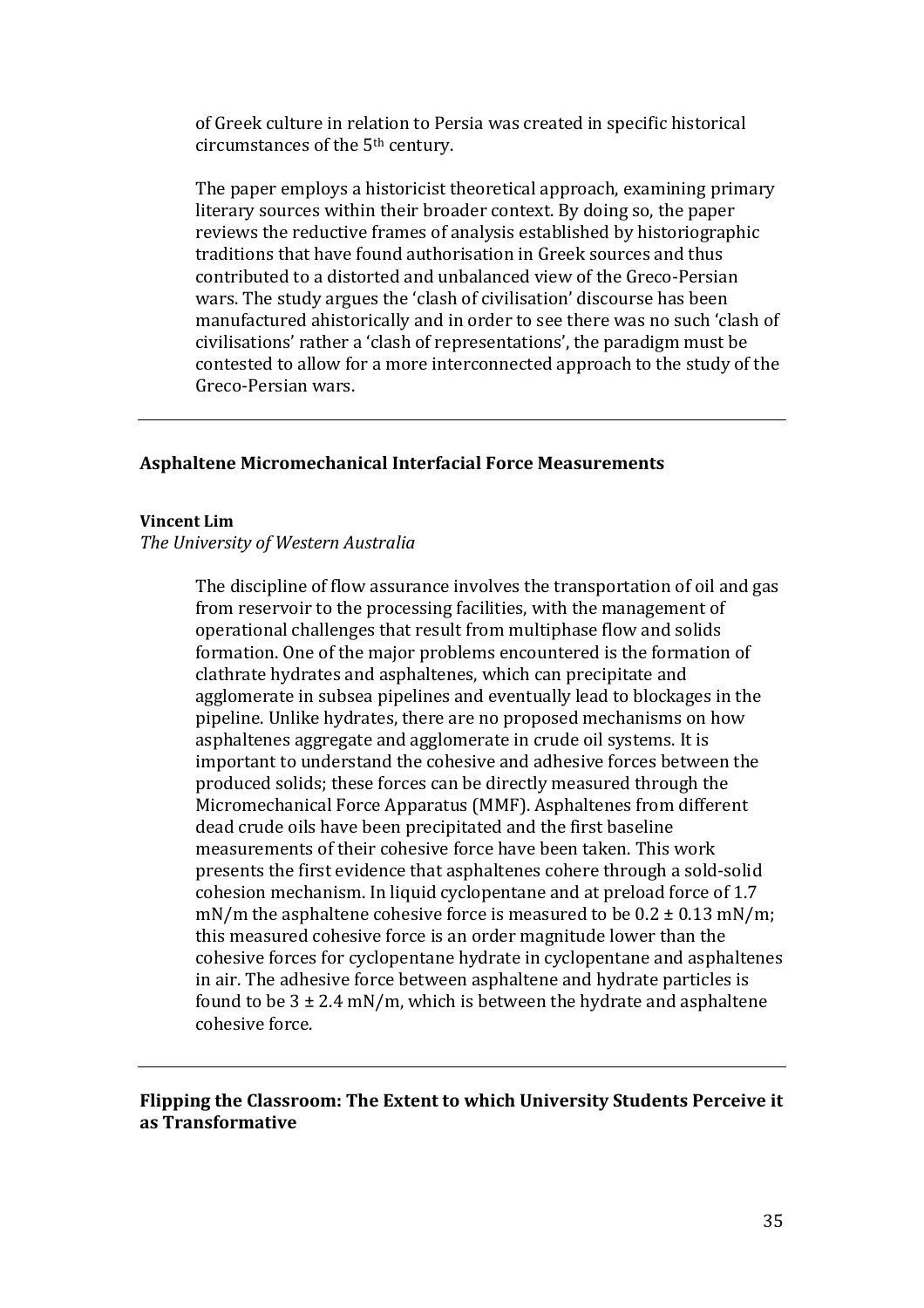of Greek culture in relation to Persia was created in specific historical circumstances of the 5th century.

The paper employs a historicist theoretical approach, examining primary literary sources within their broader context. By doing so, the paper reviews the reductive frames of analysis established by historiographic traditions that have found authorisation in Greek sources and thus contributed to a distorted and unbalanced view of the Greco-Persian wars. The study argues the 'clash of civilisation' discourse has been manufactured ahistorically and in order to see there was no such 'clash of civilisations' rather a 'clash of representations', the paradigm must be contested to allow for a more interconnected approach to the study of the Greco-Persian wars.

---

**Asphaltene Micromechanical Interfacial Force Measurements**

**Vincent Lim**
*The University of Western Australia*

The discipline of flow assurance involves the transportation of oil and gas from reservoir to the processing facilities, with the management of operational challenges that result from multiphase flow and solids formation. One of the major problems encountered is the formation of clathrate hydrates and asphaltenes, which can precipitate and agglomerate in subsea pipelines and eventually lead to blockages in the pipeline. Unlike hydrates, there are no proposed mechanisms on how asphaltenes aggregate and agglomerate in crude oil systems. It is important to understand the cohesive and adhesive forces between the produced solids; these forces can be directly measured through the Micromechanical Force Apparatus (MMF). Asphaltenes from different dead crude oils have been precipitated and the first baseline measurements of their cohesive force have been taken. This work presents the first evidence that asphaltenes cohere through a sold-solid cohesion mechanism. In liquid cyclopentane and at preload force of 1.7 mN/m the asphaltene cohesive force is measured to be $0.2 \pm 0.13$ mN/m; this measured cohesive force is an order magnitude lower than the cohesive forces for cyclopentane hydrate in cyclopentane and asphaltenes in air. The adhesive force between asphaltene and hydrate particles is found to be $3 \pm 2.4$ mN/m, which is between the hydrate and asphaltene cohesive force.

---

**Flipping the Classroom: The Extent to which University Students Perceive it as Transformative**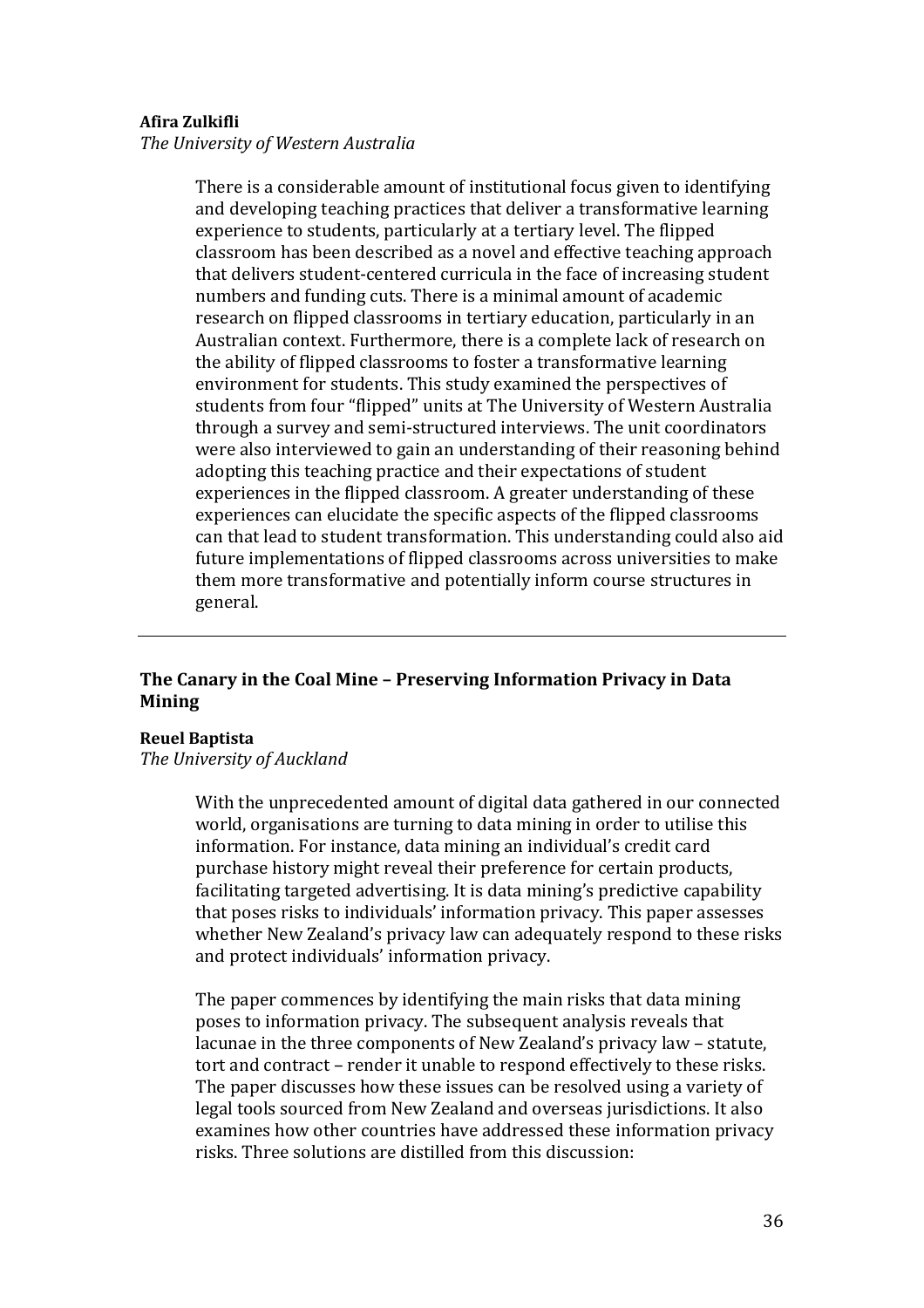**Afira Zulkifli**
*The University of Western Australia*

There is a considerable amount of institutional focus given to identifying and developing teaching practices that deliver a transformative learning experience to students, particularly at a tertiary level. The flipped classroom has been described as a novel and effective teaching approach that delivers student-centered curricula in the face of increasing student numbers and funding cuts. There is a minimal amount of academic research on flipped classrooms in tertiary education, particularly in an Australian context. Furthermore, there is a complete lack of research on the ability of flipped classrooms to foster a transformative learning environment for students. This study examined the perspectives of students from four "flipped" units at The University of Western Australia through a survey and semi-structured interviews. The unit coordinators were also interviewed to gain an understanding of their reasoning behind adopting this teaching practice and their expectations of student experiences in the flipped classroom. A greater understanding of these experiences can elucidate the specific aspects of the flipped classrooms can that lead to student transformation. This understanding could also aid future implementations of flipped classrooms across universities to make them more transformative and potentially inform course structures in general.

---

## The Canary in the Coal Mine – Preserving Information Privacy in Data Mining

**Reuel Baptista**
*The University of Auckland*

With the unprecedented amount of digital data gathered in our connected world, organisations are turning to data mining in order to utilise this information. For instance, data mining an individual's credit card purchase history might reveal their preference for certain products, facilitating targeted advertising. It is data mining's predictive capability that poses risks to individuals' information privacy. This paper assesses whether New Zealand's privacy law can adequately respond to these risks and protect individuals' information privacy.

The paper commences by identifying the main risks that data mining poses to information privacy. The subsequent analysis reveals that lacunae in the three components of New Zealand's privacy law – statute, tort and contract – render it unable to respond effectively to these risks. The paper discusses how these issues can be resolved using a variety of legal tools sourced from New Zealand and overseas jurisdictions. It also examines how other countries have addressed these information privacy risks. Three solutions are distilled from this discussion: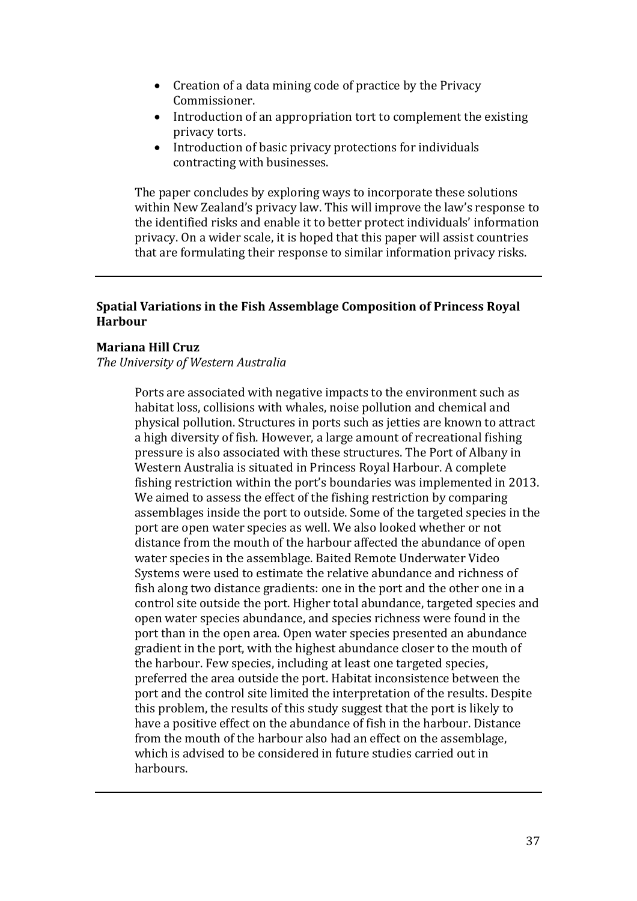- Creation of a data mining code of practice by the Privacy Commissioner.
- Introduction of an appropriation tort to complement the existing privacy torts.
- Introduction of basic privacy protections for individuals contracting with businesses.

The paper concludes by exploring ways to incorporate these solutions within New Zealand's privacy law. This will improve the law's response to the identified risks and enable it to better protect individuals' information privacy. On a wider scale, it is hoped that this paper will assist countries that are formulating their response to similar information privacy risks.

---

### Spatial Variations in the Fish Assemblage Composition of Princess Royal Harbour

**Mariana Hill Cruz**
*The University of Western Australia*

Ports are associated with negative impacts to the environment such as habitat loss, collisions with whales, noise pollution and chemical and physical pollution. Structures in ports such as jetties are known to attract a high diversity of fish. However, a large amount of recreational fishing pressure is also associated with these structures. The Port of Albany in Western Australia is situated in Princess Royal Harbour. A complete fishing restriction within the port's boundaries was implemented in 2013. We aimed to assess the effect of the fishing restriction by comparing assemblages inside the port to outside. Some of the targeted species in the port are open water species as well. We also looked whether or not distance from the mouth of the harbour affected the abundance of open water species in the assemblage. Baited Remote Underwater Video Systems were used to estimate the relative abundance and richness of fish along two distance gradients: one in the port and the other one in a control site outside the port. Higher total abundance, targeted species and open water species abundance, and species richness were found in the port than in the open area. Open water species presented an abundance gradient in the port, with the highest abundance closer to the mouth of the harbour. Few species, including at least one targeted species, preferred the area outside the port. Habitat inconsistence between the port and the control site limited the interpretation of the results. Despite this problem, the results of this study suggest that the port is likely to have a positive effect on the abundance of fish in the harbour. Distance from the mouth of the harbour also had an effect on the assemblage, which is advised to be considered in future studies carried out in harbours.

---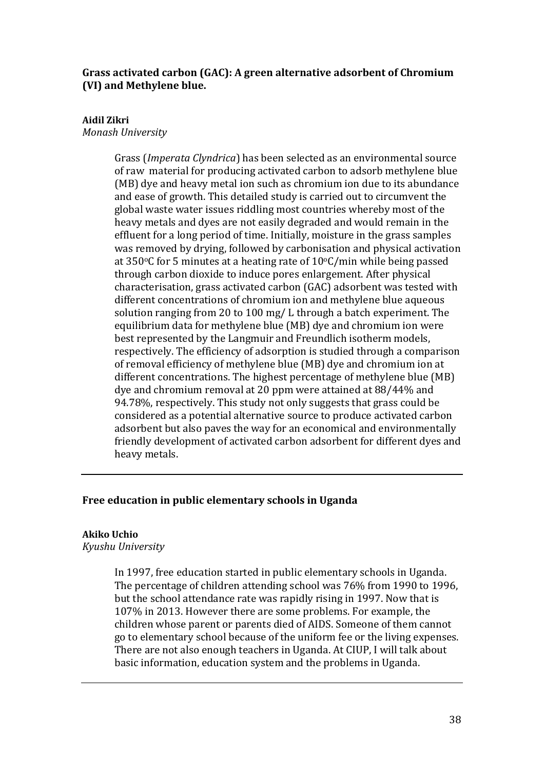### Grass activated carbon (GAC): A green alternative adsorbent of Chromium (VI) and Methylene blue.

**Aidil Zikri**
*Monash University*

Grass (*Imperata Clyndrica*) has been selected as an environmental source of raw material for producing activated carbon to adsorb methylene blue (MB) dye and heavy metal ion such as chromium ion due to its abundance and ease of growth. This detailed study is carried out to circumvent the global waste water issues riddling most countries whereby most of the heavy metals and dyes are not easily degraded and would remain in the effluent for a long period of time. Initially, moisture in the grass samples was removed by drying, followed by carbonisation and physical activation at 350°C for 5 minutes at a heating rate of 10°C/min while being passed through carbon dioxide to induce pores enlargement. After physical characterisation, grass activated carbon (GAC) adsorbent was tested with different concentrations of chromium ion and methylene blue aqueous solution ranging from 20 to 100 mg/ L through a batch experiment. The equilibrium data for methylene blue (MB) dye and chromium ion were best represented by the Langmuir and Freundlich isotherm models, respectively. The efficiency of adsorption is studied through a comparison of removal efficiency of methylene blue (MB) dye and chromium ion at different concentrations. The highest percentage of methylene blue (MB) dye and chromium removal at 20 ppm were attained at 88/44% and 94.78%, respectively. This study not only suggests that grass could be considered as a potential alternative source to produce activated carbon adsorbent but also paves the way for an economical and environmentally friendly development of activated carbon adsorbent for different dyes and heavy metals.

---

### Free education in public elementary schools in Uganda

**Akiko Uchio**
*Kyushu University*

In 1997, free education started in public elementary schools in Uganda. The percentage of children attending school was 76% from 1990 to 1996, but the school attendance rate was rapidly rising in 1997. Now that is 107% in 2013. However there are some problems. For example, the children whose parent or parents died of AIDS. Someone of them cannot go to elementary school because of the uniform fee or the living expenses. There are not also enough teachers in Uganda. At CIUP, I will talk about basic information, education system and the problems in Uganda.

---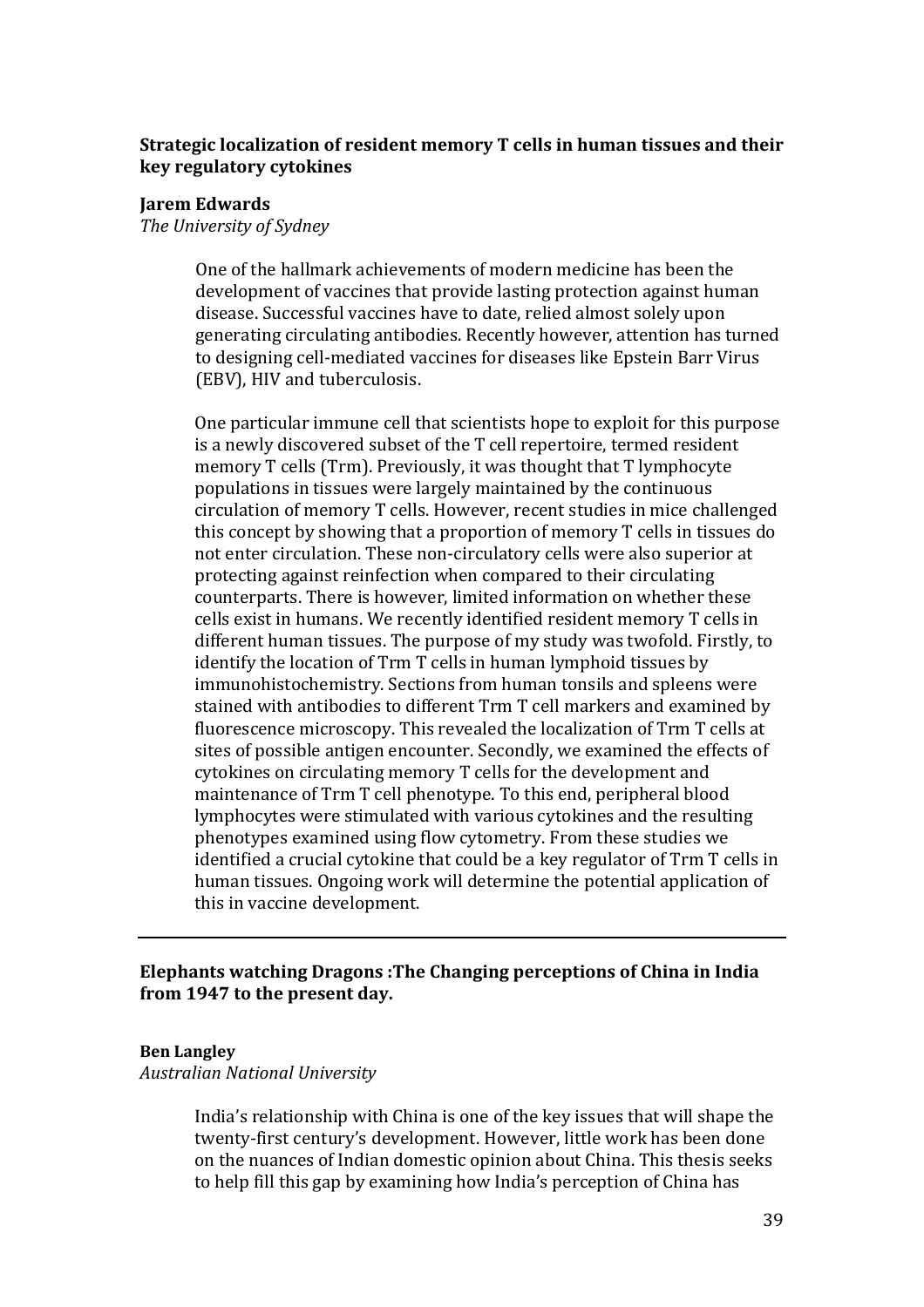### Strategic localization of resident memory T cells in human tissues and their key regulatory cytokines

**Jarem Edwards**
*The University of Sydney*

One of the hallmark achievements of modern medicine has been the development of vaccines that provide lasting protection against human disease. Successful vaccines have to date, relied almost solely upon generating circulating antibodies. Recently however, attention has turned to designing cell-mediated vaccines for diseases like Epstein Barr Virus (EBV), HIV and tuberculosis.

One particular immune cell that scientists hope to exploit for this purpose is a newly discovered subset of the T cell repertoire, termed resident memory T cells (Trm). Previously, it was thought that T lymphocyte populations in tissues were largely maintained by the continuous circulation of memory T cells. However, recent studies in mice challenged this concept by showing that a proportion of memory T cells in tissues do not enter circulation. These non-circulatory cells were also superior at protecting against reinfection when compared to their circulating counterparts. There is however, limited information on whether these cells exist in humans. We recently identified resident memory T cells in different human tissues. The purpose of my study was twofold. Firstly, to identify the location of Trm T cells in human lymphoid tissues by immunohistochemistry. Sections from human tonsils and spleens were stained with antibodies to different Trm T cell markers and examined by fluorescence microscopy. This revealed the localization of Trm T cells at sites of possible antigen encounter. Secondly, we examined the effects of cytokines on circulating memory T cells for the development and maintenance of Trm T cell phenotype. To this end, peripheral blood lymphocytes were stimulated with various cytokines and the resulting phenotypes examined using flow cytometry. From these studies we identified a crucial cytokine that could be a key regulator of Trm T cells in human tissues. Ongoing work will determine the potential application of this in vaccine development.

---

### Elephants watching Dragons :The Changing perceptions of China in India from 1947 to the present day.

**Ben Langley**
*Australian National University*

India's relationship with China is one of the key issues that will shape the twenty-first century's development. However, little work has been done on the nuances of Indian domestic opinion about China. This thesis seeks to help fill this gap by examining how India's perception of China has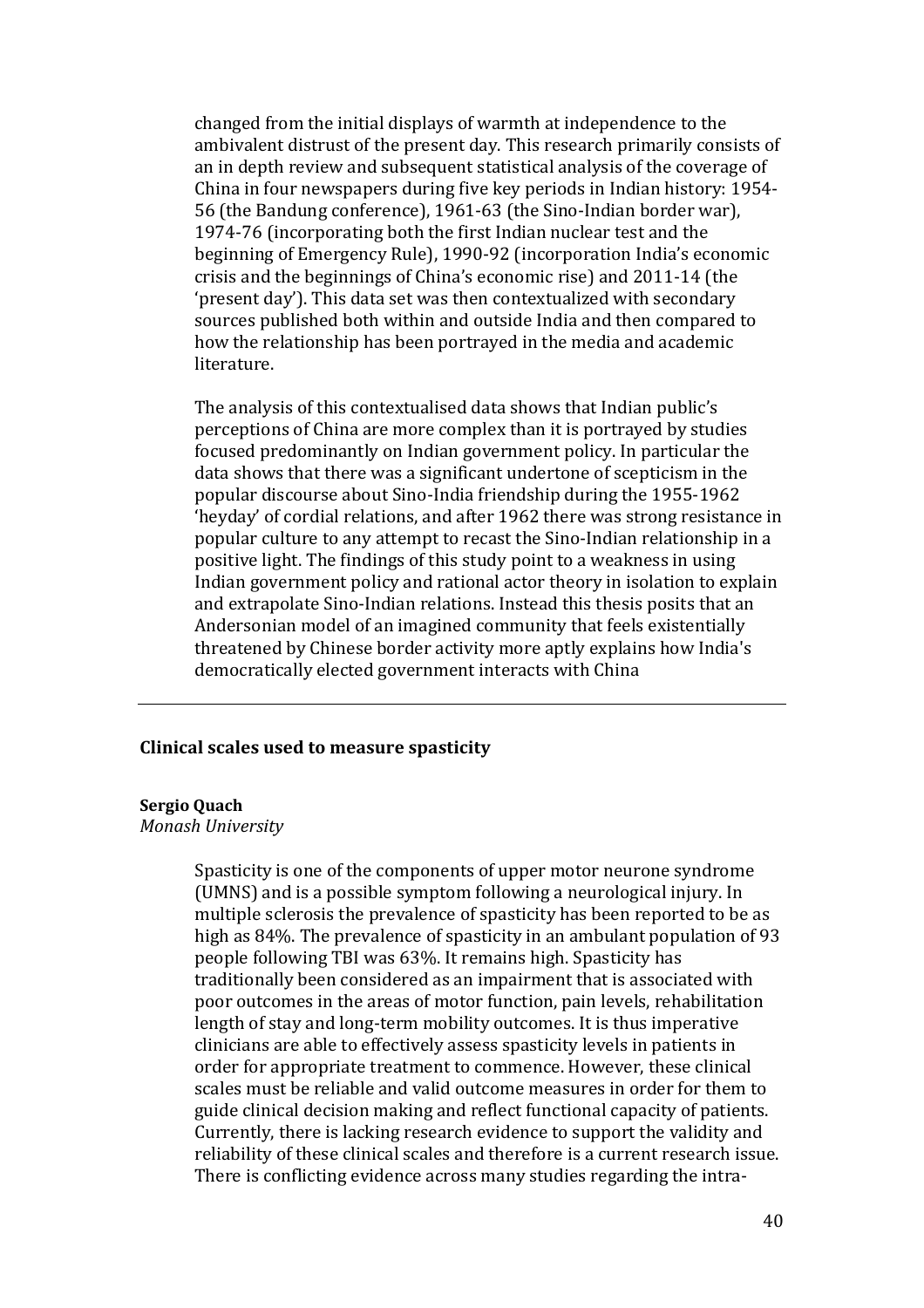changed from the initial displays of warmth at independence to the ambivalent distrust of the present day. This research primarily consists of an in depth review and subsequent statistical analysis of the coverage of China in four newspapers during five key periods in Indian history: 1954-56 (the Bandung conference), 1961-63 (the Sino-Indian border war), 1974-76 (incorporating both the first Indian nuclear test and the beginning of Emergency Rule), 1990-92 (incorporation India's economic crisis and the beginnings of China's economic rise) and 2011-14 (the 'present day'). This data set was then contextualized with secondary sources published both within and outside India and then compared to how the relationship has been portrayed in the media and academic literature.

The analysis of this contextualised data shows that Indian public's perceptions of China are more complex than it is portrayed by studies focused predominantly on Indian government policy. In particular the data shows that there was a significant undertone of scepticism in the popular discourse about Sino-India friendship during the 1955-1962 'heyday' of cordial relations, and after 1962 there was strong resistance in popular culture to any attempt to recast the Sino-Indian relationship in a positive light. The findings of this study point to a weakness in using Indian government policy and rational actor theory in isolation to explain and extrapolate Sino-Indian relations. Instead this thesis posits that an Andersonian model of an imagined community that feels existentially threatened by Chinese border activity more aptly explains how India's democratically elected government interacts with China

---

### Clinical scales used to measure spasticity

**Sergio Quach**
*Monash University*

Spasticity is one of the components of upper motor neurone syndrome (UMNS) and is a possible symptom following a neurological injury. In multiple sclerosis the prevalence of spasticity has been reported to be as high as 84%. The prevalence of spasticity in an ambulant population of 93 people following TBI was 63%. It remains high. Spasticity has traditionally been considered as an impairment that is associated with poor outcomes in the areas of motor function, pain levels, rehabilitation length of stay and long-term mobility outcomes. It is thus imperative clinicians are able to effectively assess spasticity levels in patients in order for appropriate treatment to commence. However, these clinical scales must be reliable and valid outcome measures in order for them to guide clinical decision making and reflect functional capacity of patients. Currently, there is lacking research evidence to support the validity and reliability of these clinical scales and therefore is a current research issue. There is conflicting evidence across many studies regarding the intra-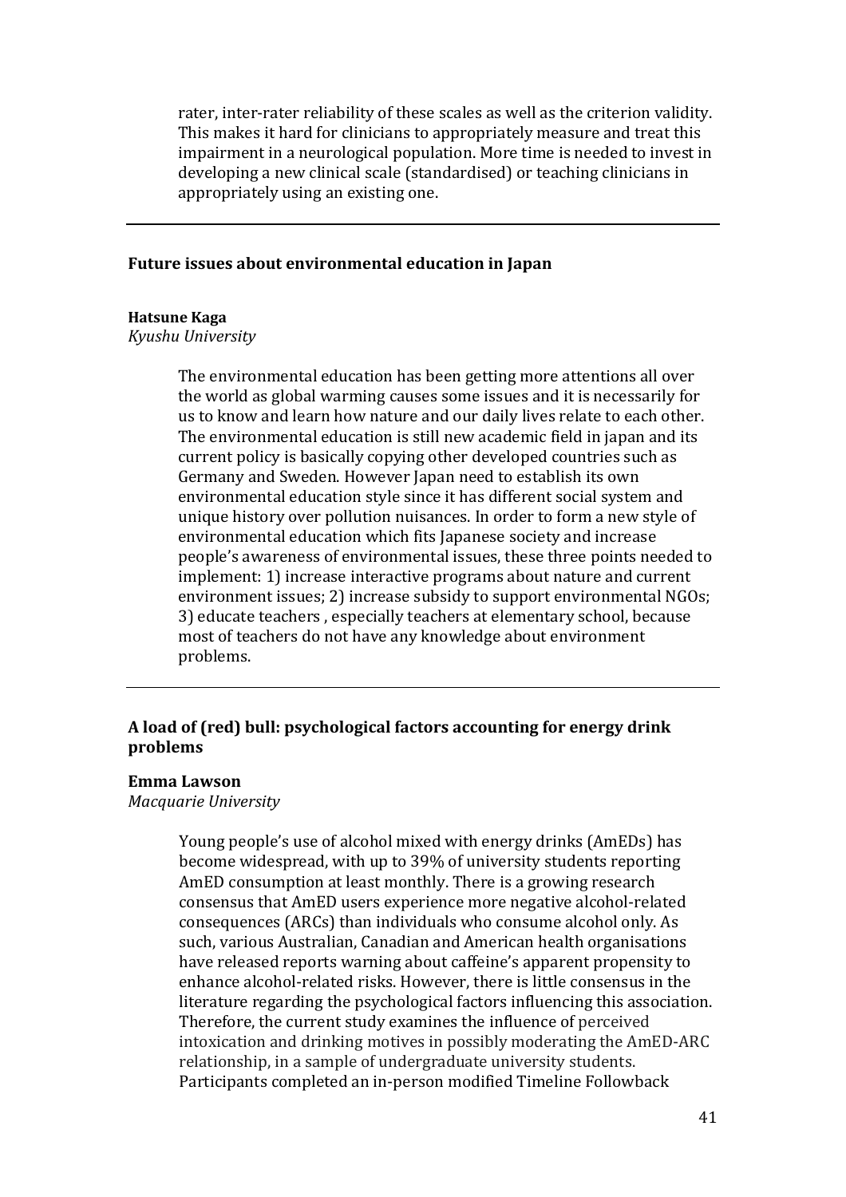rater, inter-rater reliability of these scales as well as the criterion validity. This makes it hard for clinicians to appropriately measure and treat this impairment in a neurological population. More time is needed to invest in developing a new clinical scale (standardised) or teaching clinicians in appropriately using an existing one.

---

## Future issues about environmental education in Japan

**Hatsune Kaga**
*Kyushu University*

The environmental education has been getting more attentions all over the world as global warming causes some issues and it is necessarily for us to know and learn how nature and our daily lives relate to each other. The environmental education is still new academic field in japan and its current policy is basically copying other developed countries such as Germany and Sweden. However Japan need to establish its own environmental education style since it has different social system and unique history over pollution nuisances. In order to form a new style of environmental education which fits Japanese society and increase people's awareness of environmental issues, these three points needed to implement: 1) increase interactive programs about nature and current environment issues; 2) increase subsidy to support environmental NGOs; 3) educate teachers , especially teachers at elementary school, because most of teachers do not have any knowledge about environment problems.

---

## A load of (red) bull: psychological factors accounting for energy drink problems

**Emma Lawson**
*Macquarie University*

Young people's use of alcohol mixed with energy drinks (AmEDs) has become widespread, with up to 39% of university students reporting AmED consumption at least monthly. There is a growing research consensus that AmED users experience more negative alcohol-related consequences (ARCs) than individuals who consume alcohol only. As such, various Australian, Canadian and American health organisations have released reports warning about caffeine's apparent propensity to enhance alcohol-related risks. However, there is little consensus in the literature regarding the psychological factors influencing this association. Therefore, the current study examines the influence of perceived intoxication and drinking motives in possibly moderating the AmED-ARC relationship, in a sample of undergraduate university students. Participants completed an in-person modified Timeline Followback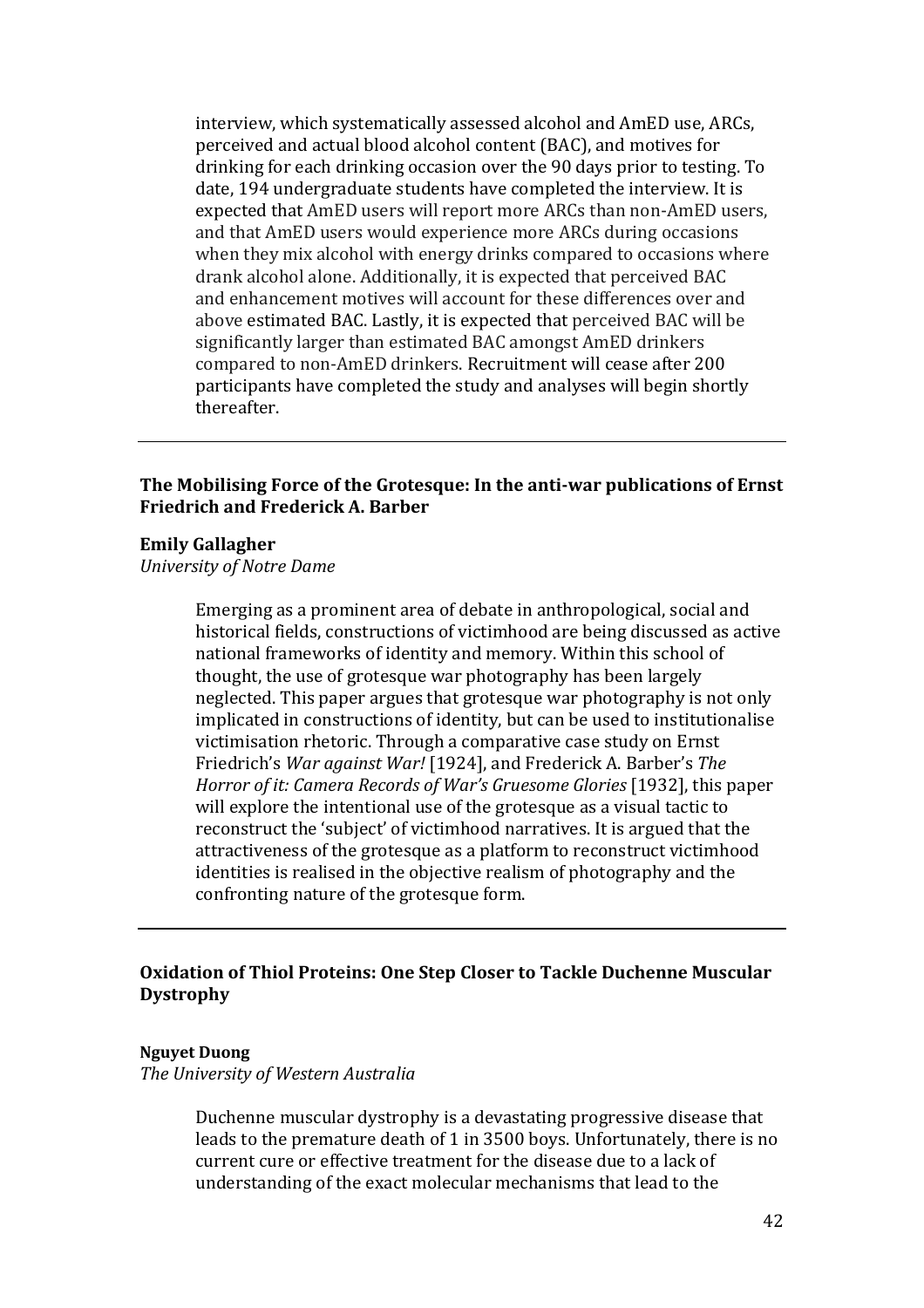interview, which systematically assessed alcohol and AmED use, ARCs, perceived and actual blood alcohol content (BAC), and motives for drinking for each drinking occasion over the 90 days prior to testing. To date, 194 undergraduate students have completed the interview. It is expected that AmED users will report more ARCs than non-AmED users, and that AmED users would experience more ARCs during occasions when they mix alcohol with energy drinks compared to occasions where drank alcohol alone. Additionally, it is expected that perceived BAC and enhancement motives will account for these differences over and above estimated BAC. Lastly, it is expected that perceived BAC will be significantly larger than estimated BAC amongst AmED drinkers compared to non-AmED drinkers. Recruitment will cease after 200 participants have completed the study and analyses will begin shortly thereafter.

---

### The Mobilising Force of the Grotesque: In the anti-war publications of Ernst Friedrich and Frederick A. Barber

**Emily Gallagher**
*University of Notre Dame*

Emerging as a prominent area of debate in anthropological, social and historical fields, constructions of victimhood are being discussed as active national frameworks of identity and memory. Within this school of thought, the use of grotesque war photography has been largely neglected. This paper argues that grotesque war photography is not only implicated in constructions of identity, but can be used to institutionalise victimisation rhetoric. Through a comparative case study on Ernst Friedrich's *War against War!* [1924], and Frederick A. Barber's *The Horror of it: Camera Records of War's Gruesome Glories* [1932], this paper will explore the intentional use of the grotesque as a visual tactic to reconstruct the 'subject' of victimhood narratives. It is argued that the attractiveness of the grotesque as a platform to reconstruct victimhood identities is realised in the objective realism of photography and the confronting nature of the grotesque form.

---

### Oxidation of Thiol Proteins: One Step Closer to Tackle Duchenne Muscular Dystrophy

**Nguyet Duong**
*The University of Western Australia*

Duchenne muscular dystrophy is a devastating progressive disease that leads to the premature death of 1 in 3500 boys. Unfortunately, there is no current cure or effective treatment for the disease due to a lack of understanding of the exact molecular mechanisms that lead to the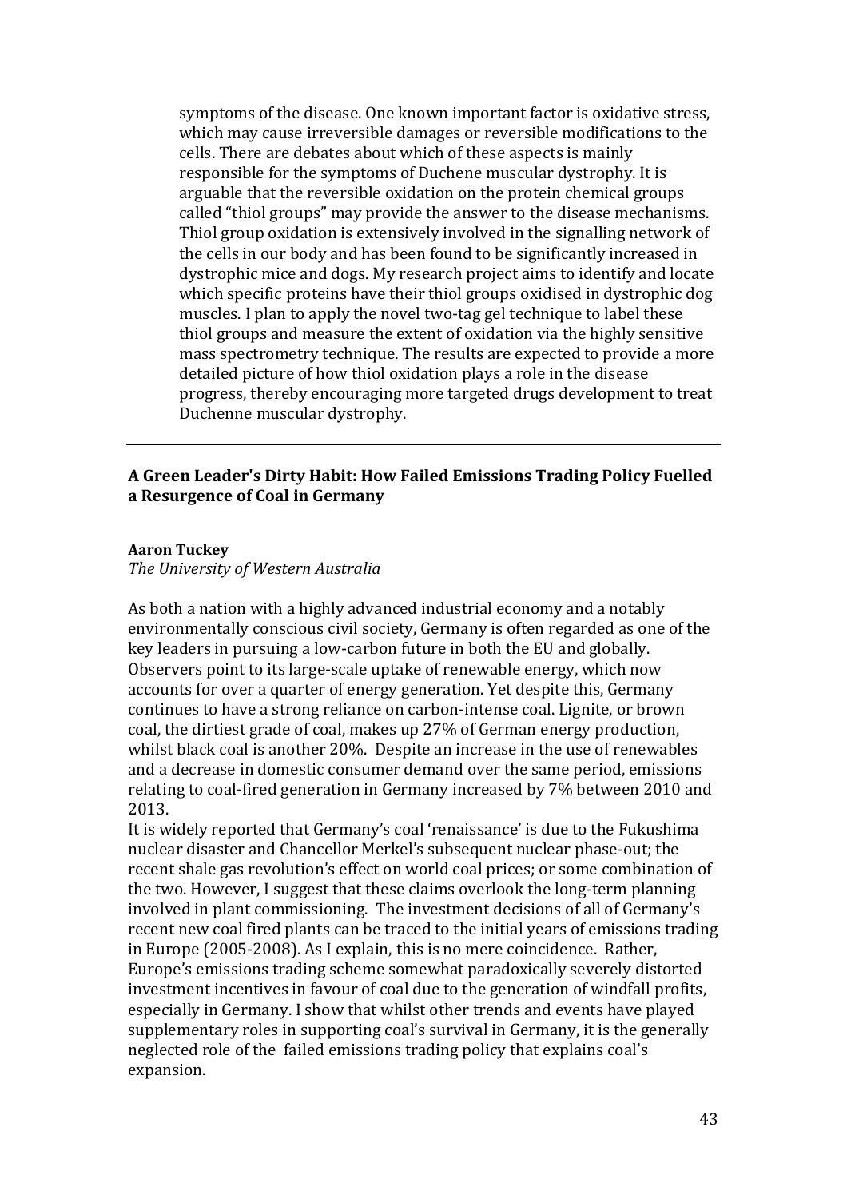symptoms of the disease. One known important factor is oxidative stress, which may cause irreversible damages or reversible modifications to the cells. There are debates about which of these aspects is mainly responsible for the symptoms of Duchene muscular dystrophy. It is arguable that the reversible oxidation on the protein chemical groups called "thiol groups" may provide the answer to the disease mechanisms. Thiol group oxidation is extensively involved in the signalling network of the cells in our body and has been found to be significantly increased in dystrophic mice and dogs. My research project aims to identify and locate which specific proteins have their thiol groups oxidised in dystrophic dog muscles. I plan to apply the novel two-tag gel technique to label these thiol groups and measure the extent of oxidation via the highly sensitive mass spectrometry technique. The results are expected to provide a more detailed picture of how thiol oxidation plays a role in the disease progress, thereby encouraging more targeted drugs development to treat Duchenne muscular dystrophy.

---

### A Green Leader's Dirty Habit: How Failed Emissions Trading Policy Fuelled a Resurgence of Coal in Germany

**Aaron Tuckey**
*The University of Western Australia*

As both a nation with a highly advanced industrial economy and a notably environmentally conscious civil society, Germany is often regarded as one of the key leaders in pursuing a low-carbon future in both the EU and globally. Observers point to its large-scale uptake of renewable energy, which now accounts for over a quarter of energy generation. Yet despite this, Germany continues to have a strong reliance on carbon-intense coal. Lignite, or brown coal, the dirtiest grade of coal, makes up 27% of German energy production, whilst black coal is another 20%. Despite an increase in the use of renewables and a decrease in domestic consumer demand over the same period, emissions relating to coal-fired generation in Germany increased by 7% between 2010 and 2013.
It is widely reported that Germany's coal 'renaissance' is due to the Fukushima nuclear disaster and Chancellor Merkel's subsequent nuclear phase-out; the recent shale gas revolution's effect on world coal prices; or some combination of the two. However, I suggest that these claims overlook the long-term planning involved in plant commissioning. The investment decisions of all of Germany's recent new coal fired plants can be traced to the initial years of emissions trading in Europe (2005-2008). As I explain, this is no mere coincidence. Rather, Europe's emissions trading scheme somewhat paradoxically severely distorted investment incentives in favour of coal due to the generation of windfall profits, especially in Germany. I show that whilst other trends and events have played supplementary roles in supporting coal's survival in Germany, it is the generally neglected role of the failed emissions trading policy that explains coal's expansion.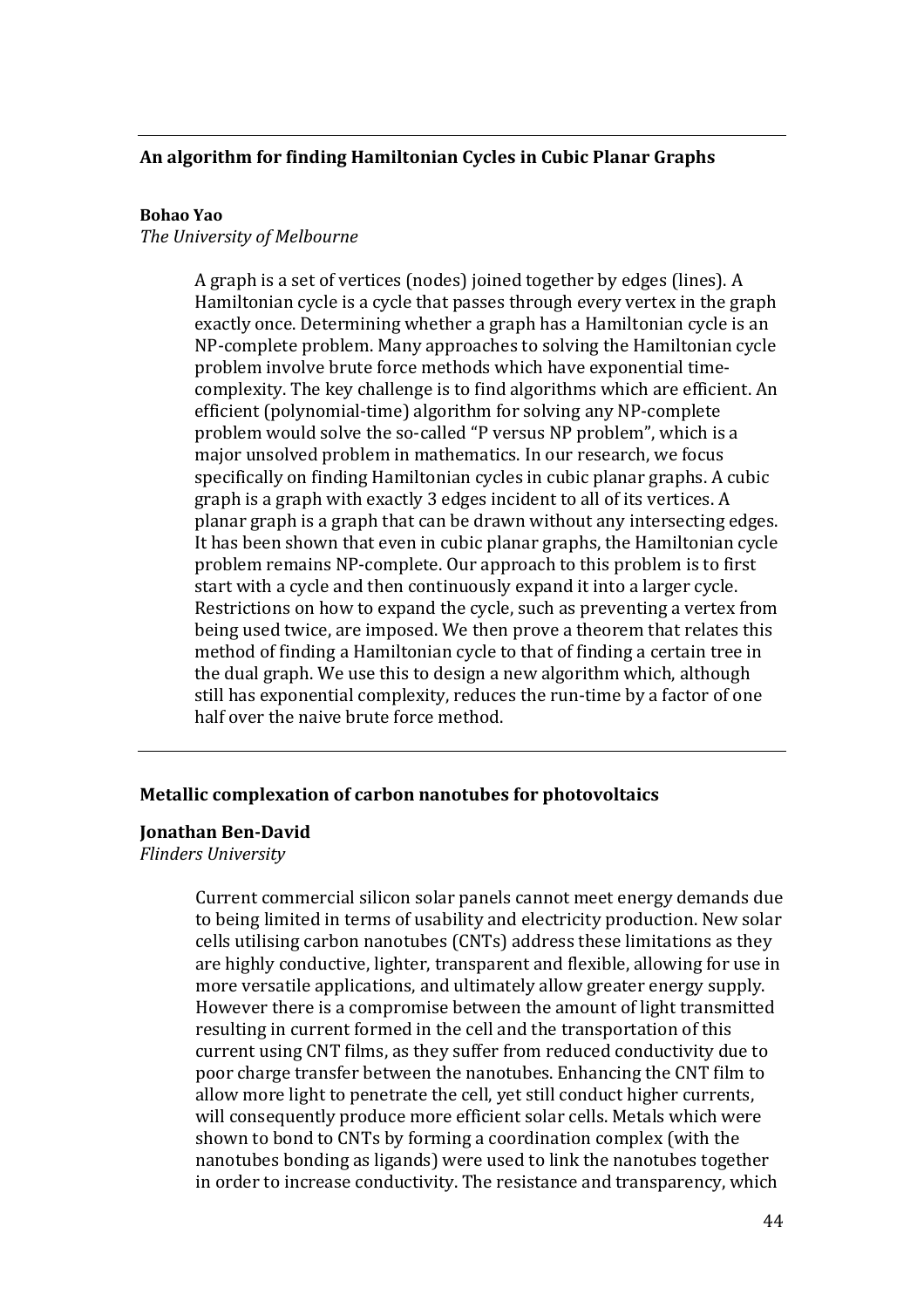## An algorithm for finding Hamiltonian Cycles in Cubic Planar Graphs

**Bohao Yao**
*The University of Melbourne*

A graph is a set of vertices (nodes) joined together by edges (lines). A Hamiltonian cycle is a cycle that passes through every vertex in the graph exactly once. Determining whether a graph has a Hamiltonian cycle is an NP-complete problem. Many approaches to solving the Hamiltonian cycle problem involve brute force methods which have exponential time-complexity. The key challenge is to find algorithms which are efficient. An efficient (polynomial-time) algorithm for solving any NP-complete problem would solve the so-called "P versus NP problem", which is a major unsolved problem in mathematics. In our research, we focus specifically on finding Hamiltonian cycles in cubic planar graphs. A cubic graph is a graph with exactly 3 edges incident to all of its vertices. A planar graph is a graph that can be drawn without any intersecting edges. It has been shown that even in cubic planar graphs, the Hamiltonian cycle problem remains NP-complete. Our approach to this problem is to first start with a cycle and then continuously expand it into a larger cycle. Restrictions on how to expand the cycle, such as preventing a vertex from being used twice, are imposed. We then prove a theorem that relates this method of finding a Hamiltonian cycle to that of finding a certain tree in the dual graph. We use this to design a new algorithm which, although still has exponential complexity, reduces the run-time by a factor of one half over the naive brute force method.

---

## Metallic complexation of carbon nanotubes for photovoltaics

**Jonathan Ben-David**
*Flinders University*

Current commercial silicon solar panels cannot meet energy demands due to being limited in terms of usability and electricity production. New solar cells utilising carbon nanotubes (CNTs) address these limitations as they are highly conductive, lighter, transparent and flexible, allowing for use in more versatile applications, and ultimately allow greater energy supply. However there is a compromise between the amount of light transmitted resulting in current formed in the cell and the transportation of this current using CNT films, as they suffer from reduced conductivity due to poor charge transfer between the nanotubes. Enhancing the CNT film to allow more light to penetrate the cell, yet still conduct higher currents, will consequently produce more efficient solar cells. Metals which were shown to bond to CNTs by forming a coordination complex (with the nanotubes bonding as ligands) were used to link the nanotubes together in order to increase conductivity. The resistance and transparency, which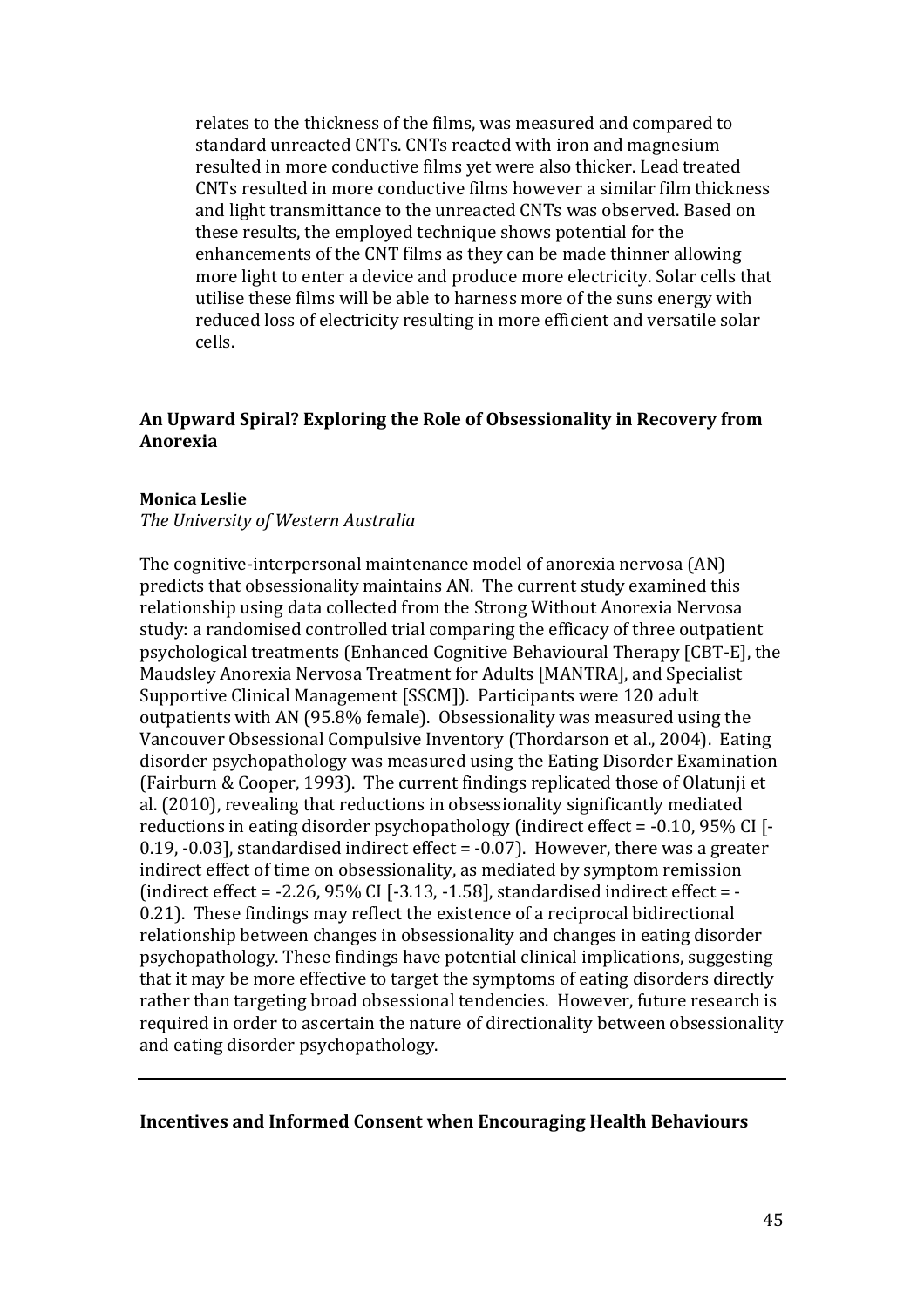relates to the thickness of the films, was measured and compared to standard unreacted CNTs. CNTs reacted with iron and magnesium resulted in more conductive films yet were also thicker. Lead treated CNTs resulted in more conductive films however a similar film thickness and light transmittance to the unreacted CNTs was observed. Based on these results, the employed technique shows potential for the enhancements of the CNT films as they can be made thinner allowing more light to enter a device and produce more electricity. Solar cells that utilise these films will be able to harness more of the suns energy with reduced loss of electricity resulting in more efficient and versatile solar cells.

---

### An Upward Spiral? Exploring the Role of Obsessionality in Recovery from Anorexia

**Monica Leslie**
*The University of Western Australia*

The cognitive-interpersonal maintenance model of anorexia nervosa (AN) predicts that obsessionality maintains AN. The current study examined this relationship using data collected from the Strong Without Anorexia Nervosa study: a randomised controlled trial comparing the efficacy of three outpatient psychological treatments (Enhanced Cognitive Behavioural Therapy [CBT-E], the Maudsley Anorexia Nervosa Treatment for Adults [MANTRA], and Specialist Supportive Clinical Management [SSCM]). Participants were 120 adult outpatients with AN (95.8% female). Obsessionality was measured using the Vancouver Obsessional Compulsive Inventory (Thordarson et al., 2004). Eating disorder psychopathology was measured using the Eating Disorder Examination (Fairburn & Cooper, 1993). The current findings replicated those of Olatunji et al. (2010), revealing that reductions in obsessionality significantly mediated reductions in eating disorder psychopathology (indirect effect = -0.10, 95% CI [-0.19, -0.03], standardised indirect effect = -0.07). However, there was a greater indirect effect of time on obsessionality, as mediated by symptom remission (indirect effect = -2.26, 95% CI [-3.13, -1.58], standardised indirect effect = -0.21). These findings may reflect the existence of a reciprocal bidirectional relationship between changes in obsessionality and changes in eating disorder psychopathology. These findings have potential clinical implications, suggesting that it may be more effective to target the symptoms of eating disorders directly rather than targeting broad obsessional tendencies. However, future research is required in order to ascertain the nature of directionality between obsessionality and eating disorder psychopathology.

---

### Incentives and Informed Consent when Encouraging Health Behaviours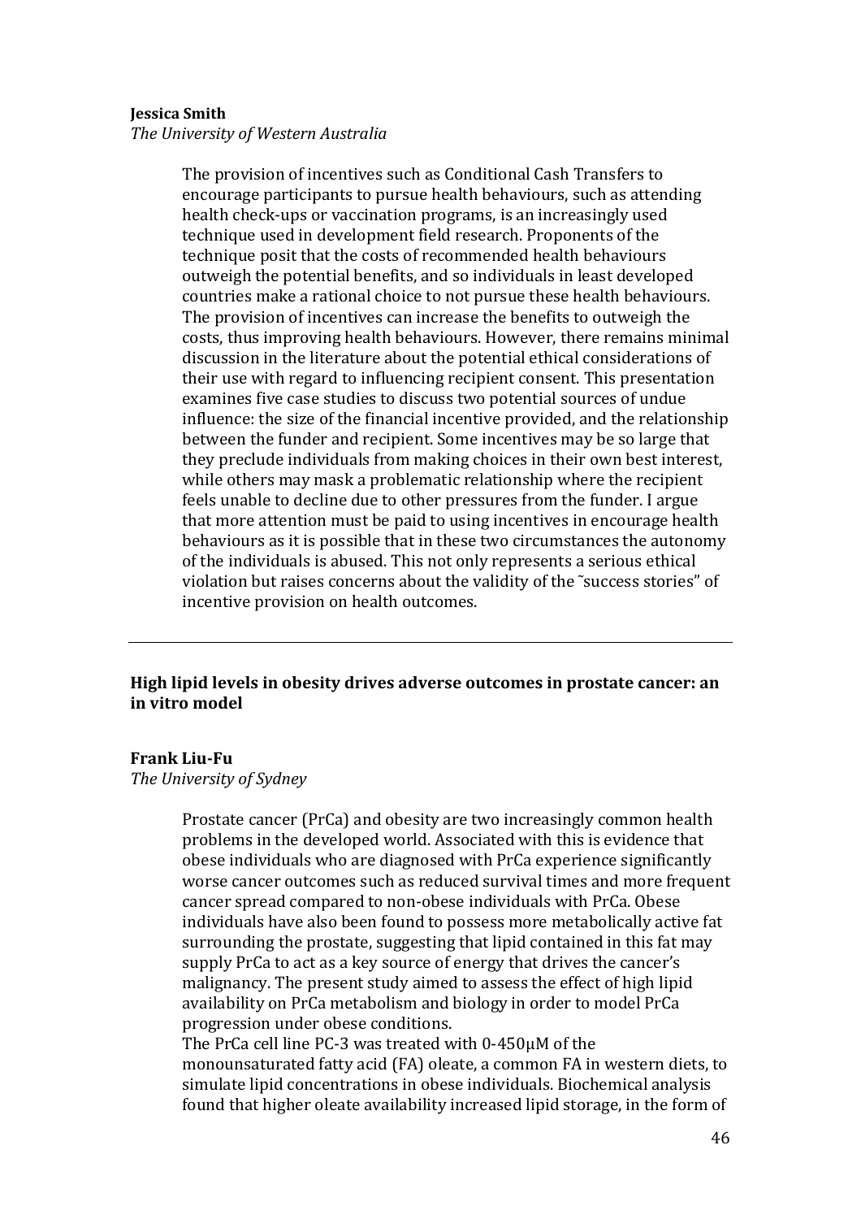**Jessica Smith**
*The University of Western Australia*

The provision of incentives such as Conditional Cash Transfers to encourage participants to pursue health behaviours, such as attending health check-ups or vaccination programs, is an increasingly used technique used in development field research. Proponents of the technique posit that the costs of recommended health behaviours outweigh the potential benefits, and so individuals in least developed countries make a rational choice to not pursue these health behaviours. The provision of incentives can increase the benefits to outweigh the costs, thus improving health behaviours. However, there remains minimal discussion in the literature about the potential ethical considerations of their use with regard to influencing recipient consent. This presentation examines five case studies to discuss two potential sources of undue influence: the size of the financial incentive provided, and the relationship between the funder and recipient. Some incentives may be so large that they preclude individuals from making choices in their own best interest, while others may mask a problematic relationship where the recipient feels unable to decline due to other pressures from the funder. I argue that more attention must be paid to using incentives in encourage health behaviours as it is possible that in these two circumstances the autonomy of the individuals is abused. This not only represents a serious ethical violation but raises concerns about the validity of the ˜success stories" of incentive provision on health outcomes.

---

**High lipid levels in obesity drives adverse outcomes in prostate cancer: an in vitro model**

**Frank Liu-Fu**
*The University of Sydney*

Prostate cancer (PrCa) and obesity are two increasingly common health problems in the developed world. Associated with this is evidence that obese individuals who are diagnosed with PrCa experience significantly worse cancer outcomes such as reduced survival times and more frequent cancer spread compared to non-obese individuals with PrCa. Obese individuals have also been found to possess more metabolically active fat surrounding the prostate, suggesting that lipid contained in this fat may supply PrCa to act as a key source of energy that drives the cancer's malignancy. The present study aimed to assess the effect of high lipid availability on PrCa metabolism and biology in order to model PrCa progression under obese conditions.
The PrCa cell line PC-3 was treated with 0-450μM of the monounsaturated fatty acid (FA) oleate, a common FA in western diets, to simulate lipid concentrations in obese individuals. Biochemical analysis found that higher oleate availability increased lipid storage, in the form of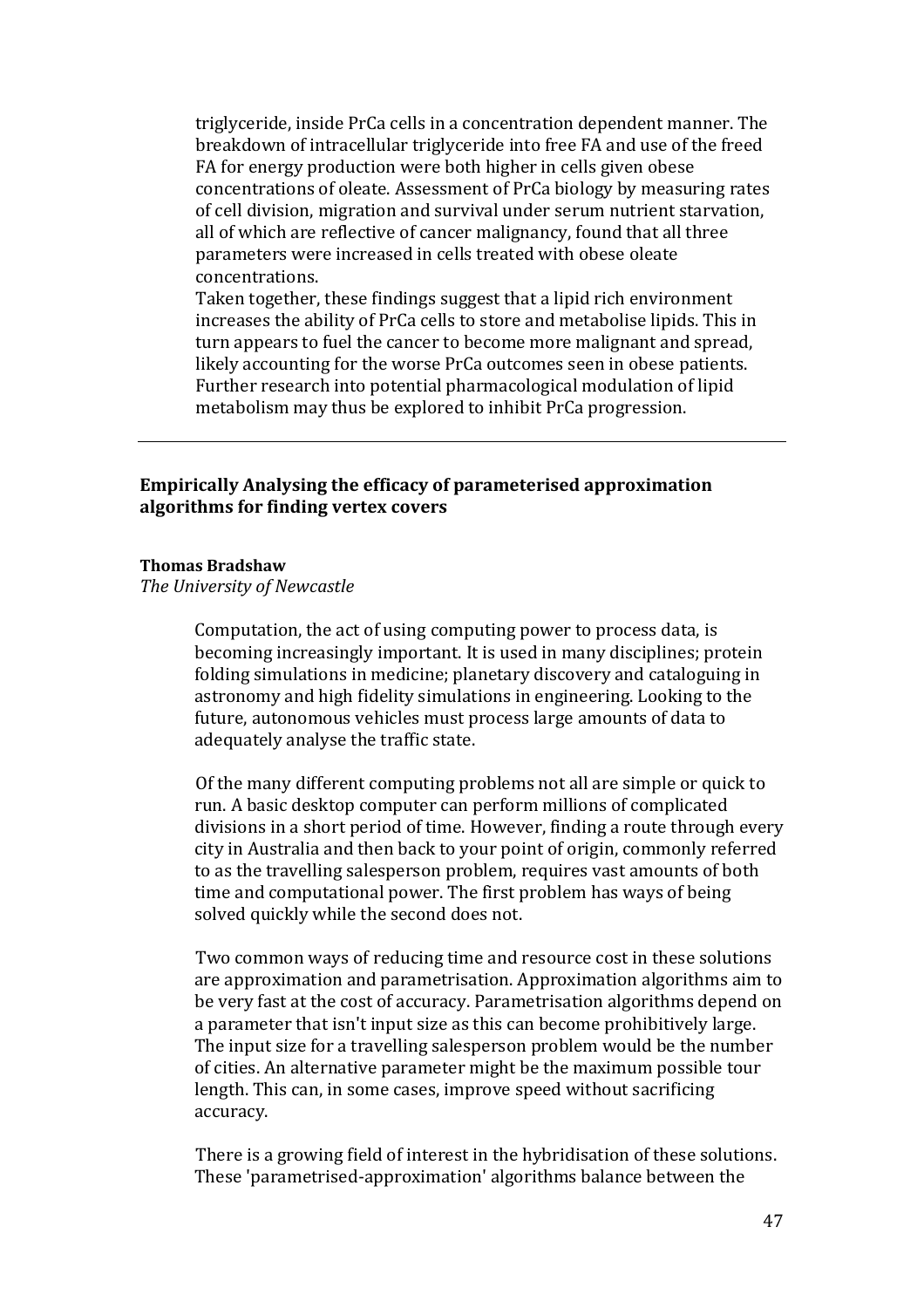triglyceride, inside PrCa cells in a concentration dependent manner. The breakdown of intracellular triglyceride into free FA and use of the freed FA for energy production were both higher in cells given obese concentrations of oleate. Assessment of PrCa biology by measuring rates of cell division, migration and survival under serum nutrient starvation, all of which are reflective of cancer malignancy, found that all three parameters were increased in cells treated with obese oleate concentrations.

Taken together, these findings suggest that a lipid rich environment increases the ability of PrCa cells to store and metabolise lipids. This in turn appears to fuel the cancer to become more malignant and spread, likely accounting for the worse PrCa outcomes seen in obese patients. Further research into potential pharmacological modulation of lipid metabolism may thus be explored to inhibit PrCa progression.

---

## Empirically Analysing the efficacy of parameterised approximation algorithms for finding vertex covers

**Thomas Bradshaw**
*The University of Newcastle*

Computation, the act of using computing power to process data, is becoming increasingly important. It is used in many disciplines; protein folding simulations in medicine; planetary discovery and cataloguing in astronomy and high fidelity simulations in engineering. Looking to the future, autonomous vehicles must process large amounts of data to adequately analyse the traffic state.

Of the many different computing problems not all are simple or quick to run. A basic desktop computer can perform millions of complicated divisions in a short period of time. However, finding a route through every city in Australia and then back to your point of origin, commonly referred to as the travelling salesperson problem, requires vast amounts of both time and computational power. The first problem has ways of being solved quickly while the second does not.

Two common ways of reducing time and resource cost in these solutions are approximation and parametrisation. Approximation algorithms aim to be very fast at the cost of accuracy. Parametrisation algorithms depend on a parameter that isn't input size as this can become prohibitively large. The input size for a travelling salesperson problem would be the number of cities. An alternative parameter might be the maximum possible tour length. This can, in some cases, improve speed without sacrificing accuracy.

There is a growing field of interest in the hybridisation of these solutions. These 'parametrised-approximation' algorithms balance between the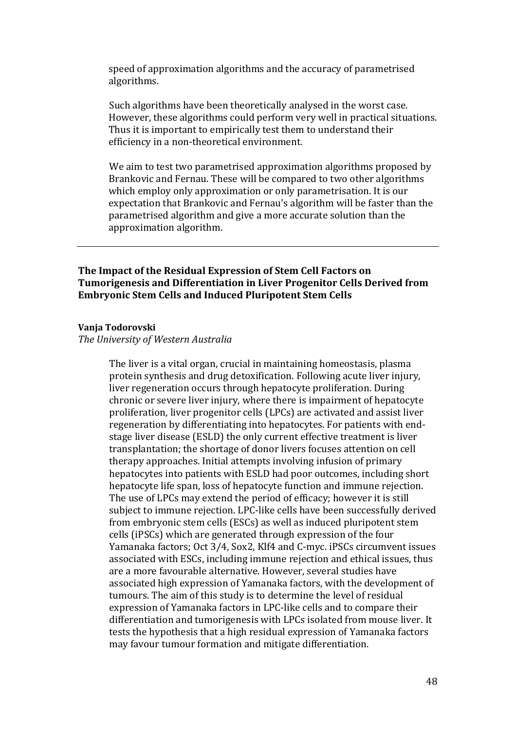speed of approximation algorithms and the accuracy of parametrised algorithms.

Such algorithms have been theoretically analysed in the worst case. However, these algorithms could perform very well in practical situations. Thus it is important to empirically test them to understand their efficiency in a non-theoretical environment.

We aim to test two parametrised approximation algorithms proposed by Brankovic and Fernau. These will be compared to two other algorithms which employ only approximation or only parametrisation. It is our expectation that Brankovic and Fernau's algorithm will be faster than the parametrised algorithm and give a more accurate solution than the approximation algorithm.

---

### The Impact of the Residual Expression of Stem Cell Factors on Tumorigenesis and Differentiation in Liver Progenitor Cells Derived from Embryonic Stem Cells and Induced Pluripotent Stem Cells

**Vanja Todorovski**
*The University of Western Australia*

The liver is a vital organ, crucial in maintaining homeostasis, plasma protein synthesis and drug detoxification. Following acute liver injury, liver regeneration occurs through hepatocyte proliferation. During chronic or severe liver injury, where there is impairment of hepatocyte proliferation, liver progenitor cells (LPCs) are activated and assist liver regeneration by differentiating into hepatocytes. For patients with end-stage liver disease (ESLD) the only current effective treatment is liver transplantation; the shortage of donor livers focuses attention on cell therapy approaches. Initial attempts involving infusion of primary hepatocytes into patients with ESLD had poor outcomes, including short hepatocyte life span, loss of hepatocyte function and immune rejection. The use of LPCs may extend the period of efficacy; however it is still subject to immune rejection. LPC-like cells have been successfully derived from embryonic stem cells (ESCs) as well as induced pluripotent stem cells (iPSCs) which are generated through expression of the four Yamanaka factors; Oct 3/4, Sox2, Klf4 and C-myc. iPSCs circumvent issues associated with ESCs, including immune rejection and ethical issues, thus are a more favourable alternative. However, several studies have associated high expression of Yamanaka factors, with the development of tumours. The aim of this study is to determine the level of residual expression of Yamanaka factors in LPC-like cells and to compare their differentiation and tumorigenesis with LPCs isolated from mouse liver. It tests the hypothesis that a high residual expression of Yamanaka factors may favour tumour formation and mitigate differentiation.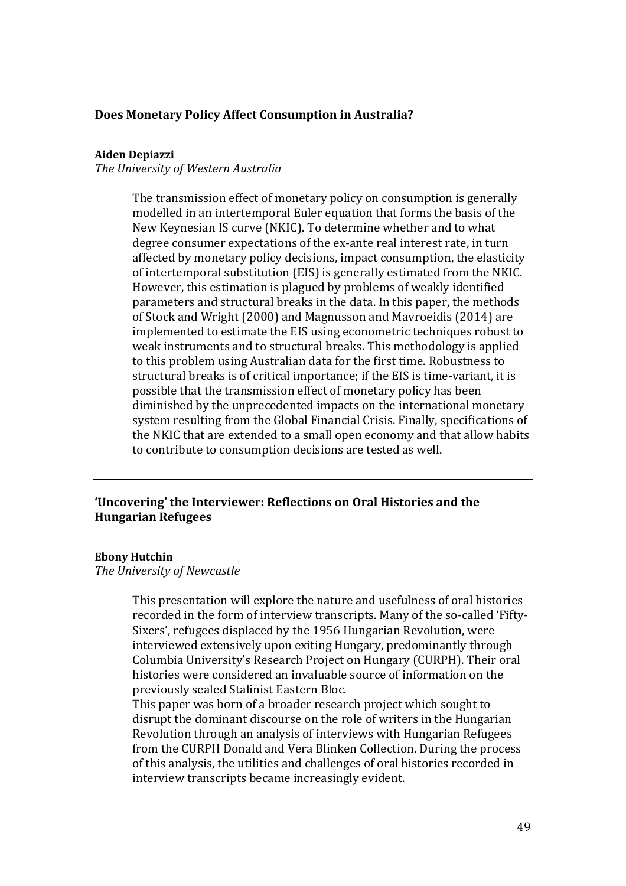---

## Does Monetary Policy Affect Consumption in Australia?

**Aiden Depiazzi**
*The University of Western Australia*

> The transmission effect of monetary policy on consumption is generally modelled in an intertemporal Euler equation that forms the basis of the New Keynesian IS curve (NKIC). To determine whether and to what degree consumer expectations of the ex-ante real interest rate, in turn affected by monetary policy decisions, impact consumption, the elasticity of intertemporal substitution (EIS) is generally estimated from the NKIC. However, this estimation is plagued by problems of weakly identified parameters and structural breaks in the data. In this paper, the methods of Stock and Wright (2000) and Magnusson and Mavroeidis (2014) are implemented to estimate the EIS using econometric techniques robust to weak instruments and to structural breaks. This methodology is applied to this problem using Australian data for the first time. Robustness to structural breaks is of critical importance; if the EIS is time-variant, it is possible that the transmission effect of monetary policy has been diminished by the unprecedented impacts on the international monetary system resulting from the Global Financial Crisis. Finally, specifications of the NKIC that are extended to a small open economy and that allow habits to contribute to consumption decisions are tested as well.

---

## 'Uncovering' the Interviewer: Reflections on Oral Histories and the Hungarian Refugees

**Ebony Hutchin**
*The University of Newcastle*

> This presentation will explore the nature and usefulness of oral histories recorded in the form of interview transcripts. Many of the so-called 'Fifty-Sixers', refugees displaced by the 1956 Hungarian Revolution, were interviewed extensively upon exiting Hungary, predominantly through Columbia University's Research Project on Hungary (CURPH). Their oral histories were considered an invaluable source of information on the previously sealed Stalinist Eastern Bloc.
>
> This paper was born of a broader research project which sought to disrupt the dominant discourse on the role of writers in the Hungarian Revolution through an analysis of interviews with Hungarian Refugees from the CURPH Donald and Vera Blinken Collection. During the process of this analysis, the utilities and challenges of oral histories recorded in interview transcripts became increasingly evident.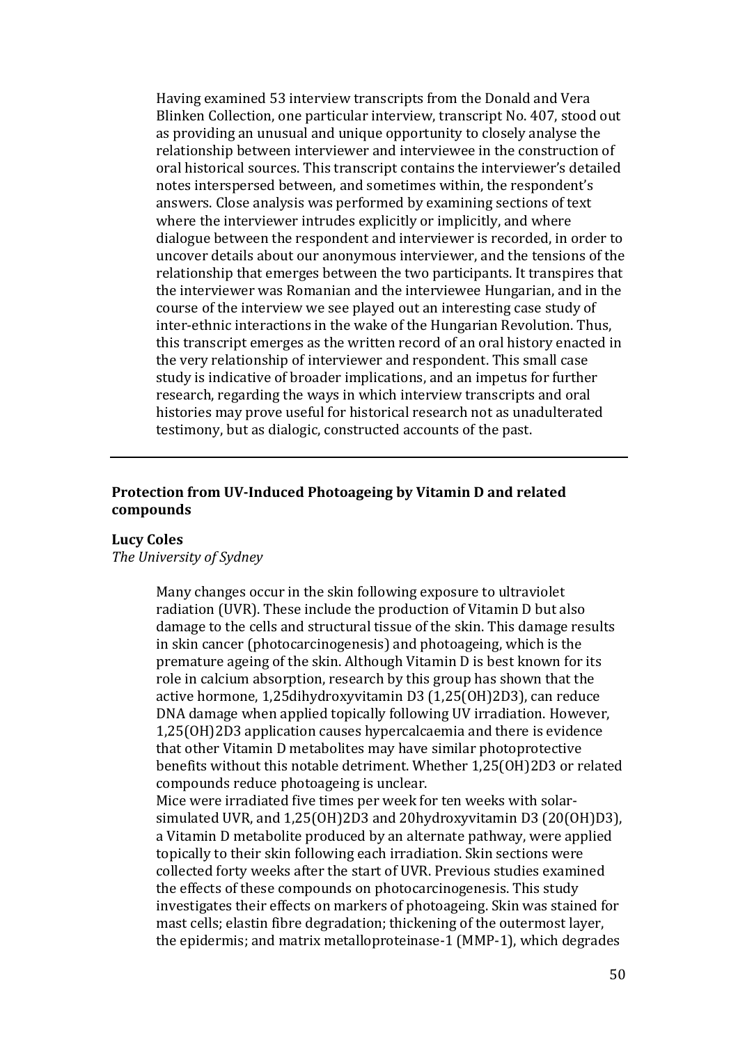Having examined 53 interview transcripts from the Donald and Vera Blinken Collection, one particular interview, transcript No. 407, stood out as providing an unusual and unique opportunity to closely analyse the relationship between interviewer and interviewee in the construction of oral historical sources. This transcript contains the interviewer's detailed notes interspersed between, and sometimes within, the respondent's answers. Close analysis was performed by examining sections of text where the interviewer intrudes explicitly or implicitly, and where dialogue between the respondent and interviewer is recorded, in order to uncover details about our anonymous interviewer, and the tensions of the relationship that emerges between the two participants. It transpires that the interviewer was Romanian and the interviewee Hungarian, and in the course of the interview we see played out an interesting case study of inter-ethnic interactions in the wake of the Hungarian Revolution. Thus, this transcript emerges as the written record of an oral history enacted in the very relationship of interviewer and respondent. This small case study is indicative of broader implications, and an impetus for further research, regarding the ways in which interview transcripts and oral histories may prove useful for historical research not as unadulterated testimony, but as dialogic, constructed accounts of the past.

---

## Protection from UV-Induced Photoageing by Vitamin D and related compounds

**Lucy Coles**

*The University of Sydney*

Many changes occur in the skin following exposure to ultraviolet radiation (UVR). These include the production of Vitamin D but also damage to the cells and structural tissue of the skin. This damage results in skin cancer (photocarcinogenesis) and photoageing, which is the premature ageing of the skin. Although Vitamin D is best known for its role in calcium absorption, research by this group has shown that the active hormone, 1,25dihydroxyvitamin D3 (1,25(OH)2D3), can reduce DNA damage when applied topically following UV irradiation. However, 1,25(OH)2D3 application causes hypercalcaemia and there is evidence that other Vitamin D metabolites may have similar photoprotective benefits without this notable detriment. Whether 1,25(OH)2D3 or related compounds reduce photoageing is unclear.

Mice were irradiated five times per week for ten weeks with solar-simulated UVR, and 1,25(OH)2D3 and 20hydroxyvitamin D3 (20(OH)D3), a Vitamin D metabolite produced by an alternate pathway, were applied topically to their skin following each irradiation. Skin sections were collected forty weeks after the start of UVR. Previous studies examined the effects of these compounds on photocarcinogenesis. This study investigates their effects on markers of photoageing. Skin was stained for mast cells; elastin fibre degradation; thickening of the outermost layer, the epidermis; and matrix metalloproteinase-1 (MMP-1), which degrades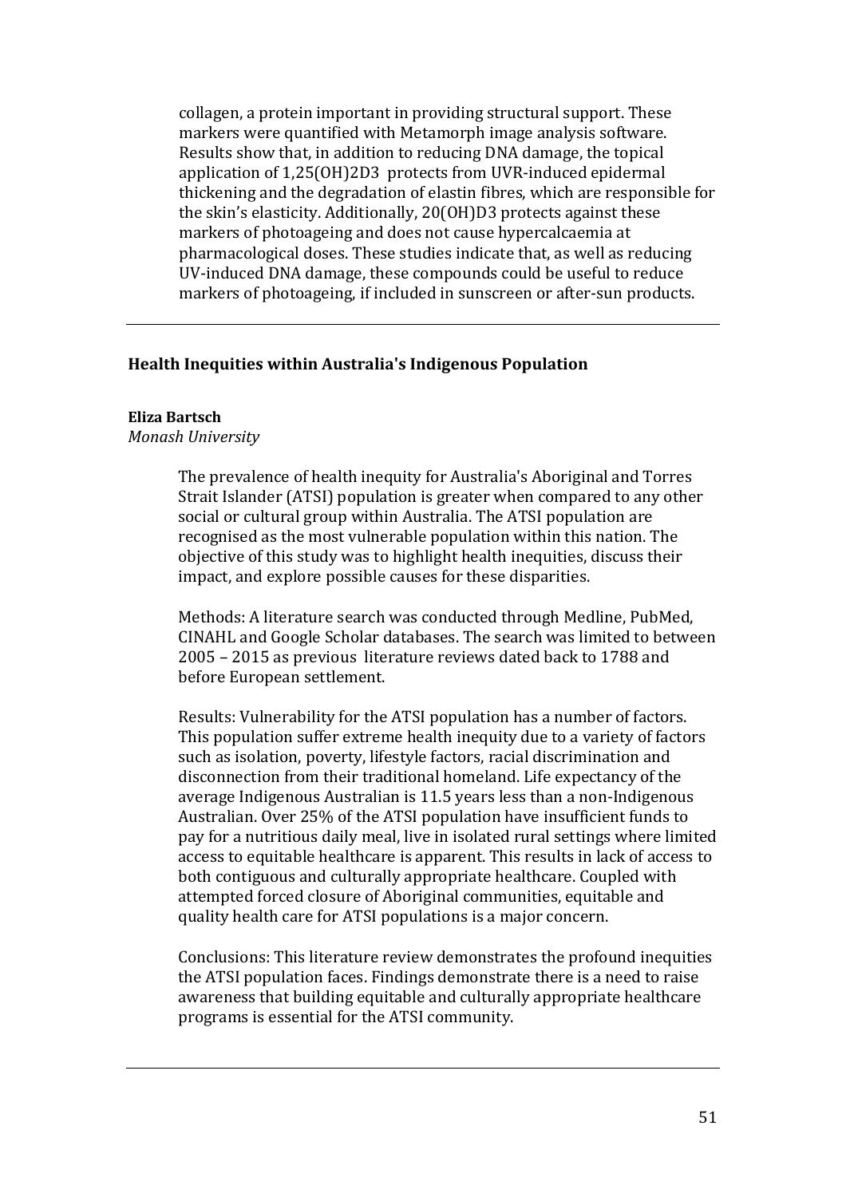collagen, a protein important in providing structural support. These markers were quantified with Metamorph image analysis software. Results show that, in addition to reducing DNA damage, the topical application of 1,25(OH)2D3 protects from UVR-induced epidermal thickening and the degradation of elastin fibres, which are responsible for the skin's elasticity. Additionally, 20(OH)D3 protects against these markers of photoageing and does not cause hypercalcaemia at pharmacological doses. These studies indicate that, as well as reducing UV-induced DNA damage, these compounds could be useful to reduce markers of photoageing, if included in sunscreen or after-sun products.

---

### Health Inequities within Australia's Indigenous Population

**Eliza Bartsch**
*Monash University*

The prevalence of health inequity for Australia's Aboriginal and Torres Strait Islander (ATSI) population is greater when compared to any other social or cultural group within Australia. The ATSI population are recognised as the most vulnerable population within this nation. The objective of this study was to highlight health inequities, discuss their impact, and explore possible causes for these disparities.

Methods: A literature search was conducted through Medline, PubMed, CINAHL and Google Scholar databases. The search was limited to between 2005 – 2015 as previous literature reviews dated back to 1788 and before European settlement.

Results: Vulnerability for the ATSI population has a number of factors. This population suffer extreme health inequity due to a variety of factors such as isolation, poverty, lifestyle factors, racial discrimination and disconnection from their traditional homeland. Life expectancy of the average Indigenous Australian is 11.5 years less than a non-Indigenous Australian. Over 25% of the ATSI population have insufficient funds to pay for a nutritious daily meal, live in isolated rural settings where limited access to equitable healthcare is apparent. This results in lack of access to both contiguous and culturally appropriate healthcare. Coupled with attempted forced closure of Aboriginal communities, equitable and quality health care for ATSI populations is a major concern.

Conclusions: This literature review demonstrates the profound inequities the ATSI population faces. Findings demonstrate there is a need to raise awareness that building equitable and culturally appropriate healthcare programs is essential for the ATSI community.

---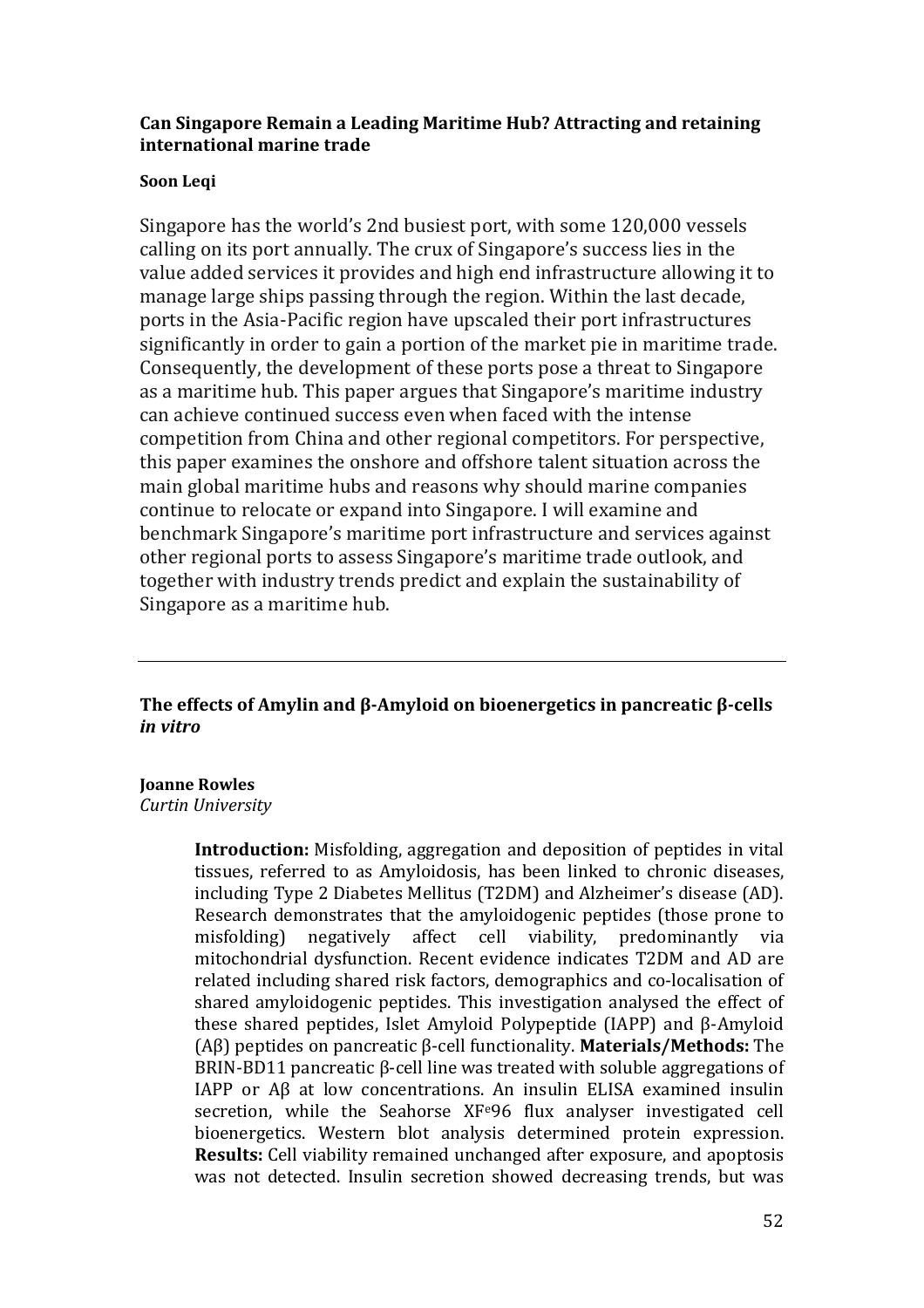### Can Singapore Remain a Leading Maritime Hub? Attracting and retaining international marine trade

**Soon Leqi**

Singapore has the world's 2nd busiest port, with some 120,000 vessels calling on its port annually. The crux of Singapore's success lies in the value added services it provides and high end infrastructure allowing it to manage large ships passing through the region. Within the last decade, ports in the Asia-Pacific region have upscaled their port infrastructures significantly in order to gain a portion of the market pie in maritime trade. Consequently, the development of these ports pose a threat to Singapore as a maritime hub. This paper argues that Singapore's maritime industry can achieve continued success even when faced with the intense competition from China and other regional competitors. For perspective, this paper examines the onshore and offshore talent situation across the main global maritime hubs and reasons why should marine companies continue to relocate or expand into Singapore. I will examine and benchmark Singapore's maritime port infrastructure and services against other regional ports to assess Singapore's maritime trade outlook, and together with industry trends predict and explain the sustainability of Singapore as a maritime hub.

---

### The effects of Amylin and β-Amyloid on bioenergetics in pancreatic β-cells *in vitro*

**Joanne Rowles**
*Curtin University*

**Introduction:** Misfolding, aggregation and deposition of peptides in vital tissues, referred to as Amyloidosis, has been linked to chronic diseases, including Type 2 Diabetes Mellitus (T2DM) and Alzheimer's disease (AD). Research demonstrates that the amyloidogenic peptides (those prone to misfolding) negatively affect cell viability, predominantly via mitochondrial dysfunction. Recent evidence indicates T2DM and AD are related including shared risk factors, demographics and co-localisation of shared amyloidogenic peptides. This investigation analysed the effect of these shared peptides, Islet Amyloid Polypeptide (IAPP) and β-Amyloid (Aβ) peptides on pancreatic β-cell functionality. **Materials/Methods:** The BRIN-BD11 pancreatic β-cell line was treated with soluble aggregations of IAPP or Aβ at low concentrations. An insulin ELISA examined insulin secretion, while the Seahorse $XF^e96$ flux analyser investigated cell bioenergetics. Western blot analysis determined protein expression. **Results:** Cell viability remained unchanged after exposure, and apoptosis was not detected. Insulin secretion showed decreasing trends, but was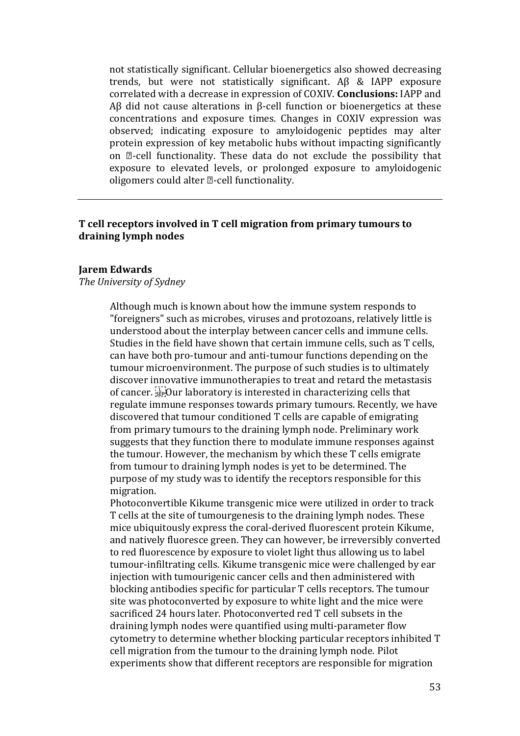not statistically significant. Cellular bioenergetics also showed decreasing trends, but were not statistically significant. Aβ & IAPP exposure correlated with a decrease in expression of COXIV. **Conclusions:** IAPP and Aβ did not cause alterations in β-cell function or bioenergetics at these concentrations and exposure times. Changes in COXIV expression was observed; indicating exposure to amyloidogenic peptides may alter protein expression of key metabolic hubs without impacting significantly on ?-cell functionality. These data do not exclude the possibility that exposure to elevated levels, or prolonged exposure to amyloidogenic oligomers could alter ?-cell functionality.

---

## T cell receptors involved in T cell migration from primary tumours to draining lymph nodes

**Jarem Edwards**

*The University of Sydney*

Although much is known about how the immune system responds to "foreigners" such as microbes, viruses and protozoans, relatively little is understood about the interplay between cancer cells and immune cells. Studies in the field have shown that certain immune cells, such as T cells, can have both pro-tumour and anti-tumour functions depending on the tumour microenvironment. The purpose of such studies is to ultimately discover innovative immunotherapies to treat and retard the metastasis of cancer. Our laboratory is interested in characterizing cells that regulate immune responses towards primary tumours. Recently, we have discovered that tumour conditioned T cells are capable of emigrating from primary tumours to the draining lymph node. Preliminary work suggests that they function there to modulate immune responses against the tumour. However, the mechanism by which these T cells emigrate from tumour to draining lymph nodes is yet to be determined. The purpose of my study was to identify the receptors responsible for this migration.

Photoconvertible Kikume transgenic mice were utilized in order to track T cells at the site of tumourgenesis to the draining lymph nodes. These mice ubiquitously express the coral-derived fluorescent protein Kikume, and natively fluoresce green. They can however, be irreversibly converted to red fluorescence by exposure to violet light thus allowing us to label tumour-infiltrating cells. Kikume transgenic mice were challenged by ear injection with tumourigenic cancer cells and then administered with blocking antibodies specific for particular T cells receptors. The tumour site was photoconverted by exposure to white light and the mice were sacrificed 24 hours later. Photoconverted red T cell subsets in the draining lymph nodes were quantified using multi-parameter flow cytometry to determine whether blocking particular receptors inhibited T cell migration from the tumour to the draining lymph node. Pilot experiments show that different receptors are responsible for migration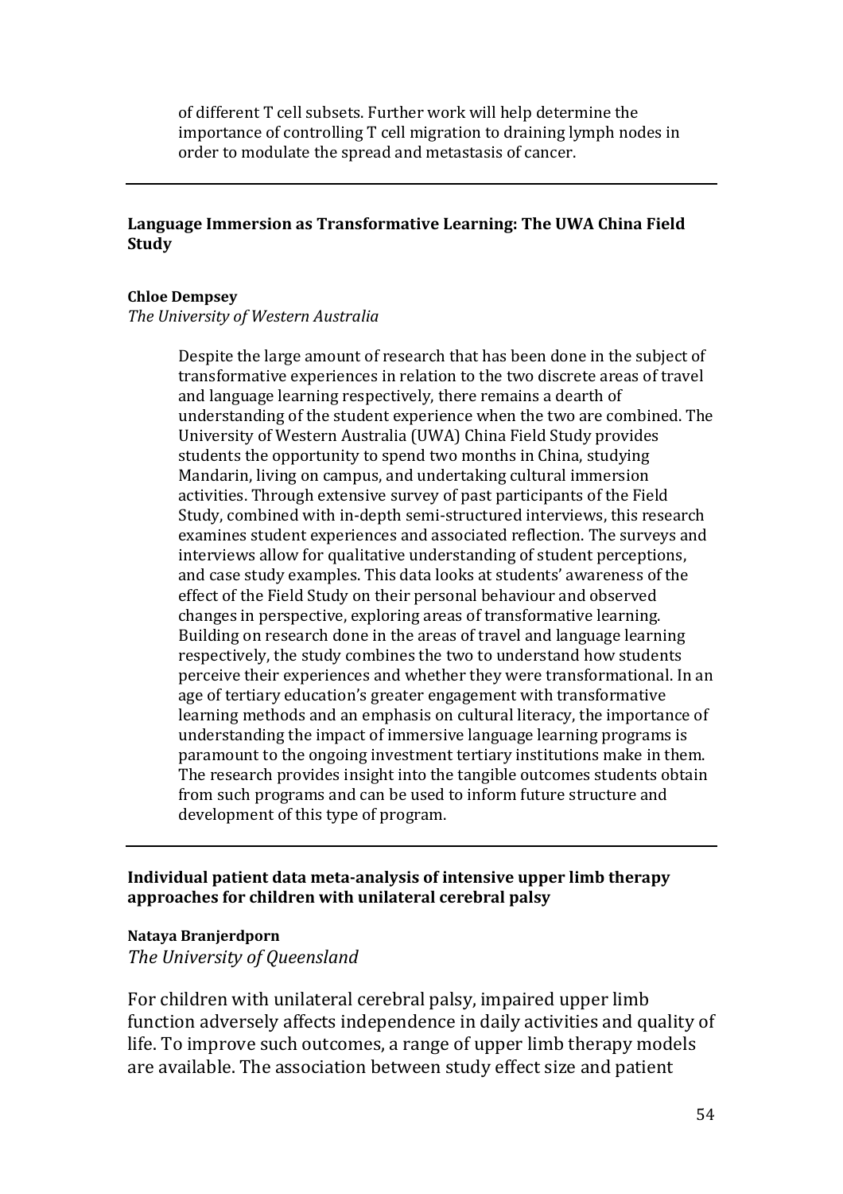of different T cell subsets. Further work will help determine the importance of controlling T cell migration to draining lymph nodes in order to modulate the spread and metastasis of cancer.

---

### Language Immersion as Transformative Learning: The UWA China Field Study

**Chloe Dempsey**
*The University of Western Australia*

Despite the large amount of research that has been done in the subject of transformative experiences in relation to the two discrete areas of travel and language learning respectively, there remains a dearth of understanding of the student experience when the two are combined. The University of Western Australia (UWA) China Field Study provides students the opportunity to spend two months in China, studying Mandarin, living on campus, and undertaking cultural immersion activities. Through extensive survey of past participants of the Field Study, combined with in-depth semi-structured interviews, this research examines student experiences and associated reflection. The surveys and interviews allow for qualitative understanding of student perceptions, and case study examples. This data looks at students' awareness of the effect of the Field Study on their personal behaviour and observed changes in perspective, exploring areas of transformative learning. Building on research done in the areas of travel and language learning respectively, the study combines the two to understand how students perceive their experiences and whether they were transformational. In an age of tertiary education's greater engagement with transformative learning methods and an emphasis on cultural literacy, the importance of understanding the impact of immersive language learning programs is paramount to the ongoing investment tertiary institutions make in them. The research provides insight into the tangible outcomes students obtain from such programs and can be used to inform future structure and development of this type of program.

---

### Individual patient data meta-analysis of intensive upper limb therapy approaches for children with unilateral cerebral palsy

**Nataya Branjerdporn**
*The University of Queensland*

For children with unilateral cerebral palsy, impaired upper limb function adversely affects independence in daily activities and quality of life. To improve such outcomes, a range of upper limb therapy models are available. The association between study effect size and patient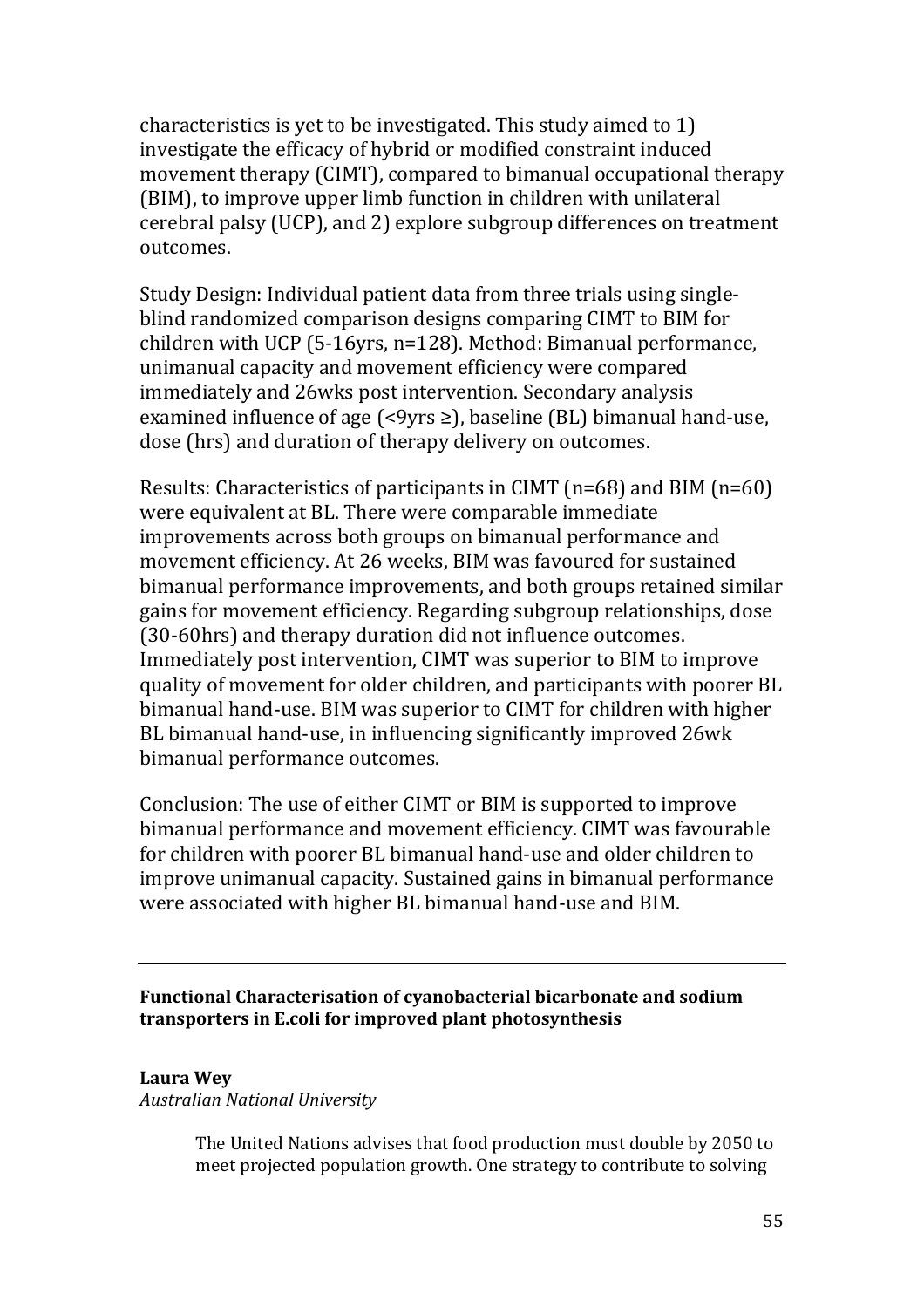characteristics is yet to be investigated. This study aimed to 1) investigate the efficacy of hybrid or modified constraint induced movement therapy (CIMT), compared to bimanual occupational therapy (BIM), to improve upper limb function in children with unilateral cerebral palsy (UCP), and 2) explore subgroup differences on treatment outcomes.

Study Design: Individual patient data from three trials using single-blind randomized comparison designs comparing CIMT to BIM for children with UCP (5-16yrs, n=128). Method: Bimanual performance, unimanual capacity and movement efficiency were compared immediately and 26wks post intervention. Secondary analysis examined influence of age (<9yrs ≥), baseline (BL) bimanual hand-use, dose (hrs) and duration of therapy delivery on outcomes.

Results: Characteristics of participants in CIMT (n=68) and BIM (n=60) were equivalent at BL. There were comparable immediate improvements across both groups on bimanual performance and movement efficiency. At 26 weeks, BIM was favoured for sustained bimanual performance improvements, and both groups retained similar gains for movement efficiency. Regarding subgroup relationships, dose (30-60hrs) and therapy duration did not influence outcomes. Immediately post intervention, CIMT was superior to BIM to improve quality of movement for older children, and participants with poorer BL bimanual hand-use. BIM was superior to CIMT for children with higher BL bimanual hand-use, in influencing significantly improved 26wk bimanual performance outcomes.

Conclusion: The use of either CIMT or BIM is supported to improve bimanual performance and movement efficiency. CIMT was favourable for children with poorer BL bimanual hand-use and older children to improve unimanual capacity. Sustained gains in bimanual performance were associated with higher BL bimanual hand-use and BIM.

---

**Functional Characterisation of cyanobacterial bicarbonate and sodium transporters in E.coli for improved plant photosynthesis**

**Laura Wey**
*Australian National University*

The United Nations advises that food production must double by 2050 to meet projected population growth. One strategy to contribute to solving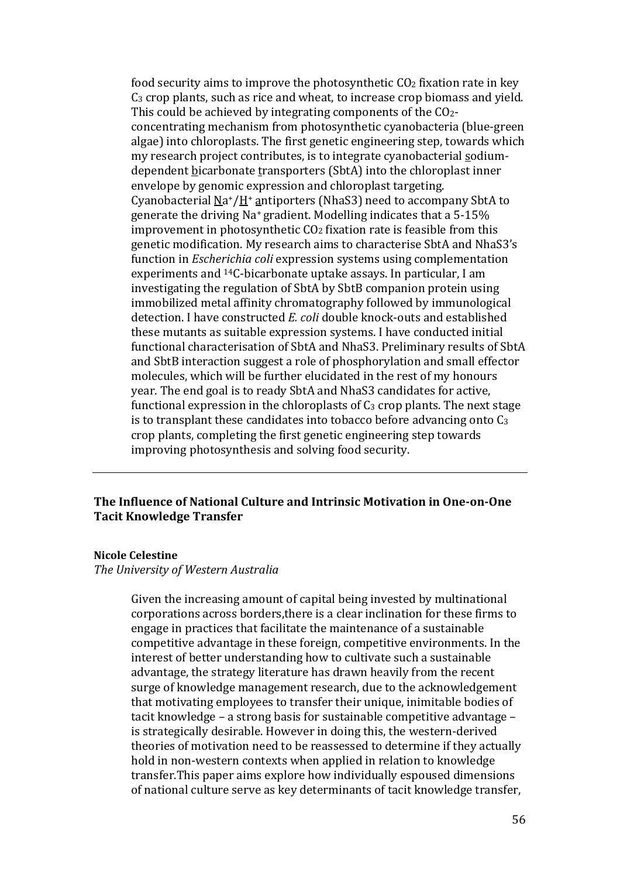food security aims to improve the photosynthetic $CO_2$ fixation rate in key $C_3$ crop plants, such as rice and wheat, to increase crop biomass and yield. This could be achieved by integrating components of the $CO_2$-concentrating mechanism from photosynthetic cyanobacteria (blue-green algae) into chloroplasts. The first genetic engineering step, towards which my research project contributes, is to integrate cyanobacterial sodium-dependent bicarbonate transporters (SbtA) into the chloroplast inner envelope by genomic expression and chloroplast targeting. Cyanobacterial $Na^+/H^+$ antiporters (NhaS3) need to accompany SbtA to generate the driving $Na^+$ gradient. Modelling indicates that a 5-15% improvement in photosynthetic $CO_2$ fixation rate is feasible from this genetic modification. My research aims to characterise SbtA and NhaS3's function in *Escherichia coli* expression systems using complementation experiments and $^{14}C$-bicarbonate uptake assays. In particular, I am investigating the regulation of SbtA by SbtB companion protein using immobilized metal affinity chromatography followed by immunological detection. I have constructed *E. coli* double knock-outs and established these mutants as suitable expression systems. I have conducted initial functional characterisation of SbtA and NhaS3. Preliminary results of SbtA and SbtB interaction suggest a role of phosphorylation and small effector molecules, which will be further elucidated in the rest of my honours year. The end goal is to ready SbtA and NhaS3 candidates for active, functional expression in the chloroplasts of $C_3$ crop plants. The next stage is to transplant these candidates into tobacco before advancing onto $C_3$ crop plants, completing the first genetic engineering step towards improving photosynthesis and solving food security.

---

**The Influence of National Culture and Intrinsic Motivation in One-on-One Tacit Knowledge Transfer**

**Nicole Celestine**
*The University of Western Australia*

Given the increasing amount of capital being invested by multinational corporations across borders,there is a clear inclination for these firms to engage in practices that facilitate the maintenance of a sustainable competitive advantage in these foreign, competitive environments. In the interest of better understanding how to cultivate such a sustainable advantage, the strategy literature has drawn heavily from the recent surge of knowledge management research, due to the acknowledgement that motivating employees to transfer their unique, inimitable bodies of tacit knowledge – a strong basis for sustainable competitive advantage – is strategically desirable. However in doing this, the western-derived theories of motivation need to be reassessed to determine if they actually hold in non-western contexts when applied in relation to knowledge transfer.This paper aims explore how individually espoused dimensions of national culture serve as key determinants of tacit knowledge transfer,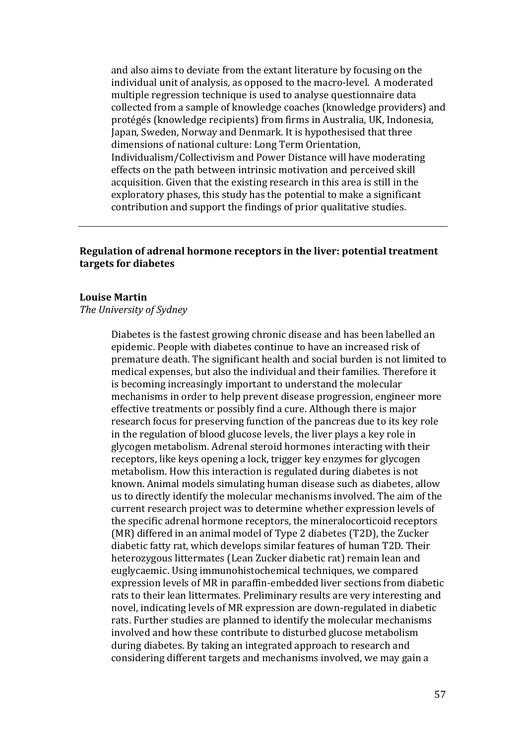and also aims to deviate from the extant literature by focusing on the individual unit of analysis, as opposed to the macro-level. A moderated multiple regression technique is used to analyse questionnaire data collected from a sample of knowledge coaches (knowledge providers) and protégés (knowledge recipients) from firms in Australia, UK, Indonesia, Japan, Sweden, Norway and Denmark. It is hypothesised that three dimensions of national culture: Long Term Orientation, Individualism/Collectivism and Power Distance will have moderating effects on the path between intrinsic motivation and perceived skill acquisition. Given that the existing research in this area is still in the exploratory phases, this study has the potential to make a significant contribution and support the findings of prior qualitative studies.

---

**Regulation of adrenal hormone receptors in the liver: potential treatment targets for diabetes**

**Louise Martin**
*The University of Sydney*

Diabetes is the fastest growing chronic disease and has been labelled an epidemic. People with diabetes continue to have an increased risk of premature death. The significant health and social burden is not limited to medical expenses, but also the individual and their families. Therefore it is becoming increasingly important to understand the molecular mechanisms in order to help prevent disease progression, engineer more effective treatments or possibly find a cure. Although there is major research focus for preserving function of the pancreas due to its key role in the regulation of blood glucose levels, the liver plays a key role in glycogen metabolism. Adrenal steroid hormones interacting with their receptors, like keys opening a lock, trigger key enzymes for glycogen metabolism. How this interaction is regulated during diabetes is not known. Animal models simulating human disease such as diabetes, allow us to directly identify the molecular mechanisms involved. The aim of the current research project was to determine whether expression levels of the specific adrenal hormone receptors, the mineralocorticoid receptors (MR) differed in an animal model of Type 2 diabetes (T2D), the Zucker diabetic fatty rat, which develops similar features of human T2D. Their heterozygous littermates (Lean Zucker diabetic rat) remain lean and euglycaemic. Using immunohistochemical techniques, we compared expression levels of MR in paraffin-embedded liver sections from diabetic rats to their lean littermates. Preliminary results are very interesting and novel, indicating levels of MR expression are down-regulated in diabetic rats. Further studies are planned to identify the molecular mechanisms involved and how these contribute to disturbed glucose metabolism during diabetes. By taking an integrated approach to research and considering different targets and mechanisms involved, we may gain a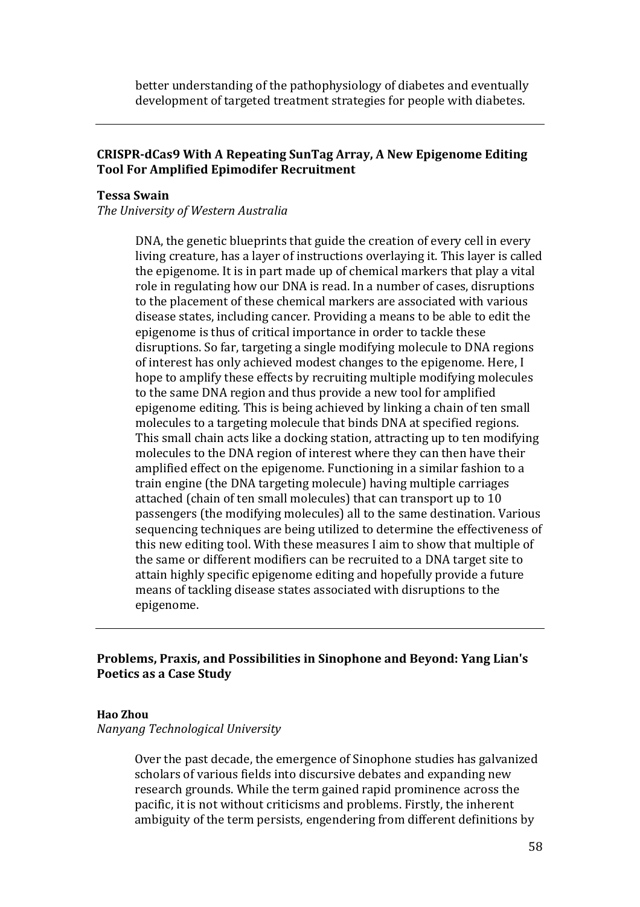better understanding of the pathophysiology of diabetes and eventually development of targeted treatment strategies for people with diabetes.

---

### CRISPR-dCas9 With A Repeating SunTag Array, A New Epigenome Editing Tool For Amplified Epimodifer Recruitment

**Tessa Swain**
*The University of Western Australia*

DNA, the genetic blueprints that guide the creation of every cell in every living creature, has a layer of instructions overlaying it. This layer is called the epigenome. It is in part made up of chemical markers that play a vital role in regulating how our DNA is read. In a number of cases, disruptions to the placement of these chemical markers are associated with various disease states, including cancer. Providing a means to be able to edit the epigenome is thus of critical importance in order to tackle these disruptions. So far, targeting a single modifying molecule to DNA regions of interest has only achieved modest changes to the epigenome. Here, I hope to amplify these effects by recruiting multiple modifying molecules to the same DNA region and thus provide a new tool for amplified epigenome editing. This is being achieved by linking a chain of ten small molecules to a targeting molecule that binds DNA at specified regions. This small chain acts like a docking station, attracting up to ten modifying molecules to the DNA region of interest where they can then have their amplified effect on the epigenome. Functioning in a similar fashion to a train engine (the DNA targeting molecule) having multiple carriages attached (chain of ten small molecules) that can transport up to 10 passengers (the modifying molecules) all to the same destination. Various sequencing techniques are being utilized to determine the effectiveness of this new editing tool. With these measures I aim to show that multiple of the same or different modifiers can be recruited to a DNA target site to attain highly specific epigenome editing and hopefully provide a future means of tackling disease states associated with disruptions to the epigenome.

---

### Problems, Praxis, and Possibilities in Sinophone and Beyond: Yang Lian's Poetics as a Case Study

**Hao Zhou**
*Nanyang Technological University*

Over the past decade, the emergence of Sinophone studies has galvanized scholars of various fields into discursive debates and expanding new research grounds. While the term gained rapid prominence across the pacific, it is not without criticisms and problems. Firstly, the inherent ambiguity of the term persists, engendering from different definitions by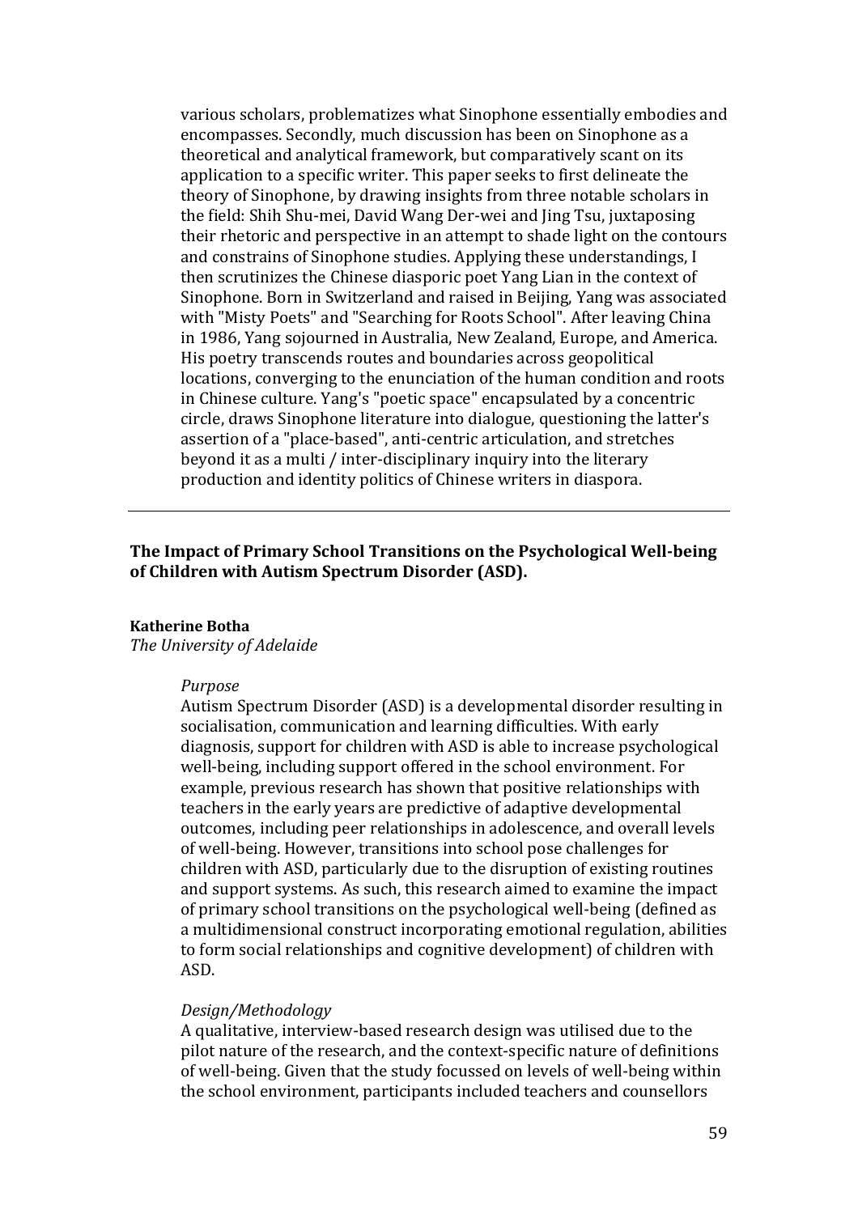various scholars, problematizes what Sinophone essentially embodies and encompasses. Secondly, much discussion has been on Sinophone as a theoretical and analytical framework, but comparatively scant on its application to a specific writer. This paper seeks to first delineate the theory of Sinophone, by drawing insights from three notable scholars in the field: Shih Shu-mei, David Wang Der-wei and Jing Tsu, juxtaposing their rhetoric and perspective in an attempt to shade light on the contours and constrains of Sinophone studies. Applying these understandings, I then scrutinizes the Chinese diasporic poet Yang Lian in the context of Sinophone. Born in Switzerland and raised in Beijing, Yang was associated with "Misty Poets" and "Searching for Roots School". After leaving China in 1986, Yang sojourned in Australia, New Zealand, Europe, and America. His poetry transcends routes and boundaries across geopolitical locations, converging to the enunciation of the human condition and roots in Chinese culture. Yang's "poetic space" encapsulated by a concentric circle, draws Sinophone literature into dialogue, questioning the latter's assertion of a "place-based", anti-centric articulation, and stretches beyond it as a multi / inter-disciplinary inquiry into the literary production and identity politics of Chinese writers in diaspora.

---

**The Impact of Primary School Transitions on the Psychological Well-being of Children with Autism Spectrum Disorder (ASD).**

**Katherine Botha**
*The University of Adelaide*

*Purpose*

Autism Spectrum Disorder (ASD) is a developmental disorder resulting in socialisation, communication and learning difficulties. With early diagnosis, support for children with ASD is able to increase psychological well-being, including support offered in the school environment. For example, previous research has shown that positive relationships with teachers in the early years are predictive of adaptive developmental outcomes, including peer relationships in adolescence, and overall levels of well-being. However, transitions into school pose challenges for children with ASD, particularly due to the disruption of existing routines and support systems. As such, this research aimed to examine the impact of primary school transitions on the psychological well-being (defined as a multidimensional construct incorporating emotional regulation, abilities to form social relationships and cognitive development) of children with ASD.

*Design/Methodology*

A qualitative, interview-based research design was utilised due to the pilot nature of the research, and the context-specific nature of definitions of well-being. Given that the study focussed on levels of well-being within the school environment, participants included teachers and counsellors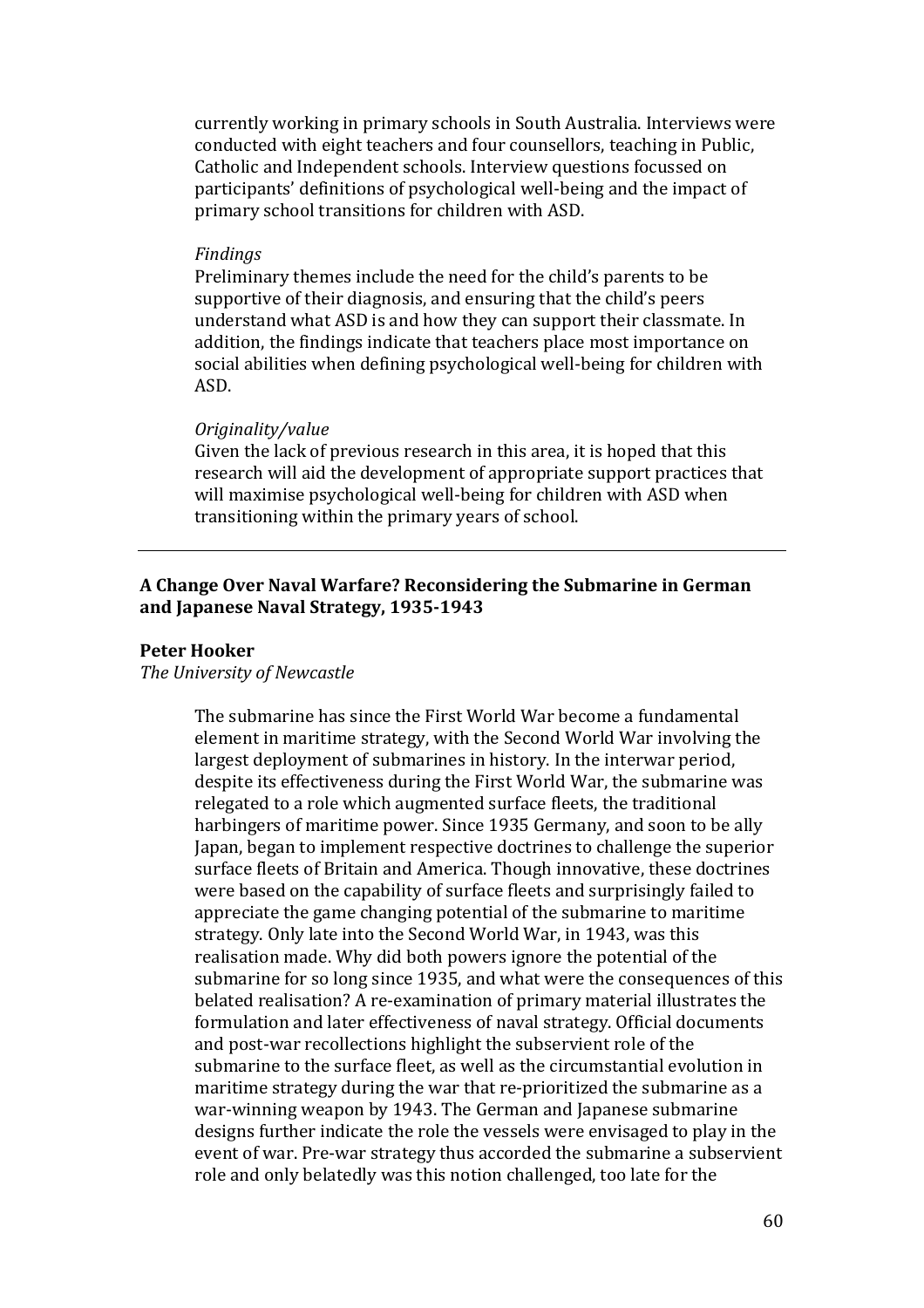currently working in primary schools in South Australia. Interviews were conducted with eight teachers and four counsellors, teaching in Public, Catholic and Independent schools. Interview questions focussed on participants' definitions of psychological well-being and the impact of primary school transitions for children with ASD.

*Findings*

Preliminary themes include the need for the child's parents to be supportive of their diagnosis, and ensuring that the child's peers understand what ASD is and how they can support their classmate. In addition, the findings indicate that teachers place most importance on social abilities when defining psychological well-being for children with ASD.

*Originality/value*

Given the lack of previous research in this area, it is hoped that this research will aid the development of appropriate support practices that will maximise psychological well-being for children with ASD when transitioning within the primary years of school.

---

**A Change Over Naval Warfare? Reconsidering the Submarine in German and Japanese Naval Strategy, 1935-1943**

**Peter Hooker**
*The University of Newcastle*

The submarine has since the First World War become a fundamental element in maritime strategy, with the Second World War involving the largest deployment of submarines in history. In the interwar period, despite its effectiveness during the First World War, the submarine was relegated to a role which augmented surface fleets, the traditional harbingers of maritime power. Since 1935 Germany, and soon to be ally Japan, began to implement respective doctrines to challenge the superior surface fleets of Britain and America. Though innovative, these doctrines were based on the capability of surface fleets and surprisingly failed to appreciate the game changing potential of the submarine to maritime strategy. Only late into the Second World War, in 1943, was this realisation made. Why did both powers ignore the potential of the submarine for so long since 1935, and what were the consequences of this belated realisation? A re-examination of primary material illustrates the formulation and later effectiveness of naval strategy. Official documents and post-war recollections highlight the subservient role of the submarine to the surface fleet, as well as the circumstantial evolution in maritime strategy during the war that re-prioritized the submarine as a war-winning weapon by 1943. The German and Japanese submarine designs further indicate the role the vessels were envisaged to play in the event of war. Pre-war strategy thus accorded the submarine a subservient role and only belatedly was this notion challenged, too late for the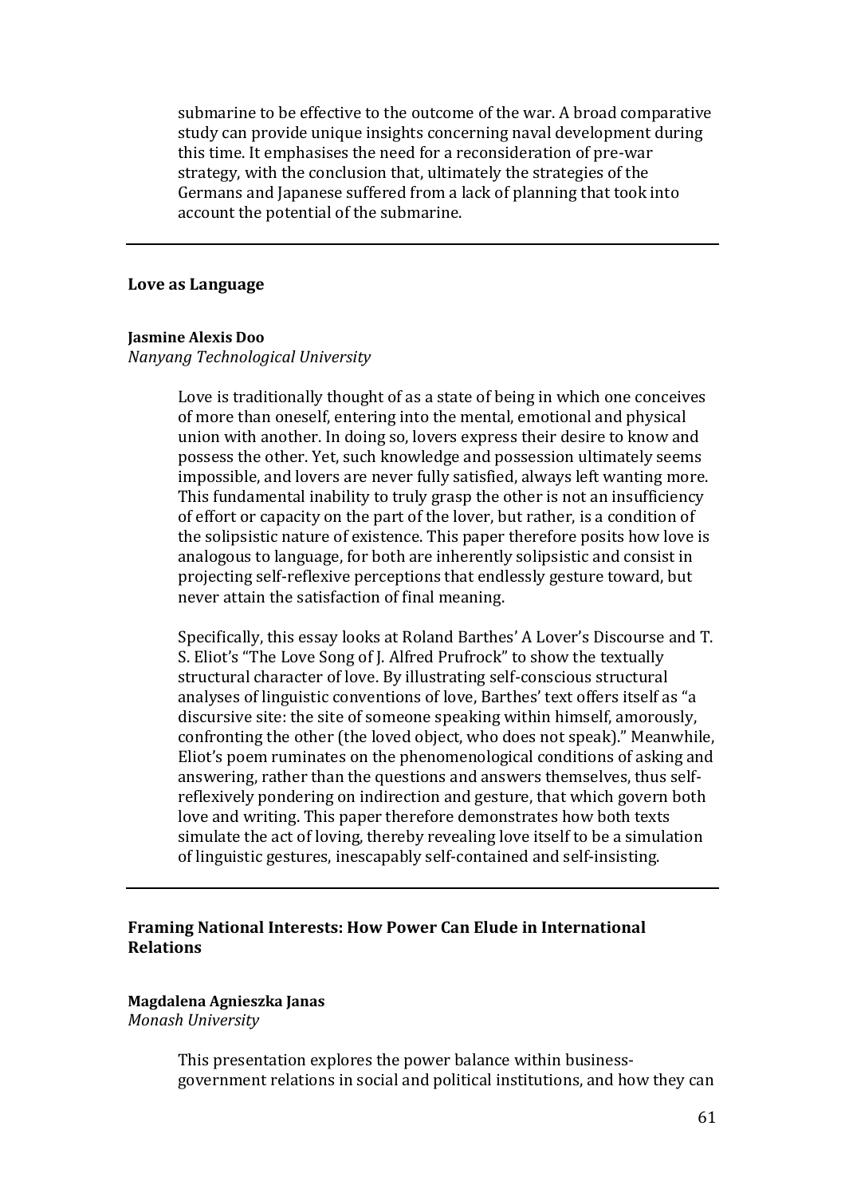submarine to be effective to the outcome of the war. A broad comparative study can provide unique insights concerning naval development during this time. It emphasises the need for a reconsideration of pre-war strategy, with the conclusion that, ultimately the strategies of the Germans and Japanese suffered from a lack of planning that took into account the potential of the submarine.

---

## Love as Language

**Jasmine Alexis Doo**
*Nanyang Technological University*

> Love is traditionally thought of as a state of being in which one conceives of more than oneself, entering into the mental, emotional and physical union with another. In doing so, lovers express their desire to know and possess the other. Yet, such knowledge and possession ultimately seems impossible, and lovers are never fully satisfied, always left wanting more. This fundamental inability to truly grasp the other is not an insufficiency of effort or capacity on the part of the lover, but rather, is a condition of the solipsistic nature of existence. This paper therefore posits how love is analogous to language, for both are inherently solipsistic and consist in projecting self-reflexive perceptions that endlessly gesture toward, but never attain the satisfaction of final meaning.
>
> Specifically, this essay looks at Roland Barthes' A Lover's Discourse and T. S. Eliot's "The Love Song of J. Alfred Prufrock" to show the textually structural character of love. By illustrating self-conscious structural analyses of linguistic conventions of love, Barthes' text offers itself as "a discursive site: the site of someone speaking within himself, amorously, confronting the other (the loved object, who does not speak)." Meanwhile, Eliot's poem ruminates on the phenomenological conditions of asking and answering, rather than the questions and answers themselves, thus self-reflexively pondering on indirection and gesture, that which govern both love and writing. This paper therefore demonstrates how both texts simulate the act of loving, thereby revealing love itself to be a simulation of linguistic gestures, inescapably self-contained and self-insisting.

---

## Framing National Interests: How Power Can Elude in International Relations

**Magdalena Agnieszka Janas**
*Monash University*

> This presentation explores the power balance within business-government relations in social and political institutions, and how they can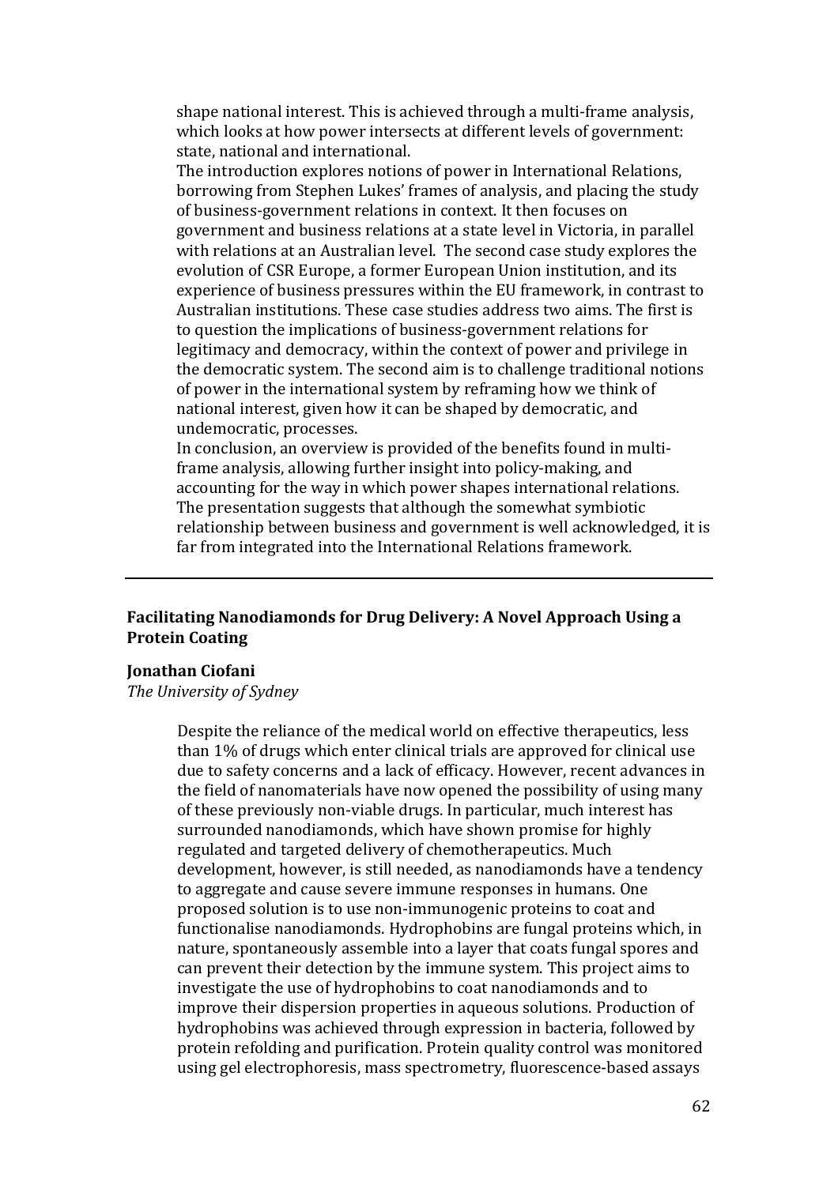shape national interest. This is achieved through a multi-frame analysis, which looks at how power intersects at different levels of government: state, national and international.

The introduction explores notions of power in International Relations, borrowing from Stephen Lukes' frames of analysis, and placing the study of business-government relations in context. It then focuses on government and business relations at a state level in Victoria, in parallel with relations at an Australian level. The second case study explores the evolution of CSR Europe, a former European Union institution, and its experience of business pressures within the EU framework, in contrast to Australian institutions. These case studies address two aims. The first is to question the implications of business-government relations for legitimacy and democracy, within the context of power and privilege in the democratic system. The second aim is to challenge traditional notions of power in the international system by reframing how we think of national interest, given how it can be shaped by democratic, and undemocratic, processes.

In conclusion, an overview is provided of the benefits found in multi-frame analysis, allowing further insight into policy-making, and accounting for the way in which power shapes international relations. The presentation suggests that although the somewhat symbiotic relationship between business and government is well acknowledged, it is far from integrated into the International Relations framework.

---

**Facilitating Nanodiamonds for Drug Delivery: A Novel Approach Using a Protein Coating**

**Jonathan Ciofani**
*The University of Sydney*

Despite the reliance of the medical world on effective therapeutics, less than 1% of drugs which enter clinical trials are approved for clinical use due to safety concerns and a lack of efficacy. However, recent advances in the field of nanomaterials have now opened the possibility of using many of these previously non-viable drugs. In particular, much interest has surrounded nanodiamonds, which have shown promise for highly regulated and targeted delivery of chemotherapeutics. Much development, however, is still needed, as nanodiamonds have a tendency to aggregate and cause severe immune responses in humans. One proposed solution is to use non-immunogenic proteins to coat and functionalise nanodiamonds. Hydrophobins are fungal proteins which, in nature, spontaneously assemble into a layer that coats fungal spores and can prevent their detection by the immune system. This project aims to investigate the use of hydrophobins to coat nanodiamonds and to improve their dispersion properties in aqueous solutions. Production of hydrophobins was achieved through expression in bacteria, followed by protein refolding and purification. Protein quality control was monitored using gel electrophoresis, mass spectrometry, fluorescence-based assays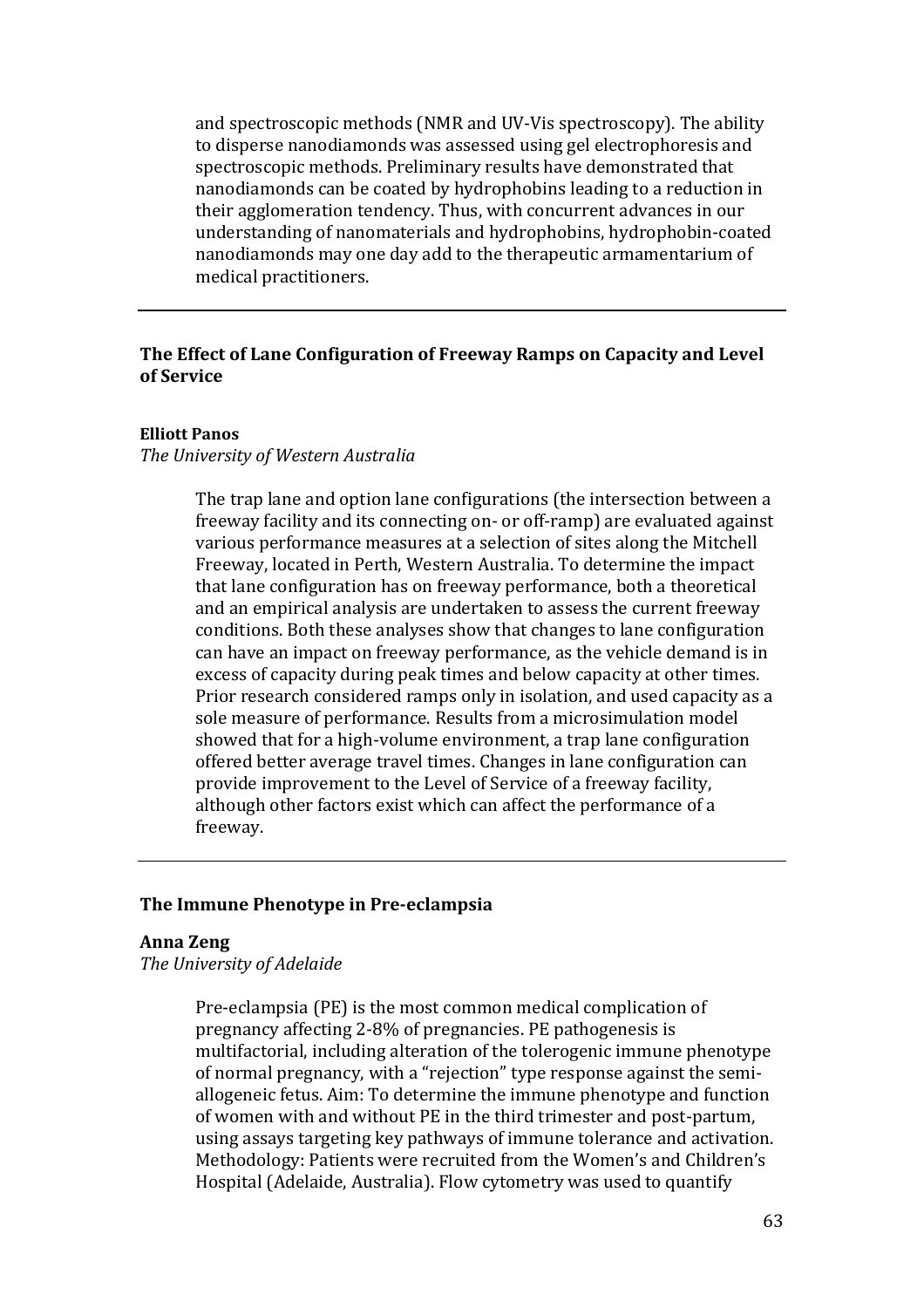and spectroscopic methods (NMR and UV-Vis spectroscopy). The ability to disperse nanodiamonds was assessed using gel electrophoresis and spectroscopic methods. Preliminary results have demonstrated that nanodiamonds can be coated by hydrophobins leading to a reduction in their agglomeration tendency. Thus, with concurrent advances in our understanding of nanomaterials and hydrophobins, hydrophobin-coated nanodiamonds may one day add to the therapeutic armamentarium of medical practitioners.

---

### The Effect of Lane Configuration of Freeway Ramps on Capacity and Level of Service

**Elliott Panos**
*The University of Western Australia*

The trap lane and option lane configurations (the intersection between a freeway facility and its connecting on- or off-ramp) are evaluated against various performance measures at a selection of sites along the Mitchell Freeway, located in Perth, Western Australia. To determine the impact that lane configuration has on freeway performance, both a theoretical and an empirical analysis are undertaken to assess the current freeway conditions. Both these analyses show that changes to lane configuration can have an impact on freeway performance, as the vehicle demand is in excess of capacity during peak times and below capacity at other times. Prior research considered ramps only in isolation, and used capacity as a sole measure of performance. Results from a microsimulation model showed that for a high-volume environment, a trap lane configuration offered better average travel times. Changes in lane configuration can provide improvement to the Level of Service of a freeway facility, although other factors exist which can affect the performance of a freeway.

---

### The Immune Phenotype in Pre-eclampsia

**Anna Zeng**
*The University of Adelaide*

Pre-eclampsia (PE) is the most common medical complication of pregnancy affecting 2-8% of pregnancies. PE pathogenesis is multifactorial, including alteration of the tolerogenic immune phenotype of normal pregnancy, with a "rejection" type response against the semi-allogeneic fetus. Aim: To determine the immune phenotype and function of women with and without PE in the third trimester and post-partum, using assays targeting key pathways of immune tolerance and activation. Methodology: Patients were recruited from the Women's and Children's Hospital (Adelaide, Australia). Flow cytometry was used to quantify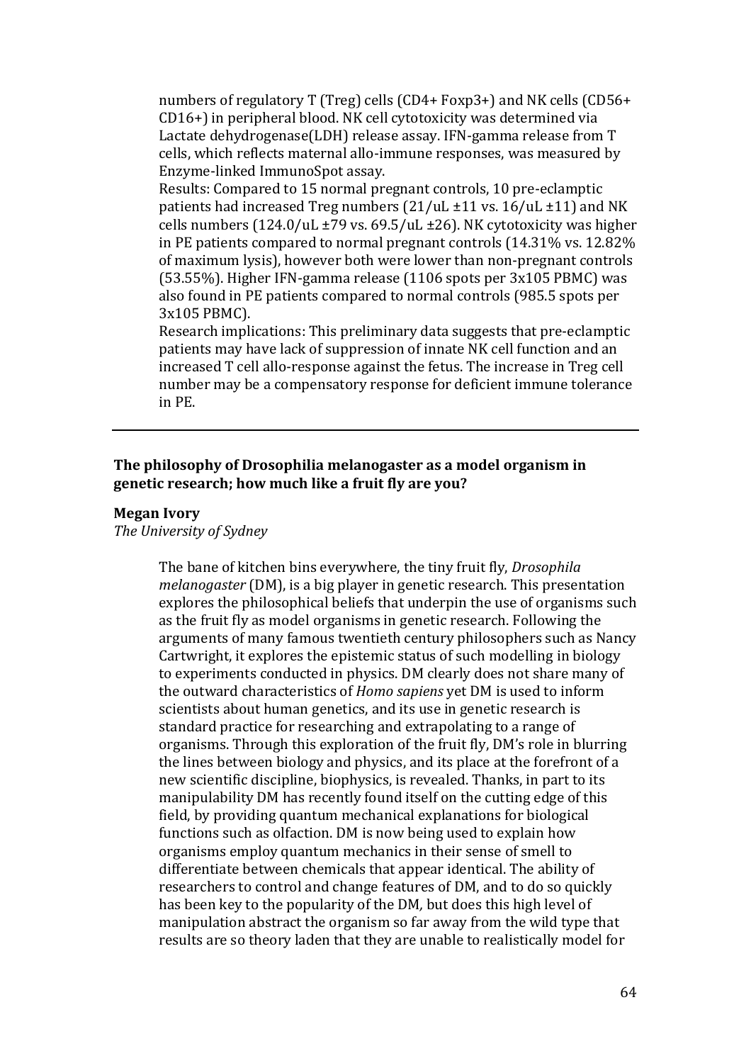numbers of regulatory T (Treg) cells (CD4+ Foxp3+) and NK cells (CD56+ CD16+) in peripheral blood. NK cell cytotoxicity was determined via Lactate dehydrogenase(LDH) release assay. IFN-gamma release from T cells, which reflects maternal allo-immune responses, was measured by Enzyme-linked ImmunoSpot assay.

Results: Compared to 15 normal pregnant controls, 10 pre-eclamptic patients had increased Treg numbers (21/uL ±11 vs. 16/uL ±11) and NK cells numbers (124.0/uL ±79 vs. 69.5/uL ±26). NK cytotoxicity was higher in PE patients compared to normal pregnant controls (14.31% vs. 12.82% of maximum lysis), however both were lower than non-pregnant controls (53.55%). Higher IFN-gamma release (1106 spots per 3x105 PBMC) was also found in PE patients compared to normal controls (985.5 spots per 3x105 PBMC).

Research implications: This preliminary data suggests that pre-eclamptic patients may have lack of suppression of innate NK cell function and an increased T cell allo-response against the fetus. The increase in Treg cell number may be a compensatory response for deficient immune tolerance in PE.

---

**The philosophy of Drosophilia melanogaster as a model organism in genetic research; how much like a fruit fly are you?**

**Megan Ivory**
*The University of Sydney*

The bane of kitchen bins everywhere, the tiny fruit fly, *Drosophila melanogaster* (DM), is a big player in genetic research. This presentation explores the philosophical beliefs that underpin the use of organisms such as the fruit fly as model organisms in genetic research. Following the arguments of many famous twentieth century philosophers such as Nancy Cartwright, it explores the epistemic status of such modelling in biology to experiments conducted in physics. DM clearly does not share many of the outward characteristics of *Homo sapiens* yet DM is used to inform scientists about human genetics, and its use in genetic research is standard practice for researching and extrapolating to a range of organisms. Through this exploration of the fruit fly, DM's role in blurring the lines between biology and physics, and its place at the forefront of a new scientific discipline, biophysics, is revealed. Thanks, in part to its manipulability DM has recently found itself on the cutting edge of this field, by providing quantum mechanical explanations for biological functions such as olfaction. DM is now being used to explain how organisms employ quantum mechanics in their sense of smell to differentiate between chemicals that appear identical. The ability of researchers to control and change features of DM, and to do so quickly has been key to the popularity of the DM, but does this high level of manipulation abstract the organism so far away from the wild type that results are so theory laden that they are unable to realistically model for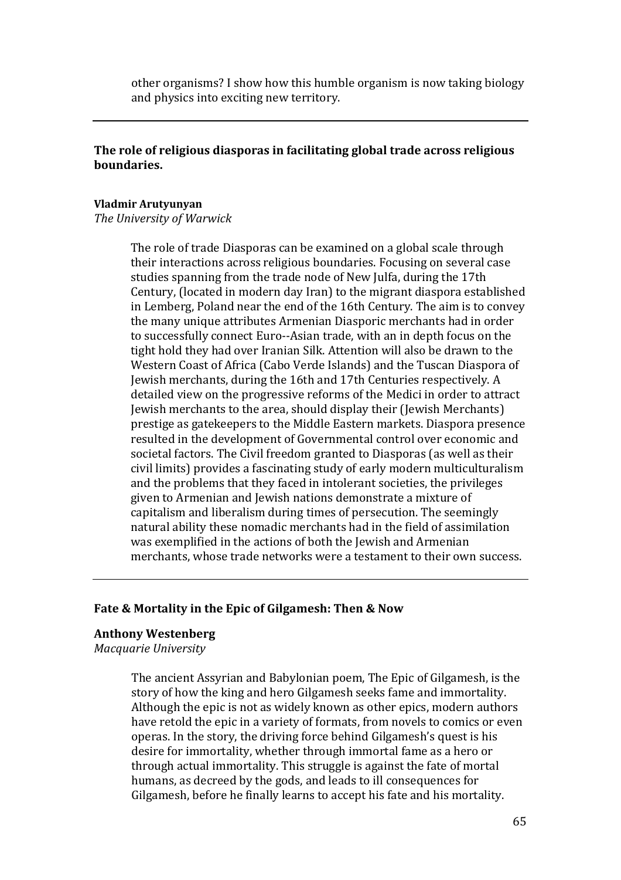other organisms? I show how this humble organism is now taking biology and physics into exciting new territory.

---

### The role of religious diasporas in facilitating global trade across religious boundaries.

**Vladmir Arutyunyan**
*The University of Warwick*

The role of trade Diasporas can be examined on a global scale through their interactions across religious boundaries. Focusing on several case studies spanning from the trade node of New Julfa, during the 17th Century, (located in modern day Iran) to the migrant diaspora established in Lemberg, Poland near the end of the 16th Century. The aim is to convey the many unique attributes Armenian Diasporic merchants had in order to successfully connect Euro--Asian trade, with an in depth focus on the tight hold they had over Iranian Silk. Attention will also be drawn to the Western Coast of Africa (Cabo Verde Islands) and the Tuscan Diaspora of Jewish merchants, during the 16th and 17th Centuries respectively. A detailed view on the progressive reforms of the Medici in order to attract Jewish merchants to the area, should display their (Jewish Merchants) prestige as gatekeepers to the Middle Eastern markets. Diaspora presence resulted in the development of Governmental control over economic and societal factors. The Civil freedom granted to Diasporas (as well as their civil limits) provides a fascinating study of early modern multiculturalism and the problems that they faced in intolerant societies, the privileges given to Armenian and Jewish nations demonstrate a mixture of capitalism and liberalism during times of persecution. The seemingly natural ability these nomadic merchants had in the field of assimilation was exemplified in the actions of both the Jewish and Armenian merchants, whose trade networks were a testament to their own success.

---

### Fate & Mortality in the Epic of Gilgamesh: Then & Now

**Anthony Westenberg**
*Macquarie University*

The ancient Assyrian and Babylonian poem, The Epic of Gilgamesh, is the story of how the king and hero Gilgamesh seeks fame and immortality. Although the epic is not as widely known as other epics, modern authors have retold the epic in a variety of formats, from novels to comics or even operas. In the story, the driving force behind Gilgamesh's quest is his desire for immortality, whether through immortal fame as a hero or through actual immortality. This struggle is against the fate of mortal humans, as decreed by the gods, and leads to ill consequences for Gilgamesh, before he finally learns to accept his fate and his mortality.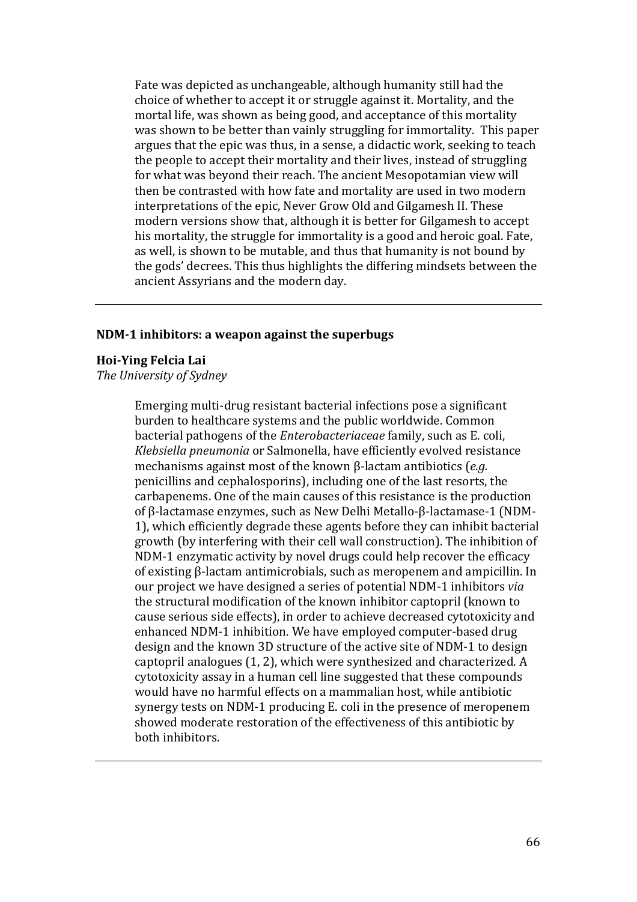Fate was depicted as unchangeable, although humanity still had the choice of whether to accept it or struggle against it. Mortality, and the mortal life, was shown as being good, and acceptance of this mortality was shown to be better than vainly struggling for immortality. This paper argues that the epic was thus, in a sense, a didactic work, seeking to teach the people to accept their mortality and their lives, instead of struggling for what was beyond their reach. The ancient Mesopotamian view will then be contrasted with how fate and mortality are used in two modern interpretations of the epic, Never Grow Old and Gilgamesh II. These modern versions show that, although it is better for Gilgamesh to accept his mortality, the struggle for immortality is a good and heroic goal. Fate, as well, is shown to be mutable, and thus that humanity is not bound by the gods' decrees. This thus highlights the differing mindsets between the ancient Assyrians and the modern day.

---

**NDM-1 inhibitors: a weapon against the superbugs**

**Hoi-Ying Felcia Lai**
*The University of Sydney*

Emerging multi-drug resistant bacterial infections pose a significant burden to healthcare systems and the public worldwide. Common bacterial pathogens of the *Enterobacteriaceae* family, such as E. coli, *Klebsiella pneumonia* or Salmonella, have efficiently evolved resistance mechanisms against most of the known β-lactam antibiotics (*e.g.* penicillins and cephalosporins), including one of the last resorts, the carbapenems. One of the main causes of this resistance is the production of β-lactamase enzymes, such as New Delhi Metallo-β-lactamase-1 (NDM-1), which efficiently degrade these agents before they can inhibit bacterial growth (by interfering with their cell wall construction). The inhibition of NDM-1 enzymatic activity by novel drugs could help recover the efficacy of existing β-lactam antimicrobials, such as meropenem and ampicillin. In our project we have designed a series of potential NDM-1 inhibitors *via* the structural modification of the known inhibitor captopril (known to cause serious side effects), in order to achieve decreased cytotoxicity and enhanced NDM-1 inhibition. We have employed computer-based drug design and the known 3D structure of the active site of NDM-1 to design captopril analogues (1, 2), which were synthesized and characterized. A cytotoxicity assay in a human cell line suggested that these compounds would have no harmful effects on a mammalian host, while antibiotic synergy tests on NDM-1 producing E. coli in the presence of meropenem showed moderate restoration of the effectiveness of this antibiotic by both inhibitors.

---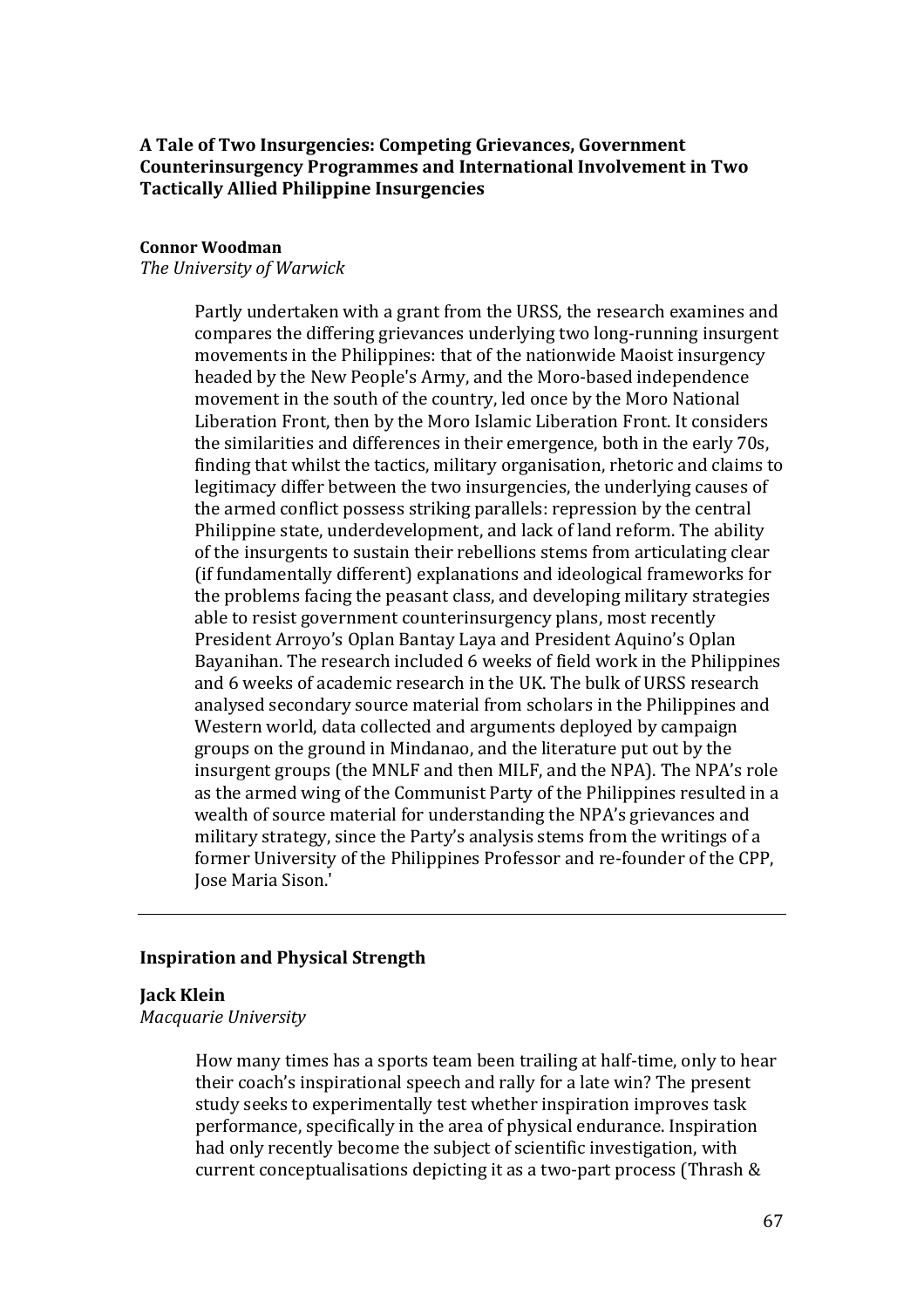### A Tale of Two Insurgencies: Competing Grievances, Government Counterinsurgency Programmes and International Involvement in Two Tactically Allied Philippine Insurgencies

**Connor Woodman**
*The University of Warwick*

Partly undertaken with a grant from the URSS, the research examines and compares the differing grievances underlying two long-running insurgent movements in the Philippines: that of the nationwide Maoist insurgency headed by the New People's Army, and the Moro-based independence movement in the south of the country, led once by the Moro National Liberation Front, then by the Moro Islamic Liberation Front. It considers the similarities and differences in their emergence, both in the early 70s, finding that whilst the tactics, military organisation, rhetoric and claims to legitimacy differ between the two insurgencies, the underlying causes of the armed conflict possess striking parallels: repression by the central Philippine state, underdevelopment, and lack of land reform. The ability of the insurgents to sustain their rebellions stems from articulating clear (if fundamentally different) explanations and ideological frameworks for the problems facing the peasant class, and developing military strategies able to resist government counterinsurgency plans, most recently President Arroyo's Oplan Bantay Laya and President Aquino's Oplan Bayanihan. The research included 6 weeks of field work in the Philippines and 6 weeks of academic research in the UK. The bulk of URSS research analysed secondary source material from scholars in the Philippines and Western world, data collected and arguments deployed by campaign groups on the ground in Mindanao, and the literature put out by the insurgent groups (the MNLF and then MILF, and the NPA). The NPA's role as the armed wing of the Communist Party of the Philippines resulted in a wealth of source material for understanding the NPA's grievances and military strategy, since the Party's analysis stems from the writings of a former University of the Philippines Professor and re-founder of the CPP, Jose Maria Sison.'

---

### Inspiration and Physical Strength

**Jack Klein**
*Macquarie University*

How many times has a sports team been trailing at half-time, only to hear their coach's inspirational speech and rally for a late win? The present study seeks to experimentally test whether inspiration improves task performance, specifically in the area of physical endurance. Inspiration had only recently become the subject of scientific investigation, with current conceptualisations depicting it as a two-part process (Thrash &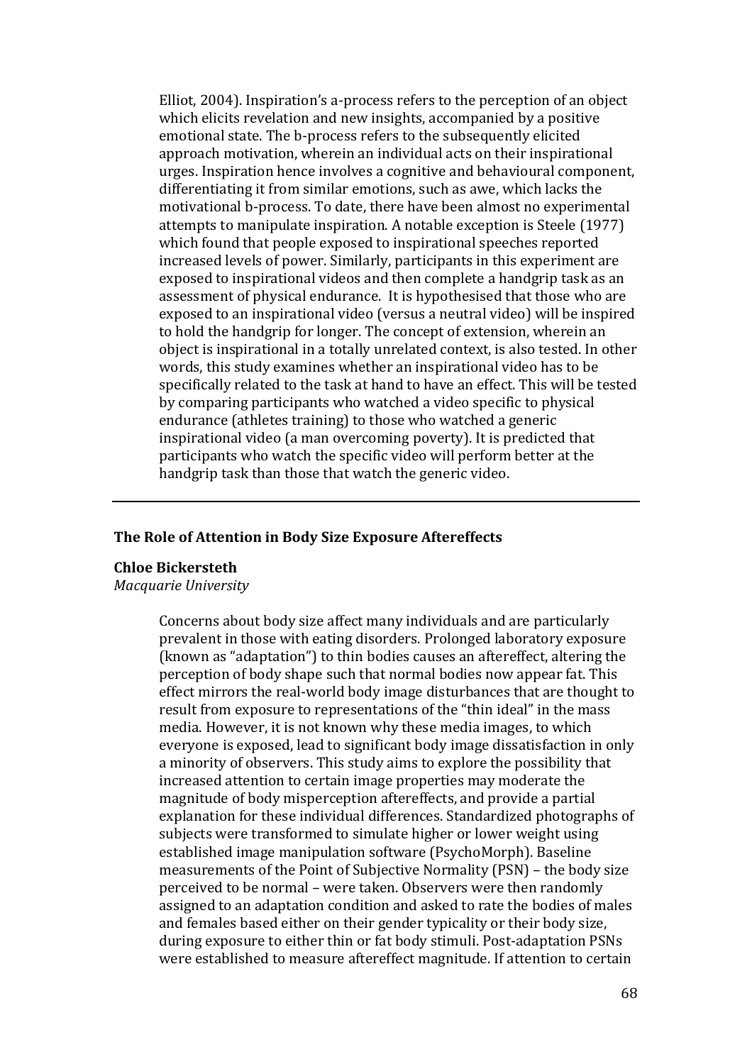Elliot, 2004). Inspiration's a-process refers to the perception of an object which elicits revelation and new insights, accompanied by a positive emotional state. The b-process refers to the subsequently elicited approach motivation, wherein an individual acts on their inspirational urges. Inspiration hence involves a cognitive and behavioural component, differentiating it from similar emotions, such as awe, which lacks the motivational b-process. To date, there have been almost no experimental attempts to manipulate inspiration. A notable exception is Steele (1977) which found that people exposed to inspirational speeches reported increased levels of power. Similarly, participants in this experiment are exposed to inspirational videos and then complete a handgrip task as an assessment of physical endurance. It is hypothesised that those who are exposed to an inspirational video (versus a neutral video) will be inspired to hold the handgrip for longer. The concept of extension, wherein an object is inspirational in a totally unrelated context, is also tested. In other words, this study examines whether an inspirational video has to be specifically related to the task at hand to have an effect. This will be tested by comparing participants who watched a video specific to physical endurance (athletes training) to those who watched a generic inspirational video (a man overcoming poverty). It is predicted that participants who watch the specific video will perform better at the handgrip task than those that watch the generic video.

---

### The Role of Attention in Body Size Exposure Aftereffects

**Chloe Bickersteth**
*Macquarie University*

Concerns about body size affect many individuals and are particularly prevalent in those with eating disorders. Prolonged laboratory exposure (known as "adaptation") to thin bodies causes an aftereffect, altering the perception of body shape such that normal bodies now appear fat. This effect mirrors the real-world body image disturbances that are thought to result from exposure to representations of the "thin ideal" in the mass media. However, it is not known why these media images, to which everyone is exposed, lead to significant body image dissatisfaction in only a minority of observers. This study aims to explore the possibility that increased attention to certain image properties may moderate the magnitude of body misperception aftereffects, and provide a partial explanation for these individual differences. Standardized photographs of subjects were transformed to simulate higher or lower weight using established image manipulation software (PsychoMorph). Baseline measurements of the Point of Subjective Normality (PSN) – the body size perceived to be normal – were taken. Observers were then randomly assigned to an adaptation condition and asked to rate the bodies of males and females based either on their gender typicality or their body size, during exposure to either thin or fat body stimuli. Post-adaptation PSNs were established to measure aftereffect magnitude. If attention to certain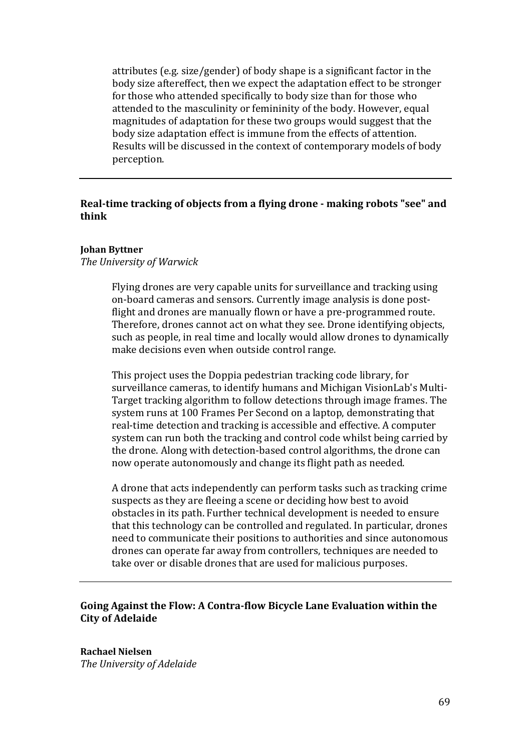attributes (e.g. size/gender) of body shape is a significant factor in the body size aftereffect, then we expect the adaptation effect to be stronger for those who attended specifically to body size than for those who attended to the masculinity or femininity of the body. However, equal magnitudes of adaptation for these two groups would suggest that the body size adaptation effect is immune from the effects of attention. Results will be discussed in the context of contemporary models of body perception.

---

### Real-time tracking of objects from a flying drone - making robots "see" and think

**Johan Byttner**
*The University of Warwick*

Flying drones are very capable units for surveillance and tracking using on-board cameras and sensors. Currently image analysis is done post-flight and drones are manually flown or have a pre-programmed route. Therefore, drones cannot act on what they see. Drone identifying objects, such as people, in real time and locally would allow drones to dynamically make decisions even when outside control range.

This project uses the Doppia pedestrian tracking code library, for surveillance cameras, to identify humans and Michigan VisionLab's Multi-Target tracking algorithm to follow detections through image frames. The system runs at 100 Frames Per Second on a laptop, demonstrating that real-time detection and tracking is accessible and effective. A computer system can run both the tracking and control code whilst being carried by the drone. Along with detection-based control algorithms, the drone can now operate autonomously and change its flight path as needed.

A drone that acts independently can perform tasks such as tracking crime suspects as they are fleeing a scene or deciding how best to avoid obstacles in its path. Further technical development is needed to ensure that this technology can be controlled and regulated. In particular, drones need to communicate their positions to authorities and since autonomous drones can operate far away from controllers, techniques are needed to take over or disable drones that are used for malicious purposes.

---

### Going Against the Flow: A Contra-flow Bicycle Lane Evaluation within the City of Adelaide

**Rachael Nielsen**
*The University of Adelaide*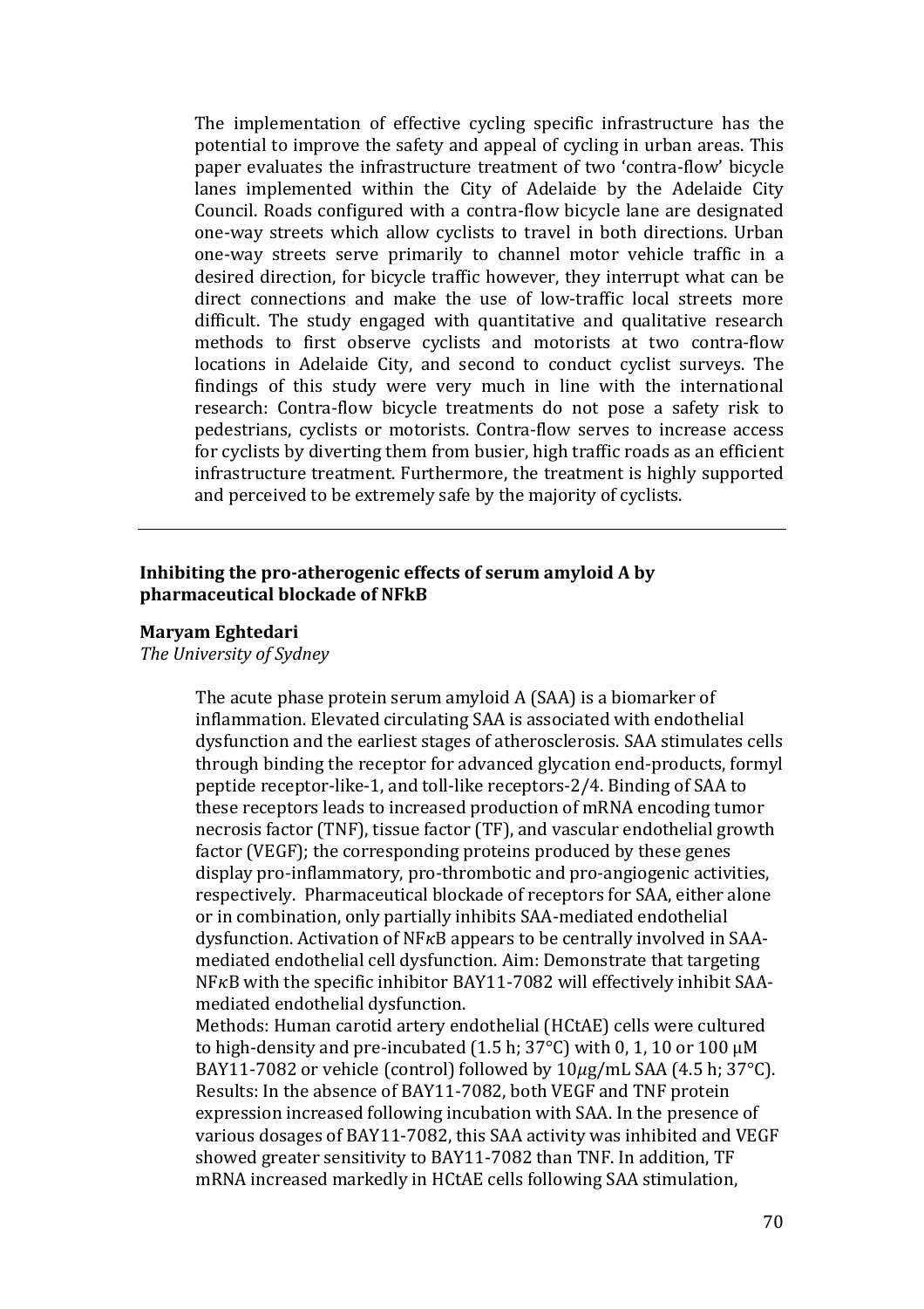The implementation of effective cycling specific infrastructure has the potential to improve the safety and appeal of cycling in urban areas. This paper evaluates the infrastructure treatment of two 'contra-flow' bicycle lanes implemented within the City of Adelaide by the Adelaide City Council. Roads configured with a contra-flow bicycle lane are designated one-way streets which allow cyclists to travel in both directions. Urban one-way streets serve primarily to channel motor vehicle traffic in a desired direction, for bicycle traffic however, they interrupt what can be direct connections and make the use of low-traffic local streets more difficult. The study engaged with quantitative and qualitative research methods to first observe cyclists and motorists at two contra-flow locations in Adelaide City, and second to conduct cyclist surveys. The findings of this study were very much in line with the international research: Contra-flow bicycle treatments do not pose a safety risk to pedestrians, cyclists or motorists. Contra-flow serves to increase access for cyclists by diverting them from busier, high traffic roads as an efficient infrastructure treatment. Furthermore, the treatment is highly supported and perceived to be extremely safe by the majority of cyclists.

---

## Inhibiting the pro-atherogenic effects of serum amyloid A by pharmaceutical blockade of NFkB

**Maryam Eghtedari**

*The University of Sydney*

The acute phase protein serum amyloid A (SAA) is a biomarker of inflammation. Elevated circulating SAA is associated with endothelial dysfunction and the earliest stages of atherosclerosis. SAA stimulates cells through binding the receptor for advanced glycation end-products, formyl peptide receptor-like-1, and toll-like receptors-2/4. Binding of SAA to these receptors leads to increased production of mRNA encoding tumor necrosis factor (TNF), tissue factor (TF), and vascular endothelial growth factor (VEGF); the corresponding proteins produced by these genes display pro-inflammatory, pro-thrombotic and pro-angiogenic activities, respectively. Pharmaceutical blockade of receptors for SAA, either alone or in combination, only partially inhibits SAA-mediated endothelial dysfunction. Activation of NF$\kappa$B appears to be centrally involved in SAA-mediated endothelial cell dysfunction. Aim: Demonstrate that targeting NF$\kappa$B with the specific inhibitor BAY11-7082 will effectively inhibit SAA-mediated endothelial dysfunction.

Methods: Human carotid artery endothelial (HCtAE) cells were cultured to high-density and pre-incubated (1.5 h; 37°C) with 0, 1, 10 or 100 μM BAY11-7082 or vehicle (control) followed by 10$\mu$g/mL SAA (4.5 h; 37°C).

Results: In the absence of BAY11-7082, both VEGF and TNF protein expression increased following incubation with SAA. In the presence of various dosages of BAY11-7082, this SAA activity was inhibited and VEGF showed greater sensitivity to BAY11-7082 than TNF. In addition, TF mRNA increased markedly in HCtAE cells following SAA stimulation,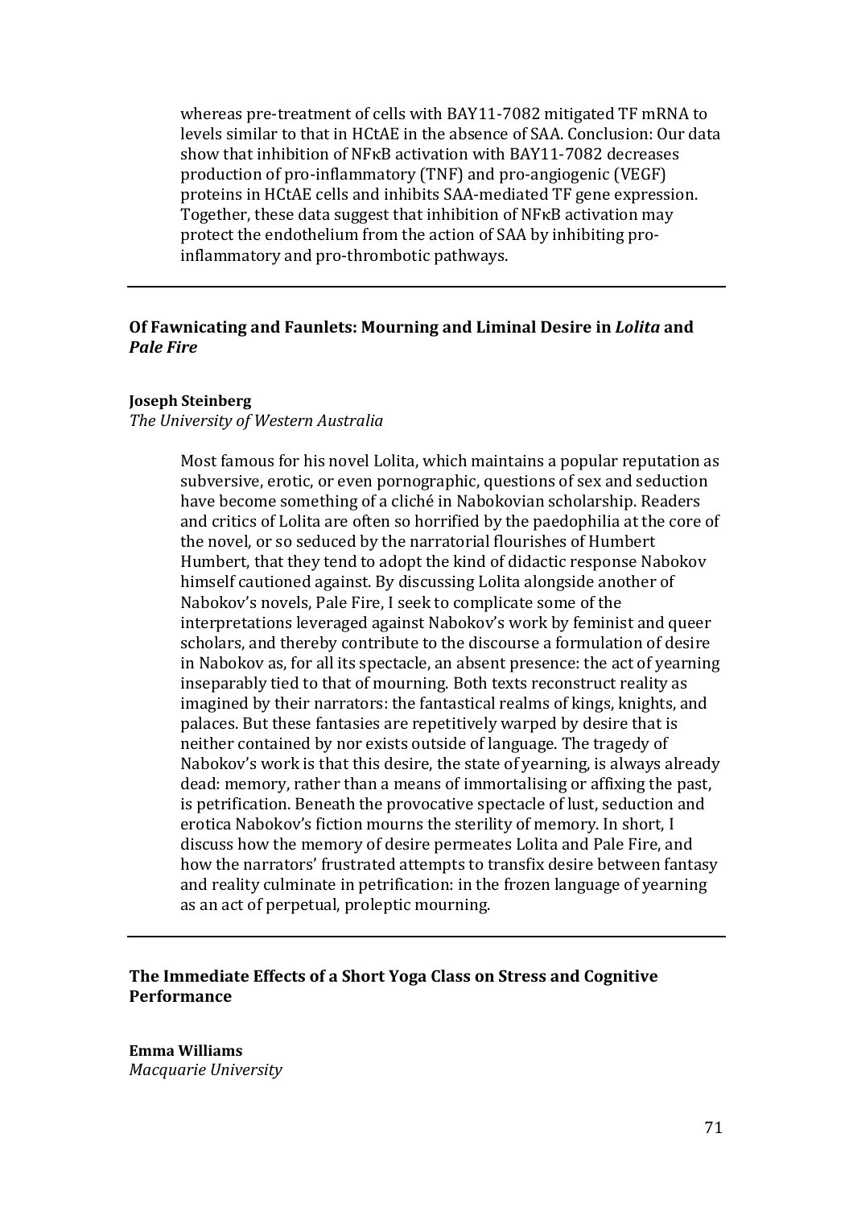whereas pre-treatment of cells with BAY11-7082 mitigated TF mRNA to levels similar to that in HCtAE in the absence of SAA. Conclusion: Our data show that inhibition of NFκB activation with BAY11-7082 decreases production of pro-inflammatory (TNF) and pro-angiogenic (VEGF) proteins in HCtAE cells and inhibits SAA-mediated TF gene expression. Together, these data suggest that inhibition of NFκB activation may protect the endothelium from the action of SAA by inhibiting pro-inflammatory and pro-thrombotic pathways.

---

## Of Fawnicating and Faunlets: Mourning and Liminal Desire in *Lolita* and *Pale Fire*

**Joseph Steinberg**
*The University of Western Australia*

Most famous for his novel Lolita, which maintains a popular reputation as subversive, erotic, or even pornographic, questions of sex and seduction have become something of a cliché in Nabokovian scholarship. Readers and critics of Lolita are often so horrified by the paedophilia at the core of the novel, or so seduced by the narratorial flourishes of Humbert Humbert, that they tend to adopt the kind of didactic response Nabokov himself cautioned against. By discussing Lolita alongside another of Nabokov's novels, Pale Fire, I seek to complicate some of the interpretations leveraged against Nabokov's work by feminist and queer scholars, and thereby contribute to the discourse a formulation of desire in Nabokov as, for all its spectacle, an absent presence: the act of yearning inseparably tied to that of mourning. Both texts reconstruct reality as imagined by their narrators: the fantastical realms of kings, knights, and palaces. But these fantasies are repetitively warped by desire that is neither contained by nor exists outside of language. The tragedy of Nabokov's work is that this desire, the state of yearning, is always already dead: memory, rather than a means of immortalising or affixing the past, is petrification. Beneath the provocative spectacle of lust, seduction and erotica Nabokov's fiction mourns the sterility of memory. In short, I discuss how the memory of desire permeates Lolita and Pale Fire, and how the narrators' frustrated attempts to transfix desire between fantasy and reality culminate in petrification: in the frozen language of yearning as an act of perpetual, proleptic mourning.

---

## The Immediate Effects of a Short Yoga Class on Stress and Cognitive Performance

**Emma Williams**
*Macquarie University*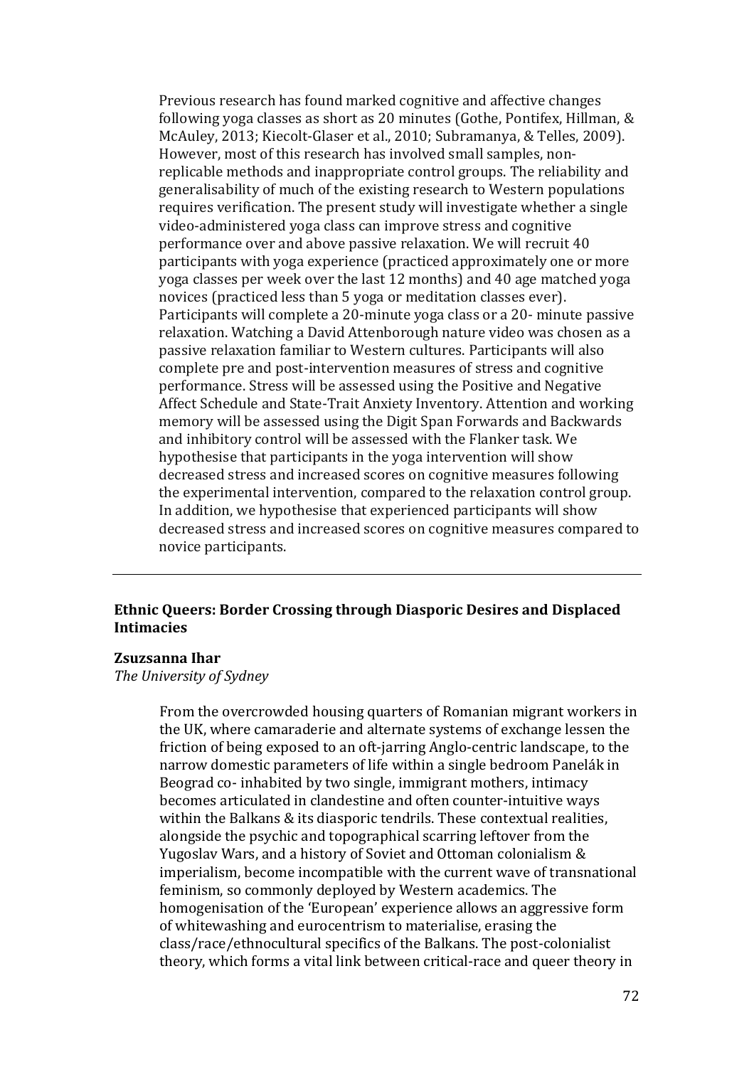Previous research has found marked cognitive and affective changes following yoga classes as short as 20 minutes (Gothe, Pontifex, Hillman, & McAuley, 2013; Kiecolt-Glaser et al., 2010; Subramanya, & Telles, 2009). However, most of this research has involved small samples, non-replicable methods and inappropriate control groups. The reliability and generalisability of much of the existing research to Western populations requires verification. The present study will investigate whether a single video-administered yoga class can improve stress and cognitive performance over and above passive relaxation. We will recruit 40 participants with yoga experience (practiced approximately one or more yoga classes per week over the last 12 months) and 40 age matched yoga novices (practiced less than 5 yoga or meditation classes ever). Participants will complete a 20-minute yoga class or a 20- minute passive relaxation. Watching a David Attenborough nature video was chosen as a passive relaxation familiar to Western cultures. Participants will also complete pre and post-intervention measures of stress and cognitive performance. Stress will be assessed using the Positive and Negative Affect Schedule and State-Trait Anxiety Inventory. Attention and working memory will be assessed using the Digit Span Forwards and Backwards and inhibitory control will be assessed with the Flanker task. We hypothesise that participants in the yoga intervention will show decreased stress and increased scores on cognitive measures following the experimental intervention, compared to the relaxation control group. In addition, we hypothesise that experienced participants will show decreased stress and increased scores on cognitive measures compared to novice participants.

---

**Ethnic Queers: Border Crossing through Diasporic Desires and Displaced Intimacies**

**Zsuzsanna Ihar**
*The University of Sydney*

From the overcrowded housing quarters of Romanian migrant workers in the UK, where camaraderie and alternate systems of exchange lessen the friction of being exposed to an oft-jarring Anglo-centric landscape, to the narrow domestic parameters of life within a single bedroom Panelák in Beograd co- inhabited by two single, immigrant mothers, intimacy becomes articulated in clandestine and often counter-intuitive ways within the Balkans & its diasporic tendrils. These contextual realities, alongside the psychic and topographical scarring leftover from the Yugoslav Wars, and a history of Soviet and Ottoman colonialism & imperialism, become incompatible with the current wave of transnational feminism, so commonly deployed by Western academics. The homogenisation of the 'European' experience allows an aggressive form of whitewashing and eurocentrism to materialise, erasing the class/race/ethnocultural specifics of the Balkans. The post-colonialist theory, which forms a vital link between critical-race and queer theory in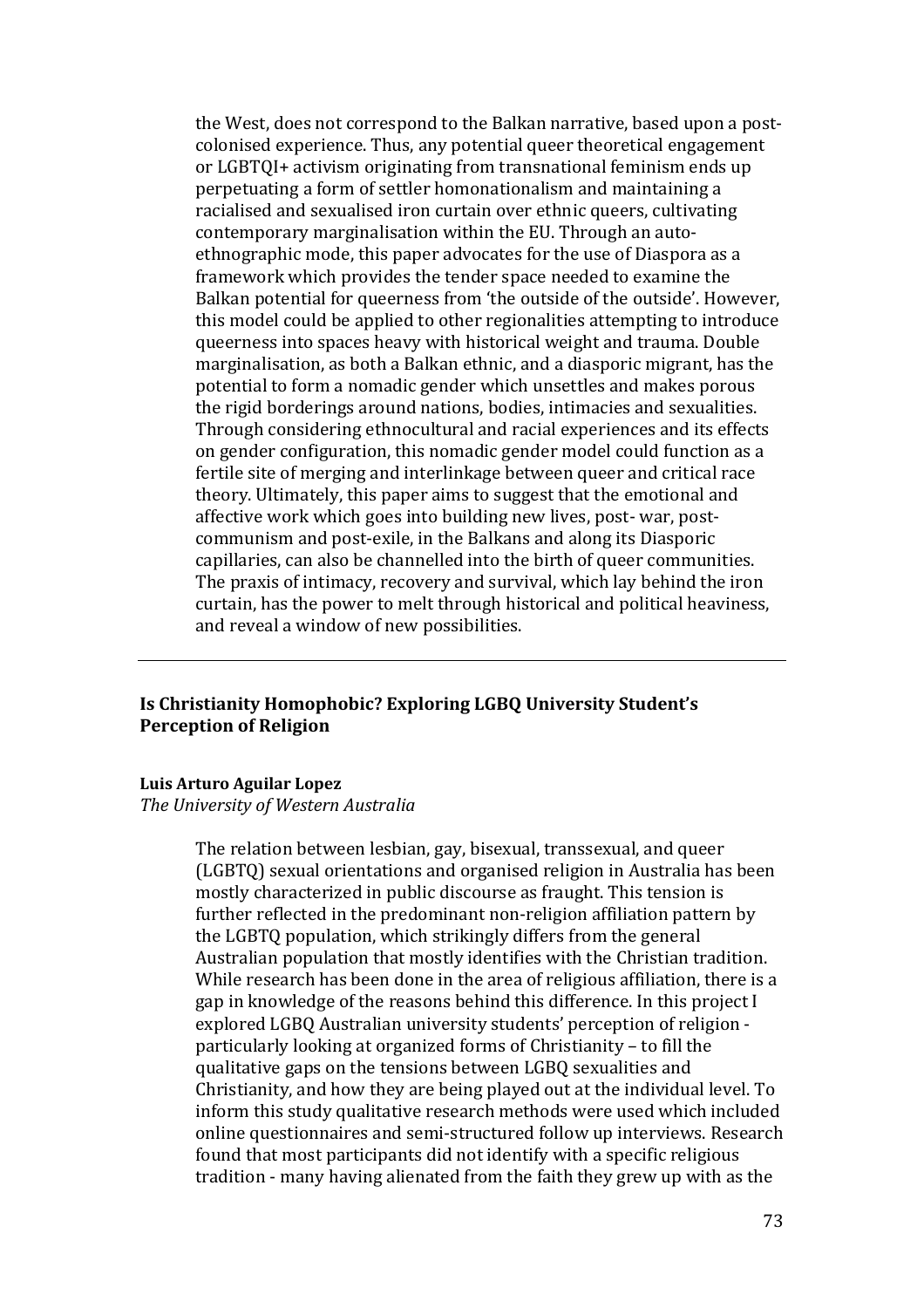the West, does not correspond to the Balkan narrative, based upon a post-colonised experience. Thus, any potential queer theoretical engagement or LGBTQI+ activism originating from transnational feminism ends up perpetuating a form of settler homonationalism and maintaining a racialised and sexualised iron curtain over ethnic queers, cultivating contemporary marginalisation within the EU. Through an auto-ethnographic mode, this paper advocates for the use of Diaspora as a framework which provides the tender space needed to examine the Balkan potential for queerness from 'the outside of the outside'. However, this model could be applied to other regionalities attempting to introduce queerness into spaces heavy with historical weight and trauma. Double marginalisation, as both a Balkan ethnic, and a diasporic migrant, has the potential to form a nomadic gender which unsettles and makes porous the rigid borderings around nations, bodies, intimacies and sexualities. Through considering ethnocultural and racial experiences and its effects on gender configuration, this nomadic gender model could function as a fertile site of merging and interlinkage between queer and critical race theory. Ultimately, this paper aims to suggest that the emotional and affective work which goes into building new lives, post- war, post-communism and post-exile, in the Balkans and along its Diasporic capillaries, can also be channelled into the birth of queer communities. The praxis of intimacy, recovery and survival, which lay behind the iron curtain, has the power to melt through historical and political heaviness, and reveal a window of new possibilities.

---

## Is Christianity Homophobic? Exploring LGBQ University Student's Perception of Religion

**Luis Arturo Aguilar Lopez**
*The University of Western Australia*

The relation between lesbian, gay, bisexual, transsexual, and queer (LGBTQ) sexual orientations and organised religion in Australia has been mostly characterized in public discourse as fraught. This tension is further reflected in the predominant non-religion affiliation pattern by the LGBTQ population, which strikingly differs from the general Australian population that mostly identifies with the Christian tradition. While research has been done in the area of religious affiliation, there is a gap in knowledge of the reasons behind this difference. In this project I explored LGBQ Australian university students' perception of religion - particularly looking at organized forms of Christianity – to fill the qualitative gaps on the tensions between LGBQ sexualities and Christianity, and how they are being played out at the individual level. To inform this study qualitative research methods were used which included online questionnaires and semi-structured follow up interviews. Research found that most participants did not identify with a specific religious tradition - many having alienated from the faith they grew up with as the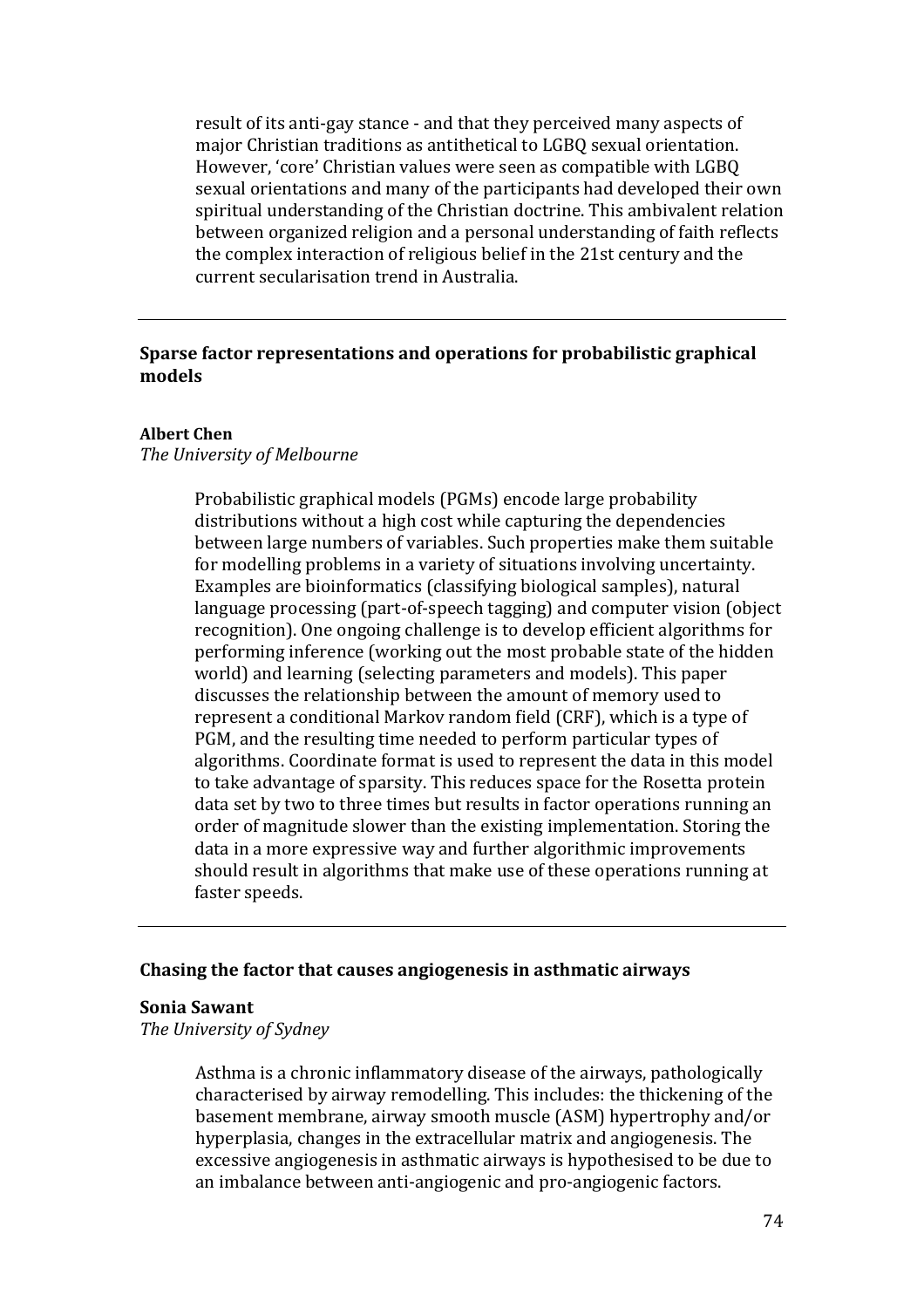result of its anti-gay stance - and that they perceived many aspects of major Christian traditions as antithetical to LGBQ sexual orientation. However, 'core' Christian values were seen as compatible with LGBQ sexual orientations and many of the participants had developed their own spiritual understanding of the Christian doctrine. This ambivalent relation between organized religion and a personal understanding of faith reflects the complex interaction of religious belief in the 21st century and the current secularisation trend in Australia.

---

### Sparse factor representations and operations for probabilistic graphical models

**Albert Chen**
*The University of Melbourne*

Probabilistic graphical models (PGMs) encode large probability distributions without a high cost while capturing the dependencies between large numbers of variables. Such properties make them suitable for modelling problems in a variety of situations involving uncertainty. Examples are bioinformatics (classifying biological samples), natural language processing (part-of-speech tagging) and computer vision (object recognition). One ongoing challenge is to develop efficient algorithms for performing inference (working out the most probable state of the hidden world) and learning (selecting parameters and models). This paper discusses the relationship between the amount of memory used to represent a conditional Markov random field (CRF), which is a type of PGM, and the resulting time needed to perform particular types of algorithms. Coordinate format is used to represent the data in this model to take advantage of sparsity. This reduces space for the Rosetta protein data set by two to three times but results in factor operations running an order of magnitude slower than the existing implementation. Storing the data in a more expressive way and further algorithmic improvements should result in algorithms that make use of these operations running at faster speeds.

---

### Chasing the factor that causes angiogenesis in asthmatic airways

**Sonia Sawant**
*The University of Sydney*

Asthma is a chronic inflammatory disease of the airways, pathologically characterised by airway remodelling. This includes: the thickening of the basement membrane, airway smooth muscle (ASM) hypertrophy and/or hyperplasia, changes in the extracellular matrix and angiogenesis. The excessive angiogenesis in asthmatic airways is hypothesised to be due to an imbalance between anti-angiogenic and pro-angiogenic factors.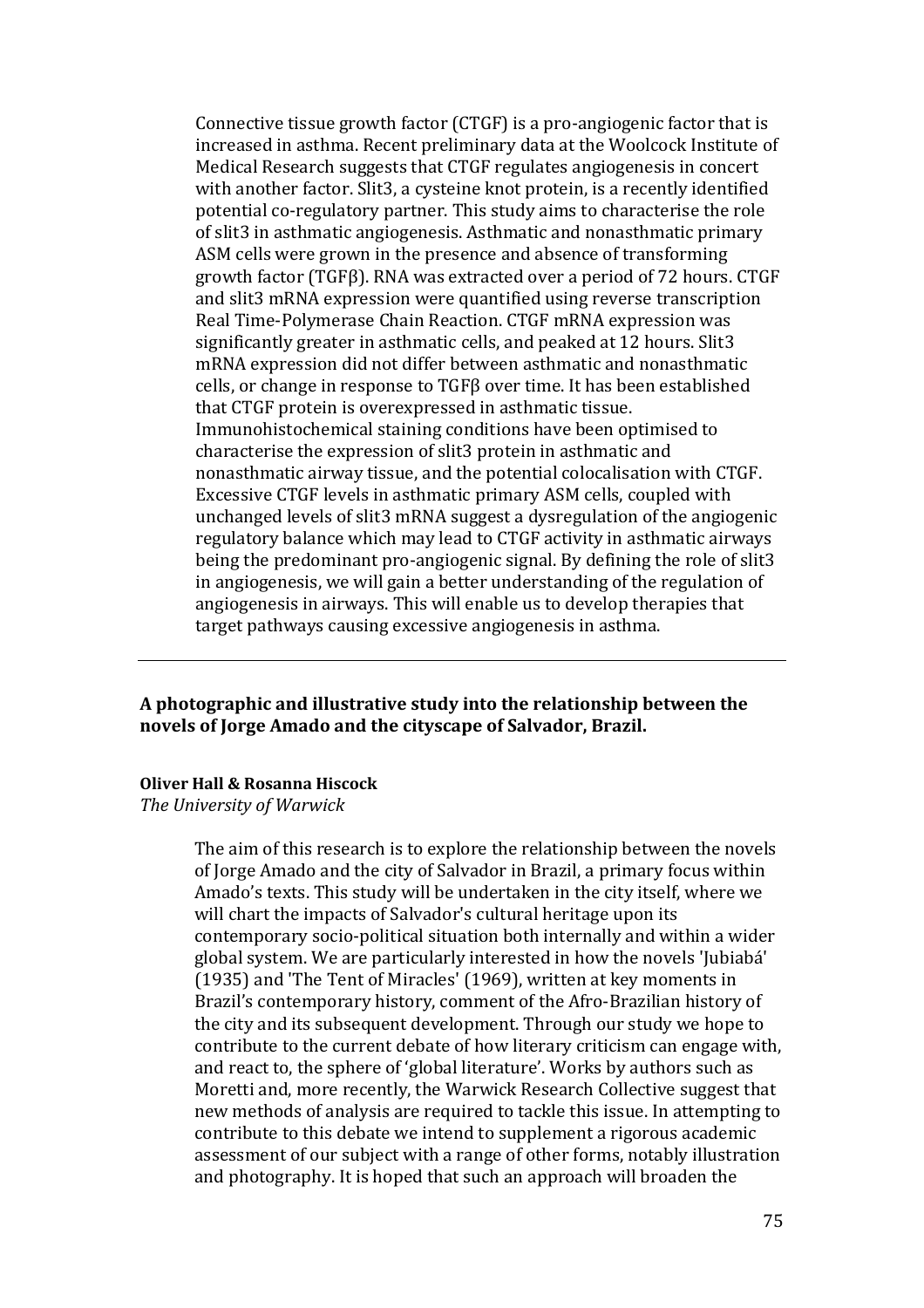Connective tissue growth factor (CTGF) is a pro-angiogenic factor that is increased in asthma. Recent preliminary data at the Woolcock Institute of Medical Research suggests that CTGF regulates angiogenesis in concert with another factor. Slit3, a cysteine knot protein, is a recently identified potential co-regulatory partner. This study aims to characterise the role of slit3 in asthmatic angiogenesis. Asthmatic and nonasthmatic primary ASM cells were grown in the presence and absence of transforming growth factor (TGFβ). RNA was extracted over a period of 72 hours. CTGF and slit3 mRNA expression were quantified using reverse transcription Real Time-Polymerase Chain Reaction. CTGF mRNA expression was significantly greater in asthmatic cells, and peaked at 12 hours. Slit3 mRNA expression did not differ between asthmatic and nonasthmatic cells, or change in response to TGFβ over time. It has been established that CTGF protein is overexpressed in asthmatic tissue. Immunohistochemical staining conditions have been optimised to characterise the expression of slit3 protein in asthmatic and nonasthmatic airway tissue, and the potential colocalisation with CTGF. Excessive CTGF levels in asthmatic primary ASM cells, coupled with unchanged levels of slit3 mRNA suggest a dysregulation of the angiogenic regulatory balance which may lead to CTGF activity in asthmatic airways being the predominant pro-angiogenic signal. By defining the role of slit3 in angiogenesis, we will gain a better understanding of the regulation of angiogenesis in airways. This will enable us to develop therapies that target pathways causing excessive angiogenesis in asthma.

---

**A photographic and illustrative study into the relationship between the novels of Jorge Amado and the cityscape of Salvador, Brazil.**

**Oliver Hall & Rosanna Hiscock**
*The University of Warwick*

The aim of this research is to explore the relationship between the novels of Jorge Amado and the city of Salvador in Brazil, a primary focus within Amado's texts. This study will be undertaken in the city itself, where we will chart the impacts of Salvador's cultural heritage upon its contemporary socio-political situation both internally and within a wider global system. We are particularly interested in how the novels 'Jubiabá' (1935) and 'The Tent of Miracles' (1969), written at key moments in Brazil's contemporary history, comment of the Afro-Brazilian history of the city and its subsequent development. Through our study we hope to contribute to the current debate of how literary criticism can engage with, and react to, the sphere of 'global literature'. Works by authors such as Moretti and, more recently, the Warwick Research Collective suggest that new methods of analysis are required to tackle this issue. In attempting to contribute to this debate we intend to supplement a rigorous academic assessment of our subject with a range of other forms, notably illustration and photography. It is hoped that such an approach will broaden the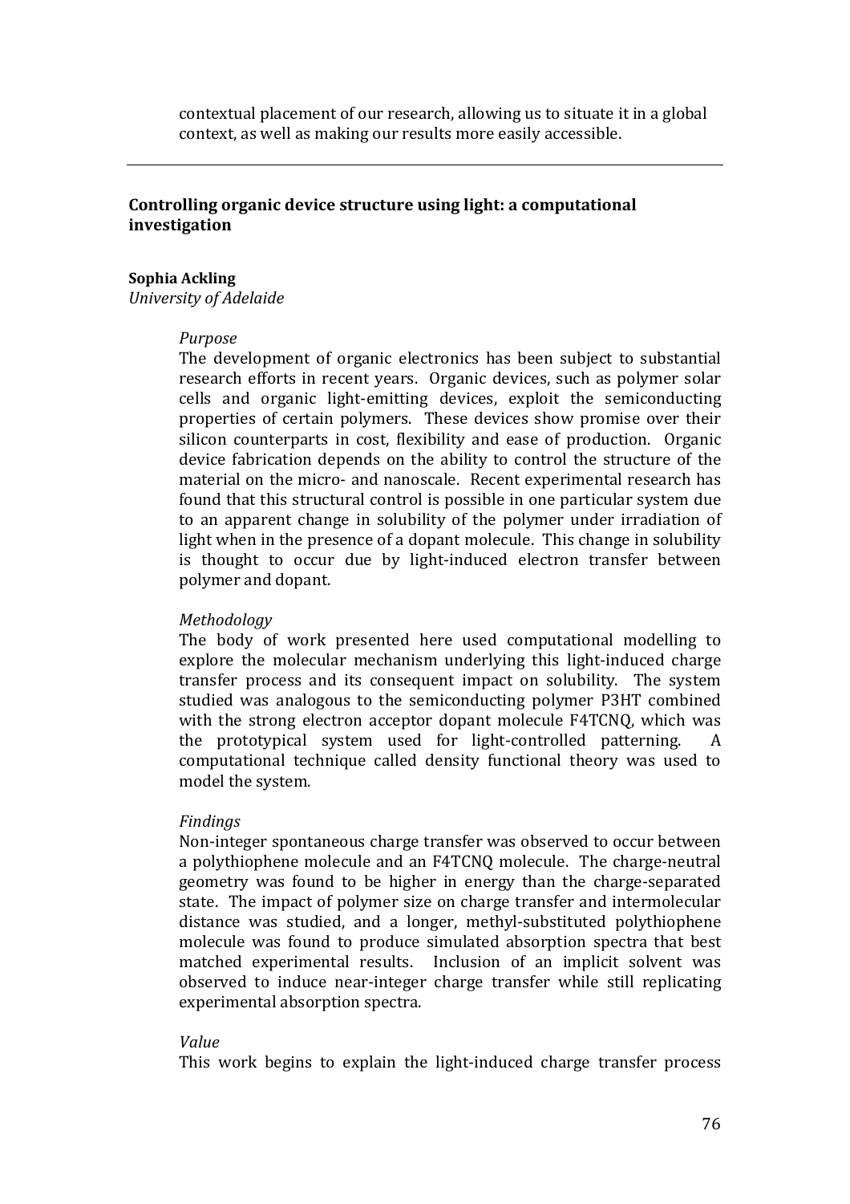contextual placement of our research, allowing us to situate it in a global context, as well as making our results more easily accessible.

---

## Controlling organic device structure using light: a computational investigation

**Sophia Ackling**
*University of Adelaide*

*Purpose*

The development of organic electronics has been subject to substantial research efforts in recent years. Organic devices, such as polymer solar cells and organic light-emitting devices, exploit the semiconducting properties of certain polymers. These devices show promise over their silicon counterparts in cost, flexibility and ease of production. Organic device fabrication depends on the ability to control the structure of the material on the micro- and nanoscale. Recent experimental research has found that this structural control is possible in one particular system due to an apparent change in solubility of the polymer under irradiation of light when in the presence of a dopant molecule. This change in solubility is thought to occur due by light-induced electron transfer between polymer and dopant.

*Methodology*

The body of work presented here used computational modelling to explore the molecular mechanism underlying this light-induced charge transfer process and its consequent impact on solubility. The system studied was analogous to the semiconducting polymer P3HT combined with the strong electron acceptor dopant molecule F4TCNQ, which was the prototypical system used for light-controlled patterning. A computational technique called density functional theory was used to model the system.

*Findings*

Non-integer spontaneous charge transfer was observed to occur between a polythiophene molecule and an F4TCNQ molecule. The charge-neutral geometry was found to be higher in energy than the charge-separated state. The impact of polymer size on charge transfer and intermolecular distance was studied, and a longer, methyl-substituted polythiophene molecule was found to produce simulated absorption spectra that best matched experimental results. Inclusion of an implicit solvent was observed to induce near-integer charge transfer while still replicating experimental absorption spectra.

*Value*

This work begins to explain the light-induced charge transfer process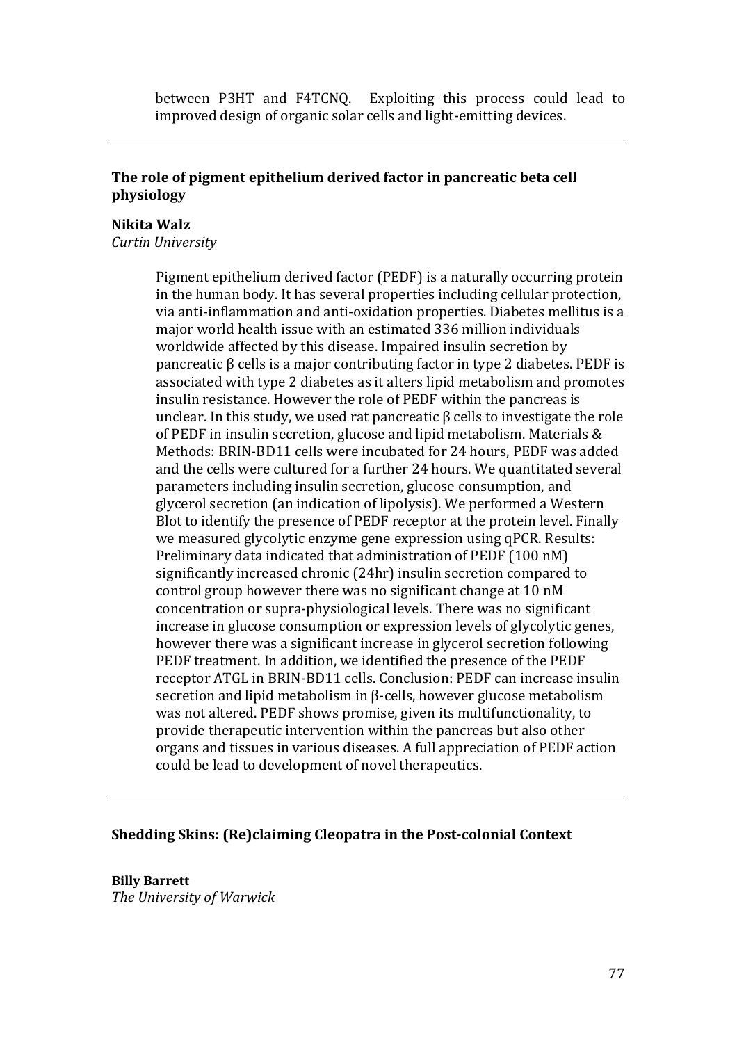between P3HT and F4TCNQ. Exploiting this process could lead to improved design of organic solar cells and light-emitting devices.

---

**The role of pigment epithelium derived factor in pancreatic beta cell physiology**

**Nikita Walz**
*Curtin University*

Pigment epithelium derived factor (PEDF) is a naturally occurring protein in the human body. It has several properties including cellular protection, via anti-inflammation and anti-oxidation properties. Diabetes mellitus is a major world health issue with an estimated 336 million individuals worldwide affected by this disease. Impaired insulin secretion by pancreatic β cells is a major contributing factor in type 2 diabetes. PEDF is associated with type 2 diabetes as it alters lipid metabolism and promotes insulin resistance. However the role of PEDF within the pancreas is unclear. In this study, we used rat pancreatic β cells to investigate the role of PEDF in insulin secretion, glucose and lipid metabolism. Materials & Methods: BRIN-BD11 cells were incubated for 24 hours, PEDF was added and the cells were cultured for a further 24 hours. We quantitated several parameters including insulin secretion, glucose consumption, and glycerol secretion (an indication of lipolysis). We performed a Western Blot to identify the presence of PEDF receptor at the protein level. Finally we measured glycolytic enzyme gene expression using qPCR. Results: Preliminary data indicated that administration of PEDF (100 nM) significantly increased chronic (24hr) insulin secretion compared to control group however there was no significant change at 10 nM concentration or supra-physiological levels. There was no significant increase in glucose consumption or expression levels of glycolytic genes, however there was a significant increase in glycerol secretion following PEDF treatment. In addition, we identified the presence of the PEDF receptor ATGL in BRIN-BD11 cells. Conclusion: PEDF can increase insulin secretion and lipid metabolism in β-cells, however glucose metabolism was not altered. PEDF shows promise, given its multifunctionality, to provide therapeutic intervention within the pancreas but also other organs and tissues in various diseases. A full appreciation of PEDF action could be lead to development of novel therapeutics.

---

**Shedding Skins: (Re)claiming Cleopatra in the Post-colonial Context**

**Billy Barrett**
*The University of Warwick*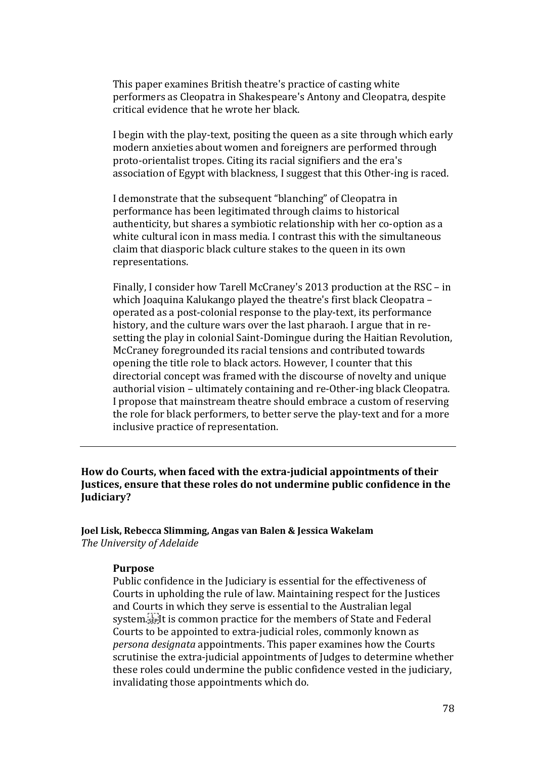This paper examines British theatre's practice of casting white performers as Cleopatra in Shakespeare's Antony and Cleopatra, despite critical evidence that he wrote her black.

I begin with the play-text, positing the queen as a site through which early modern anxieties about women and foreigners are performed through proto-orientalist tropes. Citing its racial signifiers and the era's association of Egypt with blackness, I suggest that this Other-ing is raced.

I demonstrate that the subsequent "blanching" of Cleopatra in performance has been legitimated through claims to historical authenticity, but shares a symbiotic relationship with her co-option as a white cultural icon in mass media. I contrast this with the simultaneous claim that diasporic black culture stakes to the queen in its own representations.

Finally, I consider how Tarell McCraney's 2013 production at the RSC – in which Joaquina Kalukango played the theatre's first black Cleopatra – operated as a post-colonial response to the play-text, its performance history, and the culture wars over the last pharaoh. I argue that in re-setting the play in colonial Saint-Domingue during the Haitian Revolution, McCraney foregrounded its racial tensions and contributed towards opening the title role to black actors. However, I counter that this directorial concept was framed with the discourse of novelty and unique authorial vision – ultimately containing and re-Other-ing black Cleopatra. I propose that mainstream theatre should embrace a custom of reserving the role for black performers, to better serve the play-text and for a more inclusive practice of representation.

---

## How do Courts, when faced with the extra-judicial appointments of their Justices, ensure that these roles do not undermine public confidence in the Judiciary?

**Joel Lisk, Rebecca Slimming, Angas van Balen & Jessica Wakelam**
*The University of Adelaide*

### Purpose

Public confidence in the Judiciary is essential for the effectiveness of Courts in upholding the rule of law. Maintaining respect for the Justices and Courts in which they serve is essential to the Australian legal system. It is common practice for the members of State and Federal Courts to be appointed to extra-judicial roles, commonly known as *persona designata* appointments. This paper examines how the Courts scrutinise the extra-judicial appointments of Judges to determine whether these roles could undermine the public confidence vested in the judiciary, invalidating those appointments which do.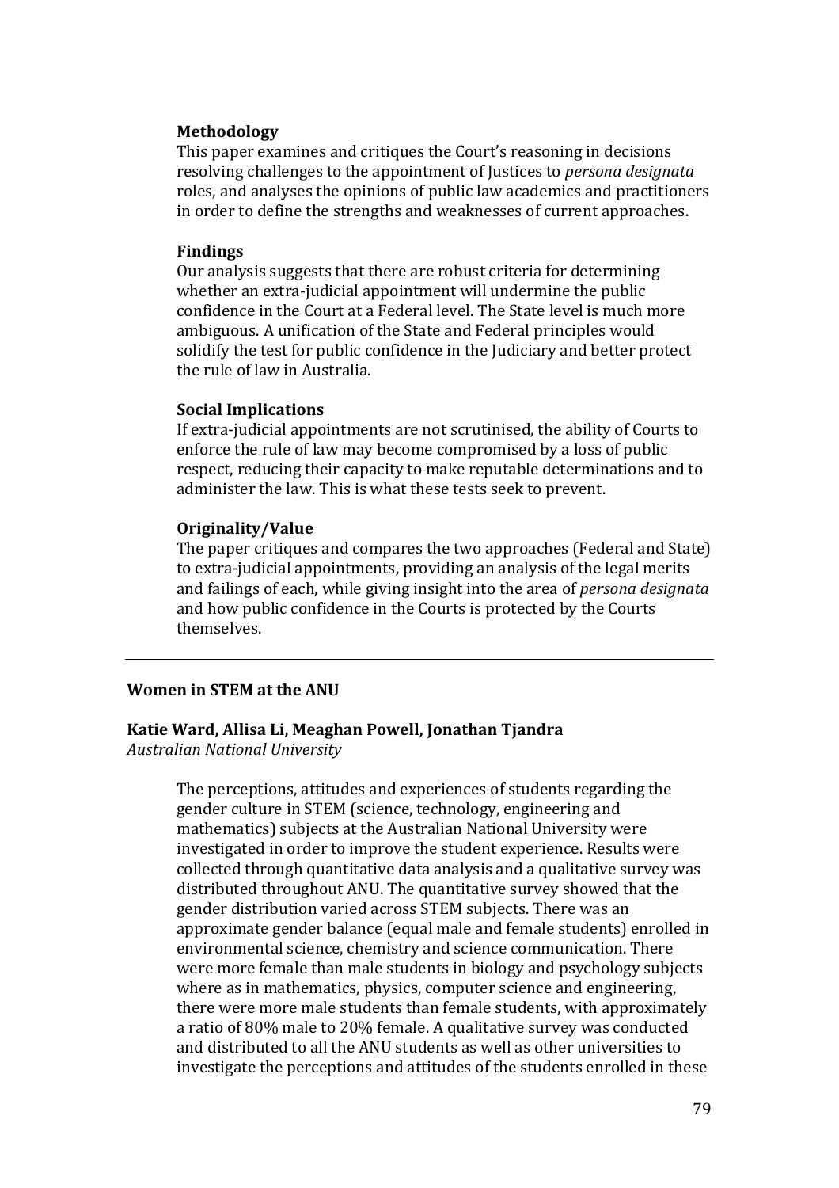**Methodology**

This paper examines and critiques the Court's reasoning in decisions resolving challenges to the appointment of Justices to *persona designata* roles, and analyses the opinions of public law academics and practitioners in order to define the strengths and weaknesses of current approaches.

**Findings**

Our analysis suggests that there are robust criteria for determining whether an extra-judicial appointment will undermine the public confidence in the Court at a Federal level. The State level is much more ambiguous. A unification of the State and Federal principles would solidify the test for public confidence in the Judiciary and better protect the rule of law in Australia.

**Social Implications**

If extra-judicial appointments are not scrutinised, the ability of Courts to enforce the rule of law may become compromised by a loss of public respect, reducing their capacity to make reputable determinations and to administer the law. This is what these tests seek to prevent.

**Originality/Value**

The paper critiques and compares the two approaches (Federal and State) to extra-judicial appointments, providing an analysis of the legal merits and failings of each, while giving insight into the area of *persona designata* and how public confidence in the Courts is protected by the Courts themselves.

---

## Women in STEM at the ANU

**Katie Ward, Allisa Li, Meaghan Powell, Jonathan Tjandra**
*Australian National University*

The perceptions, attitudes and experiences of students regarding the gender culture in STEM (science, technology, engineering and mathematics) subjects at the Australian National University were investigated in order to improve the student experience. Results were collected through quantitative data analysis and a qualitative survey was distributed throughout ANU. The quantitative survey showed that the gender distribution varied across STEM subjects. There was an approximate gender balance (equal male and female students) enrolled in environmental science, chemistry and science communication. There were more female than male students in biology and psychology subjects where as in mathematics, physics, computer science and engineering, there were more male students than female students, with approximately a ratio of 80% male to 20% female. A qualitative survey was conducted and distributed to all the ANU students as well as other universities to investigate the perceptions and attitudes of the students enrolled in these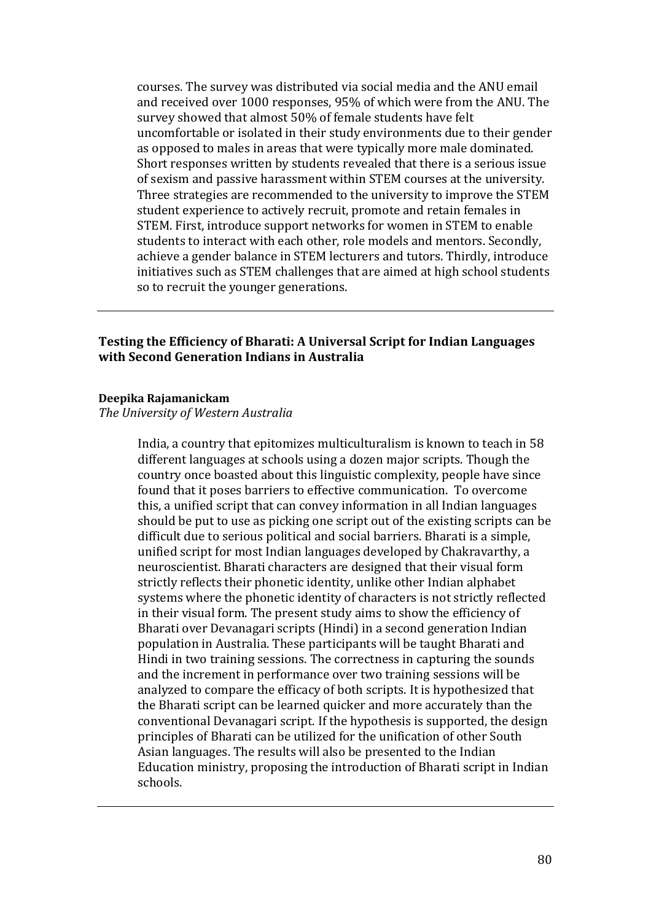courses. The survey was distributed via social media and the ANU email and received over 1000 responses, 95% of which were from the ANU. The survey showed that almost 50% of female students have felt uncomfortable or isolated in their study environments due to their gender as opposed to males in areas that were typically more male dominated. Short responses written by students revealed that there is a serious issue of sexism and passive harassment within STEM courses at the university. Three strategies are recommended to the university to improve the STEM student experience to actively recruit, promote and retain females in STEM. First, introduce support networks for women in STEM to enable students to interact with each other, role models and mentors. Secondly, achieve a gender balance in STEM lecturers and tutors. Thirdly, introduce initiatives such as STEM challenges that are aimed at high school students so to recruit the younger generations.

---

**Testing the Efficiency of Bharati: A Universal Script for Indian Languages with Second Generation Indians in Australia**

**Deepika Rajamanickam**
*The University of Western Australia*

India, a country that epitomizes multiculturalism is known to teach in 58 different languages at schools using a dozen major scripts. Though the country once boasted about this linguistic complexity, people have since found that it poses barriers to effective communication. To overcome this, a unified script that can convey information in all Indian languages should be put to use as picking one script out of the existing scripts can be difficult due to serious political and social barriers. Bharati is a simple, unified script for most Indian languages developed by Chakravarthy, a neuroscientist. Bharati characters are designed that their visual form strictly reflects their phonetic identity, unlike other Indian alphabet systems where the phonetic identity of characters is not strictly reflected in their visual form. The present study aims to show the efficiency of Bharati over Devanagari scripts (Hindi) in a second generation Indian population in Australia. These participants will be taught Bharati and Hindi in two training sessions. The correctness in capturing the sounds and the increment in performance over two training sessions will be analyzed to compare the efficacy of both scripts. It is hypothesized that the Bharati script can be learned quicker and more accurately than the conventional Devanagari script. If the hypothesis is supported, the design principles of Bharati can be utilized for the unification of other South Asian languages. The results will also be presented to the Indian Education ministry, proposing the introduction of Bharati script in Indian schools.

---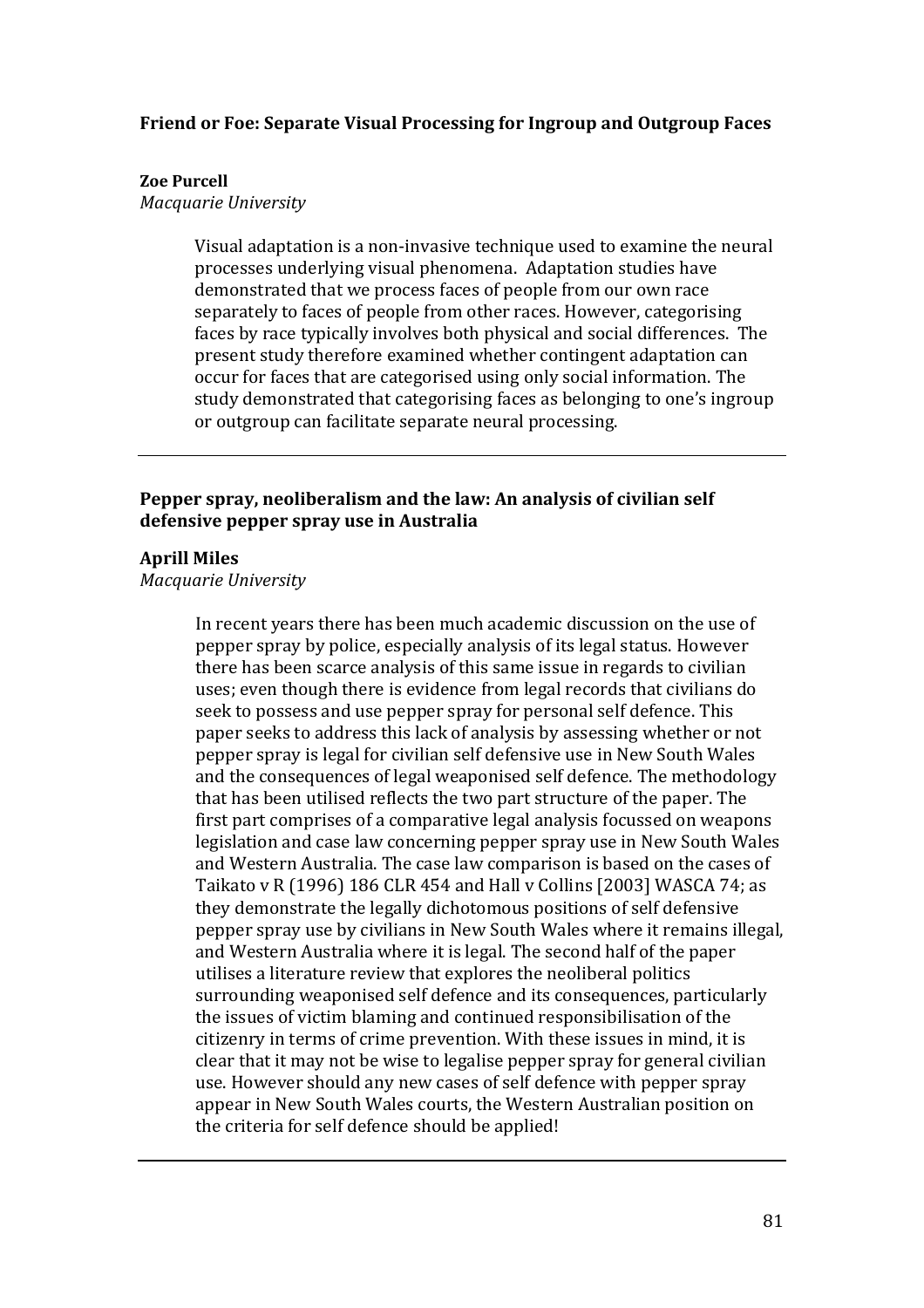### Friend or Foe: Separate Visual Processing for Ingroup and Outgroup Faces

**Zoe Purcell**
*Macquarie University*

> Visual adaptation is a non-invasive technique used to examine the neural processes underlying visual phenomena. Adaptation studies have demonstrated that we process faces of people from our own race separately to faces of people from other races. However, categorising faces by race typically involves both physical and social differences. The present study therefore examined whether contingent adaptation can occur for faces that are categorised using only social information. The study demonstrated that categorising faces as belonging to one's ingroup or outgroup can facilitate separate neural processing.

---

### Pepper spray, neoliberalism and the law: An analysis of civilian self defensive pepper spray use in Australia

**Aprill Miles**
*Macquarie University*

> In recent years there has been much academic discussion on the use of pepper spray by police, especially analysis of its legal status. However there has been scarce analysis of this same issue in regards to civilian uses; even though there is evidence from legal records that civilians do seek to possess and use pepper spray for personal self defence. This paper seeks to address this lack of analysis by assessing whether or not pepper spray is legal for civilian self defensive use in New South Wales and the consequences of legal weaponised self defence. The methodology that has been utilised reflects the two part structure of the paper. The first part comprises of a comparative legal analysis focussed on weapons legislation and case law concerning pepper spray use in New South Wales and Western Australia. The case law comparison is based on the cases of Taikato v R (1996) 186 CLR 454 and Hall v Collins [2003] WASCA 74; as they demonstrate the legally dichotomous positions of self defensive pepper spray use by civilians in New South Wales where it remains illegal, and Western Australia where it is legal. The second half of the paper utilises a literature review that explores the neoliberal politics surrounding weaponised self defence and its consequences, particularly the issues of victim blaming and continued responsibilisation of the citizenry in terms of crime prevention. With these issues in mind, it is clear that it may not be wise to legalise pepper spray for general civilian use. However should any new cases of self defence with pepper spray appear in New South Wales courts, the Western Australian position on the criteria for self defence should be applied!

---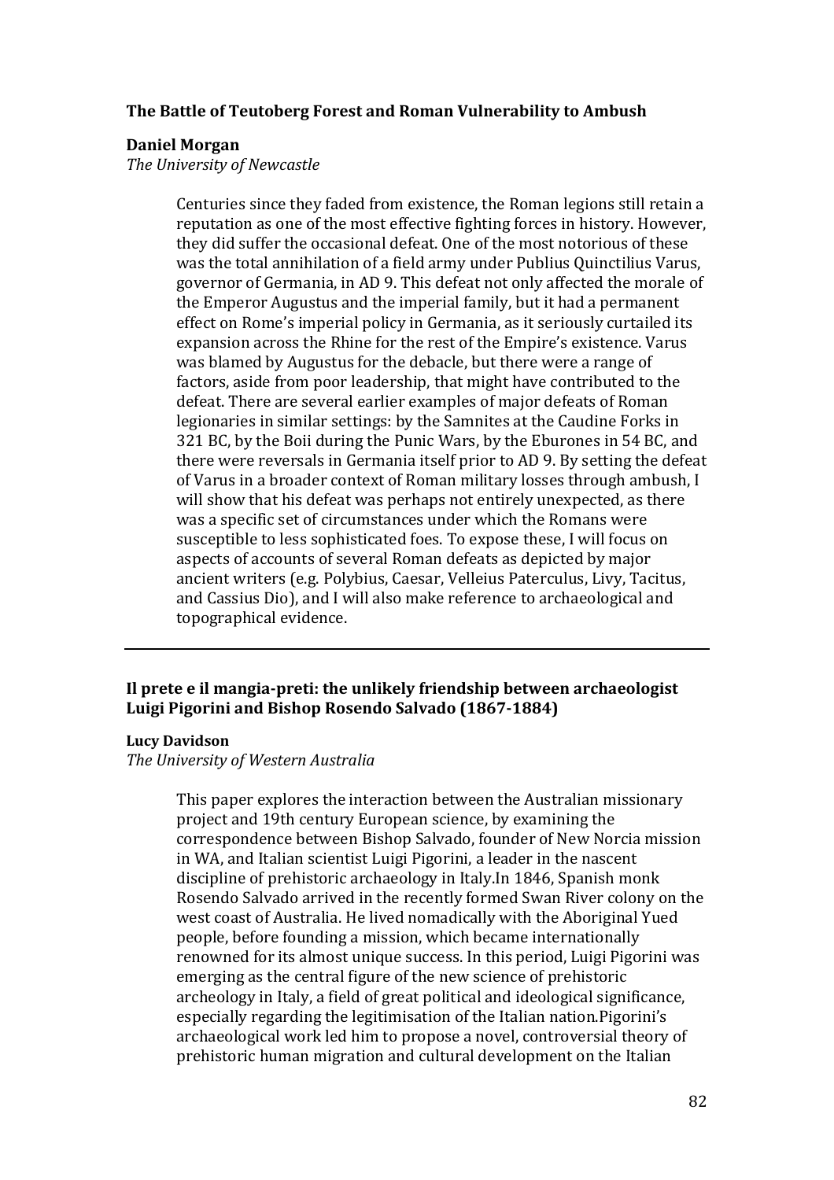### The Battle of Teutoberg Forest and Roman Vulnerability to Ambush

**Daniel Morgan**
*The University of Newcastle*

Centuries since they faded from existence, the Roman legions still retain a reputation as one of the most effective fighting forces in history. However, they did suffer the occasional defeat. One of the most notorious of these was the total annihilation of a field army under Publius Quinctilius Varus, governor of Germania, in AD 9. This defeat not only affected the morale of the Emperor Augustus and the imperial family, but it had a permanent effect on Rome's imperial policy in Germania, as it seriously curtailed its expansion across the Rhine for the rest of the Empire's existence. Varus was blamed by Augustus for the debacle, but there were a range of factors, aside from poor leadership, that might have contributed to the defeat. There are several earlier examples of major defeats of Roman legionaries in similar settings: by the Samnites at the Caudine Forks in 321 BC, by the Boii during the Punic Wars, by the Eburones in 54 BC, and there were reversals in Germania itself prior to AD 9. By setting the defeat of Varus in a broader context of Roman military losses through ambush, I will show that his defeat was perhaps not entirely unexpected, as there was a specific set of circumstances under which the Romans were susceptible to less sophisticated foes. To expose these, I will focus on aspects of accounts of several Roman defeats as depicted by major ancient writers (e.g. Polybius, Caesar, Velleius Paterculus, Livy, Tacitus, and Cassius Dio), and I will also make reference to archaeological and topographical evidence.

---

### Il prete e il mangia-preti: the unlikely friendship between archaeologist Luigi Pigorini and Bishop Rosendo Salvado (1867-1884)

**Lucy Davidson**
*The University of Western Australia*

This paper explores the interaction between the Australian missionary project and 19th century European science, by examining the correspondence between Bishop Salvado, founder of New Norcia mission in WA, and Italian scientist Luigi Pigorini, a leader in the nascent discipline of prehistoric archaeology in Italy.In 1846, Spanish monk Rosendo Salvado arrived in the recently formed Swan River colony on the west coast of Australia. He lived nomadically with the Aboriginal Yued people, before founding a mission, which became internationally renowned for its almost unique success. In this period, Luigi Pigorini was emerging as the central figure of the new science of prehistoric archeology in Italy, a field of great political and ideological significance, especially regarding the legitimisation of the Italian nation.Pigorini's archaeological work led him to propose a novel, controversial theory of prehistoric human migration and cultural development on the Italian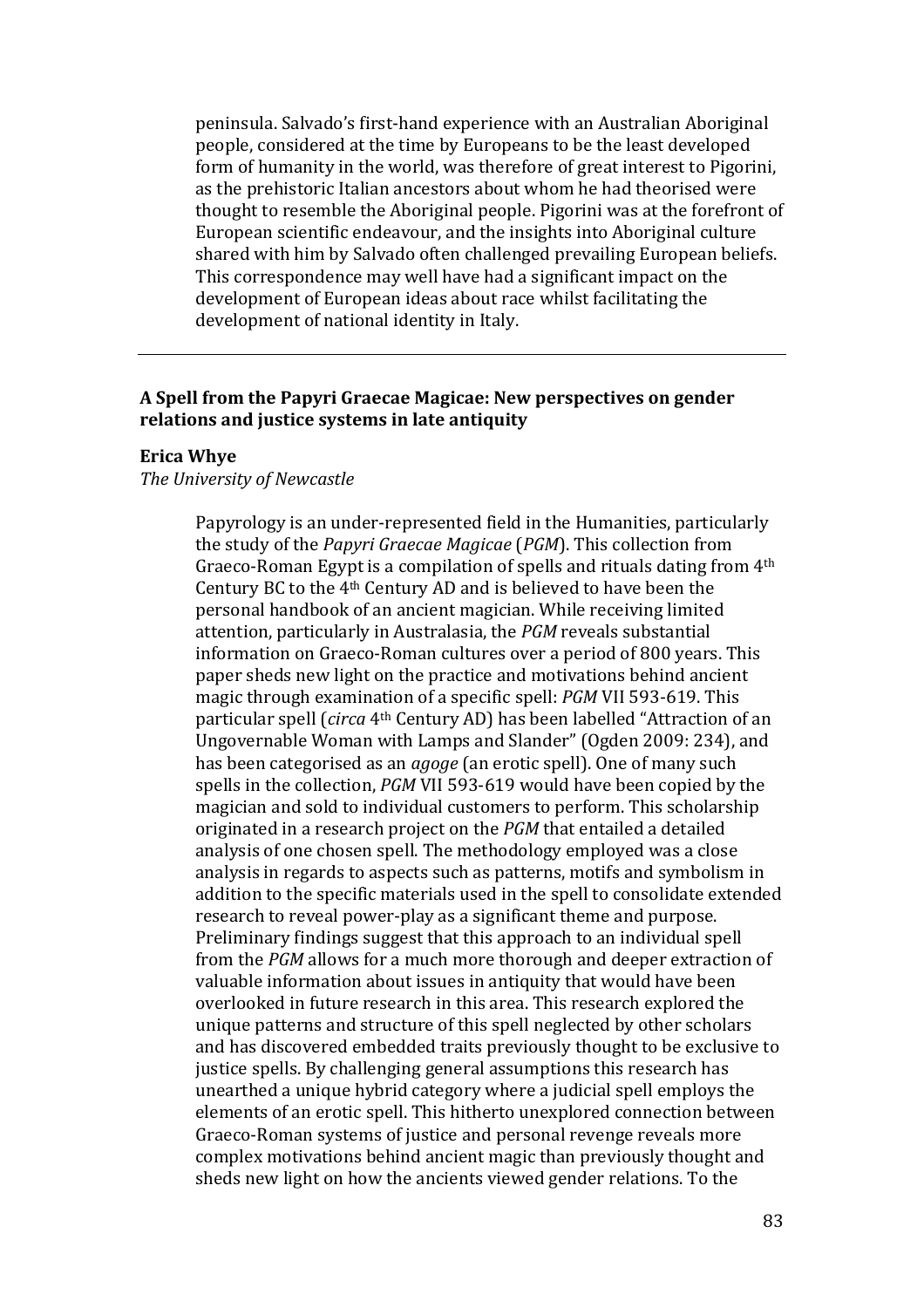peninsula. Salvado's first-hand experience with an Australian Aboriginal people, considered at the time by Europeans to be the least developed form of humanity in the world, was therefore of great interest to Pigorini, as the prehistoric Italian ancestors about whom he had theorised were thought to resemble the Aboriginal people. Pigorini was at the forefront of European scientific endeavour, and the insights into Aboriginal culture shared with him by Salvado often challenged prevailing European beliefs. This correspondence may well have had a significant impact on the development of European ideas about race whilst facilitating the development of national identity in Italy.

---

**A Spell from the Papyri Graecae Magicae: New perspectives on gender relations and justice systems in late antiquity**

**Erica Whye**

*The University of Newcastle*

Papyrology is an under-represented field in the Humanities, particularly the study of the *Papyri Graecae Magicae* (*PGM*). This collection from Graeco-Roman Egypt is a compilation of spells and rituals dating from 4th Century BC to the 4th Century AD and is believed to have been the personal handbook of an ancient magician. While receiving limited attention, particularly in Australasia, the *PGM* reveals substantial information on Graeco-Roman cultures over a period of 800 years. This paper sheds new light on the practice and motivations behind ancient magic through examination of a specific spell: *PGM* VII 593-619. This particular spell (*circa* 4th Century AD) has been labelled "Attraction of an Ungovernable Woman with Lamps and Slander" (Ogden 2009: 234), and has been categorised as an *agoge* (an erotic spell). One of many such spells in the collection, *PGM* VII 593-619 would have been copied by the magician and sold to individual customers to perform. This scholarship originated in a research project on the *PGM* that entailed a detailed analysis of one chosen spell. The methodology employed was a close analysis in regards to aspects such as patterns, motifs and symbolism in addition to the specific materials used in the spell to consolidate extended research to reveal power-play as a significant theme and purpose. Preliminary findings suggest that this approach to an individual spell from the *PGM* allows for a much more thorough and deeper extraction of valuable information about issues in antiquity that would have been overlooked in future research in this area. This research explored the unique patterns and structure of this spell neglected by other scholars and has discovered embedded traits previously thought to be exclusive to justice spells. By challenging general assumptions this research has unearthed a unique hybrid category where a judicial spell employs the elements of an erotic spell. This hitherto unexplored connection between Graeco-Roman systems of justice and personal revenge reveals more complex motivations behind ancient magic than previously thought and sheds new light on how the ancients viewed gender relations. To the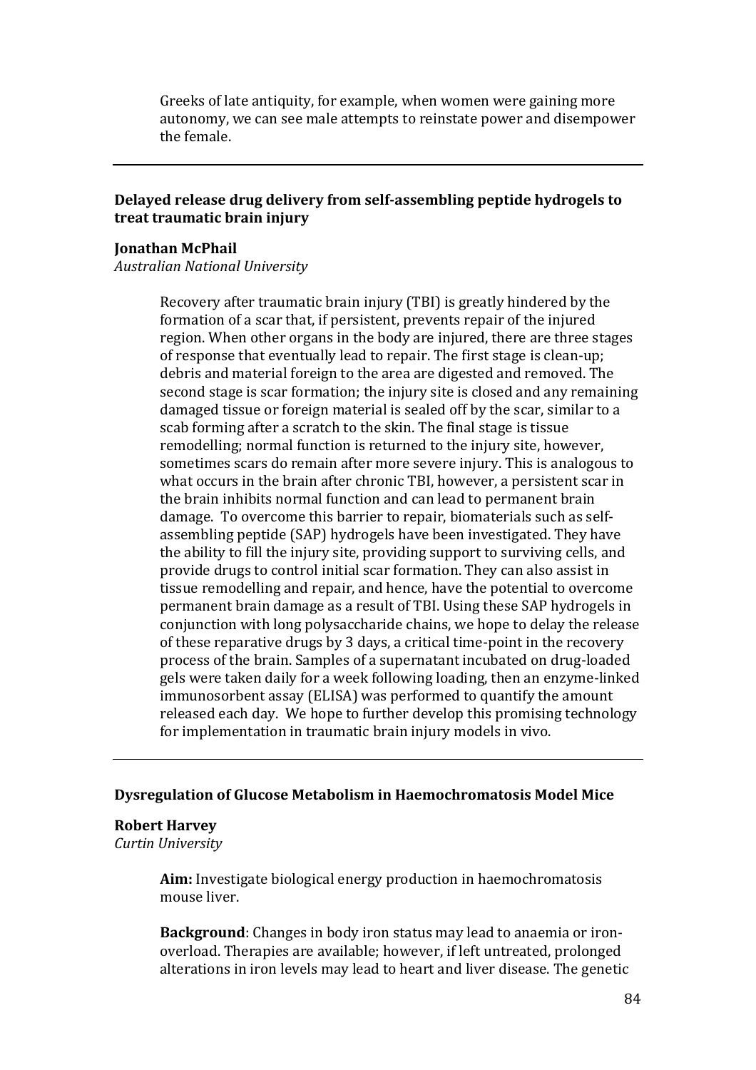Greeks of late antiquity, for example, when women were gaining more autonomy, we can see male attempts to reinstate power and disempower the female.

---

### Delayed release drug delivery from self-assembling peptide hydrogels to treat traumatic brain injury

**Jonathan McPhail**

*Australian National University*

Recovery after traumatic brain injury (TBI) is greatly hindered by the formation of a scar that, if persistent, prevents repair of the injured region. When other organs in the body are injured, there are three stages of response that eventually lead to repair. The first stage is clean-up; debris and material foreign to the area are digested and removed. The second stage is scar formation; the injury site is closed and any remaining damaged tissue or foreign material is sealed off by the scar, similar to a scab forming after a scratch to the skin. The final stage is tissue remodelling; normal function is returned to the injury site, however, sometimes scars do remain after more severe injury. This is analogous to what occurs in the brain after chronic TBI, however, a persistent scar in the brain inhibits normal function and can lead to permanent brain damage. To overcome this barrier to repair, biomaterials such as self-assembling peptide (SAP) hydrogels have been investigated. They have the ability to fill the injury site, providing support to surviving cells, and provide drugs to control initial scar formation. They can also assist in tissue remodelling and repair, and hence, have the potential to overcome permanent brain damage as a result of TBI. Using these SAP hydrogels in conjunction with long polysaccharide chains, we hope to delay the release of these reparative drugs by 3 days, a critical time-point in the recovery process of the brain. Samples of a supernatant incubated on drug-loaded gels were taken daily for a week following loading, then an enzyme-linked immunosorbent assay (ELISA) was performed to quantify the amount released each day. We hope to further develop this promising technology for implementation in traumatic brain injury models in vivo.

---

### Dysregulation of Glucose Metabolism in Haemochromatosis Model Mice

**Robert Harvey**

*Curtin University*

**Aim:** Investigate biological energy production in haemochromatosis mouse liver.

**Background**: Changes in body iron status may lead to anaemia or iron-overload. Therapies are available; however, if left untreated, prolonged alterations in iron levels may lead to heart and liver disease. The genetic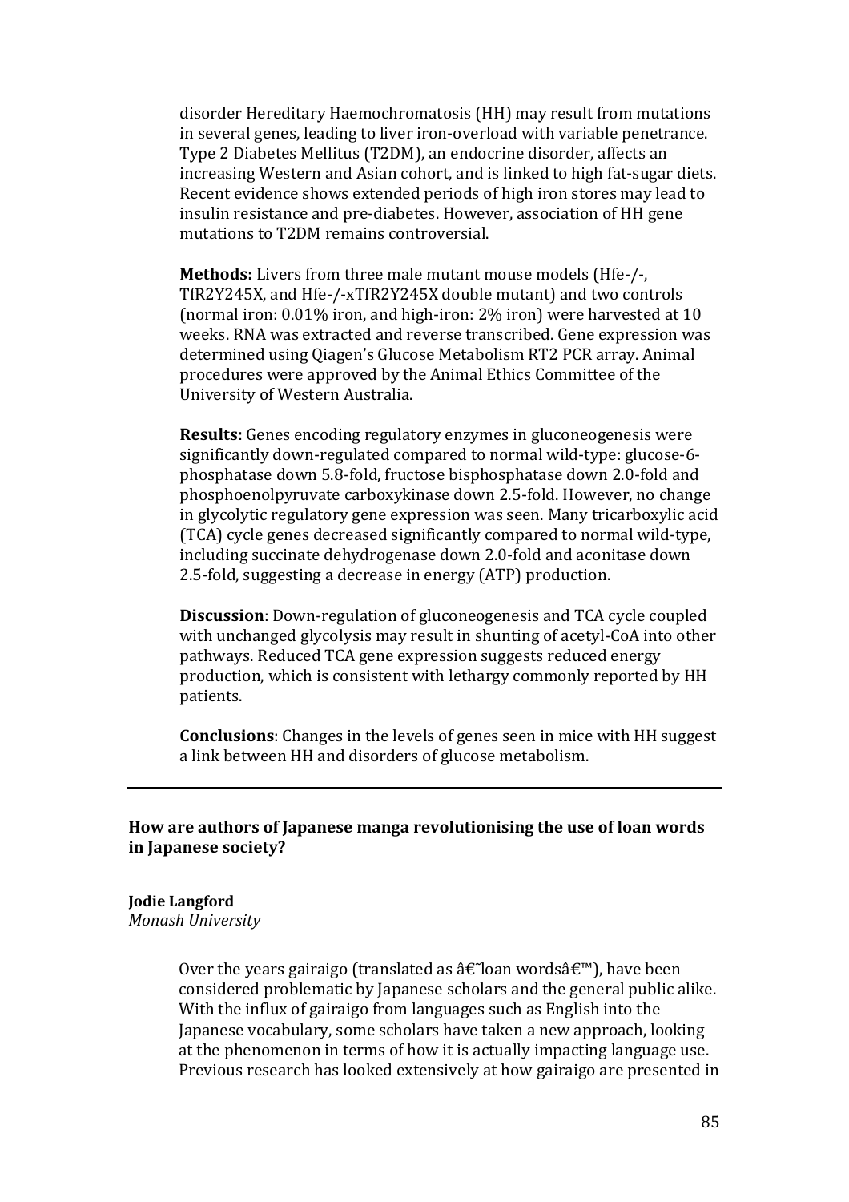disorder Hereditary Haemochromatosis (HH) may result from mutations in several genes, leading to liver iron-overload with variable penetrance. Type 2 Diabetes Mellitus (T2DM), an endocrine disorder, affects an increasing Western and Asian cohort, and is linked to high fat-sugar diets. Recent evidence shows extended periods of high iron stores may lead to insulin resistance and pre-diabetes. However, association of HH gene mutations to T2DM remains controversial.

**Methods:** Livers from three male mutant mouse models (Hfe-/-, TfR2Y245X, and Hfe-/-xTfR2Y245X double mutant) and two controls (normal iron: 0.01% iron, and high-iron: 2% iron) were harvested at 10 weeks. RNA was extracted and reverse transcribed. Gene expression was determined using Qiagen's Glucose Metabolism RT2 PCR array. Animal procedures were approved by the Animal Ethics Committee of the University of Western Australia.

**Results:** Genes encoding regulatory enzymes in gluconeogenesis were significantly down-regulated compared to normal wild-type: glucose-6-phosphatase down 5.8-fold, fructose bisphosphatase down 2.0-fold and phosphoenolpyruvate carboxykinase down 2.5-fold. However, no change in glycolytic regulatory gene expression was seen. Many tricarboxylic acid (TCA) cycle genes decreased significantly compared to normal wild-type, including succinate dehydrogenase down 2.0-fold and aconitase down 2.5-fold, suggesting a decrease in energy (ATP) production.

**Discussion**: Down-regulation of gluconeogenesis and TCA cycle coupled with unchanged glycolysis may result in shunting of acetyl-CoA into other pathways. Reduced TCA gene expression suggests reduced energy production, which is consistent with lethargy commonly reported by HH patients.

**Conclusions**: Changes in the levels of genes seen in mice with HH suggest a link between HH and disorders of glucose metabolism.

---

### How are authors of Japanese manga revolutionising the use of loan words in Japanese society?

**Jodie Langford**
*Monash University*

Over the years gairaigo (translated as â€˜loan wordsâ€™), have been considered problematic by Japanese scholars and the general public alike. With the influx of gairaigo from languages such as English into the Japanese vocabulary, some scholars have taken a new approach, looking at the phenomenon in terms of how it is actually impacting language use. Previous research has looked extensively at how gairaigo are presented in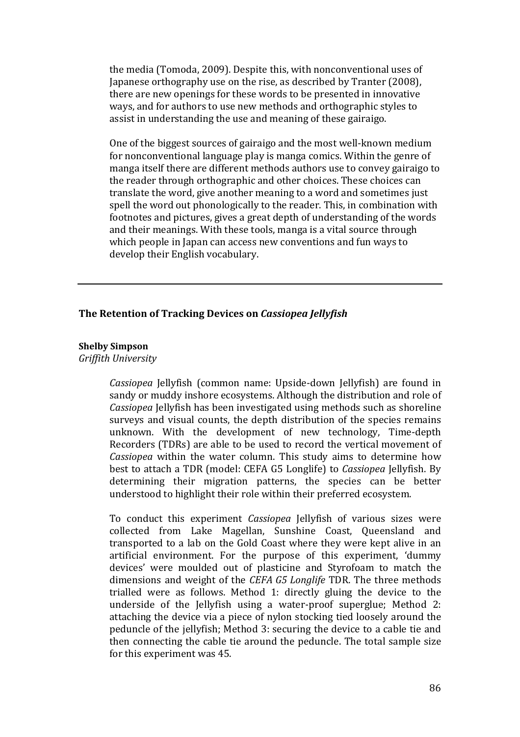the media (Tomoda, 2009). Despite this, with nonconventional uses of Japanese orthography use on the rise, as described by Tranter (2008), there are new openings for these words to be presented in innovative ways, and for authors to use new methods and orthographic styles to assist in understanding the use and meaning of these gairaigo.

One of the biggest sources of gairaigo and the most well-known medium for nonconventional language play is manga comics. Within the genre of manga itself there are different methods authors use to convey gairaigo to the reader through orthographic and other choices. These choices can translate the word, give another meaning to a word and sometimes just spell the word out phonologically to the reader. This, in combination with footnotes and pictures, gives a great depth of understanding of the words and their meanings. With these tools, manga is a vital source through which people in Japan can access new conventions and fun ways to develop their English vocabulary.

---

## The Retention of Tracking Devices on *Cassiopea Jellyfish*

**Shelby Simpson**
*Griffith University*

*Cassiopea* Jellyfish (common name: Upside-down Jellyfish) are found in sandy or muddy inshore ecosystems. Although the distribution and role of *Cassiopea* Jellyfish has been investigated using methods such as shoreline surveys and visual counts, the depth distribution of the species remains unknown. With the development of new technology, Time-depth Recorders (TDRs) are able to be used to record the vertical movement of *Cassiopea* within the water column. This study aims to determine how best to attach a TDR (model: CEFA G5 Longlife) to *Cassiopea* Jellyfish. By determining their migration patterns, the species can be better understood to highlight their role within their preferred ecosystem.

To conduct this experiment *Cassiopea* Jellyfish of various sizes were collected from Lake Magellan, Sunshine Coast, Queensland and transported to a lab on the Gold Coast where they were kept alive in an artificial environment. For the purpose of this experiment, 'dummy devices' were moulded out of plasticine and Styrofoam to match the dimensions and weight of the *CEFA G5 Longlife* TDR. The three methods trialled were as follows. Method 1: directly gluing the device to the underside of the Jellyfish using a water-proof superglue; Method 2: attaching the device via a piece of nylon stocking tied loosely around the peduncle of the jellyfish; Method 3: securing the device to a cable tie and then connecting the cable tie around the peduncle. The total sample size for this experiment was 45.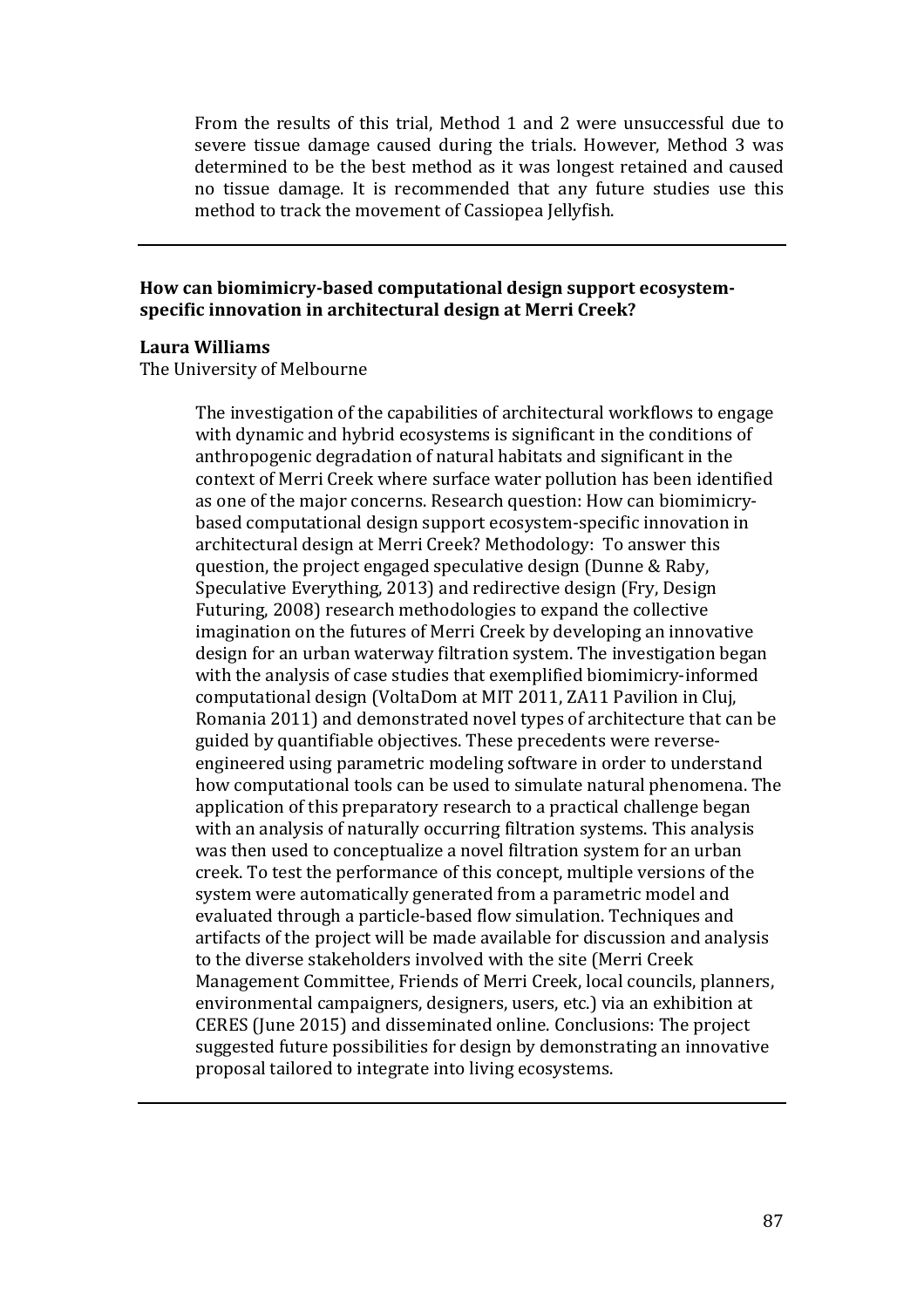From the results of this trial, Method 1 and 2 were unsuccessful due to severe tissue damage caused during the trials. However, Method 3 was determined to be the best method as it was longest retained and caused no tissue damage. It is recommended that any future studies use this method to track the movement of Cassiopea Jellyfish.

---

**How can biomimicry-based computational design support ecosystem-specific innovation in architectural design at Merri Creek?**

**Laura Williams**
The University of Melbourne

The investigation of the capabilities of architectural workflows to engage with dynamic and hybrid ecosystems is significant in the conditions of anthropogenic degradation of natural habitats and significant in the context of Merri Creek where surface water pollution has been identified as one of the major concerns. Research question: How can biomimicry-based computational design support ecosystem-specific innovation in architectural design at Merri Creek? Methodology: To answer this question, the project engaged speculative design (Dunne & Raby, Speculative Everything, 2013) and redirective design (Fry, Design Futuring, 2008) research methodologies to expand the collective imagination on the futures of Merri Creek by developing an innovative design for an urban waterway filtration system. The investigation began with the analysis of case studies that exemplified biomimicry-informed computational design (VoltaDom at MIT 2011, ZA11 Pavilion in Cluj, Romania 2011) and demonstrated novel types of architecture that can be guided by quantifiable objectives. These precedents were reverse-engineered using parametric modeling software in order to understand how computational tools can be used to simulate natural phenomena. The application of this preparatory research to a practical challenge began with an analysis of naturally occurring filtration systems. This analysis was then used to conceptualize a novel filtration system for an urban creek. To test the performance of this concept, multiple versions of the system were automatically generated from a parametric model and evaluated through a particle-based flow simulation. Techniques and artifacts of the project will be made available for discussion and analysis to the diverse stakeholders involved with the site (Merri Creek Management Committee, Friends of Merri Creek, local councils, planners, environmental campaigners, designers, users, etc.) via an exhibition at CERES (June 2015) and disseminated online. Conclusions: The project suggested future possibilities for design by demonstrating an innovative proposal tailored to integrate into living ecosystems.

---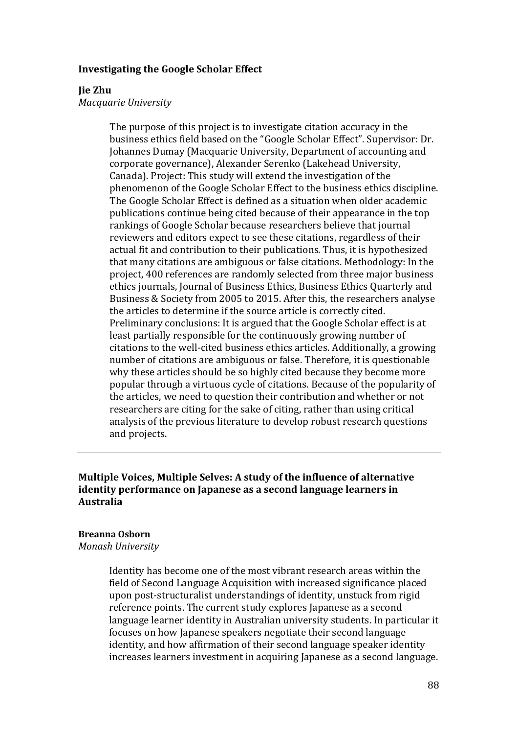### Investigating the Google Scholar Effect

**Jie Zhu**
*Macquarie University*

The purpose of this project is to investigate citation accuracy in the business ethics field based on the "Google Scholar Effect". Supervisor: Dr. Johannes Dumay (Macquarie University, Department of accounting and corporate governance), Alexander Serenko (Lakehead University, Canada). Project: This study will extend the investigation of the phenomenon of the Google Scholar Effect to the business ethics discipline. The Google Scholar Effect is defined as a situation when older academic publications continue being cited because of their appearance in the top rankings of Google Scholar because researchers believe that journal reviewers and editors expect to see these citations, regardless of their actual fit and contribution to their publications. Thus, it is hypothesized that many citations are ambiguous or false citations. Methodology: In the project, 400 references are randomly selected from three major business ethics journals, Journal of Business Ethics, Business Ethics Quarterly and Business & Society from 2005 to 2015. After this, the researchers analyse the articles to determine if the source article is correctly cited. Preliminary conclusions: It is argued that the Google Scholar effect is at least partially responsible for the continuously growing number of citations to the well-cited business ethics articles. Additionally, a growing number of citations are ambiguous or false. Therefore, it is questionable why these articles should be so highly cited because they become more popular through a virtuous cycle of citations. Because of the popularity of the articles, we need to question their contribution and whether or not researchers are citing for the sake of citing, rather than using critical analysis of the previous literature to develop robust research questions and projects.

---

### Multiple Voices, Multiple Selves: A study of the influence of alternative identity performance on Japanese as a second language learners in Australia

**Breanna Osborn**
*Monash University*

Identity has become one of the most vibrant research areas within the field of Second Language Acquisition with increased significance placed upon post-structuralist understandings of identity, unstuck from rigid reference points. The current study explores Japanese as a second language learner identity in Australian university students. In particular it focuses on how Japanese speakers negotiate their second language identity, and how affirmation of their second language speaker identity increases learners investment in acquiring Japanese as a second language.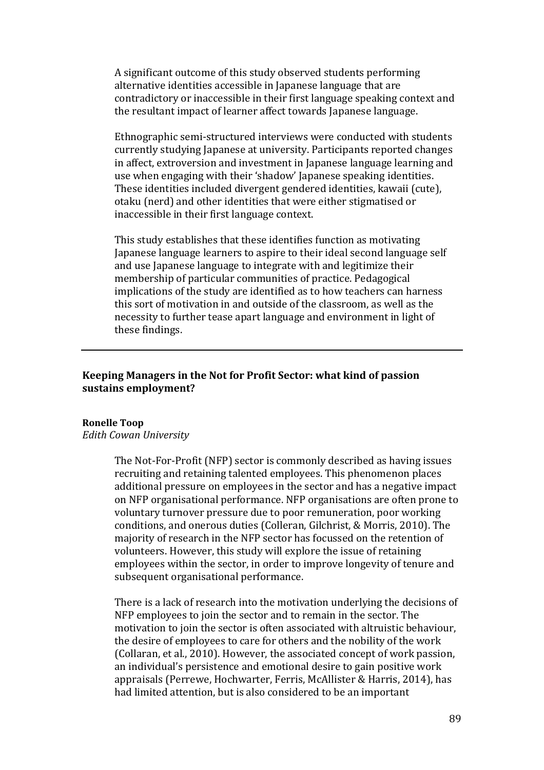A significant outcome of this study observed students performing alternative identities accessible in Japanese language that are contradictory or inaccessible in their first language speaking context and the resultant impact of learner affect towards Japanese language.

Ethnographic semi-structured interviews were conducted with students currently studying Japanese at university. Participants reported changes in affect, extroversion and investment in Japanese language learning and use when engaging with their 'shadow' Japanese speaking identities. These identities included divergent gendered identities, kawaii (cute), otaku (nerd) and other identities that were either stigmatised or inaccessible in their first language context.

This study establishes that these identifies function as motivating Japanese language learners to aspire to their ideal second language self and use Japanese language to integrate with and legitimize their membership of particular communities of practice. Pedagogical implications of the study are identified as to how teachers can harness this sort of motivation in and outside of the classroom, as well as the necessity to further tease apart language and environment in light of these findings.

---

## Keeping Managers in the Not for Profit Sector: what kind of passion sustains employment?

**Ronelle Toop**
*Edith Cowan University*

The Not-For-Profit (NFP) sector is commonly described as having issues recruiting and retaining talented employees. This phenomenon places additional pressure on employees in the sector and has a negative impact on NFP organisational performance. NFP organisations are often prone to voluntary turnover pressure due to poor remuneration, poor working conditions, and onerous duties (Colleran, Gilchrist, & Morris, 2010). The majority of research in the NFP sector has focussed on the retention of volunteers. However, this study will explore the issue of retaining employees within the sector, in order to improve longevity of tenure and subsequent organisational performance.

There is a lack of research into the motivation underlying the decisions of NFP employees to join the sector and to remain in the sector. The motivation to join the sector is often associated with altruistic behaviour, the desire of employees to care for others and the nobility of the work (Collaran, et al., 2010). However, the associated concept of work passion, an individual's persistence and emotional desire to gain positive work appraisals (Perrewe, Hochwarter, Ferris, McAllister & Harris, 2014), has had limited attention, but is also considered to be an important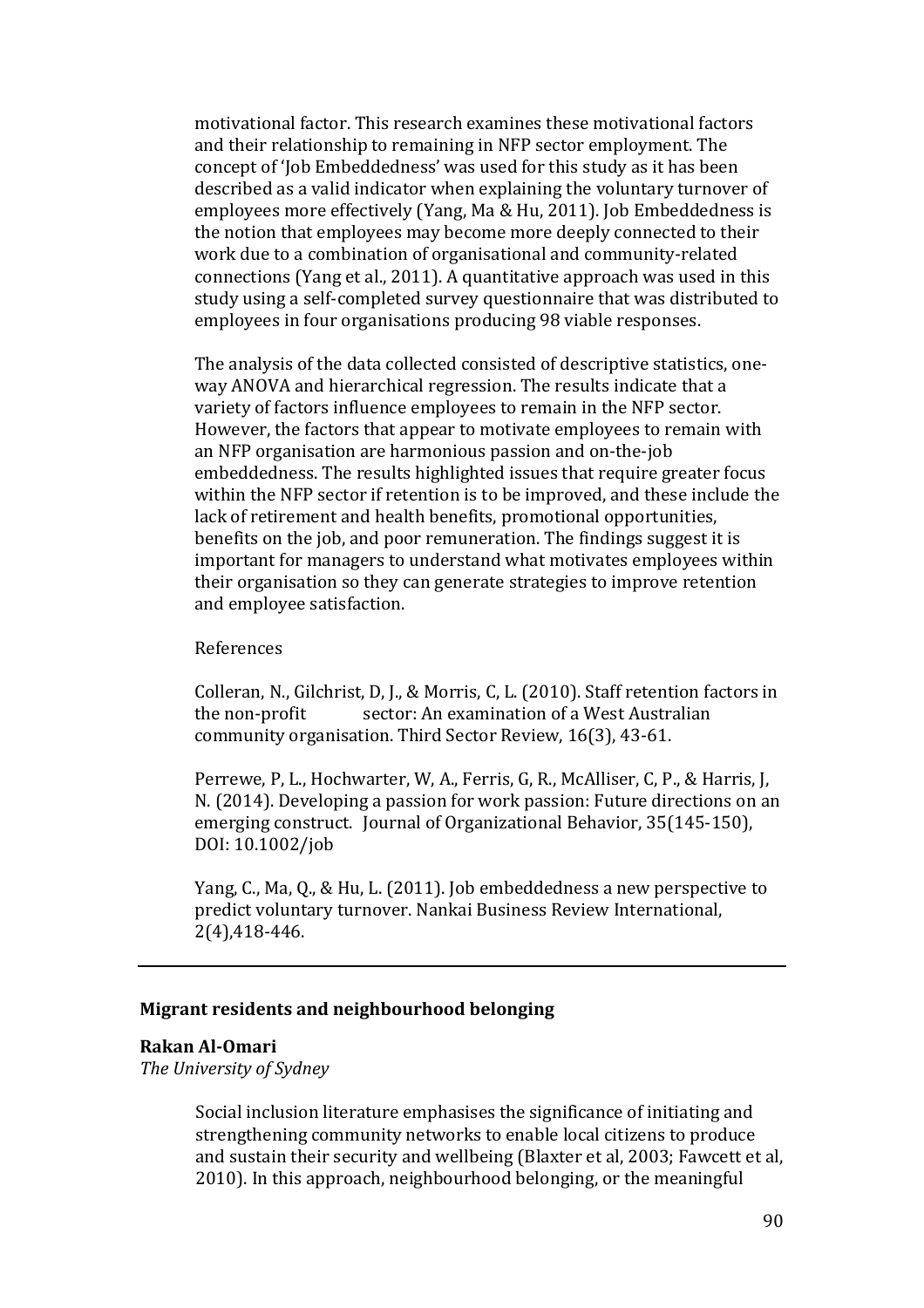motivational factor. This research examines these motivational factors and their relationship to remaining in NFP sector employment. The concept of 'Job Embeddedness' was used for this study as it has been described as a valid indicator when explaining the voluntary turnover of employees more effectively (Yang, Ma & Hu, 2011). Job Embeddedness is the notion that employees may become more deeply connected to their work due to a combination of organisational and community-related connections (Yang et al., 2011). A quantitative approach was used in this study using a self-completed survey questionnaire that was distributed to employees in four organisations producing 98 viable responses.

The analysis of the data collected consisted of descriptive statistics, one-way ANOVA and hierarchical regression. The results indicate that a variety of factors influence employees to remain in the NFP sector. However, the factors that appear to motivate employees to remain with an NFP organisation are harmonious passion and on-the-job embeddedness. The results highlighted issues that require greater focus within the NFP sector if retention is to be improved, and these include the lack of retirement and health benefits, promotional opportunities, benefits on the job, and poor remuneration. The findings suggest it is important for managers to understand what motivates employees within their organisation so they can generate strategies to improve retention and employee satisfaction.

References

Colleran, N., Gilchrist, D, J., & Morris, C, L. (2010). Staff retention factors in the non-profit sector: An examination of a West Australian community organisation. Third Sector Review, 16(3), 43-61.

Perrewe, P, L., Hochwarter, W, A., Ferris, G, R., McAlliser, C, P., & Harris, J, N. (2014). Developing a passion for work passion: Future directions on an emerging construct. Journal of Organizational Behavior, 35(145-150), DOI: 10.1002/job

Yang, C., Ma, Q., & Hu, L. (2011). Job embeddedness a new perspective to predict voluntary turnover. Nankai Business Review International, 2(4),418-446.

---

## Migrant residents and neighbourhood belonging

**Rakan Al-Omari**
*The University of Sydney*

Social inclusion literature emphasises the significance of initiating and strengthening community networks to enable local citizens to produce and sustain their security and wellbeing (Blaxter et al, 2003; Fawcett et al, 2010). In this approach, neighbourhood belonging, or the meaningful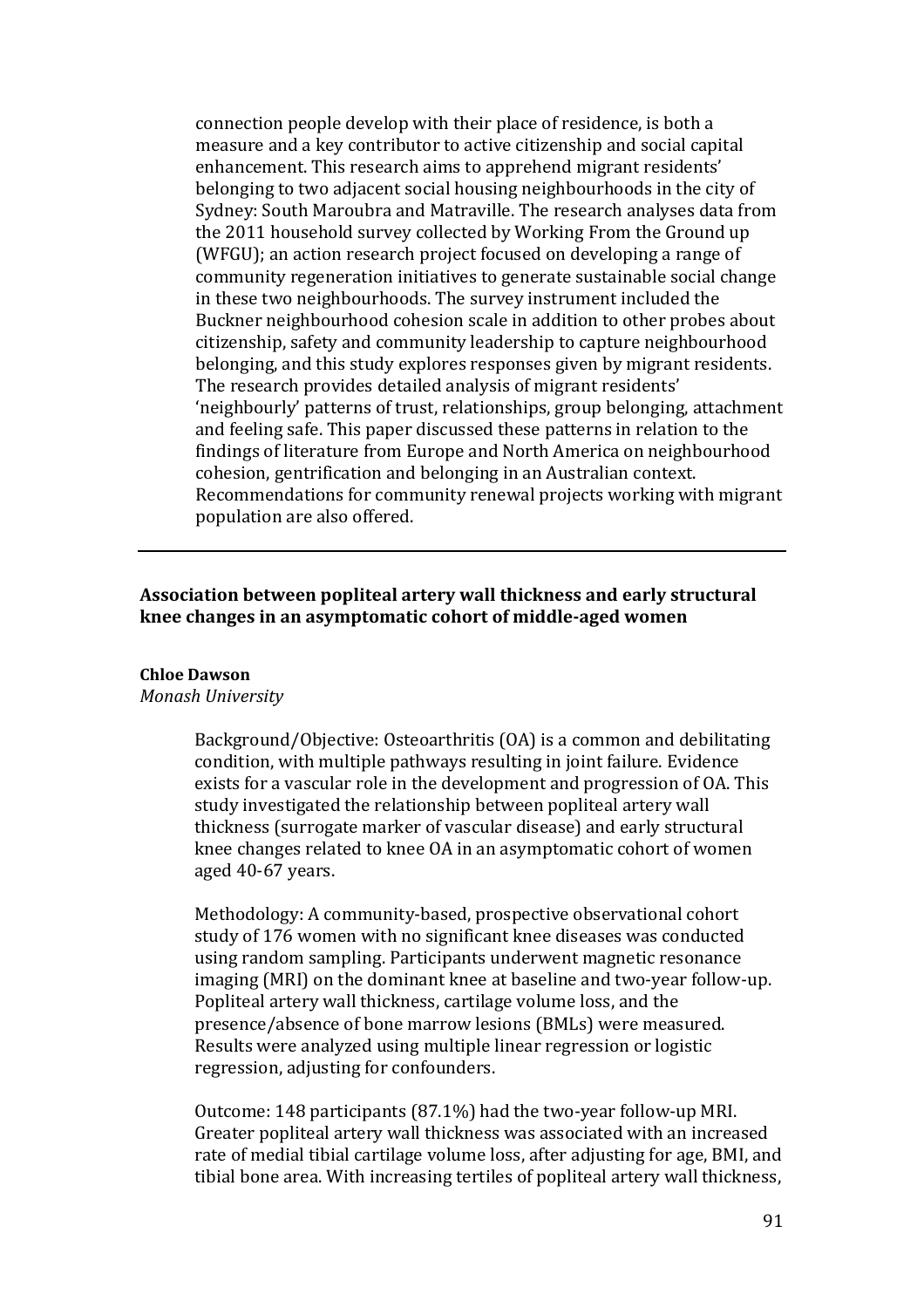connection people develop with their place of residence, is both a measure and a key contributor to active citizenship and social capital enhancement. This research aims to apprehend migrant residents' belonging to two adjacent social housing neighbourhoods in the city of Sydney: South Maroubra and Matraville. The research analyses data from the 2011 household survey collected by Working From the Ground up (WFGU); an action research project focused on developing a range of community regeneration initiatives to generate sustainable social change in these two neighbourhoods. The survey instrument included the Buckner neighbourhood cohesion scale in addition to other probes about citizenship, safety and community leadership to capture neighbourhood belonging, and this study explores responses given by migrant residents. The research provides detailed analysis of migrant residents' 'neighbourly' patterns of trust, relationships, group belonging, attachment and feeling safe. This paper discussed these patterns in relation to the findings of literature from Europe and North America on neighbourhood cohesion, gentrification and belonging in an Australian context. Recommendations for community renewal projects working with migrant population are also offered.

---

**Association between popliteal artery wall thickness and early structural knee changes in an asymptomatic cohort of middle-aged women**

**Chloe Dawson**
*Monash University*

Background/Objective: Osteoarthritis (OA) is a common and debilitating condition, with multiple pathways resulting in joint failure. Evidence exists for a vascular role in the development and progression of OA. This study investigated the relationship between popliteal artery wall thickness (surrogate marker of vascular disease) and early structural knee changes related to knee OA in an asymptomatic cohort of women aged 40-67 years.

Methodology: A community-based, prospective observational cohort study of 176 women with no significant knee diseases was conducted using random sampling. Participants underwent magnetic resonance imaging (MRI) on the dominant knee at baseline and two-year follow-up. Popliteal artery wall thickness, cartilage volume loss, and the presence/absence of bone marrow lesions (BMLs) were measured. Results were analyzed using multiple linear regression or logistic regression, adjusting for confounders.

Outcome: 148 participants (87.1%) had the two-year follow-up MRI. Greater popliteal artery wall thickness was associated with an increased rate of medial tibial cartilage volume loss, after adjusting for age, BMI, and tibial bone area. With increasing tertiles of popliteal artery wall thickness,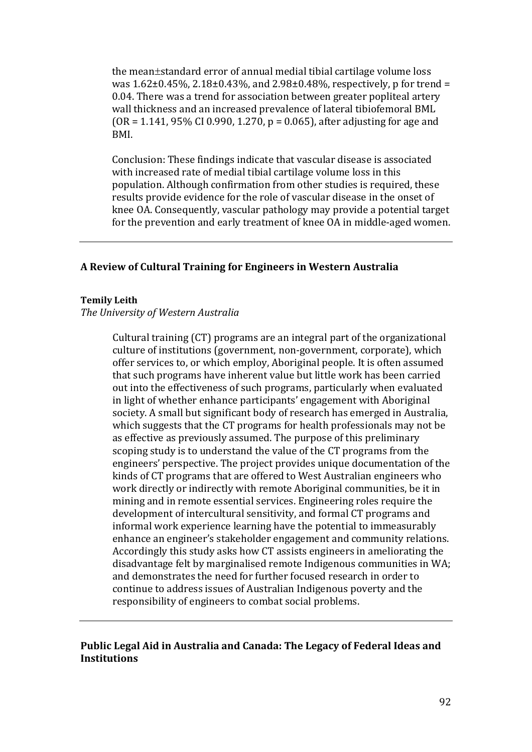the mean±standard error of annual medial tibial cartilage volume loss was 1.62±0.45%, 2.18±0.43%, and 2.98±0.48%, respectively, p for trend = 0.04. There was a trend for association between greater popliteal artery wall thickness and an increased prevalence of lateral tibiofemoral BML (OR = 1.141, 95% CI 0.990, 1.270, p = 0.065), after adjusting for age and BMI.

Conclusion: These findings indicate that vascular disease is associated with increased rate of medial tibial cartilage volume loss in this population. Although confirmation from other studies is required, these results provide evidence for the role of vascular disease in the onset of knee OA. Consequently, vascular pathology may provide a potential target for the prevention and early treatment of knee OA in middle-aged women.

---

### A Review of Cultural Training for Engineers in Western Australia

**Temily Leith**
*The University of Western Australia*

Cultural training (CT) programs are an integral part of the organizational culture of institutions (government, non-government, corporate), which offer services to, or which employ, Aboriginal people. It is often assumed that such programs have inherent value but little work has been carried out into the effectiveness of such programs, particularly when evaluated in light of whether enhance participants' engagement with Aboriginal society. A small but significant body of research has emerged in Australia, which suggests that the CT programs for health professionals may not be as effective as previously assumed. The purpose of this preliminary scoping study is to understand the value of the CT programs from the engineers' perspective. The project provides unique documentation of the kinds of CT programs that are offered to West Australian engineers who work directly or indirectly with remote Aboriginal communities, be it in mining and in remote essential services. Engineering roles require the development of intercultural sensitivity, and formal CT programs and informal work experience learning have the potential to immeasurably enhance an engineer's stakeholder engagement and community relations. Accordingly this study asks how CT assists engineers in ameliorating the disadvantage felt by marginalised remote Indigenous communities in WA; and demonstrates the need for further focused research in order to continue to address issues of Australian Indigenous poverty and the responsibility of engineers to combat social problems.

---

### Public Legal Aid in Australia and Canada: The Legacy of Federal Ideas and Institutions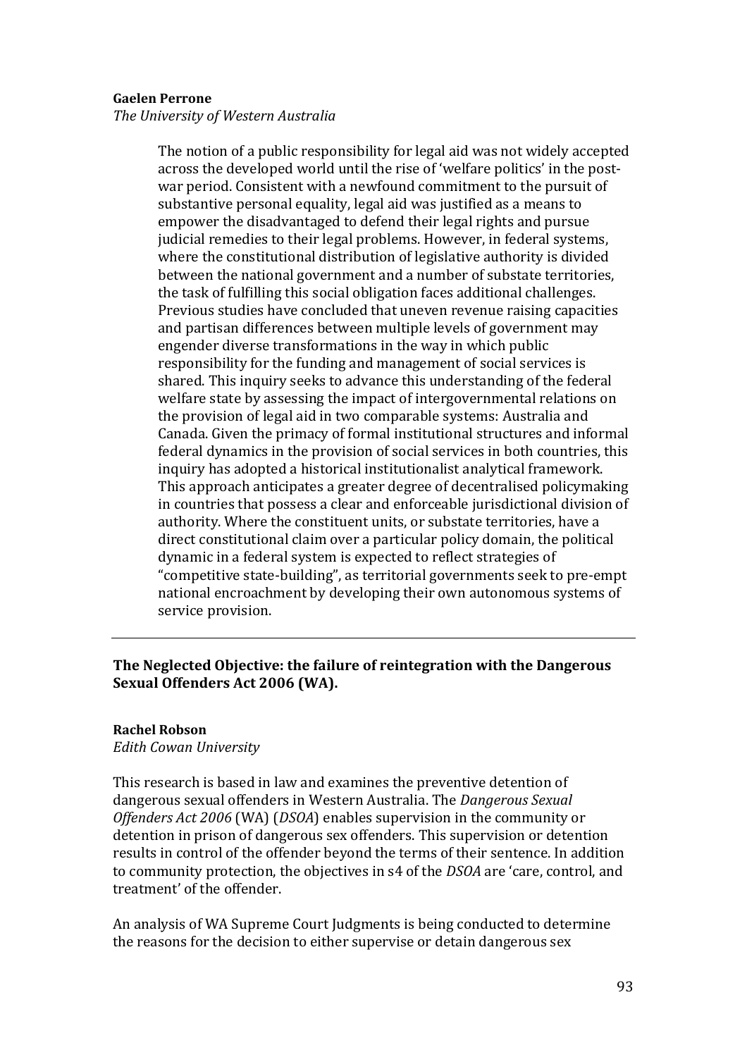**Gaelen Perrone**
*The University of Western Australia*

> The notion of a public responsibility for legal aid was not widely accepted across the developed world until the rise of 'welfare politics' in the post-war period. Consistent with a newfound commitment to the pursuit of substantive personal equality, legal aid was justified as a means to empower the disadvantaged to defend their legal rights and pursue judicial remedies to their legal problems. However, in federal systems, where the constitutional distribution of legislative authority is divided between the national government and a number of substate territories, the task of fulfilling this social obligation faces additional challenges. Previous studies have concluded that uneven revenue raising capacities and partisan differences between multiple levels of government may engender diverse transformations in the way in which public responsibility for the funding and management of social services is shared. This inquiry seeks to advance this understanding of the federal welfare state by assessing the impact of intergovernmental relations on the provision of legal aid in two comparable systems: Australia and Canada. Given the primacy of formal institutional structures and informal federal dynamics in the provision of social services in both countries, this inquiry has adopted a historical institutionalist analytical framework. This approach anticipates a greater degree of decentralised policymaking in countries that possess a clear and enforceable jurisdictional division of authority. Where the constituent units, or substate territories, have a direct constitutional claim over a particular policy domain, the political dynamic in a federal system is expected to reflect strategies of "competitive state-building", as territorial governments seek to pre-empt national encroachment by developing their own autonomous systems of service provision.

---

**The Neglected Objective: the failure of reintegration with the Dangerous Sexual Offenders Act 2006 (WA).**

**Rachel Robson**
*Edith Cowan University*

This research is based in law and examines the preventive detention of dangerous sexual offenders in Western Australia. The *Dangerous Sexual Offenders Act 2006* (WA) (*DSOA*) enables supervision in the community or detention in prison of dangerous sex offenders. This supervision or detention results in control of the offender beyond the terms of their sentence. In addition to community protection, the objectives in s4 of the *DSOA* are 'care, control, and treatment' of the offender.

An analysis of WA Supreme Court Judgments is being conducted to determine the reasons for the decision to either supervise or detain dangerous sex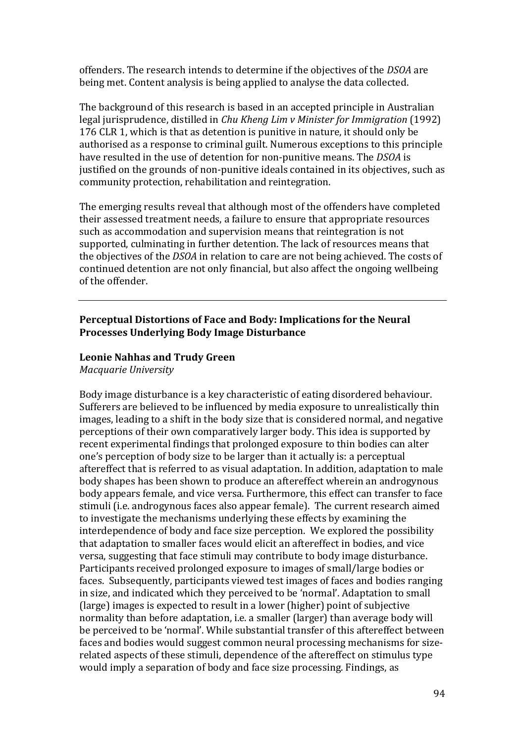offenders. The research intends to determine if the objectives of the *DSOA* are being met. Content analysis is being applied to analyse the data collected.

The background of this research is based in an accepted principle in Australian legal jurisprudence, distilled in *Chu Kheng Lim v Minister for Immigration* (1992) 176 CLR 1, which is that as detention is punitive in nature, it should only be authorised as a response to criminal guilt. Numerous exceptions to this principle have resulted in the use of detention for non-punitive means. The *DSOA* is justified on the grounds of non-punitive ideals contained in its objectives, such as community protection, rehabilitation and reintegration.

The emerging results reveal that although most of the offenders have completed their assessed treatment needs, a failure to ensure that appropriate resources such as accommodation and supervision means that reintegration is not supported, culminating in further detention. The lack of resources means that the objectives of the *DSOA* in relation to care are not being achieved. The costs of continued detention are not only financial, but also affect the ongoing wellbeing of the offender.

---

## Perceptual Distortions of Face and Body: Implications for the Neural Processes Underlying Body Image Disturbance

**Leonie Nahhas and Trudy Green**
*Macquarie University*

Body image disturbance is a key characteristic of eating disordered behaviour. Sufferers are believed to be influenced by media exposure to unrealistically thin images, leading to a shift in the body size that is considered normal, and negative perceptions of their own comparatively larger body. This idea is supported by recent experimental findings that prolonged exposure to thin bodies can alter one's perception of body size to be larger than it actually is: a perceptual aftereffect that is referred to as visual adaptation. In addition, adaptation to male body shapes has been shown to produce an aftereffect wherein an androgynous body appears female, and vice versa. Furthermore, this effect can transfer to face stimuli (i.e. androgynous faces also appear female). The current research aimed to investigate the mechanisms underlying these effects by examining the interdependence of body and face size perception. We explored the possibility that adaptation to smaller faces would elicit an aftereffect in bodies, and vice versa, suggesting that face stimuli may contribute to body image disturbance. Participants received prolonged exposure to images of small/large bodies or faces. Subsequently, participants viewed test images of faces and bodies ranging in size, and indicated which they perceived to be 'normal'. Adaptation to small (large) images is expected to result in a lower (higher) point of subjective normality than before adaptation, i.e. a smaller (larger) than average body will be perceived to be 'normal'. While substantial transfer of this aftereffect between faces and bodies would suggest common neural processing mechanisms for size-related aspects of these stimuli, dependence of the aftereffect on stimulus type would imply a separation of body and face size processing. Findings, as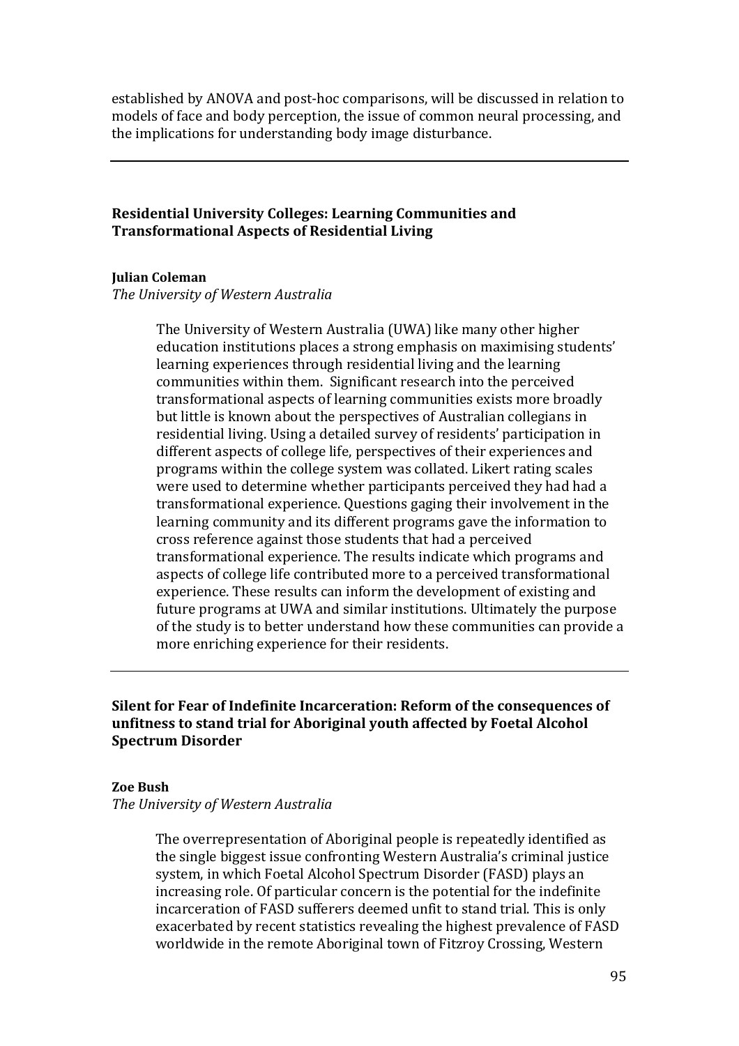established by ANOVA and post-hoc comparisons, will be discussed in relation to models of face and body perception, the issue of common neural processing, and the implications for understanding body image disturbance.

---

**Residential University Colleges: Learning Communities and Transformational Aspects of Residential Living**

**Julian Coleman**
*The University of Western Australia*

> The University of Western Australia (UWA) like many other higher education institutions places a strong emphasis on maximising students' learning experiences through residential living and the learning communities within them. Significant research into the perceived transformational aspects of learning communities exists more broadly but little is known about the perspectives of Australian collegians in residential living. Using a detailed survey of residents' participation in different aspects of college life, perspectives of their experiences and programs within the college system was collated. Likert rating scales were used to determine whether participants perceived they had had a transformational experience. Questions gaging their involvement in the learning community and its different programs gave the information to cross reference against those students that had a perceived transformational experience. The results indicate which programs and aspects of college life contributed more to a perceived transformational experience. These results can inform the development of existing and future programs at UWA and similar institutions. Ultimately the purpose of the study is to better understand how these communities can provide a more enriching experience for their residents.

---

**Silent for Fear of Indefinite Incarceration: Reform of the consequences of unfitness to stand trial for Aboriginal youth affected by Foetal Alcohol Spectrum Disorder**

**Zoe Bush**
*The University of Western Australia*

> The overrepresentation of Aboriginal people is repeatedly identified as the single biggest issue confronting Western Australia's criminal justice system, in which Foetal Alcohol Spectrum Disorder (FASD) plays an increasing role. Of particular concern is the potential for the indefinite incarceration of FASD sufferers deemed unfit to stand trial. This is only exacerbated by recent statistics revealing the highest prevalence of FASD worldwide in the remote Aboriginal town of Fitzroy Crossing, Western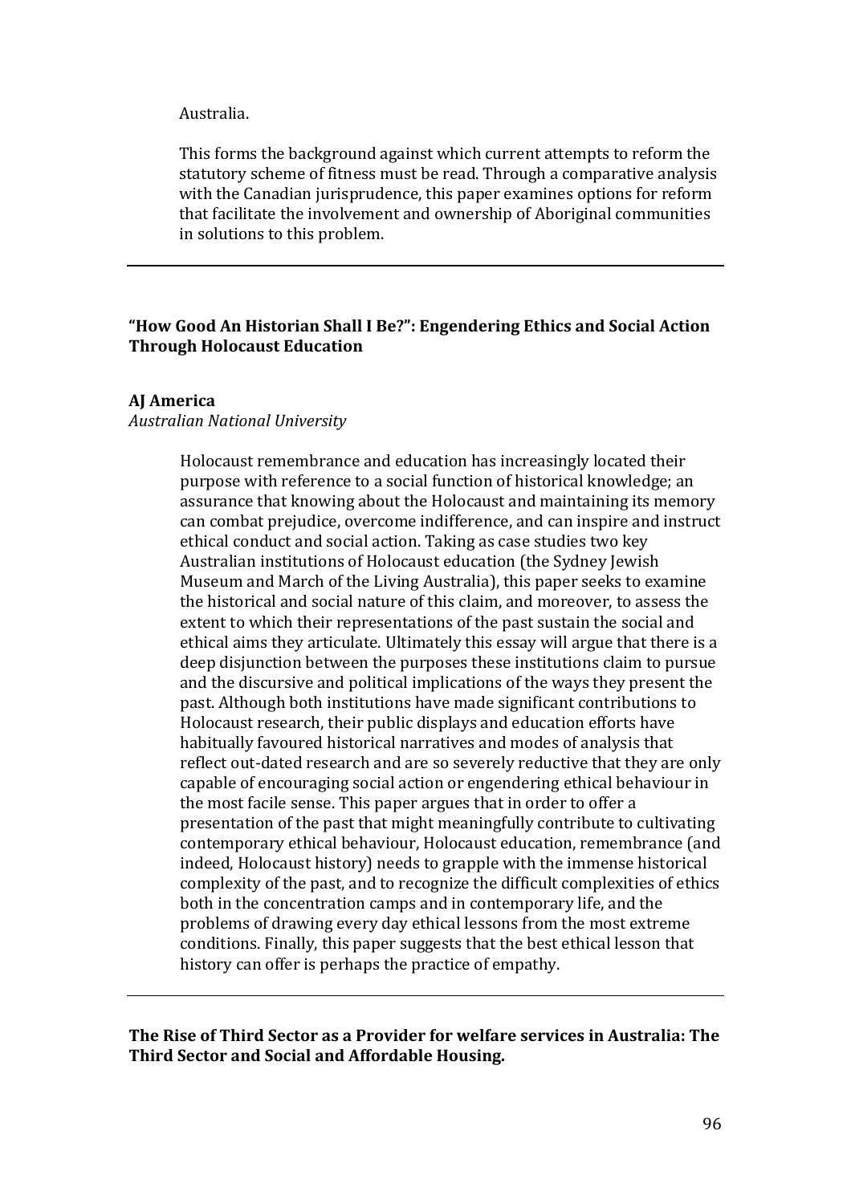Australia.

This forms the background against which current attempts to reform the statutory scheme of fitness must be read. Through a comparative analysis with the Canadian jurisprudence, this paper examines options for reform that facilitate the involvement and ownership of Aboriginal communities in solutions to this problem.

---

### "How Good An Historian Shall I Be?": Engendering Ethics and Social Action Through Holocaust Education

**AJ America**
*Australian National University*

Holocaust remembrance and education has increasingly located their purpose with reference to a social function of historical knowledge; an assurance that knowing about the Holocaust and maintaining its memory can combat prejudice, overcome indifference, and can inspire and instruct ethical conduct and social action. Taking as case studies two key Australian institutions of Holocaust education (the Sydney Jewish Museum and March of the Living Australia), this paper seeks to examine the historical and social nature of this claim, and moreover, to assess the extent to which their representations of the past sustain the social and ethical aims they articulate. Ultimately this essay will argue that there is a deep disjunction between the purposes these institutions claim to pursue and the discursive and political implications of the ways they present the past. Although both institutions have made significant contributions to Holocaust research, their public displays and education efforts have habitually favoured historical narratives and modes of analysis that reflect out-dated research and are so severely reductive that they are only capable of encouraging social action or engendering ethical behaviour in the most facile sense. This paper argues that in order to offer a presentation of the past that might meaningfully contribute to cultivating contemporary ethical behaviour, Holocaust education, remembrance (and indeed, Holocaust history) needs to grapple with the immense historical complexity of the past, and to recognize the difficult complexities of ethics both in the concentration camps and in contemporary life, and the problems of drawing every day ethical lessons from the most extreme conditions. Finally, this paper suggests that the best ethical lesson that history can offer is perhaps the practice of empathy.

---

### The Rise of Third Sector as a Provider for welfare services in Australia: The Third Sector and Social and Affordable Housing.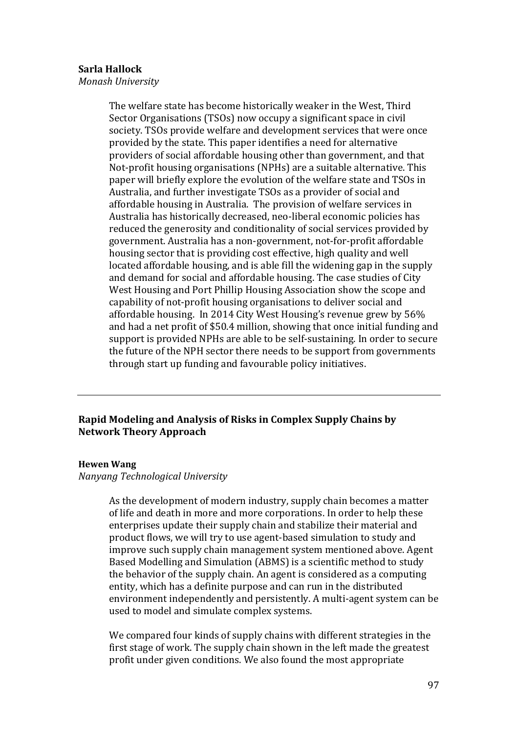**Sarla Hallock**
*Monash University*

The welfare state has become historically weaker in the West, Third Sector Organisations (TSOs) now occupy a significant space in civil society. TSOs provide welfare and development services that were once provided by the state. This paper identifies a need for alternative providers of social affordable housing other than government, and that Not-profit housing organisations (NPHs) are a suitable alternative. This paper will briefly explore the evolution of the welfare state and TSOs in Australia, and further investigate TSOs as a provider of social and affordable housing in Australia. The provision of welfare services in Australia has historically decreased, neo-liberal economic policies has reduced the generosity and conditionality of social services provided by government. Australia has a non-government, not-for-profit affordable housing sector that is providing cost effective, high quality and well located affordable housing, and is able fill the widening gap in the supply and demand for social and affordable housing. The case studies of City West Housing and Port Phillip Housing Association show the scope and capability of not-profit housing organisations to deliver social and affordable housing. In 2014 City West Housing's revenue grew by 56% and had a net profit of $50.4 million, showing that once initial funding and support is provided NPHs are able to be self-sustaining. In order to secure the future of the NPH sector there needs to be support from governments through start up funding and favourable policy initiatives.

---

## Rapid Modeling and Analysis of Risks in Complex Supply Chains by Network Theory Approach

**Hewen Wang**
*Nanyang Technological University*

As the development of modern industry, supply chain becomes a matter of life and death in more and more corporations. In order to help these enterprises update their supply chain and stabilize their material and product flows, we will try to use agent-based simulation to study and improve such supply chain management system mentioned above. Agent Based Modelling and Simulation (ABMS) is a scientific method to study the behavior of the supply chain. An agent is considered as a computing entity, which has a definite purpose and can run in the distributed environment independently and persistently. A multi-agent system can be used to model and simulate complex systems.

We compared four kinds of supply chains with different strategies in the first stage of work. The supply chain shown in the left made the greatest profit under given conditions. We also found the most appropriate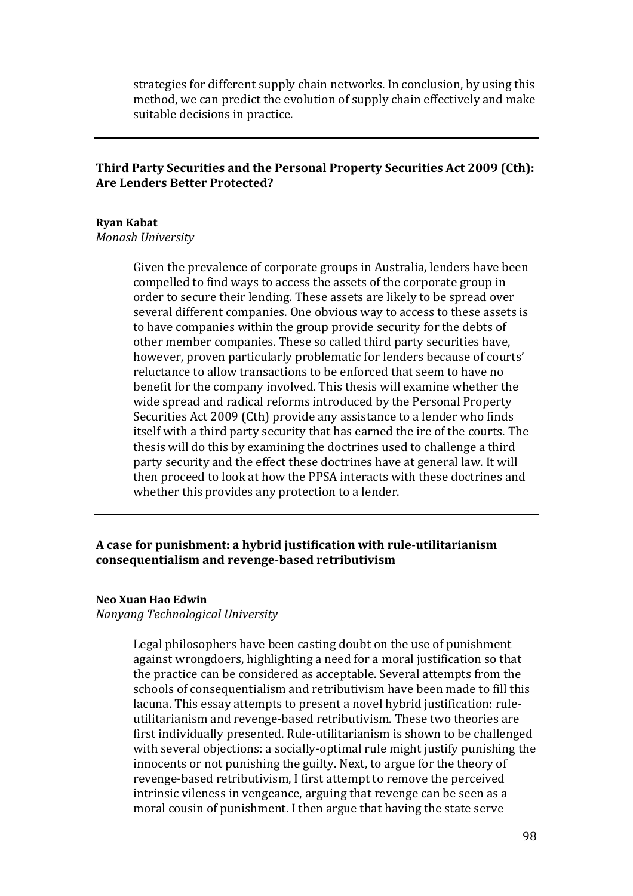strategies for different supply chain networks. In conclusion, by using this method, we can predict the evolution of supply chain effectively and make suitable decisions in practice.

---

### Third Party Securities and the Personal Property Securities Act 2009 (Cth): Are Lenders Better Protected?

**Ryan Kabat**
*Monash University*

Given the prevalence of corporate groups in Australia, lenders have been compelled to find ways to access the assets of the corporate group in order to secure their lending. These assets are likely to be spread over several different companies. One obvious way to access to these assets is to have companies within the group provide security for the debts of other member companies. These so called third party securities have, however, proven particularly problematic for lenders because of courts' reluctance to allow transactions to be enforced that seem to have no benefit for the company involved. This thesis will examine whether the wide spread and radical reforms introduced by the Personal Property Securities Act 2009 (Cth) provide any assistance to a lender who finds itself with a third party security that has earned the ire of the courts. The thesis will do this by examining the doctrines used to challenge a third party security and the effect these doctrines have at general law. It will then proceed to look at how the PPSA interacts with these doctrines and whether this provides any protection to a lender.

---

### A case for punishment: a hybrid justification with rule-utilitarianism consequentialism and revenge-based retributivism

**Neo Xuan Hao Edwin**
*Nanyang Technological University*

Legal philosophers have been casting doubt on the use of punishment against wrongdoers, highlighting a need for a moral justification so that the practice can be considered as acceptable. Several attempts from the schools of consequentialism and retributivism have been made to fill this lacuna. This essay attempts to present a novel hybrid justification: rule-utilitarianism and revenge-based retributivism. These two theories are first individually presented. Rule-utilitarianism is shown to be challenged with several objections: a socially-optimal rule might justify punishing the innocents or not punishing the guilty. Next, to argue for the theory of revenge-based retributivism, I first attempt to remove the perceived intrinsic vileness in vengeance, arguing that revenge can be seen as a moral cousin of punishment. I then argue that having the state serve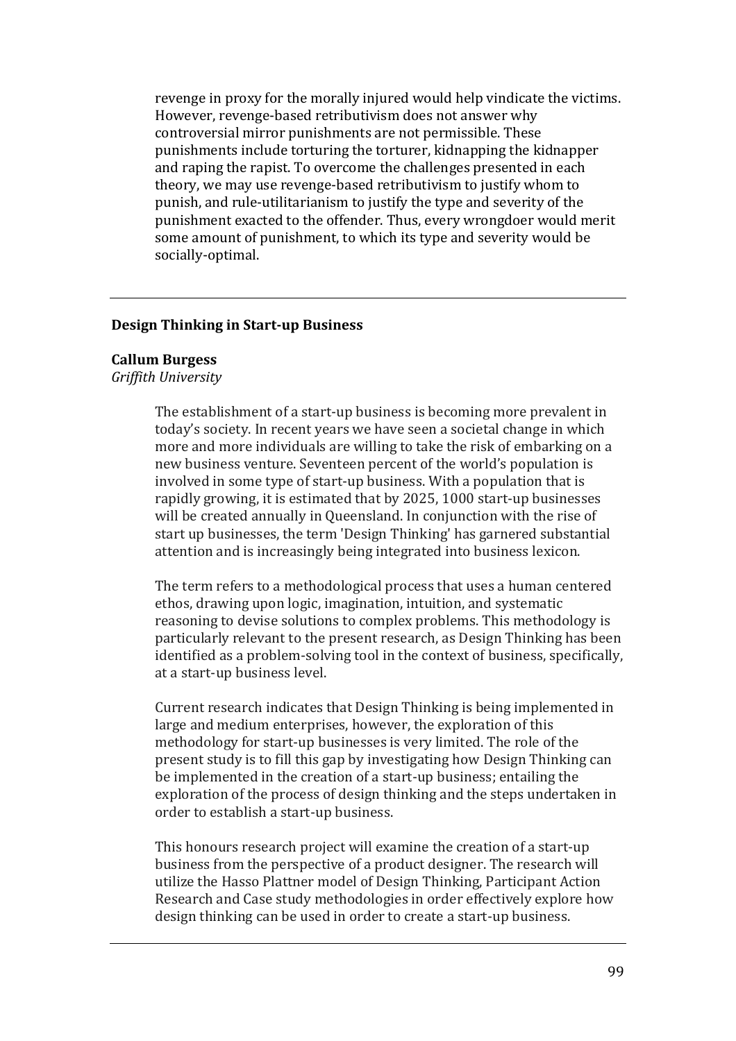revenge in proxy for the morally injured would help vindicate the victims. However, revenge-based retributivism does not answer why controversial mirror punishments are not permissible. These punishments include torturing the torturer, kidnapping the kidnapper and raping the rapist. To overcome the challenges presented in each theory, we may use revenge-based retributivism to justify whom to punish, and rule-utilitarianism to justify the type and severity of the punishment exacted to the offender. Thus, every wrongdoer would merit some amount of punishment, to which its type and severity would be socially-optimal.

---

## Design Thinking in Start-up Business

**Callum Burgess**
*Griffith University*

The establishment of a start-up business is becoming more prevalent in today's society. In recent years we have seen a societal change in which more and more individuals are willing to take the risk of embarking on a new business venture. Seventeen percent of the world's population is involved in some type of start-up business. With a population that is rapidly growing, it is estimated that by 2025, 1000 start-up businesses will be created annually in Queensland. In conjunction with the rise of start up businesses, the term 'Design Thinking' has garnered substantial attention and is increasingly being integrated into business lexicon.

The term refers to a methodological process that uses a human centered ethos, drawing upon logic, imagination, intuition, and systematic reasoning to devise solutions to complex problems. This methodology is particularly relevant to the present research, as Design Thinking has been identified as a problem-solving tool in the context of business, specifically, at a start-up business level.

Current research indicates that Design Thinking is being implemented in large and medium enterprises, however, the exploration of this methodology for start-up businesses is very limited. The role of the present study is to fill this gap by investigating how Design Thinking can be implemented in the creation of a start-up business; entailing the exploration of the process of design thinking and the steps undertaken in order to establish a start-up business.

This honours research project will examine the creation of a start-up business from the perspective of a product designer. The research will utilize the Hasso Plattner model of Design Thinking, Participant Action Research and Case study methodologies in order effectively explore how design thinking can be used in order to create a start-up business.

---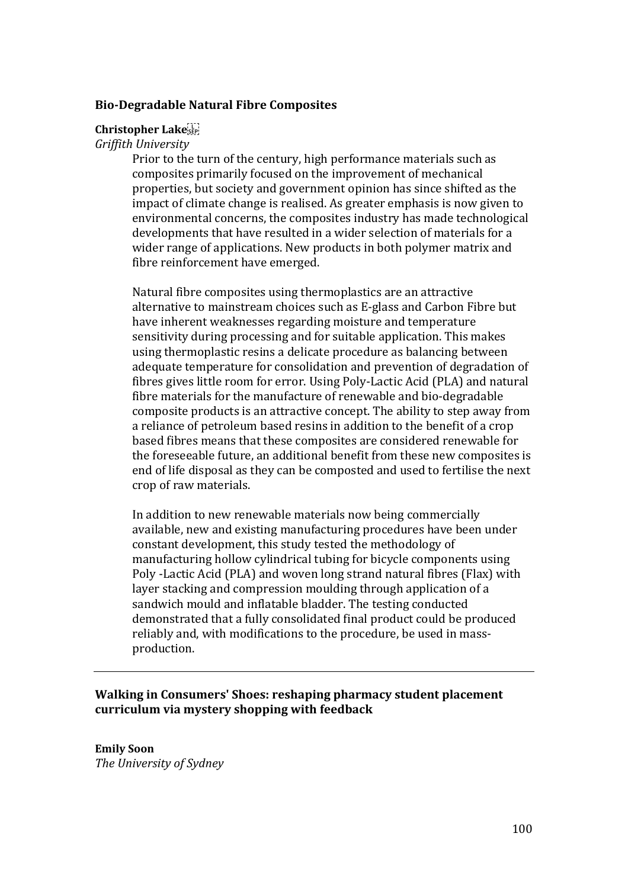### Bio-Degradable Natural Fibre Composites

**Christopher Lake**

*Griffith University*

Prior to the turn of the century, high performance materials such as composites primarily focused on the improvement of mechanical properties, but society and government opinion has since shifted as the impact of climate change is realised. As greater emphasis is now given to environmental concerns, the composites industry has made technological developments that have resulted in a wider selection of materials for a wider range of applications. New products in both polymer matrix and fibre reinforcement have emerged.

Natural fibre composites using thermoplastics are an attractive alternative to mainstream choices such as E-glass and Carbon Fibre but have inherent weaknesses regarding moisture and temperature sensitivity during processing and for suitable application. This makes using thermoplastic resins a delicate procedure as balancing between adequate temperature for consolidation and prevention of degradation of fibres gives little room for error. Using Poly-Lactic Acid (PLA) and natural fibre materials for the manufacture of renewable and bio-degradable composite products is an attractive concept. The ability to step away from a reliance of petroleum based resins in addition to the benefit of a crop based fibres means that these composites are considered renewable for the foreseeable future, an additional benefit from these new composites is end of life disposal as they can be composted and used to fertilise the next crop of raw materials.

In addition to new renewable materials now being commercially available, new and existing manufacturing procedures have been under constant development, this study tested the methodology of manufacturing hollow cylindrical tubing for bicycle components using Poly -Lactic Acid (PLA) and woven long strand natural fibres (Flax) with layer stacking and compression moulding through application of a sandwich mould and inflatable bladder. The testing conducted demonstrated that a fully consolidated final product could be produced reliably and, with modifications to the procedure, be used in mass-production.

---

### Walking in Consumers' Shoes: reshaping pharmacy student placement curriculum via mystery shopping with feedback

**Emily Soon**

*The University of Sydney*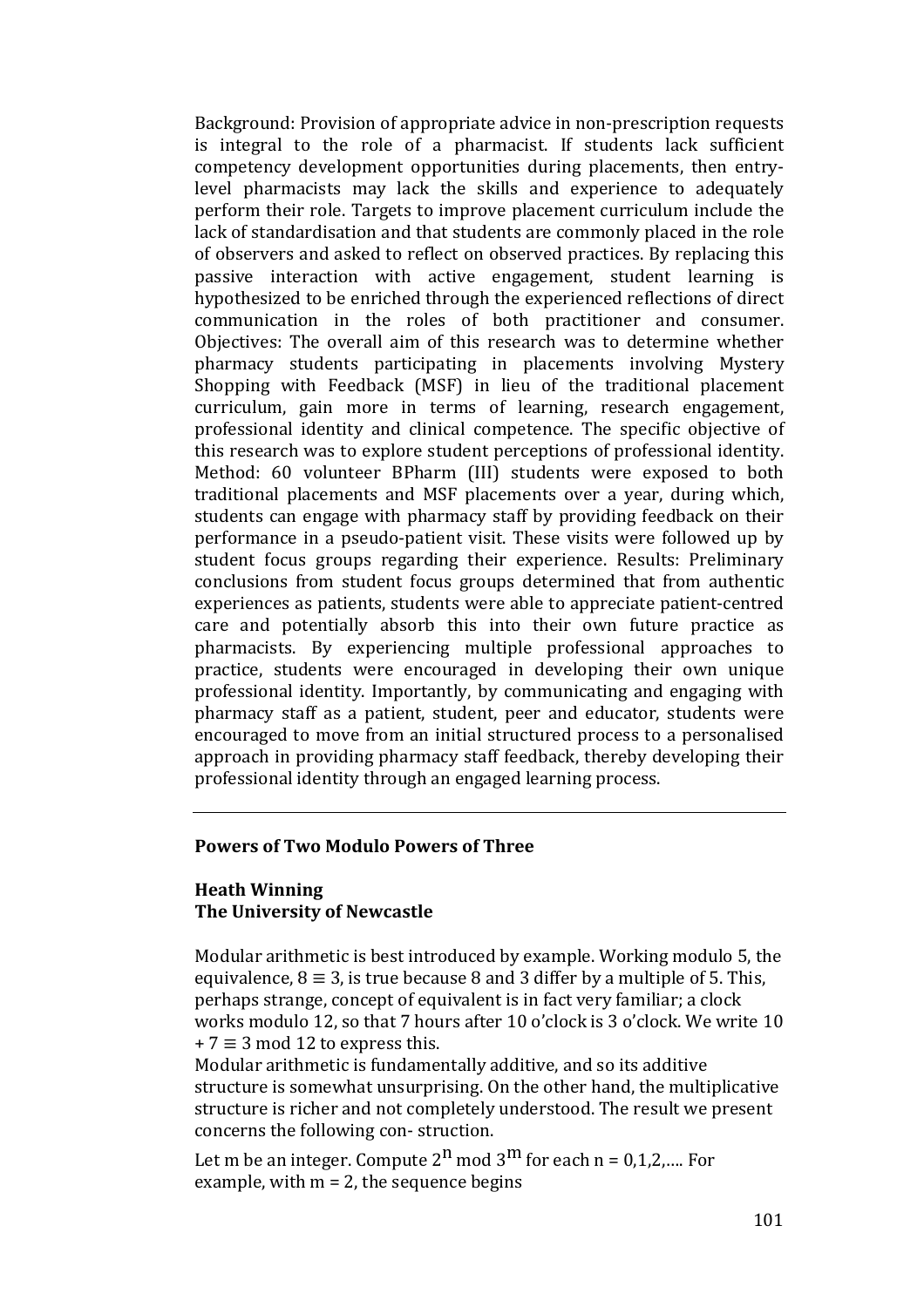Background: Provision of appropriate advice in non-prescription requests is integral to the role of a pharmacist. If students lack sufficient competency development opportunities during placements, then entry-level pharmacists may lack the skills and experience to adequately perform their role. Targets to improve placement curriculum include the lack of standardisation and that students are commonly placed in the role of observers and asked to reflect on observed practices. By replacing this passive interaction with active engagement, student learning is hypothesized to be enriched through the experienced reflections of direct communication in the roles of both practitioner and consumer. Objectives: The overall aim of this research was to determine whether pharmacy students participating in placements involving Mystery Shopping with Feedback (MSF) in lieu of the traditional placement curriculum, gain more in terms of learning, research engagement, professional identity and clinical competence. The specific objective of this research was to explore student perceptions of professional identity. Method: 60 volunteer BPharm (III) students were exposed to both traditional placements and MSF placements over a year, during which, students can engage with pharmacy staff by providing feedback on their performance in a pseudo-patient visit. These visits were followed up by student focus groups regarding their experience. Results: Preliminary conclusions from student focus groups determined that from authentic experiences as patients, students were able to appreciate patient-centred care and potentially absorb this into their own future practice as pharmacists. By experiencing multiple professional approaches to practice, students were encouraged in developing their own unique professional identity. Importantly, by communicating and engaging with pharmacy staff as a patient, student, peer and educator, students were encouraged to move from an initial structured process to a personalised approach in providing pharmacy staff feedback, thereby developing their professional identity through an engaged learning process.

---

## Powers of Two Modulo Powers of Three

**Heath Winning**
**The University of Newcastle**

Modular arithmetic is best introduced by example. Working modulo 5, the equivalence, $8 \equiv 3$, is true because 8 and 3 differ by a multiple of 5. This, perhaps strange, concept of equivalent is in fact very familiar; a clock works modulo 12, so that 7 hours after 10 o'clock is 3 o'clock. We write $10 + 7 \equiv 3 \bmod 12$ to express this.

Modular arithmetic is fundamentally additive, and so its additive structure is somewhat unsurprising. On the other hand, the multiplicative structure is richer and not completely understood. The result we present concerns the following con- struction.

Let m be an integer. Compute $2^n \bmod 3^m$ for each n = 0,1,2,.... For example, with m = 2, the sequence begins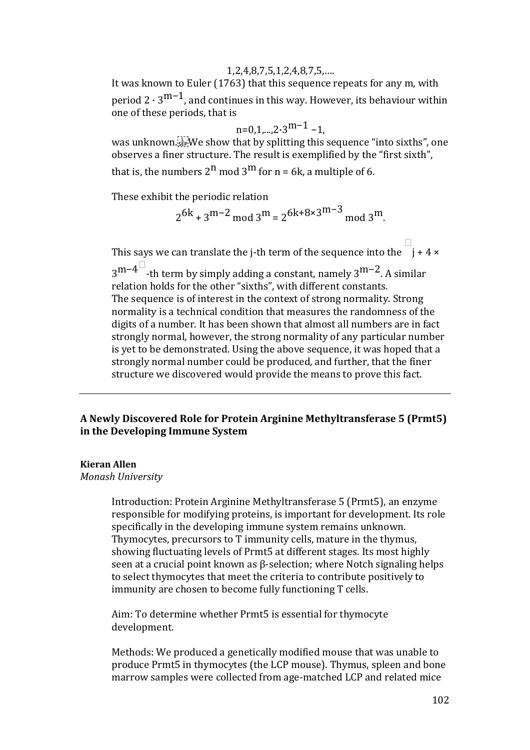$$1,2,4,8,7,5,1,2,4,8,7,5,\ldots.$$

It was known to Euler (1763) that this sequence repeats for any m, with period $2 \cdot 3^{m-1}$, and continues in this way. However, its behaviour within one of these periods, that is

$$n=0,1,\ldots,2\cdot 3^{m-1}-1,$$

was unknown. We show that by splitting this sequence "into sixths", one observes a finer structure. The result is exemplified by the "first sixth", that is, the numbers $2^n \bmod 3^m$ for n = 6k, a multiple of 6.

These exhibit the periodic relation

$$2^{6k} + 3^{m-2} \bmod 3^m = 2^{6k+8\times 3^{m-3}} \bmod 3^m.$$

This says we can translate the j-th term of the sequence into the $j + 4 \times 3^{m-4}$-th term by simply adding a constant, namely $3^{m-2}$. A similar relation holds for the other "sixths", with different constants. The sequence is of interest in the context of strong normality. Strong normality is a technical condition that measures the randomness of the digits of a number. It has been shown that almost all numbers are in fact strongly normal, however, the strong normality of any particular number is yet to be demonstrated. Using the above sequence, it was hoped that a strongly normal number could be produced, and further, that the finer structure we discovered would provide the means to prove this fact.

---

## A Newly Discovered Role for Protein Arginine Methyltransferase 5 (Prmt5) in the Developing Immune System

**Kieran Allen**
*Monash University*

Introduction: Protein Arginine Methyltransferase 5 (Prmt5), an enzyme responsible for modifying proteins, is important for development. Its role specifically in the developing immune system remains unknown. Thymocytes, precursors to T immunity cells, mature in the thymus, showing fluctuating levels of Prmt5 at different stages. Its most highly seen at a crucial point known as β-selection; where Notch signaling helps to select thymocytes that meet the criteria to contribute positively to immunity are chosen to become fully functioning T cells.

Aim: To determine whether Prmt5 is essential for thymocyte development.

Methods: We produced a genetically modified mouse that was unable to produce Prmt5 in thymocytes (the LCP mouse). Thymus, spleen and bone marrow samples were collected from age-matched LCP and related mice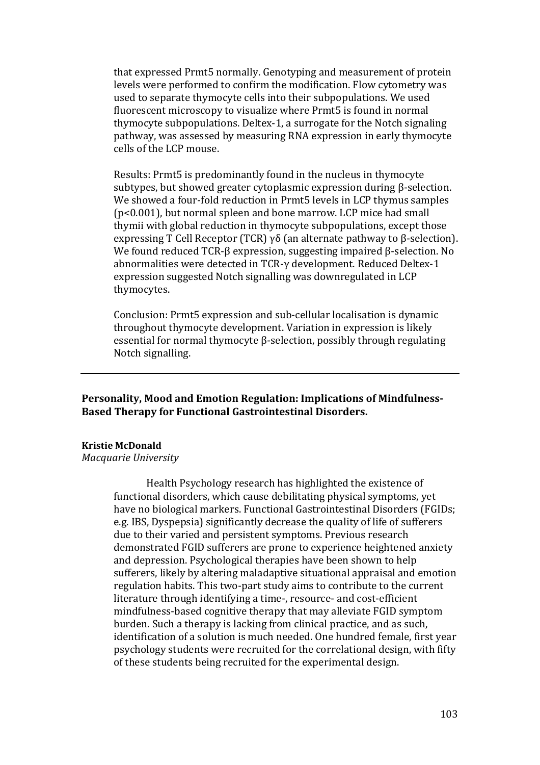that expressed Prmt5 normally. Genotyping and measurement of protein levels were performed to confirm the modification. Flow cytometry was used to separate thymocyte cells into their subpopulations. We used fluorescent microscopy to visualize where Prmt5 is found in normal thymocyte subpopulations. Deltex-1, a surrogate for the Notch signaling pathway, was assessed by measuring RNA expression in early thymocyte cells of the LCP mouse.

Results: Prmt5 is predominantly found in the nucleus in thymocyte subtypes, but showed greater cytoplasmic expression during β-selection. We showed a four-fold reduction in Prmt5 levels in LCP thymus samples ($p<0.001$), but normal spleen and bone marrow. LCP mice had small thymii with global reduction in thymocyte subpopulations, except those expressing T Cell Receptor (TCR) γδ (an alternate pathway to β-selection). We found reduced TCR-β expression, suggesting impaired β-selection. No abnormalities were detected in TCR-γ development. Reduced Deltex-1 expression suggested Notch signalling was downregulated in LCP thymocytes.

Conclusion: Prmt5 expression and sub-cellular localisation is dynamic throughout thymocyte development. Variation in expression is likely essential for normal thymocyte β-selection, possibly through regulating Notch signalling.

---

## Personality, Mood and Emotion Regulation: Implications of Mindfulness-Based Therapy for Functional Gastrointestinal Disorders.

**Kristie McDonald**
*Macquarie University*

Health Psychology research has highlighted the existence of functional disorders, which cause debilitating physical symptoms, yet have no biological markers. Functional Gastrointestinal Disorders (FGIDs; e.g. IBS, Dyspepsia) significantly decrease the quality of life of sufferers due to their varied and persistent symptoms. Previous research demonstrated FGID sufferers are prone to experience heightened anxiety and depression. Psychological therapies have been shown to help sufferers, likely by altering maladaptive situational appraisal and emotion regulation habits. This two-part study aims to contribute to the current literature through identifying a time-, resource- and cost-efficient mindfulness-based cognitive therapy that may alleviate FGID symptom burden. Such a therapy is lacking from clinical practice, and as such, identification of a solution is much needed. One hundred female, first year psychology students were recruited for the correlational design, with fifty of these students being recruited for the experimental design.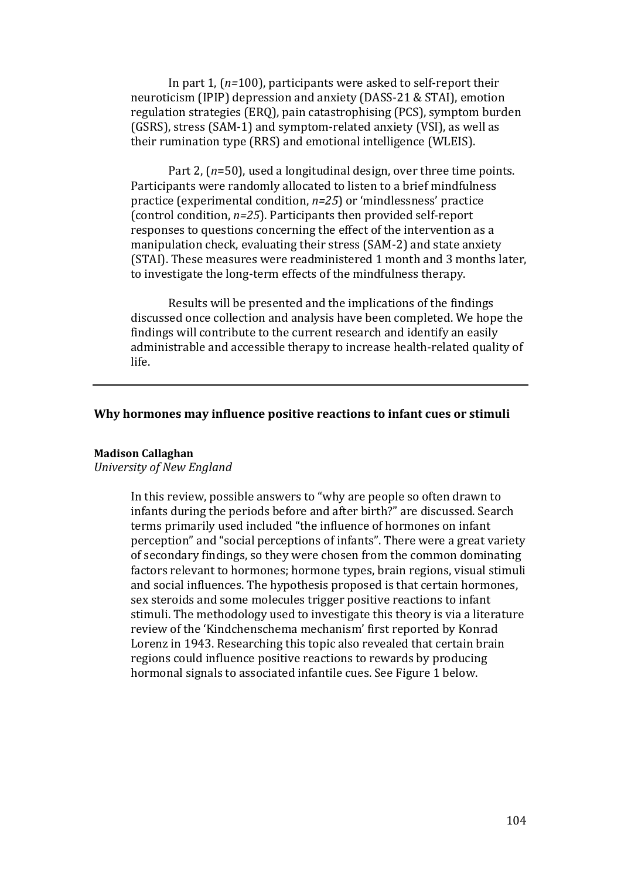In part 1, (*n*=100), participants were asked to self-report their neuroticism (IPIP) depression and anxiety (DASS-21 & STAI), emotion regulation strategies (ERQ), pain catastrophising (PCS), symptom burden (GSRS), stress (SAM-1) and symptom-related anxiety (VSI), as well as their rumination type (RRS) and emotional intelligence (WLEIS).

Part 2, (*n*=50), used a longitudinal design, over three time points. Participants were randomly allocated to listen to a brief mindfulness practice (experimental condition, *n=25*) or 'mindlessness' practice (control condition, *n=25*). Participants then provided self-report responses to questions concerning the effect of the intervention as a manipulation check, evaluating their stress (SAM-2) and state anxiety (STAI). These measures were readministered 1 month and 3 months later, to investigate the long-term effects of the mindfulness therapy.

Results will be presented and the implications of the findings discussed once collection and analysis have been completed. We hope the findings will contribute to the current research and identify an easily administrable and accessible therapy to increase health-related quality of life.

---

### Why hormones may influence positive reactions to infant cues or stimuli

**Madison Callaghan**
*University of New England*

In this review, possible answers to "why are people so often drawn to infants during the periods before and after birth?" are discussed. Search terms primarily used included "the influence of hormones on infant perception" and "social perceptions of infants". There were a great variety of secondary findings, so they were chosen from the common dominating factors relevant to hormones; hormone types, brain regions, visual stimuli and social influences. The hypothesis proposed is that certain hormones, sex steroids and some molecules trigger positive reactions to infant stimuli. The methodology used to investigate this theory is via a literature review of the 'Kindchenschema mechanism' first reported by Konrad Lorenz in 1943. Researching this topic also revealed that certain brain regions could influence positive reactions to rewards by producing hormonal signals to associated infantile cues. See Figure 1 below.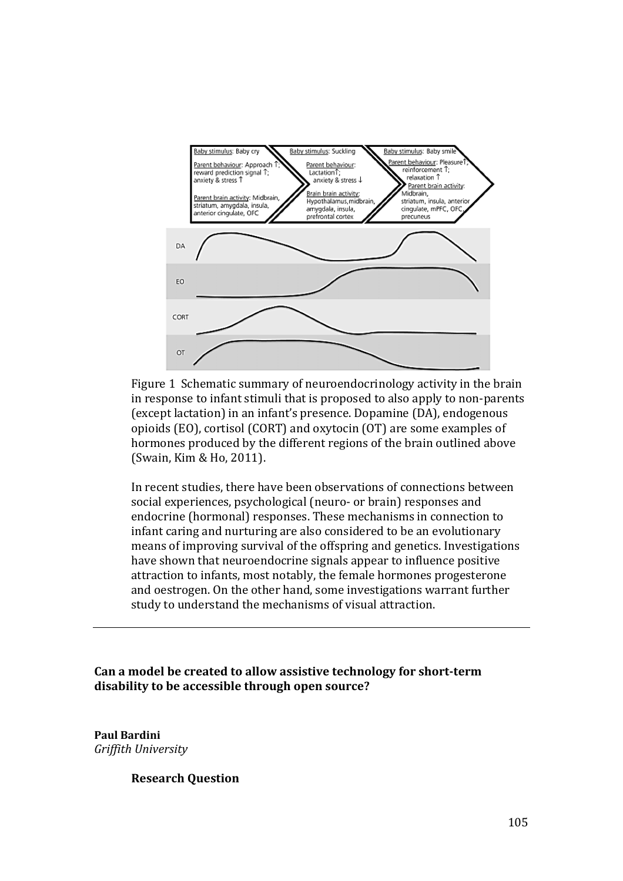Figure 1 Schematic summary of neuroendocrinology activity in the brain in response to infant stimuli that is proposed to also apply to non-parents (except lactation) in an infant's presence. Dopamine (DA), endogenous opioids (EO), cortisol (CORT) and oxytocin (OT) are some examples of hormones produced by the different regions of the brain outlined above (Swain, Kim & Ho, 2011).

In recent studies, there have been observations of connections between social experiences, psychological (neuro- or brain) responses and endocrine (hormonal) responses. These mechanisms in connection to infant caring and nurturing are also considered to be an evolutionary means of improving survival of the offspring and genetics. Investigations have shown that neuroendocrine signals appear to influence positive attraction to infants, most notably, the female hormones progesterone and oestrogen. On the other hand, some investigations warrant further study to understand the mechanisms of visual attraction.

---

## Can a model be created to allow assistive technology for short-term disability to be accessible through open source?

**Paul Bardini**
*Griffith University*

### Research Question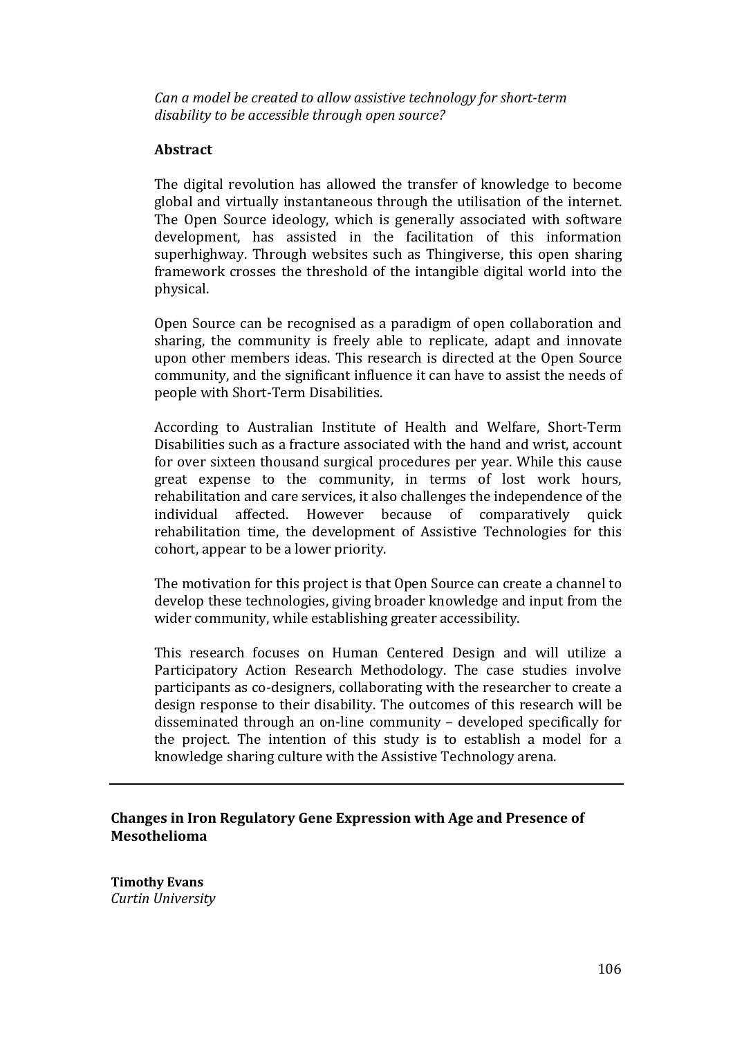*Can a model be created to allow assistive technology for short-term disability to be accessible through open source?*

**Abstract**

The digital revolution has allowed the transfer of knowledge to become global and virtually instantaneous through the utilisation of the internet. The Open Source ideology, which is generally associated with software development, has assisted in the facilitation of this information superhighway. Through websites such as Thingiverse, this open sharing framework crosses the threshold of the intangible digital world into the physical.

Open Source can be recognised as a paradigm of open collaboration and sharing, the community is freely able to replicate, adapt and innovate upon other members ideas. This research is directed at the Open Source community, and the significant influence it can have to assist the needs of people with Short-Term Disabilities.

According to Australian Institute of Health and Welfare, Short-Term Disabilities such as a fracture associated with the hand and wrist, account for over sixteen thousand surgical procedures per year. While this cause great expense to the community, in terms of lost work hours, rehabilitation and care services, it also challenges the independence of the individual affected. However because of comparatively quick rehabilitation time, the development of Assistive Technologies for this cohort, appear to be a lower priority.

The motivation for this project is that Open Source can create a channel to develop these technologies, giving broader knowledge and input from the wider community, while establishing greater accessibility.

This research focuses on Human Centered Design and will utilize a Participatory Action Research Methodology. The case studies involve participants as co-designers, collaborating with the researcher to create a design response to their disability. The outcomes of this research will be disseminated through an on-line community – developed specifically for the project. The intention of this study is to establish a model for a knowledge sharing culture with the Assistive Technology arena.

---

**Changes in Iron Regulatory Gene Expression with Age and Presence of Mesothelioma**

**Timothy Evans**
*Curtin University*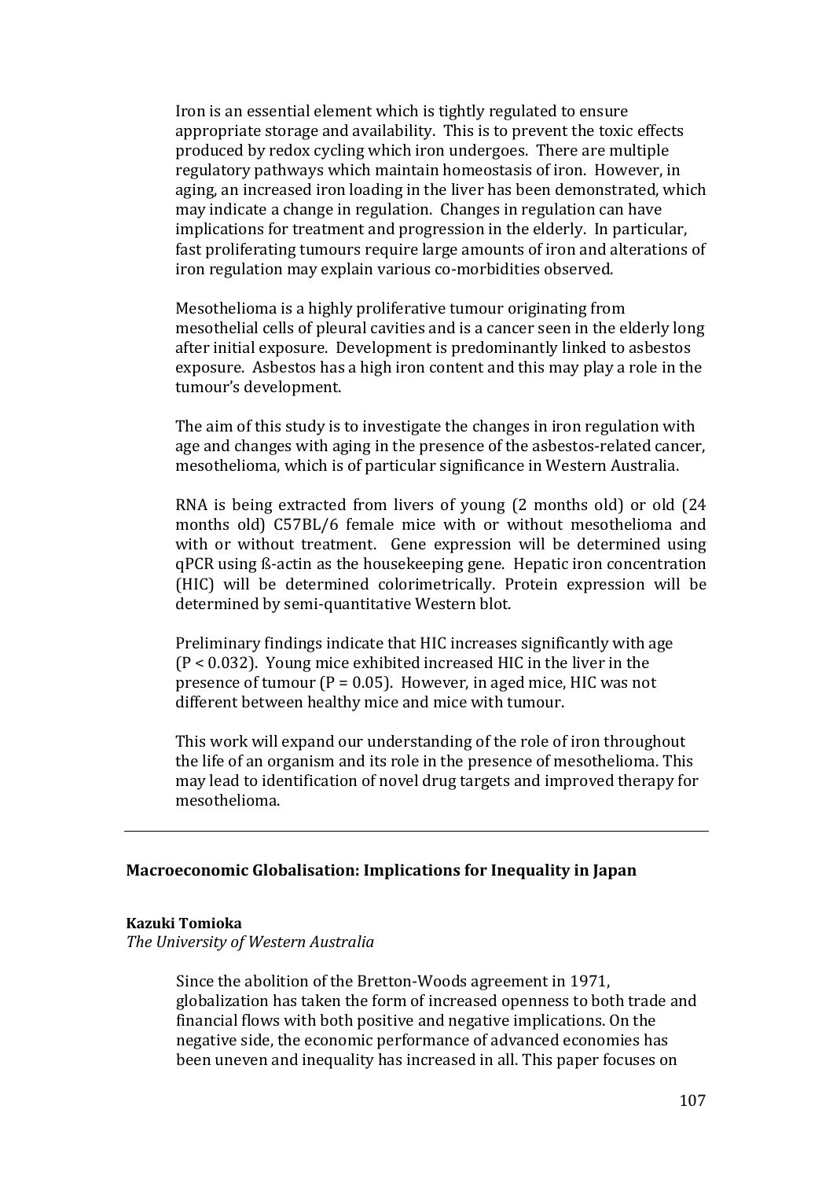Iron is an essential element which is tightly regulated to ensure appropriate storage and availability. This is to prevent the toxic effects produced by redox cycling which iron undergoes. There are multiple regulatory pathways which maintain homeostasis of iron. However, in aging, an increased iron loading in the liver has been demonstrated, which may indicate a change in regulation. Changes in regulation can have implications for treatment and progression in the elderly. In particular, fast proliferating tumours require large amounts of iron and alterations of iron regulation may explain various co-morbidities observed.

Mesothelioma is a highly proliferative tumour originating from mesothelial cells of pleural cavities and is a cancer seen in the elderly long after initial exposure. Development is predominantly linked to asbestos exposure. Asbestos has a high iron content and this may play a role in the tumour's development.

The aim of this study is to investigate the changes in iron regulation with age and changes with aging in the presence of the asbestos-related cancer, mesothelioma, which is of particular significance in Western Australia.

RNA is being extracted from livers of young (2 months old) or old (24 months old) C57BL/6 female mice with or without mesothelioma and with or without treatment. Gene expression will be determined using qPCR using ß-actin as the housekeeping gene. Hepatic iron concentration (HIC) will be determined colorimetrically. Protein expression will be determined by semi-quantitative Western blot.

Preliminary findings indicate that HIC increases significantly with age ($P < 0.032$). Young mice exhibited increased HIC in the liver in the presence of tumour ($P = 0.05$). However, in aged mice, HIC was not different between healthy mice and mice with tumour.

This work will expand our understanding of the role of iron throughout the life of an organism and its role in the presence of mesothelioma. This may lead to identification of novel drug targets and improved therapy for mesothelioma.

---

## Macroeconomic Globalisation: Implications for Inequality in Japan

**Kazuki Tomioka**
*The University of Western Australia*

Since the abolition of the Bretton-Woods agreement in 1971, globalization has taken the form of increased openness to both trade and financial flows with both positive and negative implications. On the negative side, the economic performance of advanced economies has been uneven and inequality has increased in all. This paper focuses on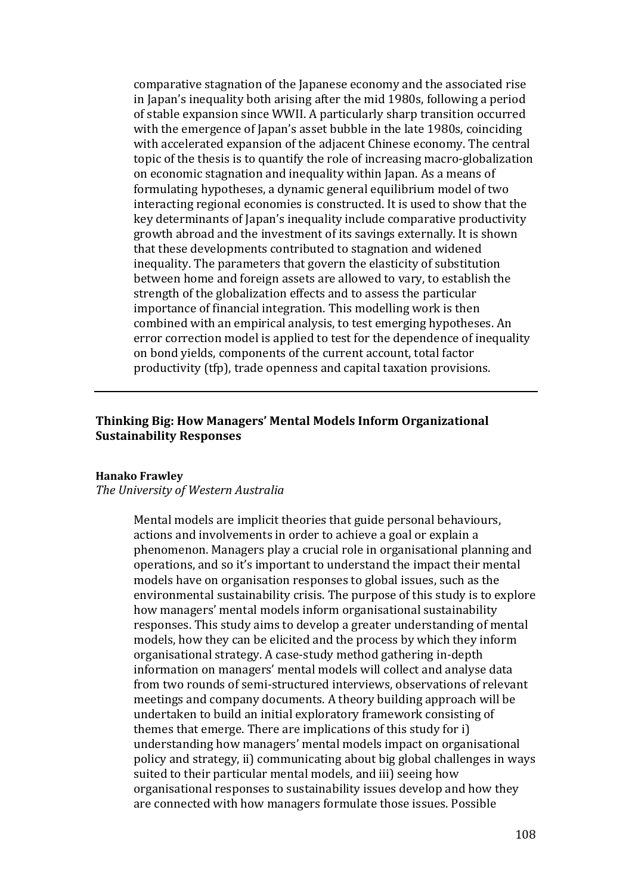comparative stagnation of the Japanese economy and the associated rise in Japan's inequality both arising after the mid 1980s, following a period of stable expansion since WWII. A particularly sharp transition occurred with the emergence of Japan's asset bubble in the late 1980s, coinciding with accelerated expansion of the adjacent Chinese economy. The central topic of the thesis is to quantify the role of increasing macro-globalization on economic stagnation and inequality within Japan. As a means of formulating hypotheses, a dynamic general equilibrium model of two interacting regional economies is constructed. It is used to show that the key determinants of Japan's inequality include comparative productivity growth abroad and the investment of its savings externally. It is shown that these developments contributed to stagnation and widened inequality. The parameters that govern the elasticity of substitution between home and foreign assets are allowed to vary, to establish the strength of the globalization effects and to assess the particular importance of financial integration. This modelling work is then combined with an empirical analysis, to test emerging hypotheses. An error correction model is applied to test for the dependence of inequality on bond yields, components of the current account, total factor productivity (tfp), trade openness and capital taxation provisions.

---

**Thinking Big: How Managers' Mental Models Inform Organizational Sustainability Responses**

**Hanako Frawley**
*The University of Western Australia*

Mental models are implicit theories that guide personal behaviours, actions and involvements in order to achieve a goal or explain a phenomenon. Managers play a crucial role in organisational planning and operations, and so it's important to understand the impact their mental models have on organisation responses to global issues, such as the environmental sustainability crisis. The purpose of this study is to explore how managers' mental models inform organisational sustainability responses. This study aims to develop a greater understanding of mental models, how they can be elicited and the process by which they inform organisational strategy. A case-study method gathering in-depth information on managers' mental models will collect and analyse data from two rounds of semi-structured interviews, observations of relevant meetings and company documents. A theory building approach will be undertaken to build an initial exploratory framework consisting of themes that emerge. There are implications of this study for i) understanding how managers' mental models impact on organisational policy and strategy, ii) communicating about big global challenges in ways suited to their particular mental models, and iii) seeing how organisational responses to sustainability issues develop and how they are connected with how managers formulate those issues. Possible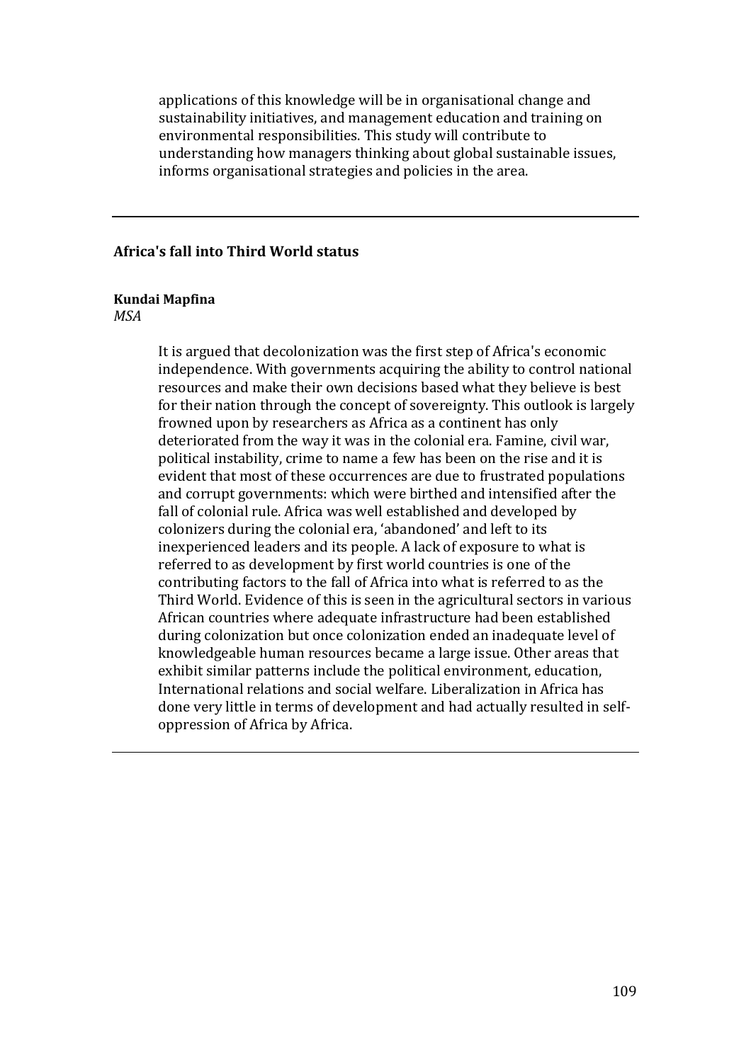applications of this knowledge will be in organisational change and sustainability initiatives, and management education and training on environmental responsibilities. This study will contribute to understanding how managers thinking about global sustainable issues, informs organisational strategies and policies in the area.

---

### Africa's fall into Third World status

**Kundai Mapfina**
*MSA*

It is argued that decolonization was the first step of Africa's economic independence. With governments acquiring the ability to control national resources and make their own decisions based what they believe is best for their nation through the concept of sovereignty. This outlook is largely frowned upon by researchers as Africa as a continent has only deteriorated from the way it was in the colonial era. Famine, civil war, political instability, crime to name a few has been on the rise and it is evident that most of these occurrences are due to frustrated populations and corrupt governments: which were birthed and intensified after the fall of colonial rule. Africa was well established and developed by colonizers during the colonial era, 'abandoned' and left to its inexperienced leaders and its people. A lack of exposure to what is referred to as development by first world countries is one of the contributing factors to the fall of Africa into what is referred to as the Third World. Evidence of this is seen in the agricultural sectors in various African countries where adequate infrastructure had been established during colonization but once colonization ended an inadequate level of knowledgeable human resources became a large issue. Other areas that exhibit similar patterns include the political environment, education, International relations and social welfare. Liberalization in Africa has done very little in terms of development and had actually resulted in self-oppression of Africa by Africa.

---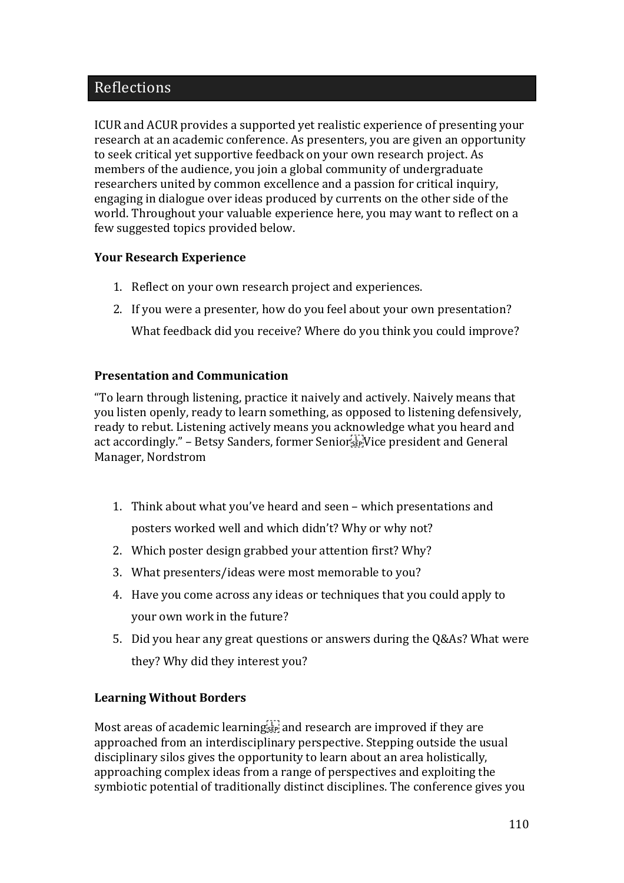## Reflections

ICUR and ACUR provides a supported yet realistic experience of presenting your research at an academic conference. As presenters, you are given an opportunity to seek critical yet supportive feedback on your own research project. As members of the audience, you join a global community of undergraduate researchers united by common excellence and a passion for critical inquiry, engaging in dialogue over ideas produced by currents on the other side of the world. Throughout your valuable experience here, you may want to reflect on a few suggested topics provided below.

### Your Research Experience

1. Reflect on your own research project and experiences.
2. If you were a presenter, how do you feel about your own presentation? What feedback did you receive? Where do you think you could improve?

### Presentation and Communication

"To learn through listening, practice it naively and actively. Naively means that you listen openly, ready to learn something, as opposed to listening defensively, ready to rebut. Listening actively means you acknowledge what you heard and act accordingly." – Betsy Sanders, former Senior Vice president and General Manager, Nordstrom

1. Think about what you've heard and seen – which presentations and posters worked well and which didn't? Why or why not?
2. Which poster design grabbed your attention first? Why?
3. What presenters/ideas were most memorable to you?
4. Have you come across any ideas or techniques that you could apply to your own work in the future?
5. Did you hear any great questions or answers during the Q&As? What were they? Why did they interest you?

### Learning Without Borders

Most areas of academic learning and research are improved if they are approached from an interdisciplinary perspective. Stepping outside the usual disciplinary silos gives the opportunity to learn about an area holistically, approaching complex ideas from a range of perspectives and exploiting the symbiotic potential of traditionally distinct disciplines. The conference gives you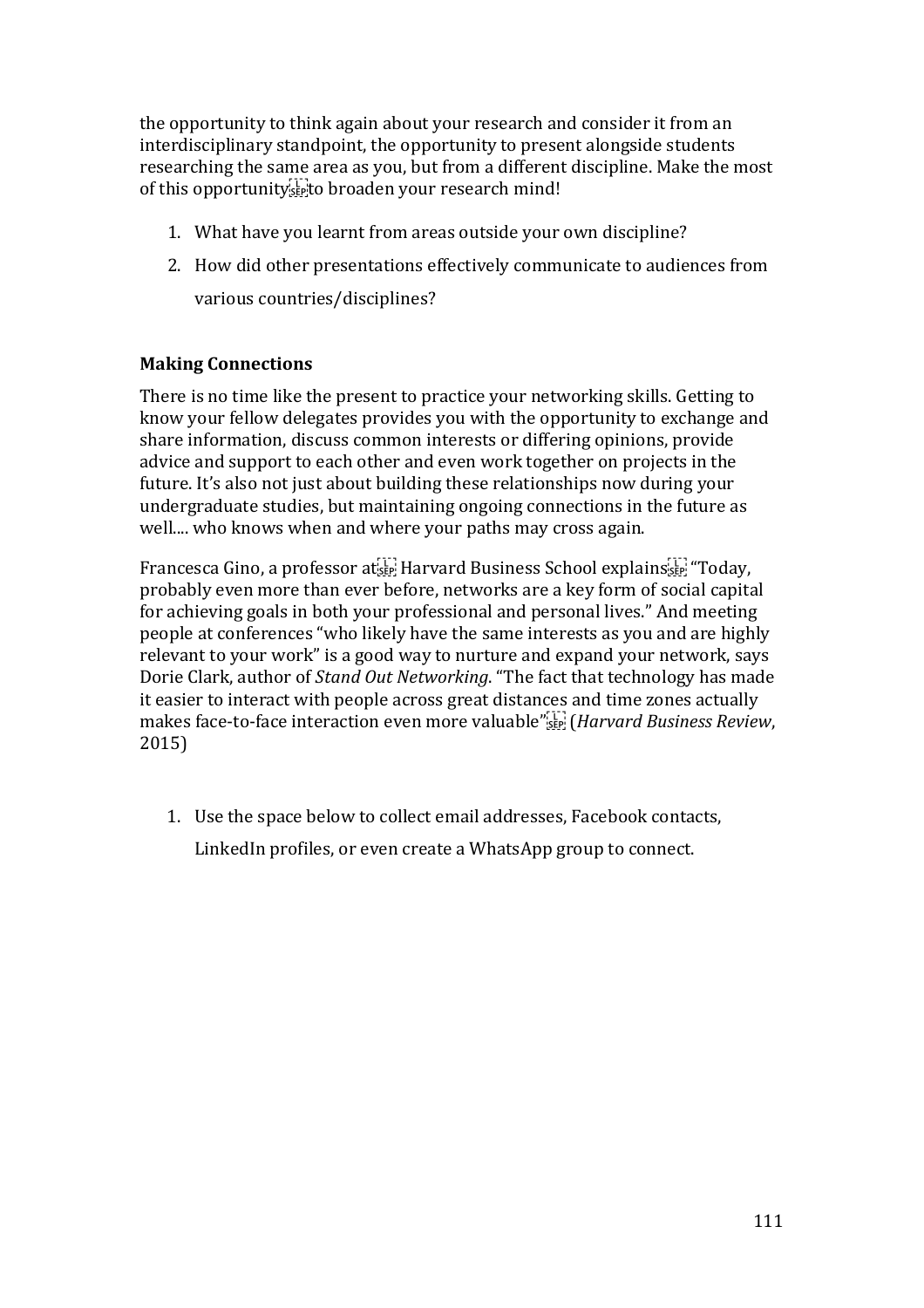the opportunity to think again about your research and consider it from an interdisciplinary standpoint, the opportunity to present alongside students researching the same area as you, but from a different discipline. Make the most of this opportunity to broaden your research mind!

1. What have you learnt from areas outside your own discipline?
2. How did other presentations effectively communicate to audiences from various countries/disciplines?

**Making Connections**

There is no time like the present to practice your networking skills. Getting to know your fellow delegates provides you with the opportunity to exchange and share information, discuss common interests or differing opinions, provide advice and support to each other and even work together on projects in the future. It's also not just about building these relationships now during your undergraduate studies, but maintaining ongoing connections in the future as well.... who knows when and where your paths may cross again.

Francesca Gino, a professor at Harvard Business School explains "Today, probably even more than ever before, networks are a key form of social capital for achieving goals in both your professional and personal lives." And meeting people at conferences "who likely have the same interests as you and are highly relevant to your work" is a good way to nurture and expand your network, says Dorie Clark, author of *Stand Out Networking*. "The fact that technology has made it easier to interact with people across great distances and time zones actually makes face-to-face interaction even more valuable" (*Harvard Business Review*, 2015)

1. Use the space below to collect email addresses, Facebook contacts, LinkedIn profiles, or even create a WhatsApp group to connect.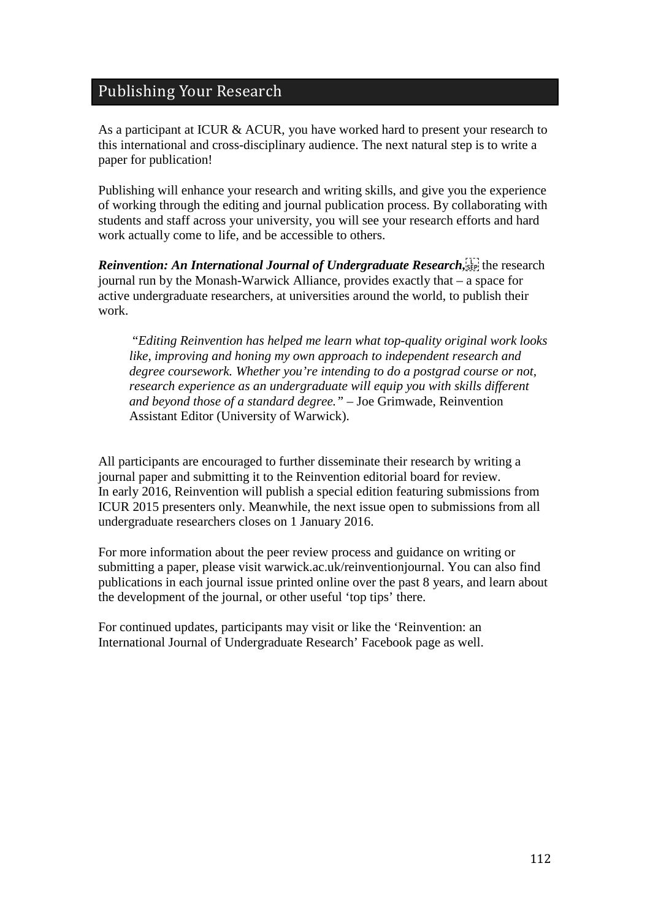## Publishing Your Research

As a participant at ICUR & ACUR, you have worked hard to present your research to this international and cross-disciplinary audience. The next natural step is to write a paper for publication!

Publishing will enhance your research and writing skills, and give you the experience of working through the editing and journal publication process. By collaborating with students and staff across your university, you will see your research efforts and hard work actually come to life, and be accessible to others.

***Reinvention: An International Journal of Undergraduate Research,*** the research journal run by the Monash-Warwick Alliance, provides exactly that – a space for active undergraduate researchers, at universities around the world, to publish their work.

> "*Editing Reinvention has helped me learn what top-quality original work looks like, improving and honing my own approach to independent research and degree coursework. Whether you're intending to do a postgrad course or not, research experience as an undergraduate will equip you with skills different and beyond those of a standard degree."* – Joe Grimwade, Reinvention Assistant Editor (University of Warwick).

All participants are encouraged to further disseminate their research by writing a journal paper and submitting it to the Reinvention editorial board for review.
In early 2016, Reinvention will publish a special edition featuring submissions from ICUR 2015 presenters only. Meanwhile, the next issue open to submissions from all undergraduate researchers closes on 1 January 2016.

For more information about the peer review process and guidance on writing or submitting a paper, please visit warwick.ac.uk/reinventionjournal. You can also find publications in each journal issue printed online over the past 8 years, and learn about the development of the journal, or other useful 'top tips' there.

For continued updates, participants may visit or like the 'Reinvention: an International Journal of Undergraduate Research' Facebook page as well.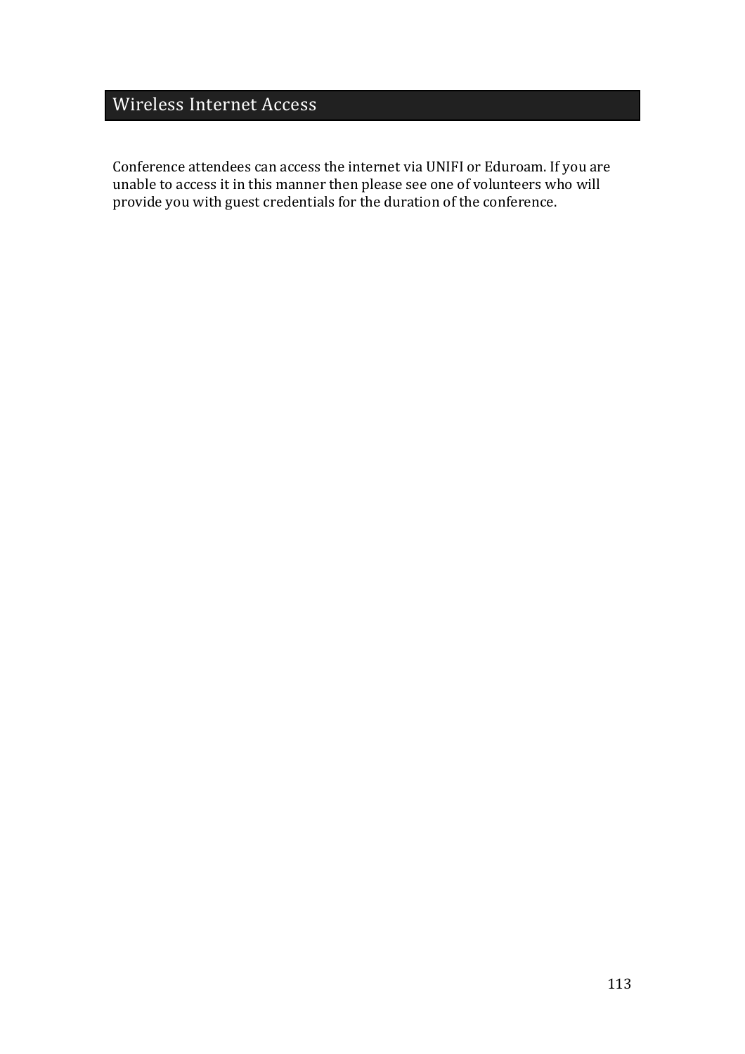## Wireless Internet Access

Conference attendees can access the internet via UNIFI or Eduroam. If you are unable to access it in this manner then please see one of volunteers who will provide you with guest credentials for the duration of the conference.